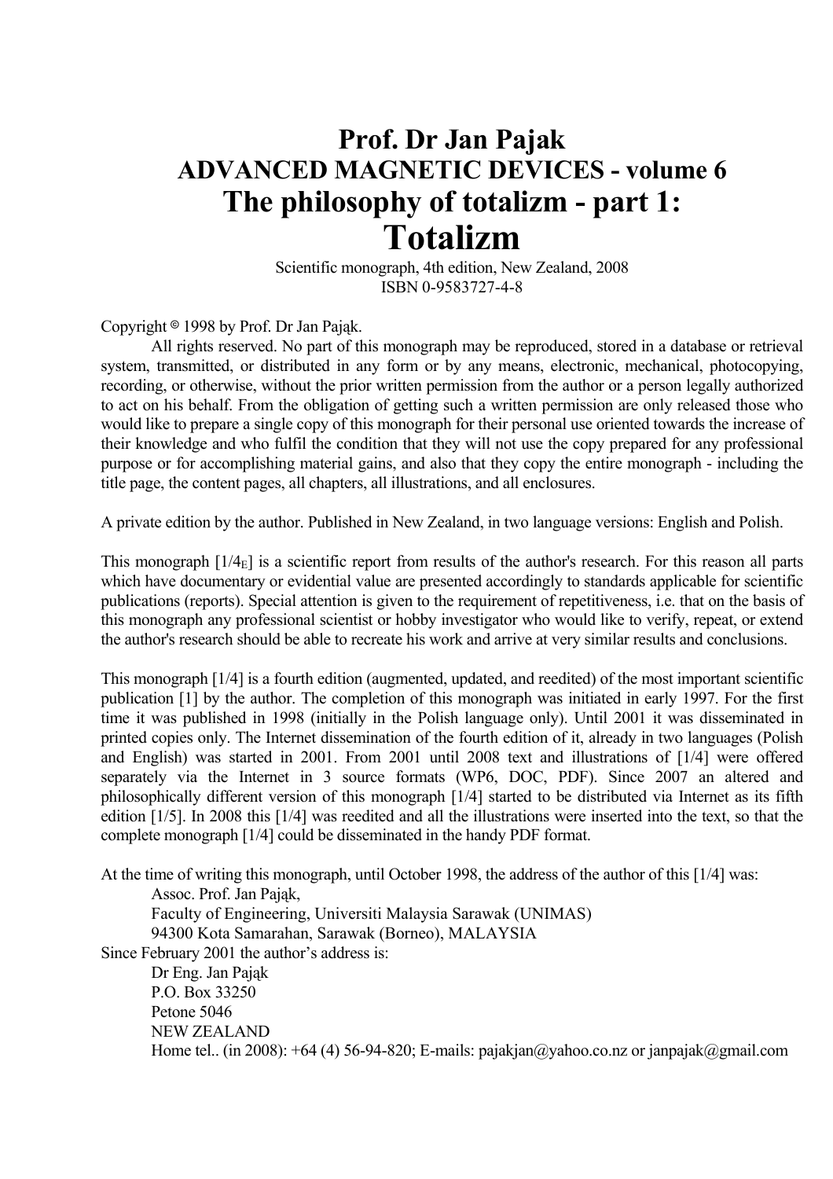# Prof. Dr Jan Pajak
## ADVANCED MAGNETIC DEVICES - volume 6
## The philosophy of totalizm - part 1:
# Totalizm

Scientific monograph, 4th edition, New Zealand, 2008
ISBN 0-9583727-4-8

Copyright © 1998 by Prof. Dr Jan Pająk.

All rights reserved. No part of this monograph may be reproduced, stored in a database or retrieval system, transmitted, or distributed in any form or by any means, electronic, mechanical, photocopying, recording, or otherwise, without the prior written permission from the author or a person legally authorized to act on his behalf. From the obligation of getting such a written permission are only released those who would like to prepare a single copy of this monograph for their personal use oriented towards the increase of their knowledge and who fulfil the condition that they will not use the copy prepared for any professional purpose or for accomplishing material gains, and also that they copy the entire monograph - including the title page, the content pages, all chapters, all illustrations, and all enclosures.

A private edition by the author. Published in New Zealand, in two language versions: English and Polish.

This monograph [$1/4_E$] is a scientific report from results of the author's research. For this reason all parts which have documentary or evidential value are presented accordingly to standards applicable for scientific publications (reports). Special attention is given to the requirement of repetitiveness, i.e. that on the basis of this monograph any professional scientist or hobby investigator who would like to verify, repeat, or extend the author's research should be able to recreate his work and arrive at very similar results and conclusions.

This monograph [1/4] is a fourth edition (augmented, updated, and reedited) of the most important scientific publication [1] by the author. The completion of this monograph was initiated in early 1997. For the first time it was published in 1998 (initially in the Polish language only). Until 2001 it was disseminated in printed copies only. The Internet dissemination of the fourth edition of it, already in two languages (Polish and English) was started in 2001. From 2001 until 2008 text and illustrations of [1/4] were offered separately via the Internet in 3 source formats (WP6, DOC, PDF). Since 2007 an altered and philosophically different version of this monograph [1/4] started to be distributed via Internet as its fifth edition [1/5]. In 2008 this [1/4] was reedited and all the illustrations were inserted into the text, so that the complete monograph [1/4] could be disseminated in the handy PDF format.

At the time of writing this monograph, until October 1998, the address of the author of this [1/4] was:

Assoc. Prof. Jan Pająk,
Faculty of Engineering, Universiti Malaysia Sarawak (UNIMAS)
94300 Kota Samarahan, Sarawak (Borneo), MALAYSIA

Since February 2001 the author's address is:

Dr Eng. Jan Pająk
P.O. Box 33250
Petone 5046
NEW ZEALAND
Home tel.. (in 2008): +64 (4) 56-94-820; E-mails: pajakjan@yahoo.co.nz or janpajak@gmail.com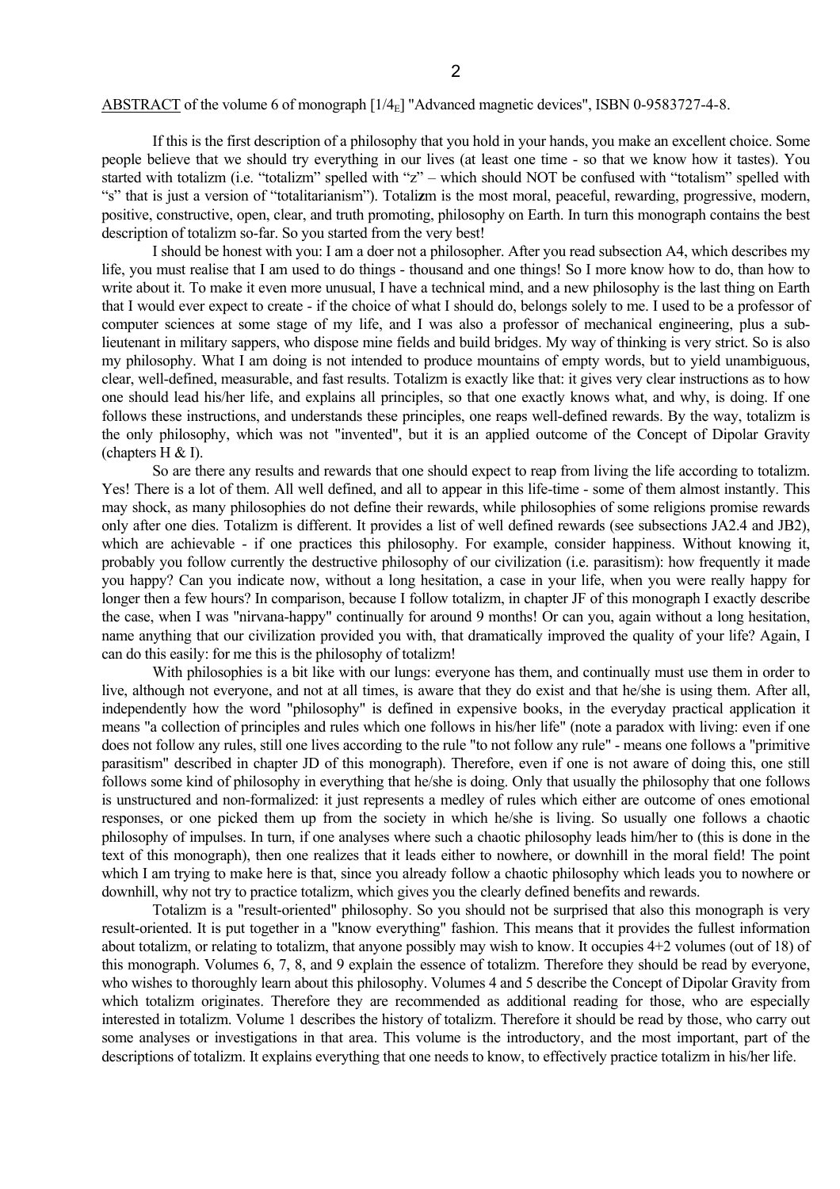<u>ABSTRACT</u> of the volume 6 of monograph [1/$4_E$] "Advanced magnetic devices", ISBN 0-9583727-4-8.

If this is the first description of a philosophy that you hold in your hands, you make an excellent choice. Some people believe that we should try everything in our lives (at least one time - so that we know how it tastes). You started with totalizm (i.e. "totalizm" spelled with "z" – which should NOT be confused with "totalism" spelled with "s" that is just a version of "totalitarianism"). Totali**z**m is the most moral, peaceful, rewarding, progressive, modern, positive, constructive, open, clear, and truth promoting, philosophy on Earth. In turn this monograph contains the best description of totalizm so-far. So you started from the very best!

I should be honest with you: I am a doer not a philosopher. After you read subsection A4, which describes my life, you must realise that I am used to do things - thousand and one things! So I more know how to do, than how to write about it. To make it even more unusual, I have a technical mind, and a new philosophy is the last thing on Earth that I would ever expect to create - if the choice of what I should do, belongs solely to me. I used to be a professor of computer sciences at some stage of my life, and I was also a professor of mechanical engineering, plus a sub-lieutenant in military sappers, who dispose mine fields and build bridges. My way of thinking is very strict. So is also my philosophy. What I am doing is not intended to produce mountains of empty words, but to yield unambiguous, clear, well-defined, measurable, and fast results. Totalizm is exactly like that: it gives very clear instructions as to how one should lead his/her life, and explains all principles, so that one exactly knows what, and why, is doing. If one follows these instructions, and understands these principles, one reaps well-defined rewards. By the way, totalizm is the only philosophy, which was not "invented", but it is an applied outcome of the Concept of Dipolar Gravity (chapters H & I).

So are there any results and rewards that one should expect to reap from living the life according to totalizm. Yes! There is a lot of them. All well defined, and all to appear in this life-time - some of them almost instantly. This may shock, as many philosophies do not define their rewards, while philosophies of some religions promise rewards only after one dies. Totalizm is different. It provides a list of well defined rewards (see subsections JA2.4 and JB2), which are achievable - if one practices this philosophy. For example, consider happiness. Without knowing it, probably you follow currently the destructive philosophy of our civilization (i.e. parasitism): how frequently it made you happy? Can you indicate now, without a long hesitation, a case in your life, when you were really happy for longer then a few hours? In comparison, because I follow totalizm, in chapter JF of this monograph I exactly describe the case, when I was "nirvana-happy" continually for around 9 months! Or can you, again without a long hesitation, name anything that our civilization provided you with, that dramatically improved the quality of your life? Again, I can do this easily: for me this is the philosophy of totalizm!

With philosophies is a bit like with our lungs: everyone has them, and continually must use them in order to live, although not everyone, and not at all times, is aware that they do exist and that he/she is using them. After all, independently how the word "philosophy" is defined in expensive books, in the everyday practical application it means "a collection of principles and rules which one follows in his/her life" (note a paradox with living: even if one does not follow any rules, still one lives according to the rule "to not follow any rule" - means one follows a "primitive parasitism" described in chapter JD of this monograph). Therefore, even if one is not aware of doing this, one still follows some kind of philosophy in everything that he/she is doing. Only that usually the philosophy that one follows is unstructured and non-formalized: it just represents a medley of rules which either are outcome of ones emotional responses, or one picked them up from the society in which he/she is living. So usually one follows a chaotic philosophy of impulses. In turn, if one analyses where such a chaotic philosophy leads him/her to (this is done in the text of this monograph), then one realizes that it leads either to nowhere, or downhill in the moral field! The point which I am trying to make here is that, since you already follow a chaotic philosophy which leads you to nowhere or downhill, why not try to practice totalizm, which gives you the clearly defined benefits and rewards.

Totalizm is a "result-oriented" philosophy. So you should not be surprised that also this monograph is very result-oriented. It is put together in a "know everything" fashion. This means that it provides the fullest information about totalizm, or relating to totalizm, that anyone possibly may wish to know. It occupies 4+2 volumes (out of 18) of this monograph. Volumes 6, 7, 8, and 9 explain the essence of totalizm. Therefore they should be read by everyone, who wishes to thoroughly learn about this philosophy. Volumes 4 and 5 describe the Concept of Dipolar Gravity from which totalizm originates. Therefore they are recommended as additional reading for those, who are especially interested in totalizm. Volume 1 describes the history of totalizm. Therefore it should be read by those, who carry out some analyses or investigations in that area. This volume is the introductory, and the most important, part of the descriptions of totalizm. It explains everything that one needs to know, to effectively practice totalizm in his/her life.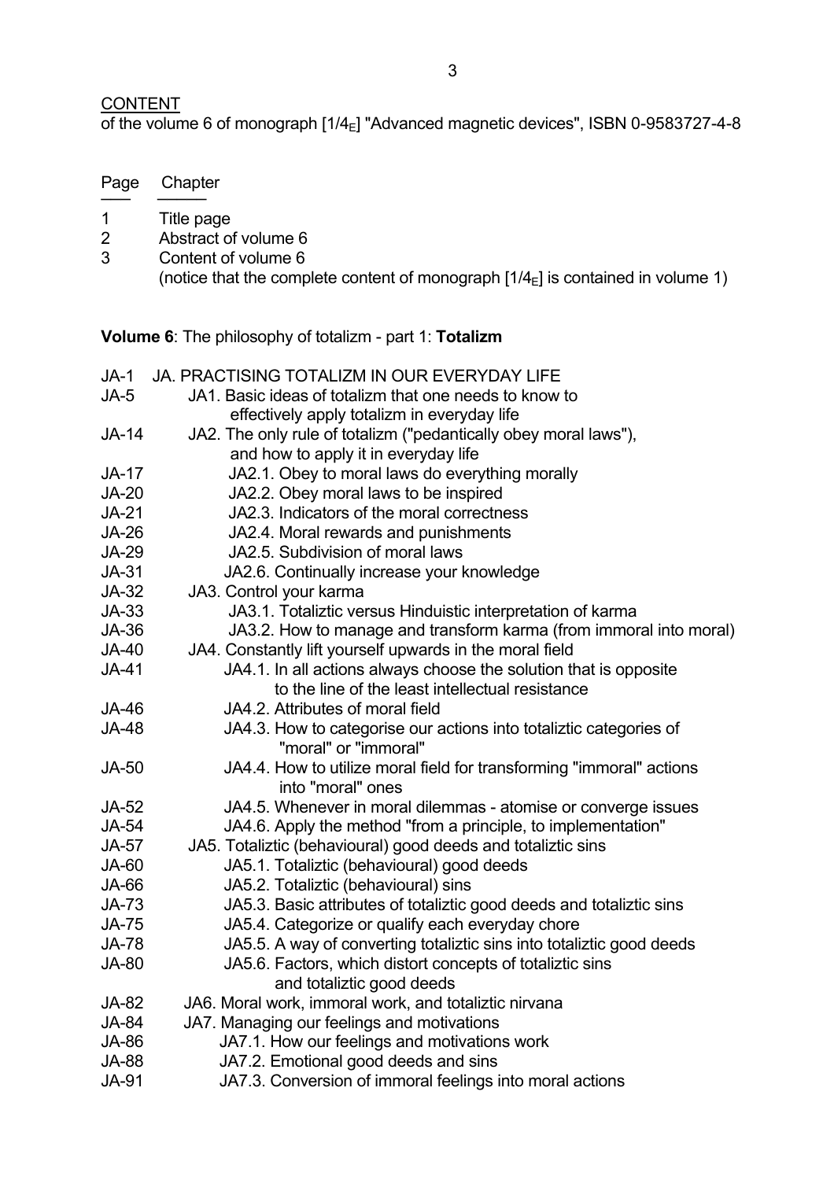CONTENT

of the volume 6 of monograph [$1/4_E$] "Advanced magnetic devices", ISBN 0-9583727-4-8

| Page | Chapter |
| --- | --- |
| 1 | Title page |
| 2 | Abstract of volume 6 |
| 3 | Content of volume 6 (notice that the complete content of monograph [$1/4_E$] is contained in volume 1) |

**Volume 6**: The philosophy of totalizm - part 1: **Totalizm**

| Page | Chapter |
| --- | --- |
| JA-1 | JA. PRACTISING TOTALIZM IN OUR EVERYDAY LIFE |
| JA-5 | JA1. Basic ideas of totalizm that one needs to know to effectively apply totalizm in everyday life |
| JA-14 | JA2. The only rule of totalizm ("pedantically obey moral laws"), and how to apply it in everyday life |
| JA-17 | JA2.1. Obey to moral laws do everything morally |
| JA-20 | JA2.2. Obey moral laws to be inspired |
| JA-21 | JA2.3. Indicators of the moral correctness |
| JA-26 | JA2.4. Moral rewards and punishments |
| JA-29 | JA2.5. Subdivision of moral laws |
| JA-31 | JA2.6. Continually increase your knowledge |
| JA-32 | JA3. Control your karma |
| JA-33 | JA3.1. Totaliztic versus Hinduistic interpretation of karma |
| JA-36 | JA3.2. How to manage and transform karma (from immoral into moral) |
| JA-40 | JA4. Constantly lift yourself upwards in the moral field |
| JA-41 | JA4.1. In all actions always choose the solution that is opposite to the line of the least intellectual resistance |
| JA-46 | JA4.2. Attributes of moral field |
| JA-48 | JA4.3. How to categorise our actions into totaliztic categories of "moral" or "immoral" |
| JA-50 | JA4.4. How to utilize moral field for transforming "immoral" actions into "moral" ones |
| JA-52 | JA4.5. Whenever in moral dilemmas - atomise or converge issues |
| JA-54 | JA4.6. Apply the method "from a principle, to implementation" |
| JA-57 | JA5. Totaliztic (behavioural) good deeds and totaliztic sins |
| JA-60 | JA5.1. Totaliztic (behavioural) good deeds |
| JA-66 | JA5.2. Totaliztic (behavioural) sins |
| JA-73 | JA5.3. Basic attributes of totaliztic good deeds and totaliztic sins |
| JA-75 | JA5.4. Categorize or qualify each everyday chore |
| JA-78 | JA5.5. A way of converting totaliztic sins into totaliztic good deeds |
| JA-80 | JA5.6. Factors, which distort concepts of totaliztic sins and totaliztic good deeds |
| JA-82 | JA6. Moral work, immoral work, and totaliztic nirvana |
| JA-84 | JA7. Managing our feelings and motivations |
| JA-86 | JA7.1. How our feelings and motivations work |
| JA-88 | JA7.2. Emotional good deeds and sins |
| JA-91 | JA7.3. Conversion of immoral feelings into moral actions |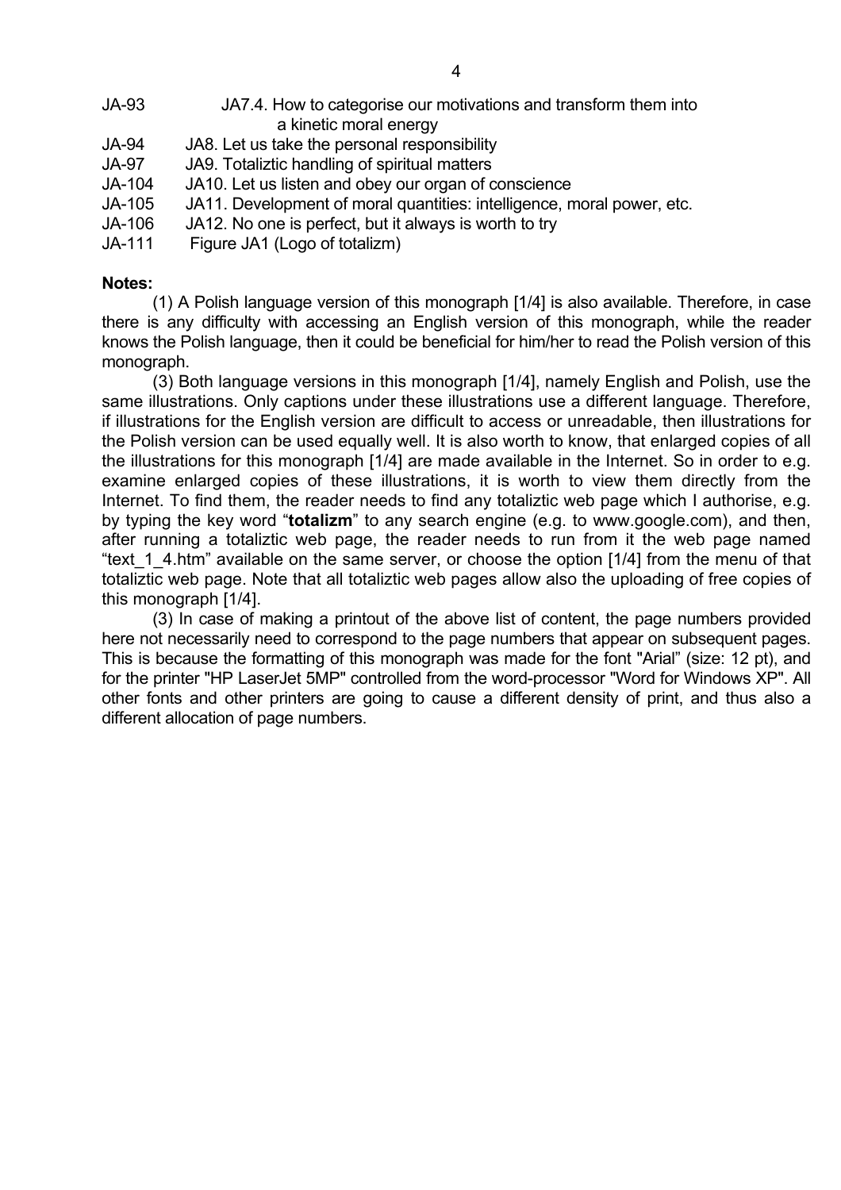JA-93 JA7.4. How to categorise our motivations and transform them into a kinetic moral energy
JA-94 JA8. Let us take the personal responsibility
JA-97 JA9. Totaliztic handling of spiritual matters
JA-104 JA10. Let us listen and obey our organ of conscience
JA-105 JA11. Development of moral quantities: intelligence, moral power, etc.
JA-106 JA12. No one is perfect, but it always is worth to try
JA-111 Figure JA1 (Logo of totalizm)

**Notes:**

(1) A Polish language version of this monograph [1/4] is also available. Therefore, in case there is any difficulty with accessing an English version of this monograph, while the reader knows the Polish language, then it could be beneficial for him/her to read the Polish version of this monograph.

(3) Both language versions in this monograph [1/4], namely English and Polish, use the same illustrations. Only captions under these illustrations use a different language. Therefore, if illustrations for the English version are difficult to access or unreadable, then illustrations for the Polish version can be used equally well. It is also worth to know, that enlarged copies of all the illustrations for this monograph [1/4] are made available in the Internet. So in order to e.g. examine enlarged copies of these illustrations, it is worth to view them directly from the Internet. To find them, the reader needs to find any totaliztic web page which I authorise, e.g. by typing the key word "**totalizm**" to any search engine (e.g. to www.google.com), and then, after running a totaliztic web page, the reader needs to run from it the web page named "text_1_4.htm" available on the same server, or choose the option [1/4] from the menu of that totaliztic web page. Note that all totaliztic web pages allow also the uploading of free copies of this monograph [1/4].

(3) In case of making a printout of the above list of content, the page numbers provided here not necessarily need to correspond to the page numbers that appear on subsequent pages. This is because the formatting of this monograph was made for the font "Arial" (size: 12 pt), and for the printer "HP LaserJet 5MP" controlled from the word-processor "Word for Windows XP". All other fonts and other printers are going to cause a different density of print, and thus also a different allocation of page numbers.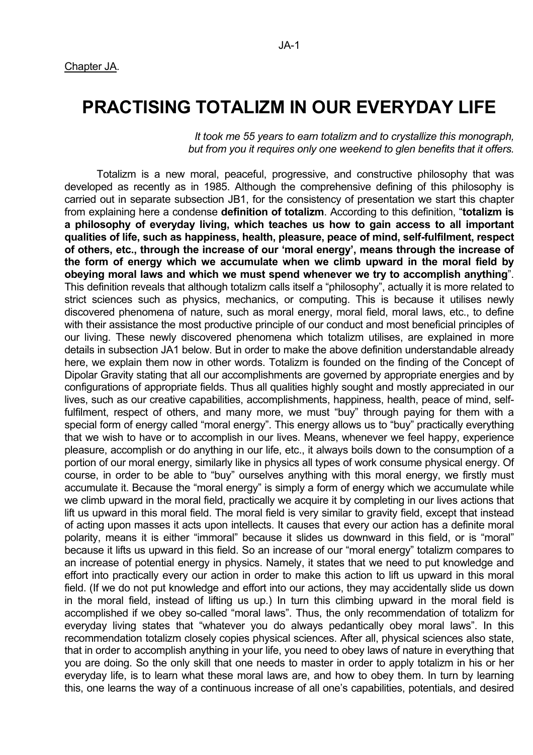Chapter JA.

# PRACTISING TOTALIZM IN OUR EVERYDAY LIFE

*It took me 55 years to earn totalizm and to crystallize this monograph, but from you it requires only one weekend to glen benefits that it offers.*

Totalizm is a new moral, peaceful, progressive, and constructive philosophy that was developed as recently as in 1985. Although the comprehensive defining of this philosophy is carried out in separate subsection JB1, for the consistency of presentation we start this chapter from explaining here a condense **definition of totalizm**. According to this definition, "**totalizm is a philosophy of everyday living, which teaches us how to gain access to all important qualities of life, such as happiness, health, pleasure, peace of mind, self-fulfilment, respect of others, etc., through the increase of our 'moral energy', means through the increase of the form of energy which we accumulate when we climb upward in the moral field by obeying moral laws and which we must spend whenever we try to accomplish anything**". This definition reveals that although totalizm calls itself a "philosophy", actually it is more related to strict sciences such as physics, mechanics, or computing. This is because it utilises newly discovered phenomena of nature, such as moral energy, moral field, moral laws, etc., to define with their assistance the most productive principle of our conduct and most beneficial principles of our living. These newly discovered phenomena which totalizm utilises, are explained in more details in subsection JA1 below. But in order to make the above definition understandable already here, we explain them now in other words. Totalizm is founded on the finding of the Concept of Dipolar Gravity stating that all our accomplishments are governed by appropriate energies and by configurations of appropriate fields. Thus all qualities highly sought and mostly appreciated in our lives, such as our creative capabilities, accomplishments, happiness, health, peace of mind, self-fulfilment, respect of others, and many more, we must "buy" through paying for them with a special form of energy called "moral energy". This energy allows us to "buy" practically everything that we wish to have or to accomplish in our lives. Means, whenever we feel happy, experience pleasure, accomplish or do anything in our life, etc., it always boils down to the consumption of a portion of our moral energy, similarly like in physics all types of work consume physical energy. Of course, in order to be able to "buy" ourselves anything with this moral energy, we firstly must accumulate it. Because the "moral energy" is simply a form of energy which we accumulate while we climb upward in the moral field, practically we acquire it by completing in our lives actions that lift us upward in this moral field. The moral field is very similar to gravity field, except that instead of acting upon masses it acts upon intellects. It causes that every our action has a definite moral polarity, means it is either "immoral" because it slides us downward in this field, or is "moral" because it lifts us upward in this field. So an increase of our "moral energy" totalizm compares to an increase of potential energy in physics. Namely, it states that we need to put knowledge and effort into practically every our action in order to make this action to lift us upward in this moral field. (If we do not put knowledge and effort into our actions, they may accidentally slide us down in the moral field, instead of lifting us up.) In turn this climbing upward in the moral field is accomplished if we obey so-called "moral laws". Thus, the only recommendation of totalizm for everyday living states that "whatever you do always pedantically obey moral laws". In this recommendation totalizm closely copies physical sciences. After all, physical sciences also state, that in order to accomplish anything in your life, you need to obey laws of nature in everything that you are doing. So the only skill that one needs to master in order to apply totalizm in his or her everyday life, is to learn what these moral laws are, and how to obey them. In turn by learning this, one learns the way of a continuous increase of all one's capabilities, potentials, and desired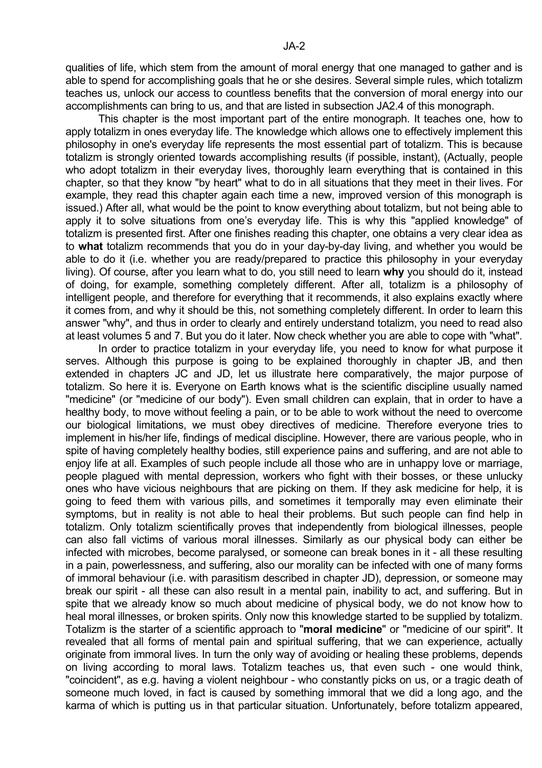qualities of life, which stem from the amount of moral energy that one managed to gather and is able to spend for accomplishing goals that he or she desires. Several simple rules, which totalizm teaches us, unlock our access to countless benefits that the conversion of moral energy into our accomplishments can bring to us, and that are listed in subsection JA2.4 of this monograph.

This chapter is the most important part of the entire monograph. It teaches one, how to apply totalizm in ones everyday life. The knowledge which allows one to effectively implement this philosophy in one's everyday life represents the most essential part of totalizm. This is because totalizm is strongly oriented towards accomplishing results (if possible, instant), (Actually, people who adopt totalizm in their everyday lives, thoroughly learn everything that is contained in this chapter, so that they know "by heart" what to do in all situations that they meet in their lives. For example, they read this chapter again each time a new, improved version of this monograph is issued.) After all, what would be the point to know everything about totalizm, but not being able to apply it to solve situations from one's everyday life. This is why this "applied knowledge" of totalizm is presented first. After one finishes reading this chapter, one obtains a very clear idea as to **what** totalizm recommends that you do in your day-by-day living, and whether you would be able to do it (i.e. whether you are ready/prepared to practice this philosophy in your everyday living). Of course, after you learn what to do, you still need to learn **why** you should do it, instead of doing, for example, something completely different. After all, totalizm is a philosophy of intelligent people, and therefore for everything that it recommends, it also explains exactly where it comes from, and why it should be this, not something completely different. In order to learn this answer "why", and thus in order to clearly and entirely understand totalizm, you need to read also at least volumes 5 and 7. But you do it later. Now check whether you are able to cope with "what".

In order to practice totalizm in your everyday life, you need to know for what purpose it serves. Although this purpose is going to be explained thoroughly in chapter JB, and then extended in chapters JC and JD, let us illustrate here comparatively, the major purpose of totalizm. So here it is. Everyone on Earth knows what is the scientific discipline usually named "medicine" (or "medicine of our body"). Even small children can explain, that in order to have a healthy body, to move without feeling a pain, or to be able to work without the need to overcome our biological limitations, we must obey directives of medicine. Therefore everyone tries to implement in his/her life, findings of medical discipline. However, there are various people, who in spite of having completely healthy bodies, still experience pains and suffering, and are not able to enjoy life at all. Examples of such people include all those who are in unhappy love or marriage, people plagued with mental depression, workers who fight with their bosses, or these unlucky ones who have vicious neighbours that are picking on them. If they ask medicine for help, it is going to feed them with various pills, and sometimes it temporally may even eliminate their symptoms, but in reality is not able to heal their problems. But such people can find help in totalizm. Only totalizm scientifically proves that independently from biological illnesses, people can also fall victims of various moral illnesses. Similarly as our physical body can either be infected with microbes, become paralysed, or someone can break bones in it - all these resulting in a pain, powerlessness, and suffering, also our morality can be infected with one of many forms of immoral behaviour (i.e. with parasitism described in chapter JD), depression, or someone may break our spirit - all these can also result in a mental pain, inability to act, and suffering. But in spite that we already know so much about medicine of physical body, we do not know how to heal moral illnesses, or broken spirits. Only now this knowledge started to be supplied by totalizm. Totalizm is the starter of a scientific approach to "**moral medicine**" or "medicine of our spirit". It revealed that all forms of mental pain and spiritual suffering, that we can experience, actually originate from immoral lives. In turn the only way of avoiding or healing these problems, depends on living according to moral laws. Totalizm teaches us, that even such - one would think, "coincident", as e.g. having a violent neighbour - who constantly picks on us, or a tragic death of someone much loved, in fact is caused by something immoral that we did a long ago, and the karma of which is putting us in that particular situation. Unfortunately, before totalizm appeared,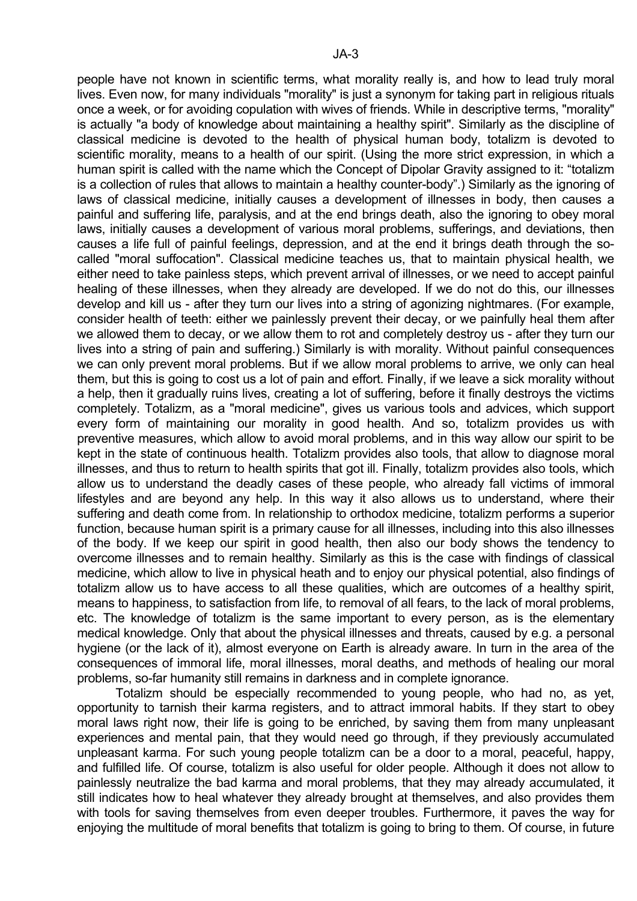people have not known in scientific terms, what morality really is, and how to lead truly moral lives. Even now, for many individuals "morality" is just a synonym for taking part in religious rituals once a week, or for avoiding copulation with wives of friends. While in descriptive terms, "morality" is actually "a body of knowledge about maintaining a healthy spirit". Similarly as the discipline of classical medicine is devoted to the health of physical human body, totalizm is devoted to scientific morality, means to a health of our spirit. (Using the more strict expression, in which a human spirit is called with the name which the Concept of Dipolar Gravity assigned to it: “totalizm is a collection of rules that allows to maintain a healthy counter-body”.) Similarly as the ignoring of laws of classical medicine, initially causes a development of illnesses in body, then causes a painful and suffering life, paralysis, and at the end brings death, also the ignoring to obey moral laws, initially causes a development of various moral problems, sufferings, and deviations, then causes a life full of painful feelings, depression, and at the end it brings death through the so-called "moral suffocation". Classical medicine teaches us, that to maintain physical health, we either need to take painless steps, which prevent arrival of illnesses, or we need to accept painful healing of these illnesses, when they already are developed. If we do not do this, our illnesses develop and kill us - after they turn our lives into a string of agonizing nightmares. (For example, consider health of teeth: either we painlessly prevent their decay, or we painfully heal them after we allowed them to decay, or we allow them to rot and completely destroy us - after they turn our lives into a string of pain and suffering.) Similarly is with morality. Without painful consequences we can only prevent moral problems. But if we allow moral problems to arrive, we only can heal them, but this is going to cost us a lot of pain and effort. Finally, if we leave a sick morality without a help, then it gradually ruins lives, creating a lot of suffering, before it finally destroys the victims completely. Totalizm, as a "moral medicine", gives us various tools and advices, which support every form of maintaining our morality in good health. And so, totalizm provides us with preventive measures, which allow to avoid moral problems, and in this way allow our spirit to be kept in the state of continuous health. Totalizm provides also tools, that allow to diagnose moral illnesses, and thus to return to health spirits that got ill. Finally, totalizm provides also tools, which allow us to understand the deadly cases of these people, who already fall victims of immoral lifestyles and are beyond any help. In this way it also allows us to understand, where their suffering and death come from. In relationship to orthodox medicine, totalizm performs a superior function, because human spirit is a primary cause for all illnesses, including into this also illnesses of the body. If we keep our spirit in good health, then also our body shows the tendency to overcome illnesses and to remain healthy. Similarly as this is the case with findings of classical medicine, which allow to live in physical heath and to enjoy our physical potential, also findings of totalizm allow us to have access to all these qualities, which are outcomes of a healthy spirit, means to happiness, to satisfaction from life, to removal of all fears, to the lack of moral problems, etc. The knowledge of totalizm is the same important to every person, as is the elementary medical knowledge. Only that about the physical illnesses and threats, caused by e.g. a personal hygiene (or the lack of it), almost everyone on Earth is already aware. In turn in the area of the consequences of immoral life, moral illnesses, moral deaths, and methods of healing our moral problems, so-far humanity still remains in darkness and in complete ignorance.

Totalizm should be especially recommended to young people, who had no, as yet, opportunity to tarnish their karma registers, and to attract immoral habits. If they start to obey moral laws right now, their life is going to be enriched, by saving them from many unpleasant experiences and mental pain, that they would need go through, if they previously accumulated unpleasant karma. For such young people totalizm can be a door to a moral, peaceful, happy, and fulfilled life. Of course, totalizm is also useful for older people. Although it does not allow to painlessly neutralize the bad karma and moral problems, that they may already accumulated, it still indicates how to heal whatever they already brought at themselves, and also provides them with tools for saving themselves from even deeper troubles. Furthermore, it paves the way for enjoying the multitude of moral benefits that totalizm is going to bring to them. Of course, in future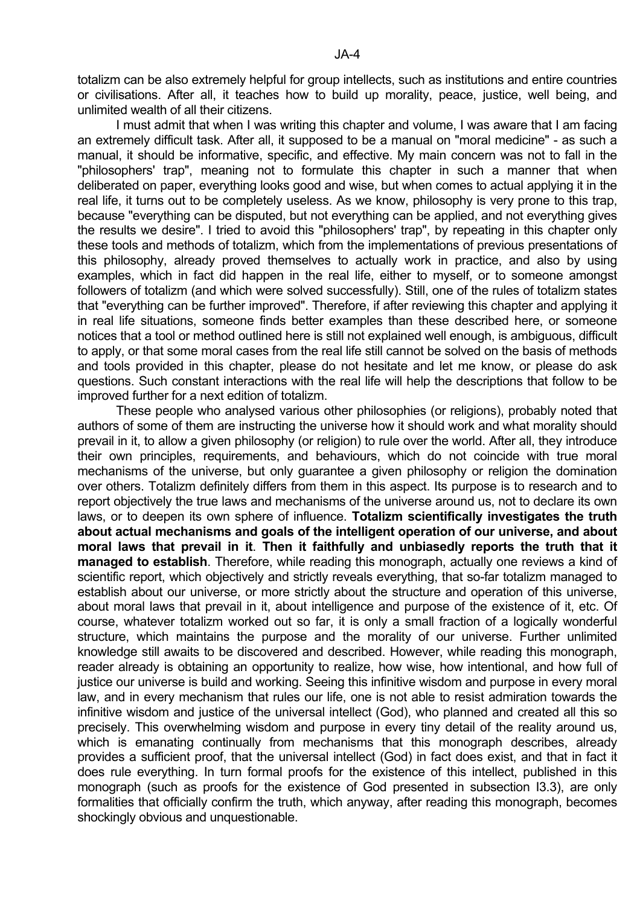totalizm can be also extremely helpful for group intellects, such as institutions and entire countries or civilisations. After all, it teaches how to build up morality, peace, justice, well being, and unlimited wealth of all their citizens.

I must admit that when I was writing this chapter and volume, I was aware that I am facing an extremely difficult task. After all, it supposed to be a manual on "moral medicine" - as such a manual, it should be informative, specific, and effective. My main concern was not to fall in the "philosophers' trap", meaning not to formulate this chapter in such a manner that when deliberated on paper, everything looks good and wise, but when comes to actual applying it in the real life, it turns out to be completely useless. As we know, philosophy is very prone to this trap, because "everything can be disputed, but not everything can be applied, and not everything gives the results we desire". I tried to avoid this "philosophers' trap", by repeating in this chapter only these tools and methods of totalizm, which from the implementations of previous presentations of this philosophy, already proved themselves to actually work in practice, and also by using examples, which in fact did happen in the real life, either to myself, or to someone amongst followers of totalizm (and which were solved successfully). Still, one of the rules of totalizm states that "everything can be further improved". Therefore, if after reviewing this chapter and applying it in real life situations, someone finds better examples than these described here, or someone notices that a tool or method outlined here is still not explained well enough, is ambiguous, difficult to apply, or that some moral cases from the real life still cannot be solved on the basis of methods and tools provided in this chapter, please do not hesitate and let me know, or please do ask questions. Such constant interactions with the real life will help the descriptions that follow to be improved further for a next edition of totalizm.

These people who analysed various other philosophies (or religions), probably noted that authors of some of them are instructing the universe how it should work and what morality should prevail in it, to allow a given philosophy (or religion) to rule over the world. After all, they introduce their own principles, requirements, and behaviours, which do not coincide with true moral mechanisms of the universe, but only guarantee a given philosophy or religion the domination over others. Totalizm definitely differs from them in this aspect. Its purpose is to research and to report objectively the true laws and mechanisms of the universe around us, not to declare its own laws, or to deepen its own sphere of influence. **Totalizm scientifically investigates the truth about actual mechanisms and goals of the intelligent operation of our universe, and about moral laws that prevail in it**. **Then it faithfully and unbiasedly reports the truth that it managed to establish**. Therefore, while reading this monograph, actually one reviews a kind of scientific report, which objectively and strictly reveals everything, that so-far totalizm managed to establish about our universe, or more strictly about the structure and operation of this universe, about moral laws that prevail in it, about intelligence and purpose of the existence of it, etc. Of course, whatever totalizm worked out so far, it is only a small fraction of a logically wonderful structure, which maintains the purpose and the morality of our universe. Further unlimited knowledge still awaits to be discovered and described. However, while reading this monograph, reader already is obtaining an opportunity to realize, how wise, how intentional, and how full of justice our universe is build and working. Seeing this infinitive wisdom and purpose in every moral law, and in every mechanism that rules our life, one is not able to resist admiration towards the infinitive wisdom and justice of the universal intellect (God), who planned and created all this so precisely. This overwhelming wisdom and purpose in every tiny detail of the reality around us, which is emanating continually from mechanisms that this monograph describes, already provides a sufficient proof, that the universal intellect (God) in fact does exist, and that in fact it does rule everything. In turn formal proofs for the existence of this intellect, published in this monograph (such as proofs for the existence of God presented in subsection I3.3), are only formalities that officially confirm the truth, which anyway, after reading this monograph, becomes shockingly obvious and unquestionable.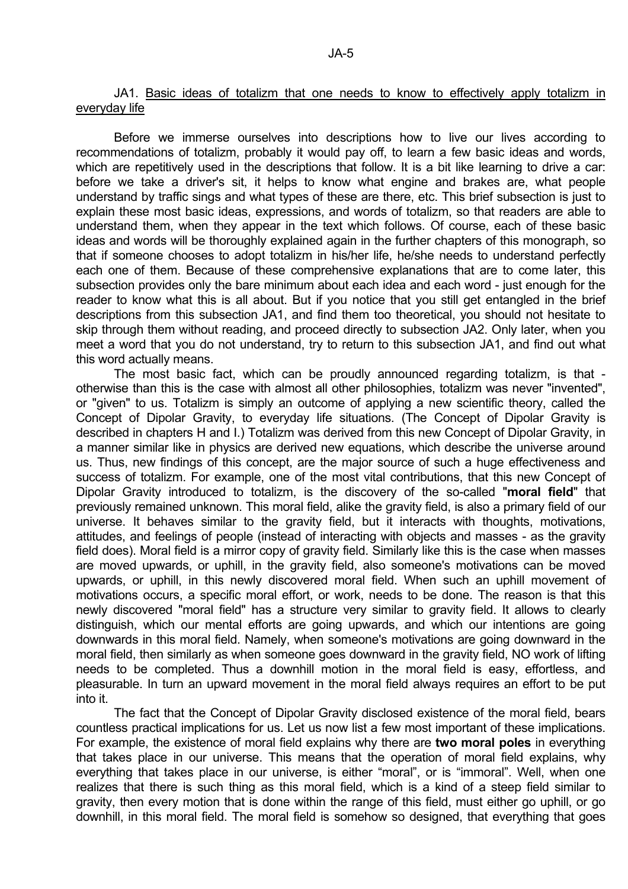## JA1. Basic ideas of totalizm that one needs to know to effectively apply totalizm in everyday life

Before we immerse ourselves into descriptions how to live our lives according to recommendations of totalizm, probably it would pay off, to learn a few basic ideas and words, which are repetitively used in the descriptions that follow. It is a bit like learning to drive a car: before we take a driver's sit, it helps to know what engine and brakes are, what people understand by traffic sings and what types of these are there, etc. This brief subsection is just to explain these most basic ideas, expressions, and words of totalizm, so that readers are able to understand them, when they appear in the text which follows. Of course, each of these basic ideas and words will be thoroughly explained again in the further chapters of this monograph, so that if someone chooses to adopt totalizm in his/her life, he/she needs to understand perfectly each one of them. Because of these comprehensive explanations that are to come later, this subsection provides only the bare minimum about each idea and each word - just enough for the reader to know what this is all about. But if you notice that you still get entangled in the brief descriptions from this subsection JA1, and find them too theoretical, you should not hesitate to skip through them without reading, and proceed directly to subsection JA2. Only later, when you meet a word that you do not understand, try to return to this subsection JA1, and find out what this word actually means.

The most basic fact, which can be proudly announced regarding totalizm, is that - otherwise than this is the case with almost all other philosophies, totalizm was never "invented", or "given" to us. Totalizm is simply an outcome of applying a new scientific theory, called the Concept of Dipolar Gravity, to everyday life situations. (The Concept of Dipolar Gravity is described in chapters H and I.) Totalizm was derived from this new Concept of Dipolar Gravity, in a manner similar like in physics are derived new equations, which describe the universe around us. Thus, new findings of this concept, are the major source of such a huge effectiveness and success of totalizm. For example, one of the most vital contributions, that this new Concept of Dipolar Gravity introduced to totalizm, is the discovery of the so-called "**moral field**" that previously remained unknown. This moral field, alike the gravity field, is also a primary field of our universe. It behaves similar to the gravity field, but it interacts with thoughts, motivations, attitudes, and feelings of people (instead of interacting with objects and masses - as the gravity field does). Moral field is a mirror copy of gravity field. Similarly like this is the case when masses are moved upwards, or uphill, in the gravity field, also someone's motivations can be moved upwards, or uphill, in this newly discovered moral field. When such an uphill movement of motivations occurs, a specific moral effort, or work, needs to be done. The reason is that this newly discovered "moral field" has a structure very similar to gravity field. It allows to clearly distinguish, which our mental efforts are going upwards, and which our intentions are going downwards in this moral field. Namely, when someone's motivations are going downward in the moral field, then similarly as when someone goes downward in the gravity field, NO work of lifting needs to be completed. Thus a downhill motion in the moral field is easy, effortless, and pleasurable. In turn an upward movement in the moral field always requires an effort to be put into it.

The fact that the Concept of Dipolar Gravity disclosed existence of the moral field, bears countless practical implications for us. Let us now list a few most important of these implications. For example, the existence of moral field explains why there are **two moral poles** in everything that takes place in our universe. This means that the operation of moral field explains, why everything that takes place in our universe, is either "moral", or is "immoral". Well, when one realizes that there is such thing as this moral field, which is a kind of a steep field similar to gravity, then every motion that is done within the range of this field, must either go uphill, or go downhill, in this moral field. The moral field is somehow so designed, that everything that goes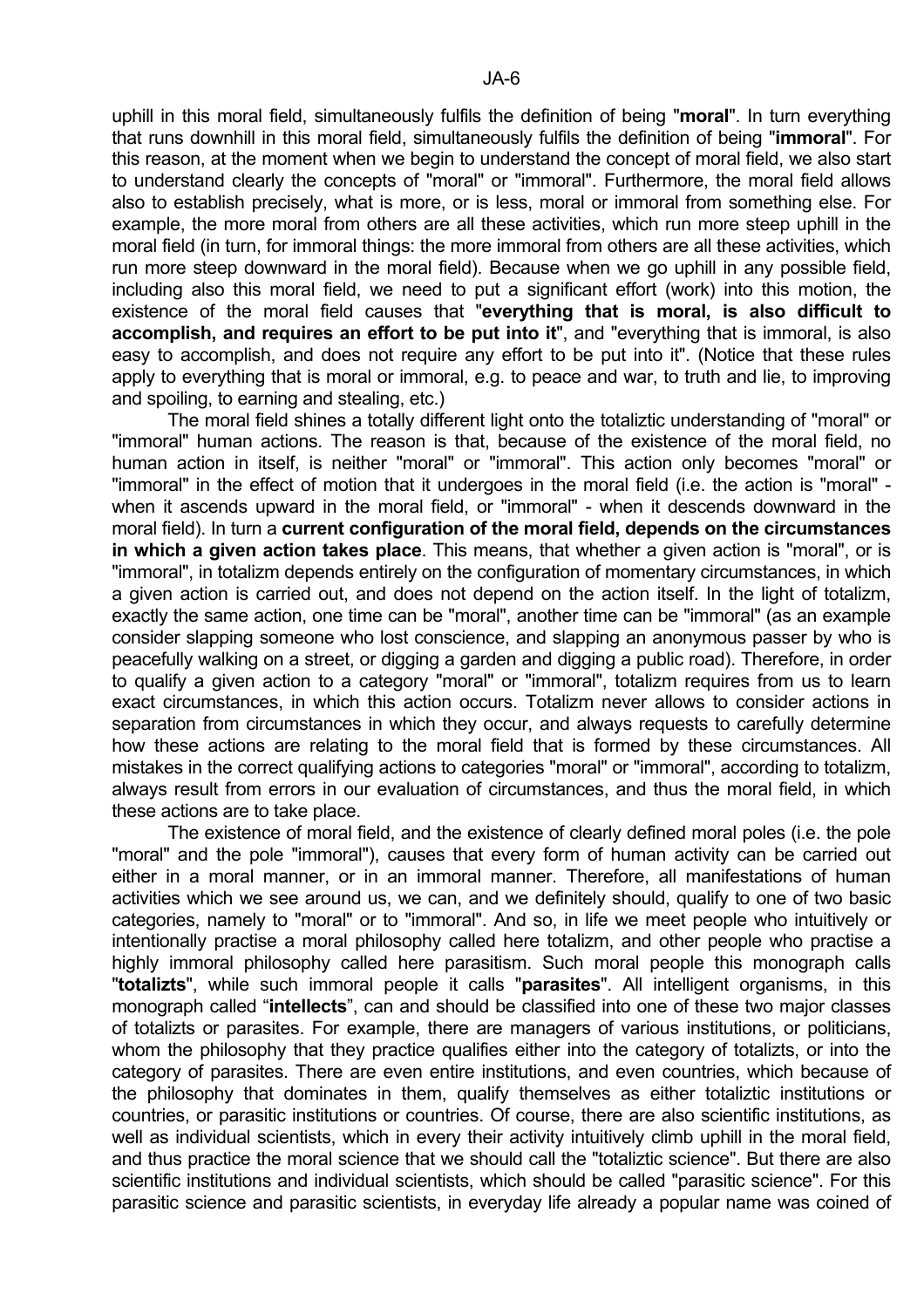uphill in this moral field, simultaneously fulfils the definition of being "**moral**". In turn everything that runs downhill in this moral field, simultaneously fulfils the definition of being "**immoral**". For this reason, at the moment when we begin to understand the concept of moral field, we also start to understand clearly the concepts of "moral" or "immoral". Furthermore, the moral field allows also to establish precisely, what is more, or is less, moral or immoral from something else. For example, the more moral from others are all these activities, which run more steep uphill in the moral field (in turn, for immoral things: the more immoral from others are all these activities, which run more steep downward in the moral field). Because when we go uphill in any possible field, including also this moral field, we need to put a significant effort (work) into this motion, the existence of the moral field causes that "**everything that is moral, is also difficult to accomplish, and requires an effort to be put into it**", and "everything that is immoral, is also easy to accomplish, and does not require any effort to be put into it". (Notice that these rules apply to everything that is moral or immoral, e.g. to peace and war, to truth and lie, to improving and spoiling, to earning and stealing, etc.)

The moral field shines a totally different light onto the totaliztic understanding of "moral" or "immoral" human actions. The reason is that, because of the existence of the moral field, no human action in itself, is neither "moral" or "immoral". This action only becomes "moral" or "immoral" in the effect of motion that it undergoes in the moral field (i.e. the action is "moral" - when it ascends upward in the moral field, or "immoral" - when it descends downward in the moral field). In turn a **current configuration of the moral field, depends on the circumstances in which a given action takes place**. This means, that whether a given action is "moral", or is "immoral", in totalizm depends entirely on the configuration of momentary circumstances, in which a given action is carried out, and does not depend on the action itself. In the light of totalizm, exactly the same action, one time can be "moral", another time can be "immoral" (as an example consider slapping someone who lost conscience, and slapping an anonymous passer by who is peacefully walking on a street, or digging a garden and digging a public road). Therefore, in order to qualify a given action to a category "moral" or "immoral", totalizm requires from us to learn exact circumstances, in which this action occurs. Totalizm never allows to consider actions in separation from circumstances in which they occur, and always requests to carefully determine how these actions are relating to the moral field that is formed by these circumstances. All mistakes in the correct qualifying actions to categories "moral" or "immoral", according to totalizm, always result from errors in our evaluation of circumstances, and thus the moral field, in which these actions are to take place.

The existence of moral field, and the existence of clearly defined moral poles (i.e. the pole "moral" and the pole "immoral"), causes that every form of human activity can be carried out either in a moral manner, or in an immoral manner. Therefore, all manifestations of human activities which we see around us, we can, and we definitely should, qualify to one of two basic categories, namely to "moral" or to "immoral". And so, in life we meet people who intuitively or intentionally practise a moral philosophy called here totalizm, and other people who practise a highly immoral philosophy called here parasitism. Such moral people this monograph calls "**totalizts**", while such immoral people it calls "**parasites**". All intelligent organisms, in this monograph called "**intellects**", can and should be classified into one of these two major classes of totalizts or parasites. For example, there are managers of various institutions, or politicians, whom the philosophy that they practice qualifies either into the category of totalizts, or into the category of parasites. There are even entire institutions, and even countries, which because of the philosophy that dominates in them, qualify themselves as either totaliztic institutions or countries, or parasitic institutions or countries. Of course, there are also scientific institutions, as well as individual scientists, which in every their activity intuitively climb uphill in the moral field, and thus practice the moral science that we should call the "totaliztic science". But there are also scientific institutions and individual scientists, which should be called "parasitic science". For this parasitic science and parasitic scientists, in everyday life already a popular name was coined of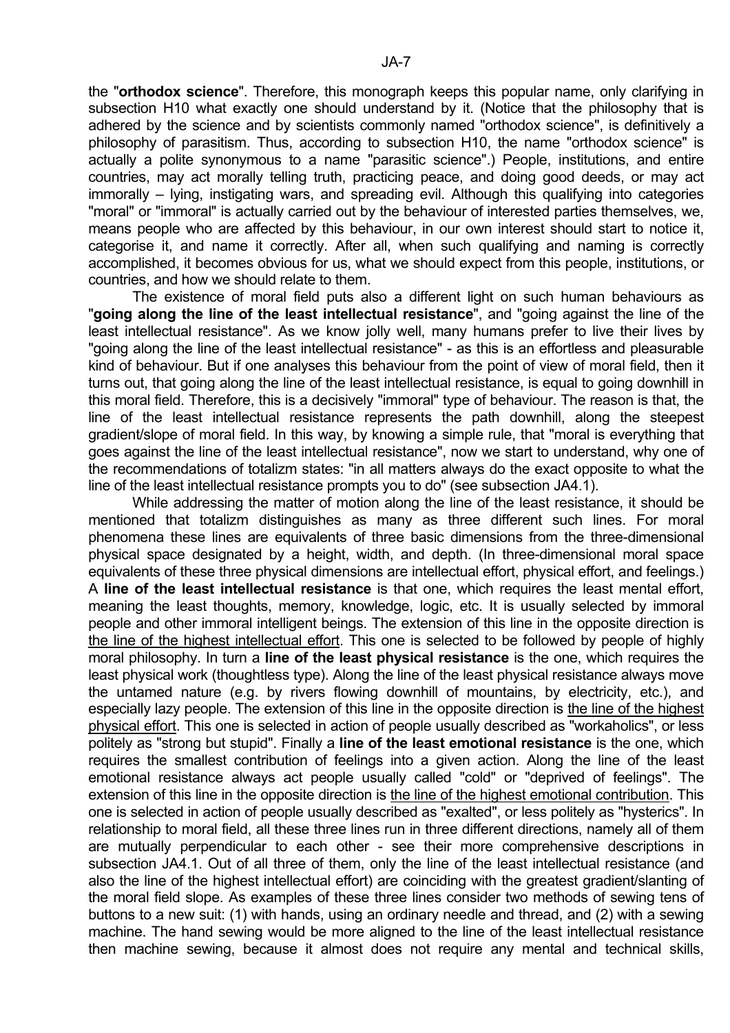the "**orthodox science**". Therefore, this monograph keeps this popular name, only clarifying in subsection H10 what exactly one should understand by it. (Notice that the philosophy that is adhered by the science and by scientists commonly named "orthodox science", is definitively a philosophy of parasitism. Thus, according to subsection H10, the name "orthodox science" is actually a polite synonymous to a name "parasitic science".) People, institutions, and entire countries, may act morally telling truth, practicing peace, and doing good deeds, or may act immorally – lying, instigating wars, and spreading evil. Although this qualifying into categories "moral" or "immoral" is actually carried out by the behaviour of interested parties themselves, we, means people who are affected by this behaviour, in our own interest should start to notice it, categorise it, and name it correctly. After all, when such qualifying and naming is correctly accomplished, it becomes obvious for us, what we should expect from this people, institutions, or countries, and how we should relate to them.

The existence of moral field puts also a different light on such human behaviours as "**going along the line of the least intellectual resistance**", and "going against the line of the least intellectual resistance". As we know jolly well, many humans prefer to live their lives by "going along the line of the least intellectual resistance" - as this is an effortless and pleasurable kind of behaviour. But if one analyses this behaviour from the point of view of moral field, then it turns out, that going along the line of the least intellectual resistance, is equal to going downhill in this moral field. Therefore, this is a decisively "immoral" type of behaviour. The reason is that, the line of the least intellectual resistance represents the path downhill, along the steepest gradient/slope of moral field. In this way, by knowing a simple rule, that "moral is everything that goes against the line of the least intellectual resistance", now we start to understand, why one of the recommendations of totalizm states: "in all matters always do the exact opposite to what the line of the least intellectual resistance prompts you to do" (see subsection JA4.1).

While addressing the matter of motion along the line of the least resistance, it should be mentioned that totalizm distinguishes as many as three different such lines. For moral phenomena these lines are equivalents of three basic dimensions from the three-dimensional physical space designated by a height, width, and depth. (In three-dimensional moral space equivalents of these three physical dimensions are intellectual effort, physical effort, and feelings.) A **line of the least intellectual resistance** is that one, which requires the least mental effort, meaning the least thoughts, memory, knowledge, logic, etc. It is usually selected by immoral people and other immoral intelligent beings. The extension of this line in the opposite direction is the line of the highest intellectual effort. This one is selected to be followed by people of highly moral philosophy. In turn a **line of the least physical resistance** is the one, which requires the least physical work (thoughtless type). Along the line of the least physical resistance always move the untamed nature (e.g. by rivers flowing downhill of mountains, by electricity, etc.), and especially lazy people. The extension of this line in the opposite direction is the line of the highest physical effort. This one is selected in action of people usually described as "workaholics", or less politely as "strong but stupid". Finally a **line of the least emotional resistance** is the one, which requires the smallest contribution of feelings into a given action. Along the line of the least emotional resistance always act people usually called "cold" or "deprived of feelings". The extension of this line in the opposite direction is the line of the highest emotional contribution. This one is selected in action of people usually described as "exalted", or less politely as "hysterics". In relationship to moral field, all these three lines run in three different directions, namely all of them are mutually perpendicular to each other - see their more comprehensive descriptions in subsection JA4.1. Out of all three of them, only the line of the least intellectual resistance (and also the line of the highest intellectual effort) are coinciding with the greatest gradient/slanting of the moral field slope. As examples of these three lines consider two methods of sewing tens of buttons to a new suit: (1) with hands, using an ordinary needle and thread, and (2) with a sewing machine. The hand sewing would be more aligned to the line of the least intellectual resistance then machine sewing, because it almost does not require any mental and technical skills,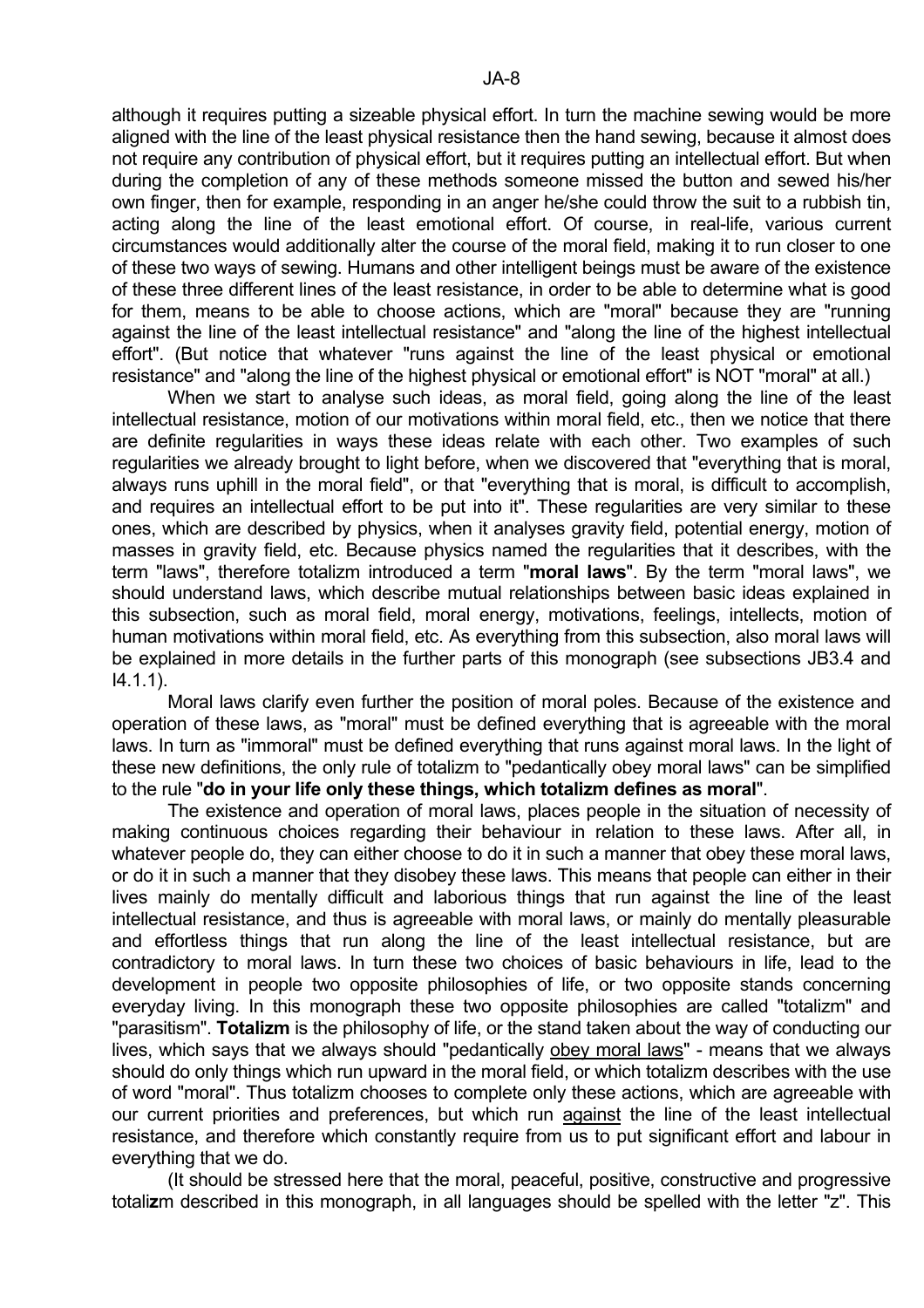although it requires putting a sizeable physical effort. In turn the machine sewing would be more aligned with the line of the least physical resistance then the hand sewing, because it almost does not require any contribution of physical effort, but it requires putting an intellectual effort. But when during the completion of any of these methods someone missed the button and sewed his/her own finger, then for example, responding in an anger he/she could throw the suit to a rubbish tin, acting along the line of the least emotional effort. Of course, in real-life, various current circumstances would additionally alter the course of the moral field, making it to run closer to one of these two ways of sewing. Humans and other intelligent beings must be aware of the existence of these three different lines of the least resistance, in order to be able to determine what is good for them, means to be able to choose actions, which are "moral" because they are "running against the line of the least intellectual resistance" and "along the line of the highest intellectual effort". (But notice that whatever "runs against the line of the least physical or emotional resistance" and "along the line of the highest physical or emotional effort" is NOT "moral" at all.)

When we start to analyse such ideas, as moral field, going along the line of the least intellectual resistance, motion of our motivations within moral field, etc., then we notice that there are definite regularities in ways these ideas relate with each other. Two examples of such regularities we already brought to light before, when we discovered that "everything that is moral, always runs uphill in the moral field", or that "everything that is moral, is difficult to accomplish, and requires an intellectual effort to be put into it". These regularities are very similar to these ones, which are described by physics, when it analyses gravity field, potential energy, motion of masses in gravity field, etc. Because physics named the regularities that it describes, with the term "laws", therefore totalizm introduced a term "**moral laws**". By the term "moral laws", we should understand laws, which describe mutual relationships between basic ideas explained in this subsection, such as moral field, moral energy, motivations, feelings, intellects, motion of human motivations within moral field, etc. As everything from this subsection, also moral laws will be explained in more details in the further parts of this monograph (see subsections JB3.4 and I4.1.1).

Moral laws clarify even further the position of moral poles. Because of the existence and operation of these laws, as "moral" must be defined everything that is agreeable with the moral laws. In turn as "immoral" must be defined everything that runs against moral laws. In the light of these new definitions, the only rule of totalizm to "pedantically obey moral laws" can be simplified to the rule "**do in your life only these things, which totalizm defines as moral**".

The existence and operation of moral laws, places people in the situation of necessity of making continuous choices regarding their behaviour in relation to these laws. After all, in whatever people do, they can either choose to do it in such a manner that obey these moral laws, or do it in such a manner that they disobey these laws. This means that people can either in their lives mainly do mentally difficult and laborious things that run against the line of the least intellectual resistance, and thus is agreeable with moral laws, or mainly do mentally pleasurable and effortless things that run along the line of the least intellectual resistance, but are contradictory to moral laws. In turn these two choices of basic behaviours in life, lead to the development in people two opposite philosophies of life, or two opposite stands concerning everyday living. In this monograph these two opposite philosophies are called "totalizm" and "parasitism". **Totalizm** is the philosophy of life, or the stand taken about the way of conducting our lives, which says that we always should "pedantically <u>obey moral laws</u>" - means that we always should do only things which run upward in the moral field, or which totalizm describes with the use of word "moral". Thus totalizm chooses to complete only these actions, which are agreeable with our current priorities and preferences, but which run <u>against</u> the line of the least intellectual resistance, and therefore which constantly require from us to put significant effort and labour in everything that we do.

(It should be stressed here that the moral, peaceful, positive, constructive and progressive totali**z**m described in this monograph, in all languages should be spelled with the letter "z". This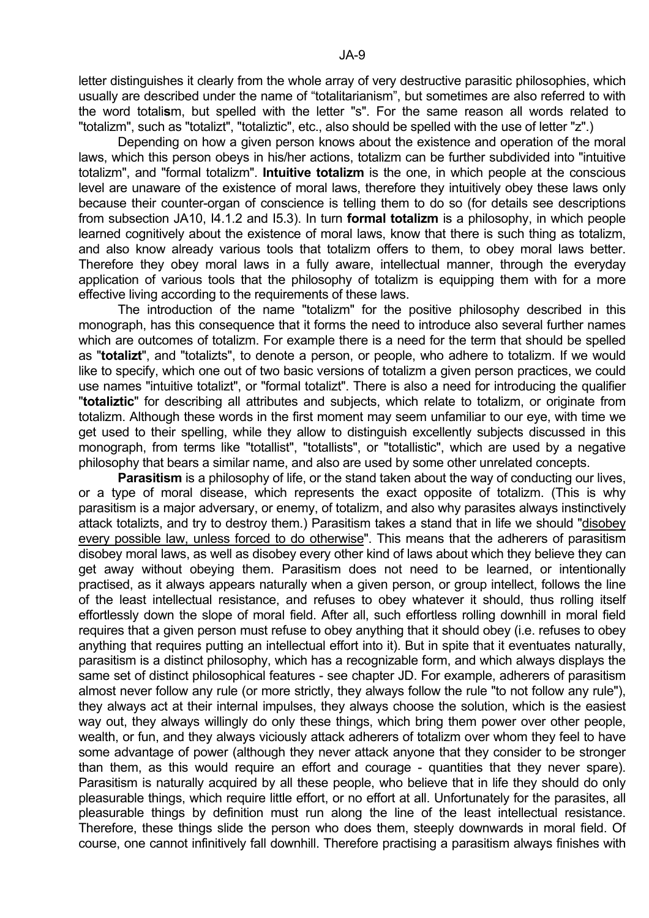letter distinguishes it clearly from the whole array of very destructive parasitic philosophies, which usually are described under the name of "totalitarianism", but sometimes are also referred to with the word totali**s**m, but spelled with the letter "s". For the same reason all words related to "totalizm", such as "totalizt", "totaliztic", etc., also should be spelled with the use of letter "z".)

Depending on how a given person knows about the existence and operation of the moral laws, which this person obeys in his/her actions, totalizm can be further subdivided into "intuitive totalizm", and "formal totalizm". **Intuitive totalizm** is the one, in which people at the conscious level are unaware of the existence of moral laws, therefore they intuitively obey these laws only because their counter-organ of conscience is telling them to do so (for details see descriptions from subsection JA10, I4.1.2 and I5.3). In turn **formal totalizm** is a philosophy, in which people learned cognitively about the existence of moral laws, know that there is such thing as totalizm, and also know already various tools that totalizm offers to them, to obey moral laws better. Therefore they obey moral laws in a fully aware, intellectual manner, through the everyday application of various tools that the philosophy of totalizm is equipping them with for a more effective living according to the requirements of these laws.

The introduction of the name "totalizm" for the positive philosophy described in this monograph, has this consequence that it forms the need to introduce also several further names which are outcomes of totalizm. For example there is a need for the term that should be spelled as "**totalizt**", and "totalizts", to denote a person, or people, who adhere to totalizm. If we would like to specify, which one out of two basic versions of totalizm a given person practices, we could use names "intuitive totalizt", or "formal totalizt". There is also a need for introducing the qualifier "**totaliztic**" for describing all attributes and subjects, which relate to totalizm, or originate from totalizm. Although these words in the first moment may seem unfamiliar to our eye, with time we get used to their spelling, while they allow to distinguish excellently subjects discussed in this monograph, from terms like "totallist", "totallists", or "totallistic", which are used by a negative philosophy that bears a similar name, and also are used by some other unrelated concepts.

**Parasitism** is a philosophy of life, or the stand taken about the way of conducting our lives, or a type of moral disease, which represents the exact opposite of totalizm. (This is why parasitism is a major adversary, or enemy, of totalizm, and also why parasites always instinctively attack totalizts, and try to destroy them.) Parasitism takes a stand that in life we should "<u>disobey every possible law, unless forced to do otherwise</u>". This means that the adherers of parasitism disobey moral laws, as well as disobey every other kind of laws about which they believe they can get away without obeying them. Parasitism does not need to be learned, or intentionally practised, as it always appears naturally when a given person, or group intellect, follows the line of the least intellectual resistance, and refuses to obey whatever it should, thus rolling itself effortlessly down the slope of moral field. After all, such effortless rolling downhill in moral field requires that a given person must refuse to obey anything that it should obey (i.e. refuses to obey anything that requires putting an intellectual effort into it). But in spite that it eventuates naturally, parasitism is a distinct philosophy, which has a recognizable form, and which always displays the same set of distinct philosophical features - see chapter JD. For example, adherers of parasitism almost never follow any rule (or more strictly, they always follow the rule "to not follow any rule"), they always act at their internal impulses, they always choose the solution, which is the easiest way out, they always willingly do only these things, which bring them power over other people, wealth, or fun, and they always viciously attack adherers of totalizm over whom they feel to have some advantage of power (although they never attack anyone that they consider to be stronger than them, as this would require an effort and courage - quantities that they never spare). Parasitism is naturally acquired by all these people, who believe that in life they should do only pleasurable things, which require little effort, or no effort at all. Unfortunately for the parasites, all pleasurable things by definition must run along the line of the least intellectual resistance. Therefore, these things slide the person who does them, steeply downwards in moral field. Of course, one cannot infinitively fall downhill. Therefore practising a parasitism always finishes with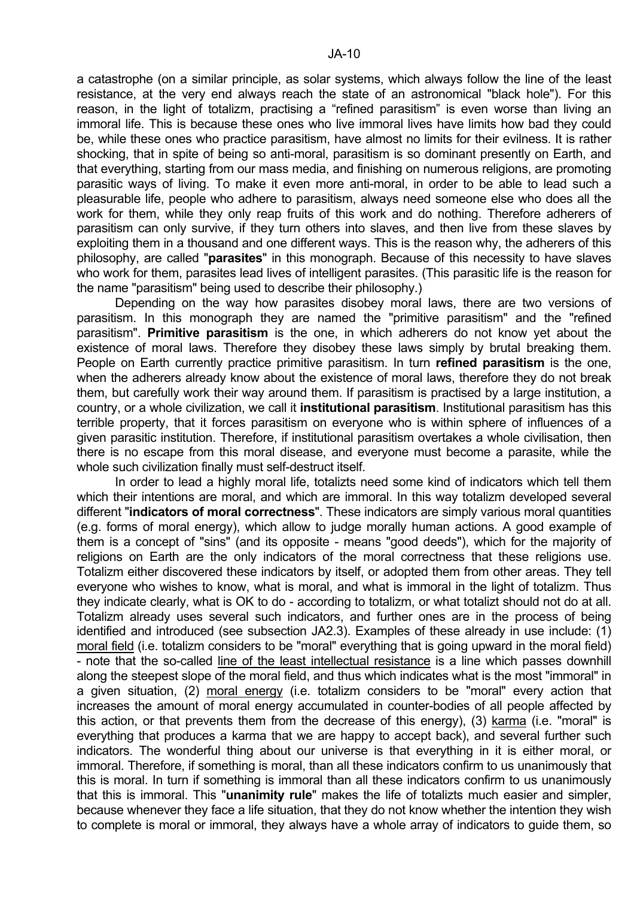a catastrophe (on a similar principle, as solar systems, which always follow the line of the least resistance, at the very end always reach the state of an astronomical "black hole"). For this reason, in the light of totalizm, practising a "refined parasitism" is even worse than living an immoral life. This is because these ones who live immoral lives have limits how bad they could be, while these ones who practice parasitism, have almost no limits for their evilness. It is rather shocking, that in spite of being so anti-moral, parasitism is so dominant presently on Earth, and that everything, starting from our mass media, and finishing on numerous religions, are promoting parasitic ways of living. To make it even more anti-moral, in order to be able to lead such a pleasurable life, people who adhere to parasitism, always need someone else who does all the work for them, while they only reap fruits of this work and do nothing. Therefore adherers of parasitism can only survive, if they turn others into slaves, and then live from these slaves by exploiting them in a thousand and one different ways. This is the reason why, the adherers of this philosophy, are called "**parasites**" in this monograph. Because of this necessity to have slaves who work for them, parasites lead lives of intelligent parasites. (This parasitic life is the reason for the name "parasitism" being used to describe their philosophy.)

Depending on the way how parasites disobey moral laws, there are two versions of parasitism. In this monograph they are named the "primitive parasitism" and the "refined parasitism". **Primitive parasitism** is the one, in which adherers do not know yet about the existence of moral laws. Therefore they disobey these laws simply by brutal breaking them. People on Earth currently practice primitive parasitism. In turn **refined parasitism** is the one, when the adherers already know about the existence of moral laws, therefore they do not break them, but carefully work their way around them. If parasitism is practised by a large institution, a country, or a whole civilization, we call it **institutional parasitism**. Institutional parasitism has this terrible property, that it forces parasitism on everyone who is within sphere of influences of a given parasitic institution. Therefore, if institutional parasitism overtakes a whole civilisation, then there is no escape from this moral disease, and everyone must become a parasite, while the whole such civilization finally must self-destruct itself.

In order to lead a highly moral life, totalizts need some kind of indicators which tell them which their intentions are moral, and which are immoral. In this way totalizm developed several different "**indicators of moral correctness**". These indicators are simply various moral quantities (e.g. forms of moral energy), which allow to judge morally human actions. A good example of them is a concept of "sins" (and its opposite - means "good deeds"), which for the majority of religions on Earth are the only indicators of the moral correctness that these religions use. Totalizm either discovered these indicators by itself, or adopted them from other areas. They tell everyone who wishes to know, what is moral, and what is immoral in the light of totalizm. Thus they indicate clearly, what is OK to do - according to totalizm, or what totalizt should not do at all. Totalizm already uses several such indicators, and further ones are in the process of being identified and introduced (see subsection JA2.3). Examples of these already in use include: (1) moral field (i.e. totalizm considers to be "moral" everything that is going upward in the moral field) - note that the so-called line of the least intellectual resistance is a line which passes downhill along the steepest slope of the moral field, and thus which indicates what is the most "immoral" in a given situation, (2) moral energy (i.e. totalizm considers to be "moral" every action that increases the amount of moral energy accumulated in counter-bodies of all people affected by this action, or that prevents them from the decrease of this energy), (3) karma (i.e. "moral" is everything that produces a karma that we are happy to accept back), and several further such indicators. The wonderful thing about our universe is that everything in it is either moral, or immoral. Therefore, if something is moral, than all these indicators confirm to us unanimously that this is moral. In turn if something is immoral than all these indicators confirm to us unanimously that this is immoral. This "**unanimity rule**" makes the life of totalizts much easier and simpler, because whenever they face a life situation, that they do not know whether the intention they wish to complete is moral or immoral, they always have a whole array of indicators to guide them, so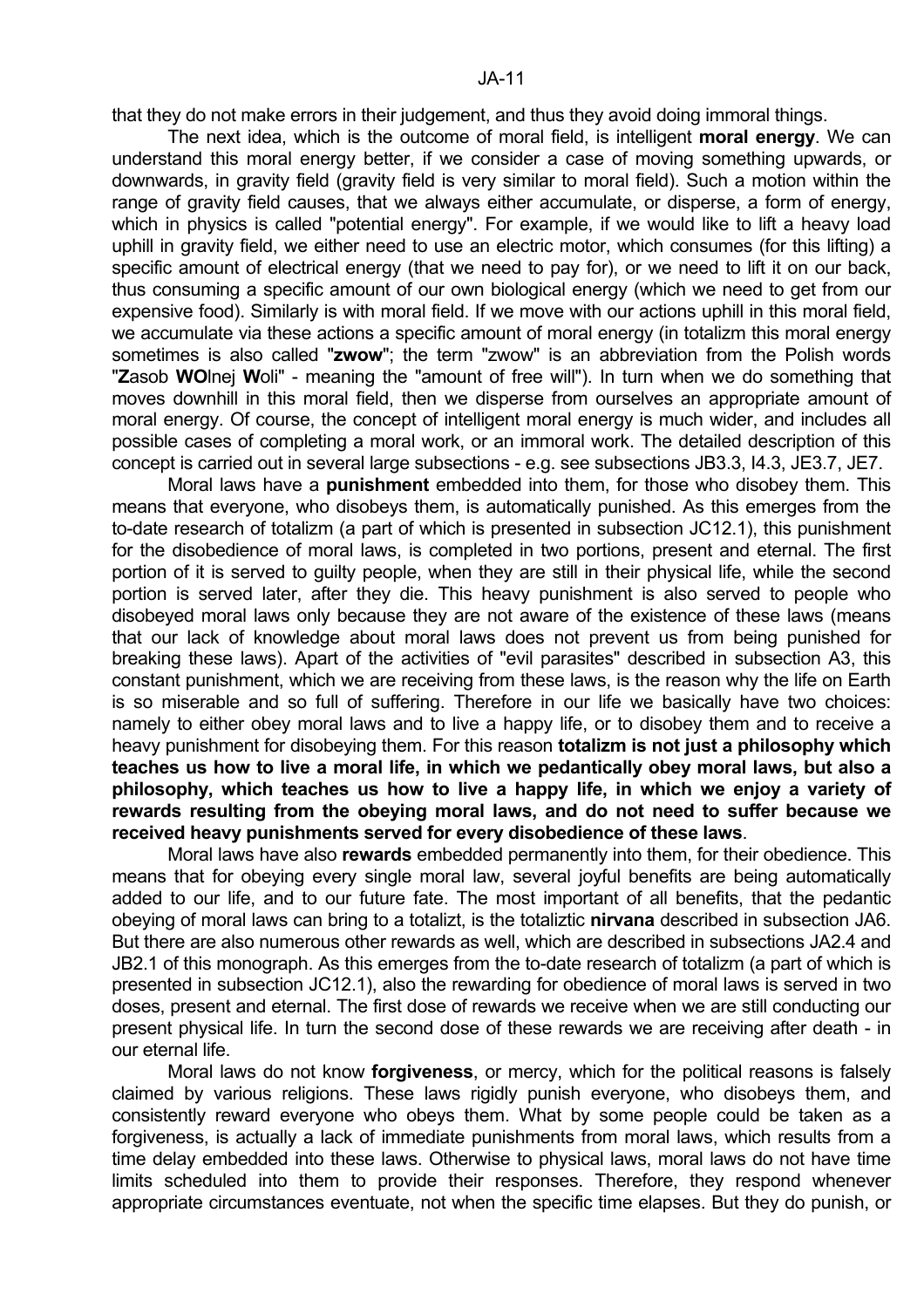that they do not make errors in their judgement, and thus they avoid doing immoral things.

The next idea, which is the outcome of moral field, is intelligent **moral energy**. We can understand this moral energy better, if we consider a case of moving something upwards, or downwards, in gravity field (gravity field is very similar to moral field). Such a motion within the range of gravity field causes, that we always either accumulate, or disperse, a form of energy, which in physics is called "potential energy". For example, if we would like to lift a heavy load uphill in gravity field, we either need to use an electric motor, which consumes (for this lifting) a specific amount of electrical energy (that we need to pay for), or we need to lift it on our back, thus consuming a specific amount of our own biological energy (which we need to get from our expensive food). Similarly is with moral field. If we move with our actions uphill in this moral field, we accumulate via these actions a specific amount of moral energy (in totalizm this moral energy sometimes is also called "**zwow**"; the term "zwow" is an abbreviation from the Polish words "**Z**asob **WO**lnej **W**oli" - meaning the "amount of free will"). In turn when we do something that moves downhill in this moral field, then we disperse from ourselves an appropriate amount of moral energy. Of course, the concept of intelligent moral energy is much wider, and includes all possible cases of completing a moral work, or an immoral work. The detailed description of this concept is carried out in several large subsections - e.g. see subsections JB3.3, I4.3, JE3.7, JE7.

Moral laws have a **punishment** embedded into them, for those who disobey them. This means that everyone, who disobeys them, is automatically punished. As this emerges from the to-date research of totalizm (a part of which is presented in subsection JC12.1), this punishment for the disobedience of moral laws, is completed in two portions, present and eternal. The first portion of it is served to guilty people, when they are still in their physical life, while the second portion is served later, after they die. This heavy punishment is also served to people who disobeyed moral laws only because they are not aware of the existence of these laws (means that our lack of knowledge about moral laws does not prevent us from being punished for breaking these laws). Apart of the activities of "evil parasites" described in subsection A3, this constant punishment, which we are receiving from these laws, is the reason why the life on Earth is so miserable and so full of suffering. Therefore in our life we basically have two choices: namely to either obey moral laws and to live a happy life, or to disobey them and to receive a heavy punishment for disobeying them. For this reason **totalizm is not just a philosophy which teaches us how to live a moral life, in which we pedantically obey moral laws, but also a philosophy, which teaches us how to live a happy life, in which we enjoy a variety of rewards resulting from the obeying moral laws, and do not need to suffer because we received heavy punishments served for every disobedience of these laws**.

Moral laws have also **rewards** embedded permanently into them, for their obedience. This means that for obeying every single moral law, several joyful benefits are being automatically added to our life, and to our future fate. The most important of all benefits, that the pedantic obeying of moral laws can bring to a totalizt, is the totaliztic **nirvana** described in subsection JA6. But there are also numerous other rewards as well, which are described in subsections JA2.4 and JB2.1 of this monograph. As this emerges from the to-date research of totalizm (a part of which is presented in subsection JC12.1), also the rewarding for obedience of moral laws is served in two doses, present and eternal. The first dose of rewards we receive when we are still conducting our present physical life. In turn the second dose of these rewards we are receiving after death - in our eternal life.

Moral laws do not know **forgiveness**, or mercy, which for the political reasons is falsely claimed by various religions. These laws rigidly punish everyone, who disobeys them, and consistently reward everyone who obeys them. What by some people could be taken as a forgiveness, is actually a lack of immediate punishments from moral laws, which results from a time delay embedded into these laws. Otherwise to physical laws, moral laws do not have time limits scheduled into them to provide their responses. Therefore, they respond whenever appropriate circumstances eventuate, not when the specific time elapses. But they do punish, or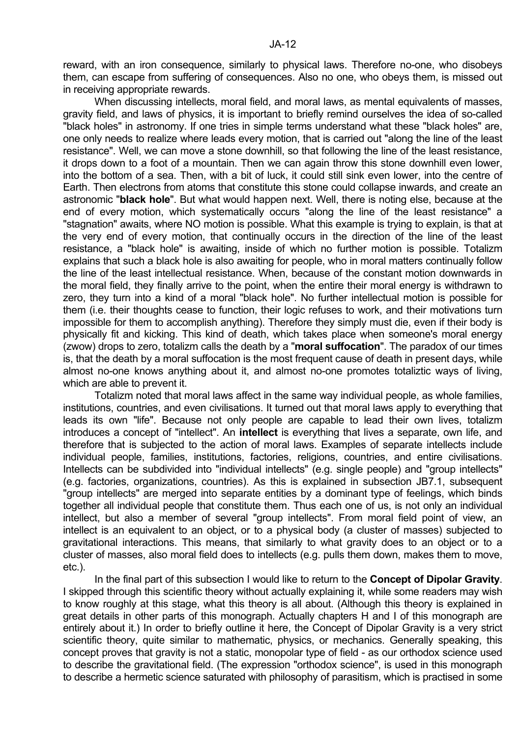reward, with an iron consequence, similarly to physical laws. Therefore no-one, who disobeys them, can escape from suffering of consequences. Also no one, who obeys them, is missed out in receiving appropriate rewards.

When discussing intellects, moral field, and moral laws, as mental equivalents of masses, gravity field, and laws of physics, it is important to briefly remind ourselves the idea of so-called "black holes" in astronomy. If one tries in simple terms understand what these "black holes" are, one only needs to realize where leads every motion, that is carried out "along the line of the least resistance". Well, we can move a stone downhill, so that following the line of the least resistance, it drops down to a foot of a mountain. Then we can again throw this stone downhill even lower, into the bottom of a sea. Then, with a bit of luck, it could still sink even lower, into the centre of Earth. Then electrons from atoms that constitute this stone could collapse inwards, and create an astronomic "**black hole**". But what would happen next. Well, there is noting else, because at the end of every motion, which systematically occurs "along the line of the least resistance" a "stagnation" awaits, where NO motion is possible. What this example is trying to explain, is that at the very end of every motion, that continually occurs in the direction of the line of the least resistance, a "black hole" is awaiting, inside of which no further motion is possible. Totalizm explains that such a black hole is also awaiting for people, who in moral matters continually follow the line of the least intellectual resistance. When, because of the constant motion downwards in the moral field, they finally arrive to the point, when the entire their moral energy is withdrawn to zero, they turn into a kind of a moral "black hole". No further intellectual motion is possible for them (i.e. their thoughts cease to function, their logic refuses to work, and their motivations turn impossible for them to accomplish anything). Therefore they simply must die, even if their body is physically fit and kicking. This kind of death, which takes place when someone's moral energy (zwow) drops to zero, totalizm calls the death by a "**moral suffocation**". The paradox of our times is, that the death by a moral suffocation is the most frequent cause of death in present days, while almost no-one knows anything about it, and almost no-one promotes totaliztic ways of living, which are able to prevent it.

Totalizm noted that moral laws affect in the same way individual people, as whole families, institutions, countries, and even civilisations. It turned out that moral laws apply to everything that leads its own "life". Because not only people are capable to lead their own lives, totalizm introduces a concept of "intellect". An **intellect** is everything that lives a separate, own life, and therefore that is subjected to the action of moral laws. Examples of separate intellects include individual people, families, institutions, factories, religions, countries, and entire civilisations. Intellects can be subdivided into "individual intellects" (e.g. single people) and "group intellects" (e.g. factories, organizations, countries). As this is explained in subsection JB7.1, subsequent "group intellects" are merged into separate entities by a dominant type of feelings, which binds together all individual people that constitute them. Thus each one of us, is not only an individual intellect, but also a member of several "group intellects". From moral field point of view, an intellect is an equivalent to an object, or to a physical body (a cluster of masses) subjected to gravitational interactions. This means, that similarly to what gravity does to an object or to a cluster of masses, also moral field does to intellects (e.g. pulls them down, makes them to move, etc.).

In the final part of this subsection I would like to return to the **Concept of Dipolar Gravity**. I skipped through this scientific theory without actually explaining it, while some readers may wish to know roughly at this stage, what this theory is all about. (Although this theory is explained in great details in other parts of this monograph. Actually chapters H and I of this monograph are entirely about it.) In order to briefly outline it here, the Concept of Dipolar Gravity is a very strict scientific theory, quite similar to mathematic, physics, or mechanics. Generally speaking, this concept proves that gravity is not a static, monopolar type of field - as our orthodox science used to describe the gravitational field. (The expression "orthodox science", is used in this monograph to describe a hermetic science saturated with philosophy of parasitism, which is practised in some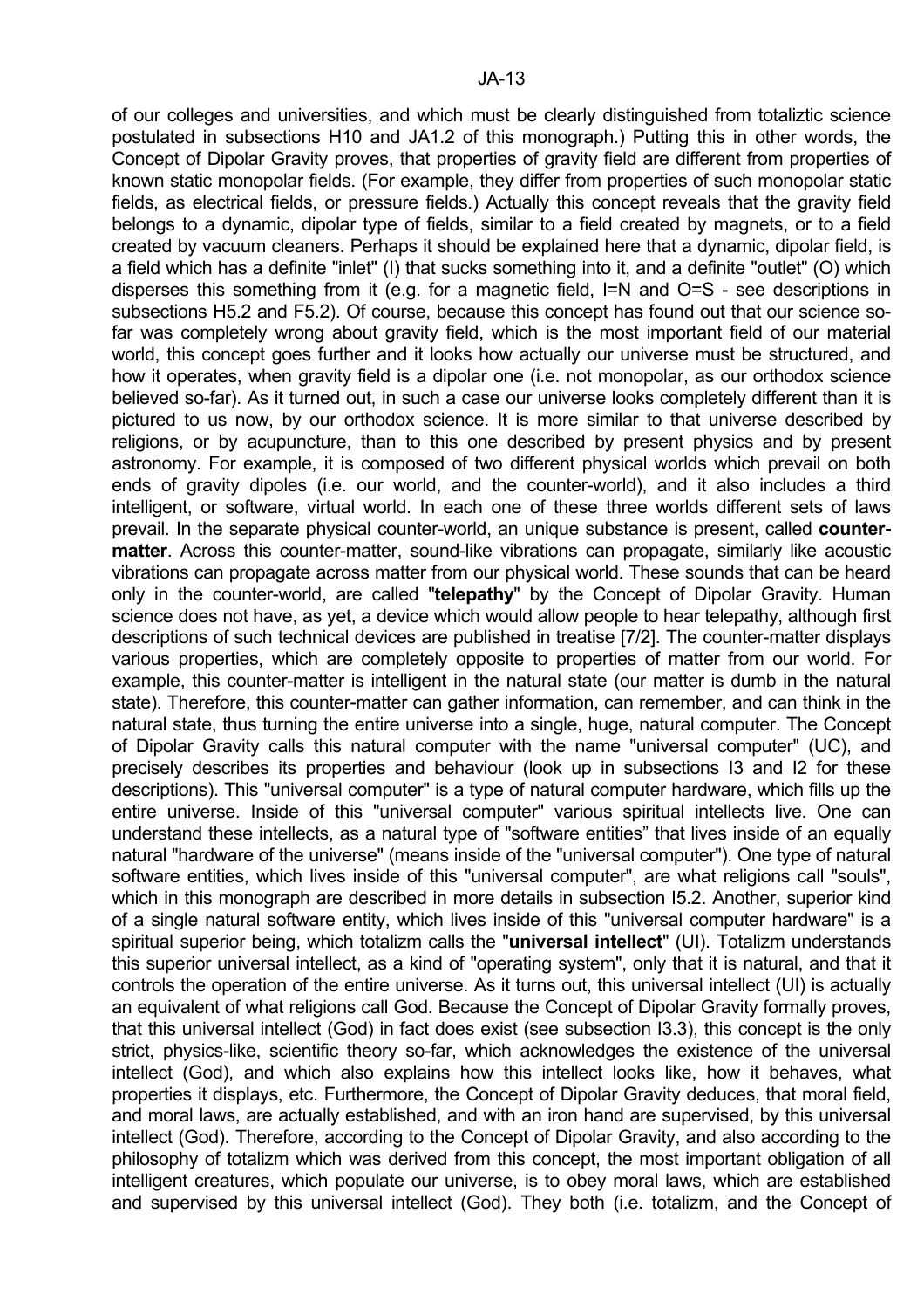of our colleges and universities, and which must be clearly distinguished from totaliztic science postulated in subsections H10 and JA1.2 of this monograph.) Putting this in other words, the Concept of Dipolar Gravity proves, that properties of gravity field are different from properties of known static monopolar fields. (For example, they differ from properties of such monopolar static fields, as electrical fields, or pressure fields.) Actually this concept reveals that the gravity field belongs to a dynamic, dipolar type of fields, similar to a field created by magnets, or to a field created by vacuum cleaners. Perhaps it should be explained here that a dynamic, dipolar field, is a field which has a definite "inlet" (I) that sucks something into it, and a definite "outlet" (O) which disperses this something from it (e.g. for a magnetic field, I=N and O=S - see descriptions in subsections H5.2 and F5.2). Of course, because this concept has found out that our science so-far was completely wrong about gravity field, which is the most important field of our material world, this concept goes further and it looks how actually our universe must be structured, and how it operates, when gravity field is a dipolar one (i.e. not monopolar, as our orthodox science believed so-far). As it turned out, in such a case our universe looks completely different than it is pictured to us now, by our orthodox science. It is more similar to that universe described by religions, or by acupuncture, than to this one described by present physics and by present astronomy. For example, it is composed of two different physical worlds which prevail on both ends of gravity dipoles (i.e. our world, and the counter-world), and it also includes a third intelligent, or software, virtual world. In each one of these three worlds different sets of laws prevail. In the separate physical counter-world, an unique substance is present, called **counter-matter**. Across this counter-matter, sound-like vibrations can propagate, similarly like acoustic vibrations can propagate across matter from our physical world. These sounds that can be heard only in the counter-world, are called "**telepathy**" by the Concept of Dipolar Gravity. Human science does not have, as yet, a device which would allow people to hear telepathy, although first descriptions of such technical devices are published in treatise [7/2]. The counter-matter displays various properties, which are completely opposite to properties of matter from our world. For example, this counter-matter is intelligent in the natural state (our matter is dumb in the natural state). Therefore, this counter-matter can gather information, can remember, and can think in the natural state, thus turning the entire universe into a single, huge, natural computer. The Concept of Dipolar Gravity calls this natural computer with the name "universal computer" (UC), and precisely describes its properties and behaviour (look up in subsections I3 and I2 for these descriptions). This "universal computer" is a type of natural computer hardware, which fills up the entire universe. Inside of this "universal computer" various spiritual intellects live. One can understand these intellects, as a natural type of "software entities" that lives inside of an equally natural "hardware of the universe" (means inside of the "universal computer"). One type of natural software entities, which lives inside of this "universal computer", are what religions call "souls", which in this monograph are described in more details in subsection I5.2. Another, superior kind of a single natural software entity, which lives inside of this "universal computer hardware" is a spiritual superior being, which totalizm calls the "**universal intellect**" (UI). Totalizm understands this superior universal intellect, as a kind of "operating system", only that it is natural, and that it controls the operation of the entire universe. As it turns out, this universal intellect (UI) is actually an equivalent of what religions call God. Because the Concept of Dipolar Gravity formally proves, that this universal intellect (God) in fact does exist (see subsection I3.3), this concept is the only strict, physics-like, scientific theory so-far, which acknowledges the existence of the universal intellect (God), and which also explains how this intellect looks like, how it behaves, what properties it displays, etc. Furthermore, the Concept of Dipolar Gravity deduces, that moral field, and moral laws, are actually established, and with an iron hand are supervised, by this universal intellect (God). Therefore, according to the Concept of Dipolar Gravity, and also according to the philosophy of totalizm which was derived from this concept, the most important obligation of all intelligent creatures, which populate our universe, is to obey moral laws, which are established and supervised by this universal intellect (God). They both (i.e. totalizm, and the Concept of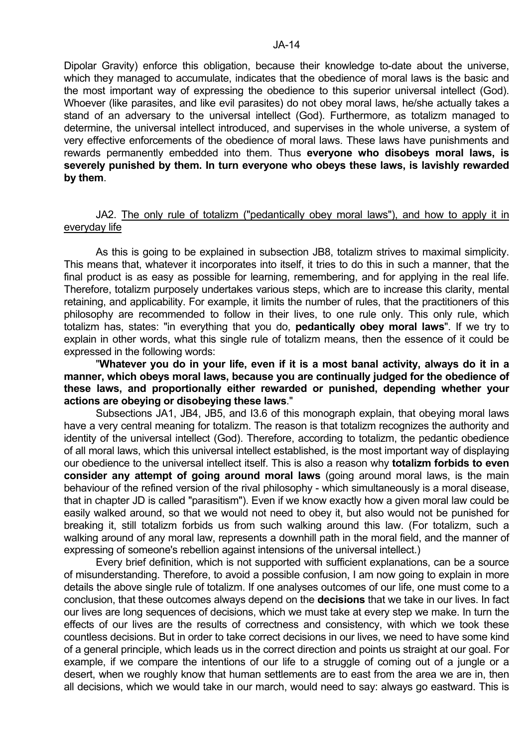Dipolar Gravity) enforce this obligation, because their knowledge to-date about the universe, which they managed to accumulate, indicates that the obedience of moral laws is the basic and the most important way of expressing the obedience to this superior universal intellect (God). Whoever (like parasites, and like evil parasites) do not obey moral laws, he/she actually takes a stand of an adversary to the universal intellect (God). Furthermore, as totalizm managed to determine, the universal intellect introduced, and supervises in the whole universe, a system of very effective enforcements of the obedience of moral laws. These laws have punishments and rewards permanently embedded into them. Thus **everyone who disobeys moral laws, is severely punished by them. In turn everyone who obeys these laws, is lavishly rewarded by them**.

## JA2. The only rule of totalizm ("pedantically obey moral laws"), and how to apply it in everyday life

As this is going to be explained in subsection JB8, totalizm strives to maximal simplicity. This means that, whatever it incorporates into itself, it tries to do this in such a manner, that the final product is as easy as possible for learning, remembering, and for applying in the real life. Therefore, totalizm purposely undertakes various steps, which are to increase this clarity, mental retaining, and applicability. For example, it limits the number of rules, that the practitioners of this philosophy are recommended to follow in their lives, to one rule only. This only rule, which totalizm has, states: "in everything that you do, **pedantically obey moral laws**". If we try to explain in other words, what this single rule of totalizm means, then the essence of it could be expressed in the following words:

"**Whatever you do in your life, even if it is a most banal activity, always do it in a manner, which obeys moral laws, because you are continually judged for the obedience of these laws, and proportionally either rewarded or punished, depending whether your actions are obeying or disobeying these laws**."

Subsections JA1, JB4, JB5, and I3.6 of this monograph explain, that obeying moral laws have a very central meaning for totalizm. The reason is that totalizm recognizes the authority and identity of the universal intellect (God). Therefore, according to totalizm, the pedantic obedience of all moral laws, which this universal intellect established, is the most important way of displaying our obedience to the universal intellect itself. This is also a reason why **totalizm forbids to even consider any attempt of going around moral laws** (going around moral laws, is the main behaviour of the refined version of the rival philosophy - which simultaneously is a moral disease, that in chapter JD is called "parasitism"). Even if we know exactly how a given moral law could be easily walked around, so that we would not need to obey it, but also would not be punished for breaking it, still totalizm forbids us from such walking around this law. (For totalizm, such a walking around of any moral law, represents a downhill path in the moral field, and the manner of expressing of someone's rebellion against intensions of the universal intellect.)

Every brief definition, which is not supported with sufficient explanations, can be a source of misunderstanding. Therefore, to avoid a possible confusion, I am now going to explain in more details the above single rule of totalizm. If one analyses outcomes of our life, one must come to a conclusion, that these outcomes always depend on the **decisions** that we take in our lives. In fact our lives are long sequences of decisions, which we must take at every step we make. In turn the effects of our lives are the results of correctness and consistency, with which we took these countless decisions. But in order to take correct decisions in our lives, we need to have some kind of a general principle, which leads us in the correct direction and points us straight at our goal. For example, if we compare the intentions of our life to a struggle of coming out of a jungle or a desert, when we roughly know that human settlements are to east from the area we are in, then all decisions, which we would take in our march, would need to say: always go eastward. This is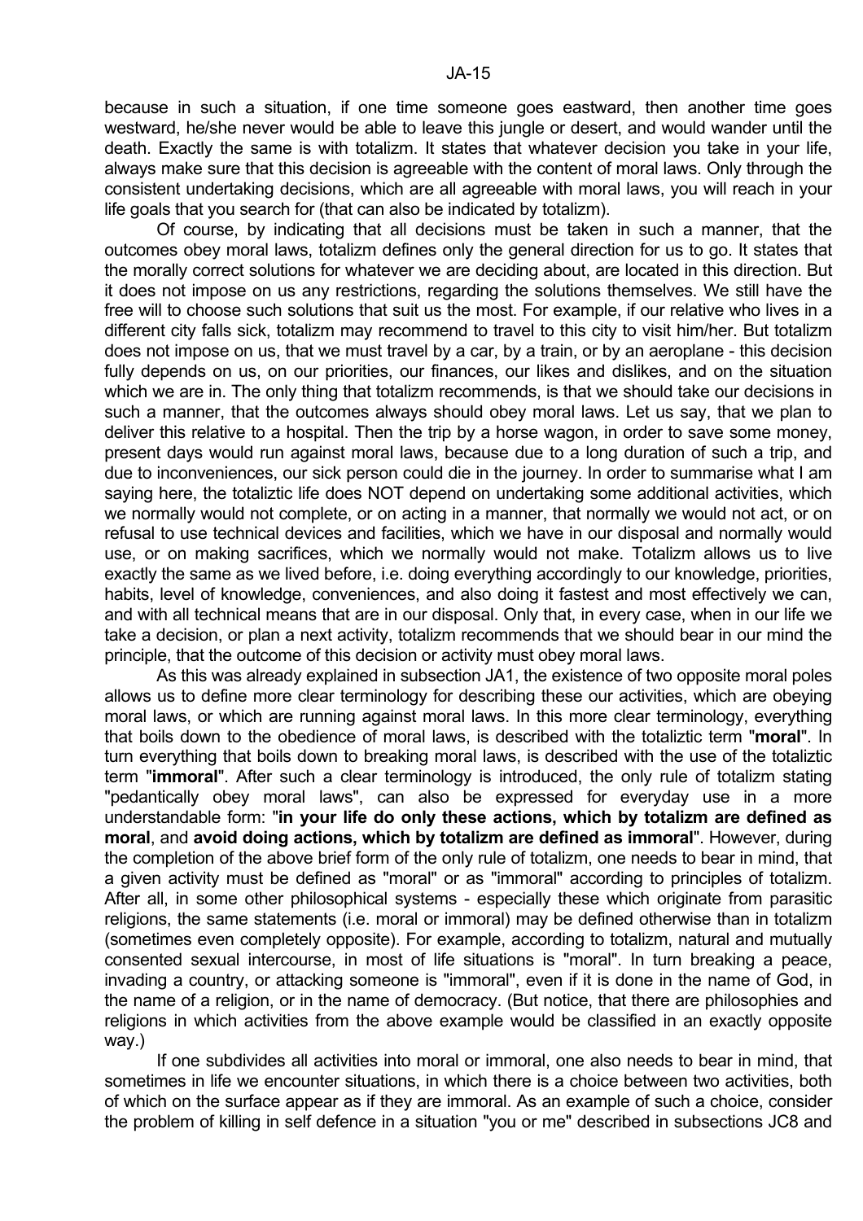because in such a situation, if one time someone goes eastward, then another time goes westward, he/she never would be able to leave this jungle or desert, and would wander until the death. Exactly the same is with totalizm. It states that whatever decision you take in your life, always make sure that this decision is agreeable with the content of moral laws. Only through the consistent undertaking decisions, which are all agreeable with moral laws, you will reach in your life goals that you search for (that can also be indicated by totalizm).

Of course, by indicating that all decisions must be taken in such a manner, that the outcomes obey moral laws, totalizm defines only the general direction for us to go. It states that the morally correct solutions for whatever we are deciding about, are located in this direction. But it does not impose on us any restrictions, regarding the solutions themselves. We still have the free will to choose such solutions that suit us the most. For example, if our relative who lives in a different city falls sick, totalizm may recommend to travel to this city to visit him/her. But totalizm does not impose on us, that we must travel by a car, by a train, or by an aeroplane - this decision fully depends on us, on our priorities, our finances, our likes and dislikes, and on the situation which we are in. The only thing that totalizm recommends, is that we should take our decisions in such a manner, that the outcomes always should obey moral laws. Let us say, that we plan to deliver this relative to a hospital. Then the trip by a horse wagon, in order to save some money, present days would run against moral laws, because due to a long duration of such a trip, and due to inconveniences, our sick person could die in the journey. In order to summarise what I am saying here, the totaliztic life does NOT depend on undertaking some additional activities, which we normally would not complete, or on acting in a manner, that normally we would not act, or on refusal to use technical devices and facilities, which we have in our disposal and normally would use, or on making sacrifices, which we normally would not make. Totalizm allows us to live exactly the same as we lived before, i.e. doing everything accordingly to our knowledge, priorities, habits, level of knowledge, conveniences, and also doing it fastest and most effectively we can, and with all technical means that are in our disposal. Only that, in every case, when in our life we take a decision, or plan a next activity, totalizm recommends that we should bear in our mind the principle, that the outcome of this decision or activity must obey moral laws.

As this was already explained in subsection JA1, the existence of two opposite moral poles allows us to define more clear terminology for describing these our activities, which are obeying moral laws, or which are running against moral laws. In this more clear terminology, everything that boils down to the obedience of moral laws, is described with the totaliztic term "**moral**". In turn everything that boils down to breaking moral laws, is described with the use of the totaliztic term "**immoral**". After such a clear terminology is introduced, the only rule of totalizm stating "pedantically obey moral laws", can also be expressed for everyday use in a more understandable form: "**in your life do only these actions, which by totalizm are defined as moral**, and **avoid doing actions, which by totalizm are defined as immoral**". However, during the completion of the above brief form of the only rule of totalizm, one needs to bear in mind, that a given activity must be defined as "moral" or as "immoral" according to principles of totalizm. After all, in some other philosophical systems - especially these which originate from parasitic religions, the same statements (i.e. moral or immoral) may be defined otherwise than in totalizm (sometimes even completely opposite). For example, according to totalizm, natural and mutually consented sexual intercourse, in most of life situations is "moral". In turn breaking a peace, invading a country, or attacking someone is "immoral", even if it is done in the name of God, in the name of a religion, or in the name of democracy. (But notice, that there are philosophies and religions in which activities from the above example would be classified in an exactly opposite way.)

If one subdivides all activities into moral or immoral, one also needs to bear in mind, that sometimes in life we encounter situations, in which there is a choice between two activities, both of which on the surface appear as if they are immoral. As an example of such a choice, consider the problem of killing in self defence in a situation "you or me" described in subsections JC8 and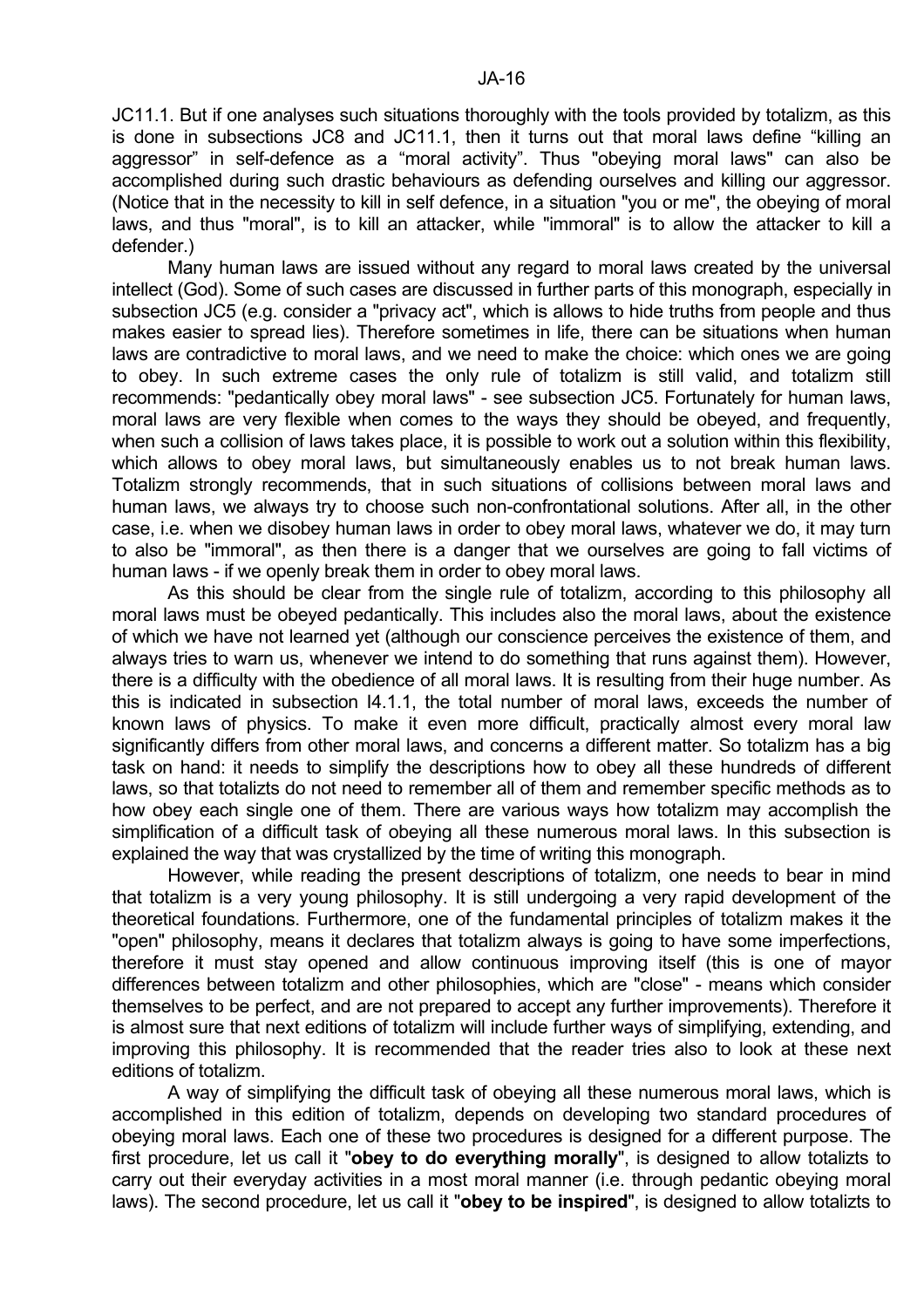JC11.1. But if one analyses such situations thoroughly with the tools provided by totalizm, as this is done in subsections JC8 and JC11.1, then it turns out that moral laws define "killing an aggressor" in self-defence as a "moral activity". Thus "obeying moral laws" can also be accomplished during such drastic behaviours as defending ourselves and killing our aggressor. (Notice that in the necessity to kill in self defence, in a situation "you or me", the obeying of moral laws, and thus "moral", is to kill an attacker, while "immoral" is to allow the attacker to kill a defender.)

Many human laws are issued without any regard to moral laws created by the universal intellect (God). Some of such cases are discussed in further parts of this monograph, especially in subsection JC5 (e.g. consider a "privacy act", which is allows to hide truths from people and thus makes easier to spread lies). Therefore sometimes in life, there can be situations when human laws are contradictive to moral laws, and we need to make the choice: which ones we are going to obey. In such extreme cases the only rule of totalizm is still valid, and totalizm still recommends: "pedantically obey moral laws" - see subsection JC5. Fortunately for human laws, moral laws are very flexible when comes to the ways they should be obeyed, and frequently, when such a collision of laws takes place, it is possible to work out a solution within this flexibility, which allows to obey moral laws, but simultaneously enables us to not break human laws. Totalizm strongly recommends, that in such situations of collisions between moral laws and human laws, we always try to choose such non-confrontational solutions. After all, in the other case, i.e. when we disobey human laws in order to obey moral laws, whatever we do, it may turn to also be "immoral", as then there is a danger that we ourselves are going to fall victims of human laws - if we openly break them in order to obey moral laws.

As this should be clear from the single rule of totalizm, according to this philosophy all moral laws must be obeyed pedantically. This includes also the moral laws, about the existence of which we have not learned yet (although our conscience perceives the existence of them, and always tries to warn us, whenever we intend to do something that runs against them). However, there is a difficulty with the obedience of all moral laws. It is resulting from their huge number. As this is indicated in subsection I4.1.1, the total number of moral laws, exceeds the number of known laws of physics. To make it even more difficult, practically almost every moral law significantly differs from other moral laws, and concerns a different matter. So totalizm has a big task on hand: it needs to simplify the descriptions how to obey all these hundreds of different laws, so that totalizts do not need to remember all of them and remember specific methods as to how obey each single one of them. There are various ways how totalizm may accomplish the simplification of a difficult task of obeying all these numerous moral laws. In this subsection is explained the way that was crystallized by the time of writing this monograph.

However, while reading the present descriptions of totalizm, one needs to bear in mind that totalizm is a very young philosophy. It is still undergoing a very rapid development of the theoretical foundations. Furthermore, one of the fundamental principles of totalizm makes it the "open" philosophy, means it declares that totalizm always is going to have some imperfections, therefore it must stay opened and allow continuous improving itself (this is one of mayor differences between totalizm and other philosophies, which are "close" - means which consider themselves to be perfect, and are not prepared to accept any further improvements). Therefore it is almost sure that next editions of totalizm will include further ways of simplifying, extending, and improving this philosophy. It is recommended that the reader tries also to look at these next editions of totalizm.

A way of simplifying the difficult task of obeying all these numerous moral laws, which is accomplished in this edition of totalizm, depends on developing two standard procedures of obeying moral laws. Each one of these two procedures is designed for a different purpose. The first procedure, let us call it "**obey to do everything morally**", is designed to allow totalizts to carry out their everyday activities in a most moral manner (i.e. through pedantic obeying moral laws). The second procedure, let us call it "**obey to be inspired**", is designed to allow totalizts to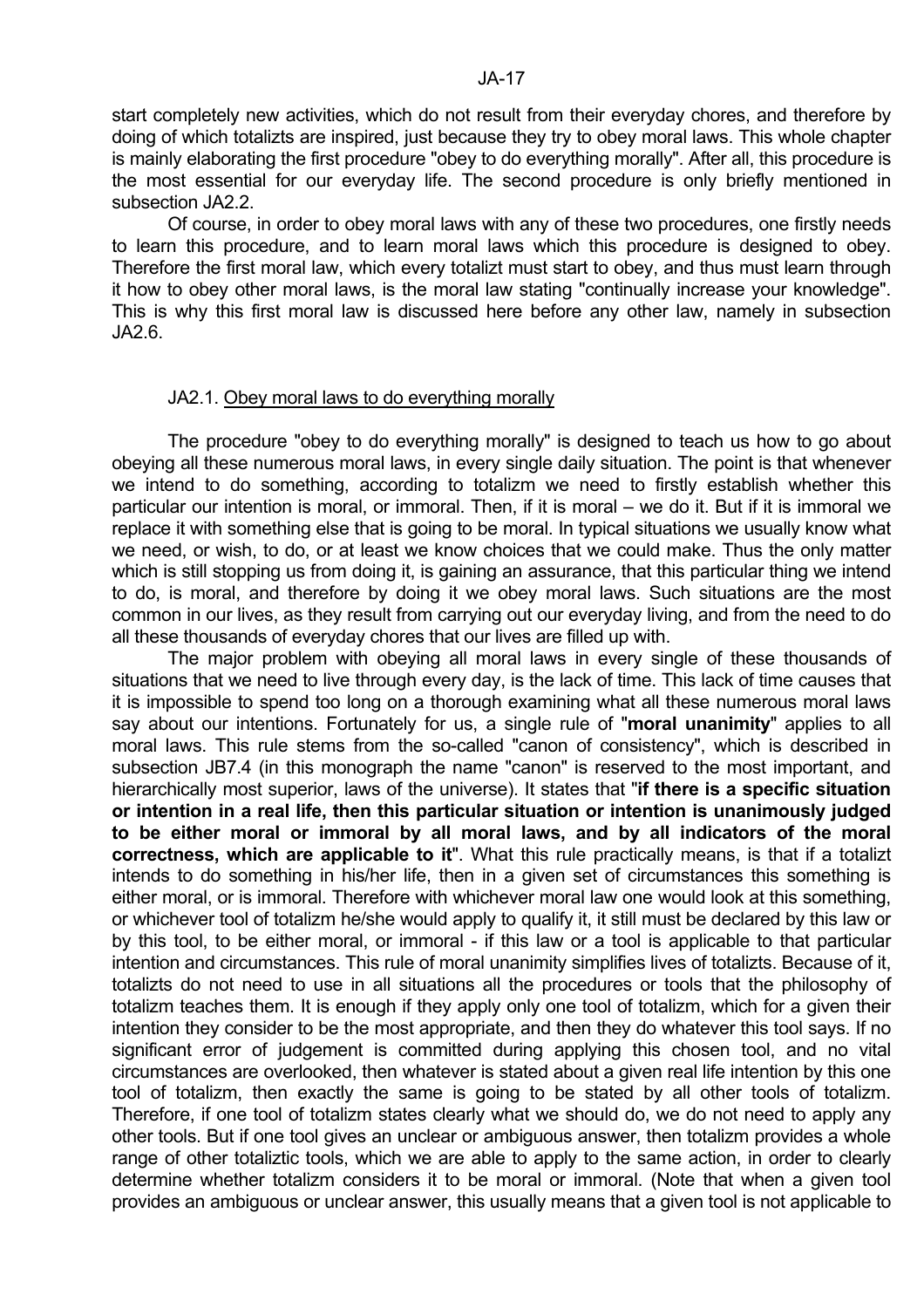start completely new activities, which do not result from their everyday chores, and therefore by doing of which totalizts are inspired, just because they try to obey moral laws. This whole chapter is mainly elaborating the first procedure "obey to do everything morally". After all, this procedure is the most essential for our everyday life. The second procedure is only briefly mentioned in subsection JA2.2.

Of course, in order to obey moral laws with any of these two procedures, one firstly needs to learn this procedure, and to learn moral laws which this procedure is designed to obey. Therefore the first moral law, which every totalizt must start to obey, and thus must learn through it how to obey other moral laws, is the moral law stating "continually increase your knowledge". This is why this first moral law is discussed here before any other law, namely in subsection JA2.6.

### JA2.1. Obey moral laws to do everything morally

The procedure "obey to do everything morally" is designed to teach us how to go about obeying all these numerous moral laws, in every single daily situation. The point is that whenever we intend to do something, according to totalizm we need to firstly establish whether this particular our intention is moral, or immoral. Then, if it is moral – we do it. But if it is immoral we replace it with something else that is going to be moral. In typical situations we usually know what we need, or wish, to do, or at least we know choices that we could make. Thus the only matter which is still stopping us from doing it, is gaining an assurance, that this particular thing we intend to do, is moral, and therefore by doing it we obey moral laws. Such situations are the most common in our lives, as they result from carrying out our everyday living, and from the need to do all these thousands of everyday chores that our lives are filled up with.

The major problem with obeying all moral laws in every single of these thousands of situations that we need to live through every day, is the lack of time. This lack of time causes that it is impossible to spend too long on a thorough examining what all these numerous moral laws say about our intentions. Fortunately for us, a single rule of "**moral unanimity**" applies to all moral laws. This rule stems from the so-called "canon of consistency", which is described in subsection JB7.4 (in this monograph the name "canon" is reserved to the most important, and hierarchically most superior, laws of the universe). It states that "**if there is a specific situation or intention in a real life, then this particular situation or intention is unanimously judged to be either moral or immoral by all moral laws, and by all indicators of the moral correctness, which are applicable to it**". What this rule practically means, is that if a totalizt intends to do something in his/her life, then in a given set of circumstances this something is either moral, or is immoral. Therefore with whichever moral law one would look at this something, or whichever tool of totalizm he/she would apply to qualify it, it still must be declared by this law or by this tool, to be either moral, or immoral - if this law or a tool is applicable to that particular intention and circumstances. This rule of moral unanimity simplifies lives of totalizts. Because of it, totalizts do not need to use in all situations all the procedures or tools that the philosophy of totalizm teaches them. It is enough if they apply only one tool of totalizm, which for a given their intention they consider to be the most appropriate, and then they do whatever this tool says. If no significant error of judgement is committed during applying this chosen tool, and no vital circumstances are overlooked, then whatever is stated about a given real life intention by this one tool of totalizm, then exactly the same is going to be stated by all other tools of totalizm. Therefore, if one tool of totalizm states clearly what we should do, we do not need to apply any other tools. But if one tool gives an unclear or ambiguous answer, then totalizm provides a whole range of other totaliztic tools, which we are able to apply to the same action, in order to clearly determine whether totalizm considers it to be moral or immoral. (Note that when a given tool provides an ambiguous or unclear answer, this usually means that a given tool is not applicable to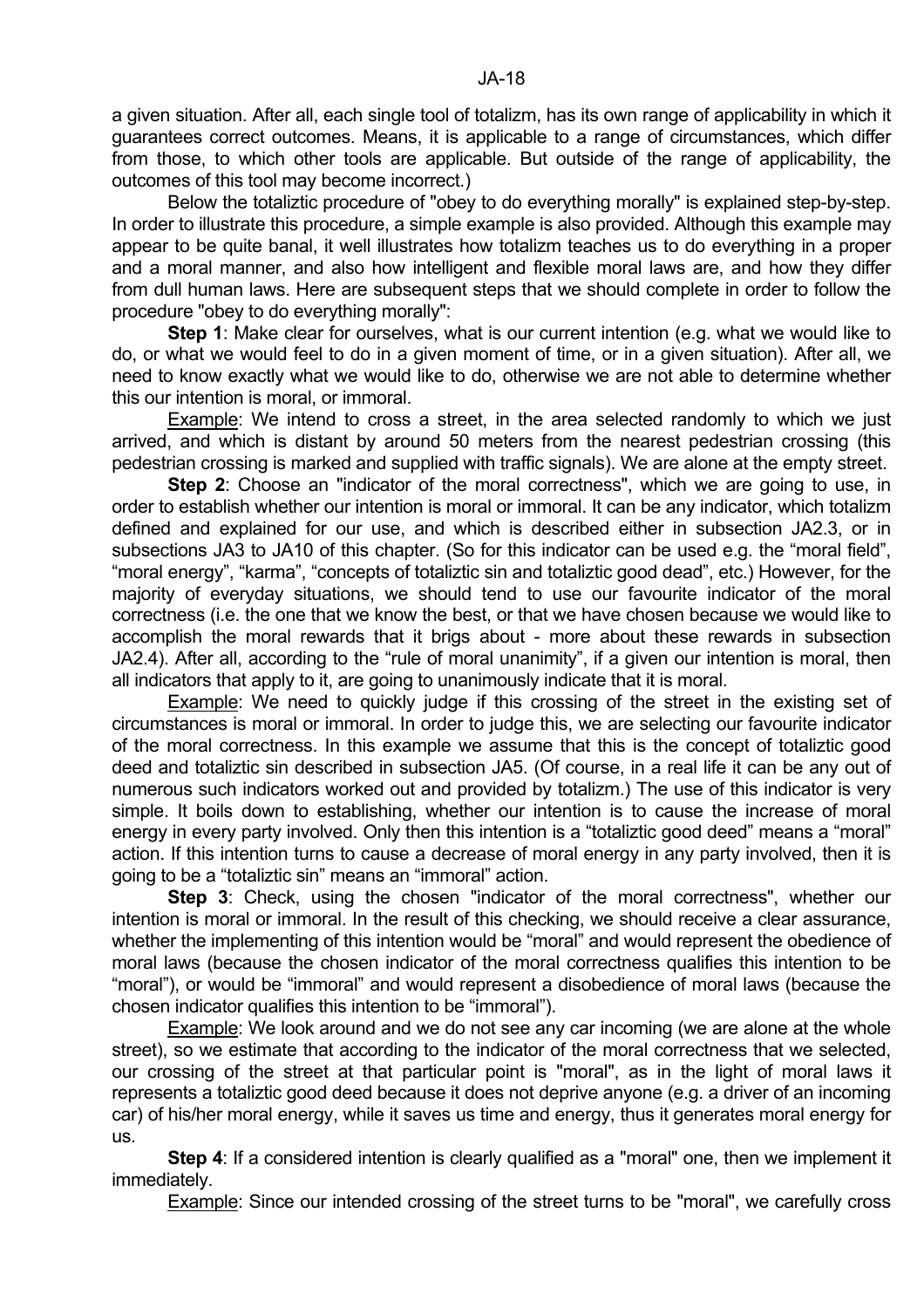a given situation. After all, each single tool of totalizm, has its own range of applicability in which it guarantees correct outcomes. Means, it is applicable to a range of circumstances, which differ from those, to which other tools are applicable. But outside of the range of applicability, the outcomes of this tool may become incorrect.)

Below the totaliztic procedure of "obey to do everything morally" is explained step-by-step. In order to illustrate this procedure, a simple example is also provided. Although this example may appear to be quite banal, it well illustrates how totalizm teaches us to do everything in a proper and a moral manner, and also how intelligent and flexible moral laws are, and how they differ from dull human laws. Here are subsequent steps that we should complete in order to follow the procedure "obey to do everything morally":

**Step 1**: Make clear for ourselves, what is our current intention (e.g. what we would like to do, or what we would feel to do in a given moment of time, or in a given situation). After all, we need to know exactly what we would like to do, otherwise we are not able to determine whether this our intention is moral, or immoral.

Example: We intend to cross a street, in the area selected randomly to which we just arrived, and which is distant by around 50 meters from the nearest pedestrian crossing (this pedestrian crossing is marked and supplied with traffic signals). We are alone at the empty street.

**Step 2**: Choose an "indicator of the moral correctness", which we are going to use, in order to establish whether our intention is moral or immoral. It can be any indicator, which totalizm defined and explained for our use, and which is described either in subsection JA2.3, or in subsections JA3 to JA10 of this chapter. (So for this indicator can be used e.g. the "moral field", "moral energy", "karma", "concepts of totaliztic sin and totaliztic good dead", etc.) However, for the majority of everyday situations, we should tend to use our favourite indicator of the moral correctness (i.e. the one that we know the best, or that we have chosen because we would like to accomplish the moral rewards that it brigs about - more about these rewards in subsection JA2.4). After all, according to the "rule of moral unanimity", if a given our intention is moral, then all indicators that apply to it, are going to unanimously indicate that it is moral.

Example: We need to quickly judge if this crossing of the street in the existing set of circumstances is moral or immoral. In order to judge this, we are selecting our favourite indicator of the moral correctness. In this example we assume that this is the concept of totaliztic good deed and totaliztic sin described in subsection JA5. (Of course, in a real life it can be any out of numerous such indicators worked out and provided by totalizm.) The use of this indicator is very simple. It boils down to establishing, whether our intention is to cause the increase of moral energy in every party involved. Only then this intention is a "totaliztic good deed" means a "moral" action. If this intention turns to cause a decrease of moral energy in any party involved, then it is going to be a "totaliztic sin" means an "immoral" action.

**Step 3**: Check, using the chosen "indicator of the moral correctness", whether our intention is moral or immoral. In the result of this checking, we should receive a clear assurance, whether the implementing of this intention would be "moral" and would represent the obedience of moral laws (because the chosen indicator of the moral correctness qualifies this intention to be "moral"), or would be "immoral" and would represent a disobedience of moral laws (because the chosen indicator qualifies this intention to be "immoral").

Example: We look around and we do not see any car incoming (we are alone at the whole street), so we estimate that according to the indicator of the moral correctness that we selected, our crossing of the street at that particular point is "moral", as in the light of moral laws it represents a totaliztic good deed because it does not deprive anyone (e.g. a driver of an incoming car) of his/her moral energy, while it saves us time and energy, thus it generates moral energy for us.

**Step 4**: If a considered intention is clearly qualified as a "moral" one, then we implement it immediately.

Example: Since our intended crossing of the street turns to be "moral", we carefully cross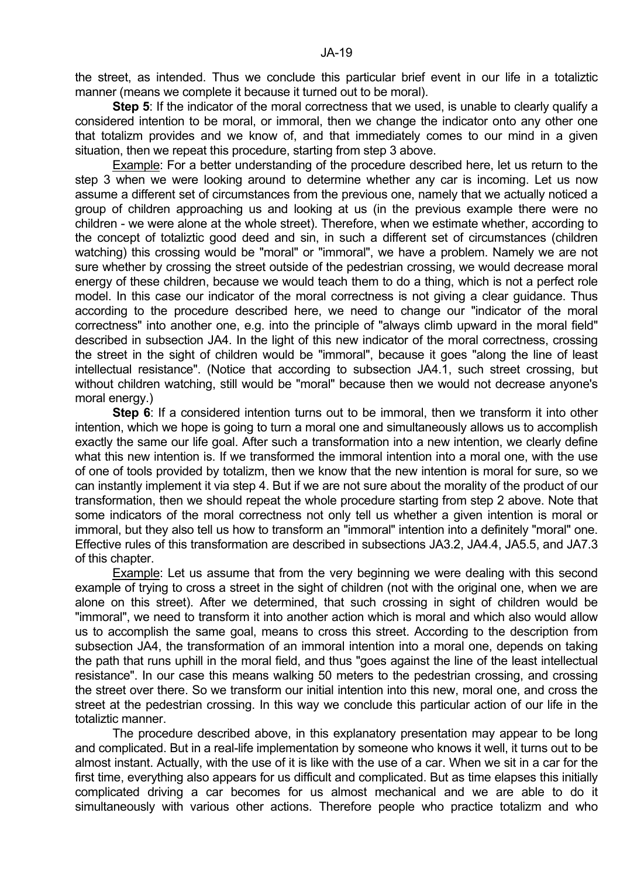the street, as intended. Thus we conclude this particular brief event in our life in a totaliztic manner (means we complete it because it turned out to be moral).

**Step 5**: If the indicator of the moral correctness that we used, is unable to clearly qualify a considered intention to be moral, or immoral, then we change the indicator onto any other one that totalizm provides and we know of, and that immediately comes to our mind in a given situation, then we repeat this procedure, starting from step 3 above.

Example: For a better understanding of the procedure described here, let us return to the step 3 when we were looking around to determine whether any car is incoming. Let us now assume a different set of circumstances from the previous one, namely that we actually noticed a group of children approaching us and looking at us (in the previous example there were no children - we were alone at the whole street). Therefore, when we estimate whether, according to the concept of totaliztic good deed and sin, in such a different set of circumstances (children watching) this crossing would be "moral" or "immoral", we have a problem. Namely we are not sure whether by crossing the street outside of the pedestrian crossing, we would decrease moral energy of these children, because we would teach them to do a thing, which is not a perfect role model. In this case our indicator of the moral correctness is not giving a clear guidance. Thus according to the procedure described here, we need to change our "indicator of the moral correctness" into another one, e.g. into the principle of "always climb upward in the moral field" described in subsection JA4. In the light of this new indicator of the moral correctness, crossing the street in the sight of children would be "immoral", because it goes "along the line of least intellectual resistance". (Notice that according to subsection JA4.1, such street crossing, but without children watching, still would be "moral" because then we would not decrease anyone's moral energy.)

**Step 6**: If a considered intention turns out to be immoral, then we transform it into other intention, which we hope is going to turn a moral one and simultaneously allows us to accomplish exactly the same our life goal. After such a transformation into a new intention, we clearly define what this new intention is. If we transformed the immoral intention into a moral one, with the use of one of tools provided by totalizm, then we know that the new intention is moral for sure, so we can instantly implement it via step 4. But if we are not sure about the morality of the product of our transformation, then we should repeat the whole procedure starting from step 2 above. Note that some indicators of the moral correctness not only tell us whether a given intention is moral or immoral, but they also tell us how to transform an "immoral" intention into a definitely "moral" one. Effective rules of this transformation are described in subsections JA3.2, JA4.4, JA5.5, and JA7.3 of this chapter.

Example: Let us assume that from the very beginning we were dealing with this second example of trying to cross a street in the sight of children (not with the original one, when we are alone on this street). After we determined, that such crossing in sight of children would be "immoral", we need to transform it into another action which is moral and which also would allow us to accomplish the same goal, means to cross this street. According to the description from subsection JA4, the transformation of an immoral intention into a moral one, depends on taking the path that runs uphill in the moral field, and thus "goes against the line of the least intellectual resistance". In our case this means walking 50 meters to the pedestrian crossing, and crossing the street over there. So we transform our initial intention into this new, moral one, and cross the street at the pedestrian crossing. In this way we conclude this particular action of our life in the totaliztic manner.

The procedure described above, in this explanatory presentation may appear to be long and complicated. But in a real-life implementation by someone who knows it well, it turns out to be almost instant. Actually, with the use of it is like with the use of a car. When we sit in a car for the first time, everything also appears for us difficult and complicated. But as time elapses this initially complicated driving a car becomes for us almost mechanical and we are able to do it simultaneously with various other actions. Therefore people who practice totalizm and who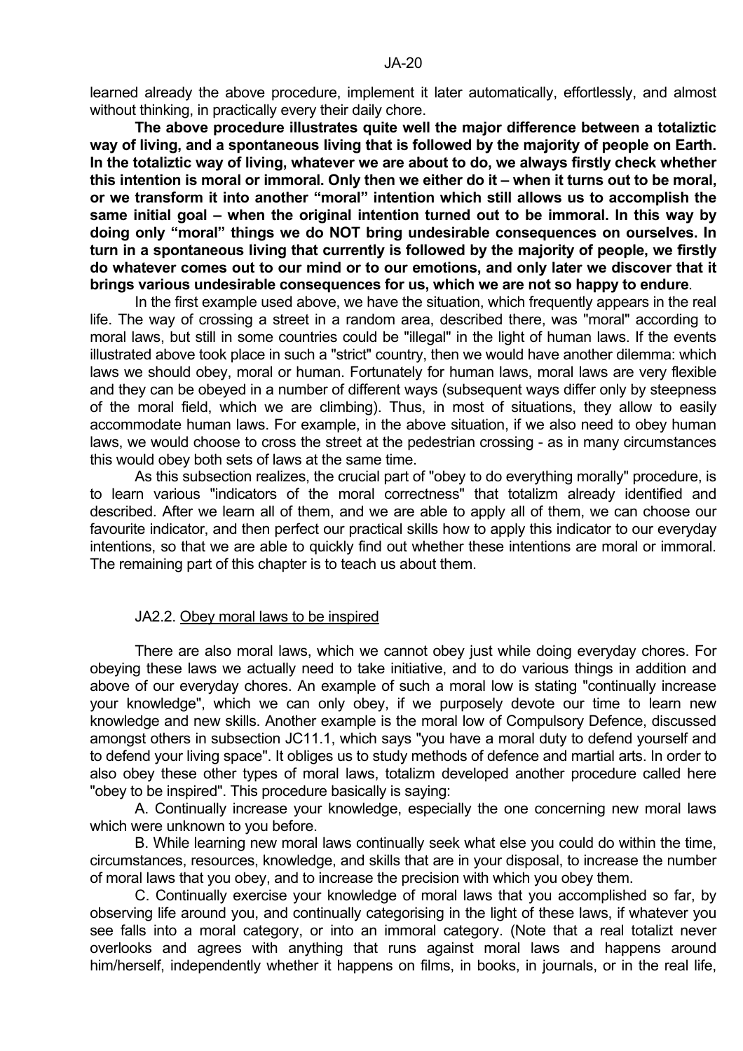learned already the above procedure, implement it later automatically, effortlessly, and almost without thinking, in practically every their daily chore.

**The above procedure illustrates quite well the major difference between a totaliztic way of living, and a spontaneous living that is followed by the majority of people on Earth. In the totaliztic way of living, whatever we are about to do, we always firstly check whether this intention is moral or immoral. Only then we either do it – when it turns out to be moral, or we transform it into another "moral" intention which still allows us to accomplish the same initial goal – when the original intention turned out to be immoral. In this way by doing only "moral" things we do NOT bring undesirable consequences on ourselves. In turn in a spontaneous living that currently is followed by the majority of people, we firstly do whatever comes out to our mind or to our emotions, and only later we discover that it brings various undesirable consequences for us, which we are not so happy to endure**.

In the first example used above, we have the situation, which frequently appears in the real life. The way of crossing a street in a random area, described there, was "moral" according to moral laws, but still in some countries could be "illegal" in the light of human laws. If the events illustrated above took place in such a "strict" country, then we would have another dilemma: which laws we should obey, moral or human. Fortunately for human laws, moral laws are very flexible and they can be obeyed in a number of different ways (subsequent ways differ only by steepness of the moral field, which we are climbing). Thus, in most of situations, they allow to easily accommodate human laws. For example, in the above situation, if we also need to obey human laws, we would choose to cross the street at the pedestrian crossing - as in many circumstances this would obey both sets of laws at the same time.

As this subsection realizes, the crucial part of "obey to do everything morally" procedure, is to learn various "indicators of the moral correctness" that totalizm already identified and described. After we learn all of them, and we are able to apply all of them, we can choose our favourite indicator, and then perfect our practical skills how to apply this indicator to our everyday intentions, so that we are able to quickly find out whether these intentions are moral or immoral. The remaining part of this chapter is to teach us about them.

### JA2.2. Obey moral laws to be inspired

There are also moral laws, which we cannot obey just while doing everyday chores. For obeying these laws we actually need to take initiative, and to do various things in addition and above of our everyday chores. An example of such a moral low is stating "continually increase your knowledge", which we can only obey, if we purposely devote our time to learn new knowledge and new skills. Another example is the moral low of Compulsory Defence, discussed amongst others in subsection JC11.1, which says "you have a moral duty to defend yourself and to defend your living space". It obliges us to study methods of defence and martial arts. In order to also obey these other types of moral laws, totalizm developed another procedure called here "obey to be inspired". This procedure basically is saying:

A. Continually increase your knowledge, especially the one concerning new moral laws which were unknown to you before.

B. While learning new moral laws continually seek what else you could do within the time, circumstances, resources, knowledge, and skills that are in your disposal, to increase the number of moral laws that you obey, and to increase the precision with which you obey them.

C. Continually exercise your knowledge of moral laws that you accomplished so far, by observing life around you, and continually categorising in the light of these laws, if whatever you see falls into a moral category, or into an immoral category. (Note that a real totalizt never overlooks and agrees with anything that runs against moral laws and happens around him/herself, independently whether it happens on films, in books, in journals, or in the real life,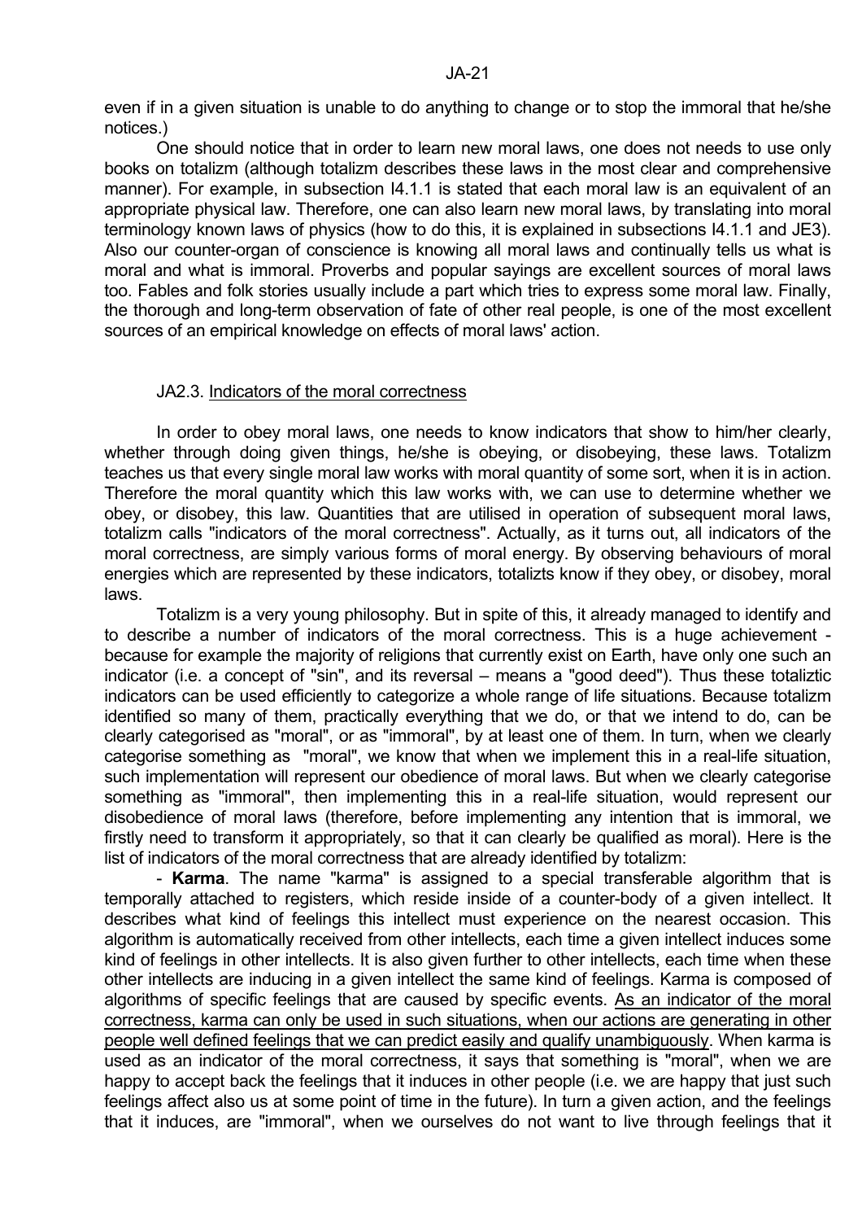even if in a given situation is unable to do anything to change or to stop the immoral that he/she notices.)

One should notice that in order to learn new moral laws, one does not needs to use only books on totalizm (although totalizm describes these laws in the most clear and comprehensive manner). For example, in subsection I4.1.1 is stated that each moral law is an equivalent of an appropriate physical law. Therefore, one can also learn new moral laws, by translating into moral terminology known laws of physics (how to do this, it is explained in subsections I4.1.1 and JE3). Also our counter-organ of conscience is knowing all moral laws and continually tells us what is moral and what is immoral. Proverbs and popular sayings are excellent sources of moral laws too. Fables and folk stories usually include a part which tries to express some moral law. Finally, the thorough and long-term observation of fate of other real people, is one of the most excellent sources of an empirical knowledge on effects of moral laws' action.

### JA2.3. Indicators of the moral correctness

In order to obey moral laws, one needs to know indicators that show to him/her clearly, whether through doing given things, he/she is obeying, or disobeying, these laws. Totalizm teaches us that every single moral law works with moral quantity of some sort, when it is in action. Therefore the moral quantity which this law works with, we can use to determine whether we obey, or disobey, this law. Quantities that are utilised in operation of subsequent moral laws, totalizm calls "indicators of the moral correctness". Actually, as it turns out, all indicators of the moral correctness, are simply various forms of moral energy. By observing behaviours of moral energies which are represented by these indicators, totalizts know if they obey, or disobey, moral laws.

Totalizm is a very young philosophy. But in spite of this, it already managed to identify and to describe a number of indicators of the moral correctness. This is a huge achievement - because for example the majority of religions that currently exist on Earth, have only one such an indicator (i.e. a concept of "sin", and its reversal – means a "good deed"). Thus these totaliztic indicators can be used efficiently to categorize a whole range of life situations. Because totalizm identified so many of them, practically everything that we do, or that we intend to do, can be clearly categorised as "moral", or as "immoral", by at least one of them. In turn, when we clearly categorise something as "moral", we know that when we implement this in a real-life situation, such implementation will represent our obedience of moral laws. But when we clearly categorise something as "immoral", then implementing this in a real-life situation, would represent our disobedience of moral laws (therefore, before implementing any intention that is immoral, we firstly need to transform it appropriately, so that it can clearly be qualified as moral). Here is the list of indicators of the moral correctness that are already identified by totalizm:

- **Karma**. The name "karma" is assigned to a special transferable algorithm that is temporally attached to registers, which reside inside of a counter-body of a given intellect. It describes what kind of feelings this intellect must experience on the nearest occasion. This algorithm is automatically received from other intellects, each time a given intellect induces some kind of feelings in other intellects. It is also given further to other intellects, each time when these other intellects are inducing in a given intellect the same kind of feelings. Karma is composed of algorithms of specific feelings that are caused by specific events. As an indicator of the moral correctness, karma can only be used in such situations, when our actions are generating in other people well defined feelings that we can predict easily and qualify unambiguously. When karma is used as an indicator of the moral correctness, it says that something is "moral", when we are happy to accept back the feelings that it induces in other people (i.e. we are happy that just such feelings affect also us at some point of time in the future). In turn a given action, and the feelings that it induces, are "immoral", when we ourselves do not want to live through feelings that it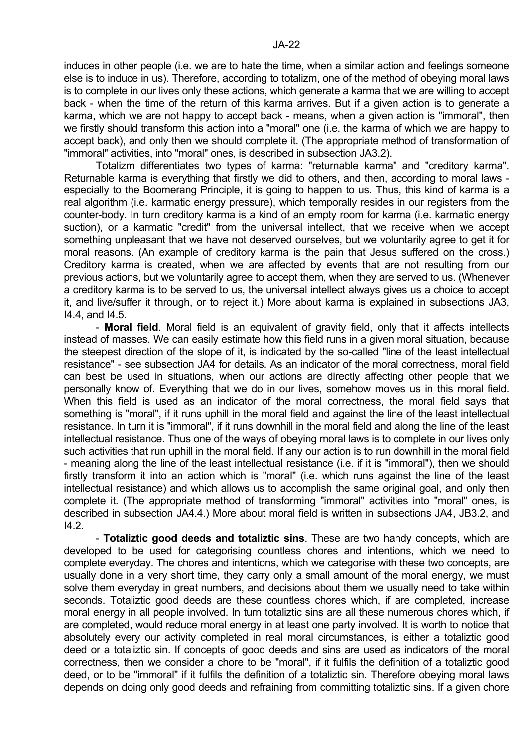induces in other people (i.e. we are to hate the time, when a similar action and feelings someone else is to induce in us). Therefore, according to totalizm, one of the method of obeying moral laws is to complete in our lives only these actions, which generate a karma that we are willing to accept back - when the time of the return of this karma arrives. But if a given action is to generate a karma, which we are not happy to accept back - means, when a given action is "immoral", then we firstly should transform this action into a "moral" one (i.e. the karma of which we are happy to accept back), and only then we should complete it. (The appropriate method of transformation of "immoral" activities, into "moral" ones, is described in subsection JA3.2).

Totalizm differentiates two types of karma: "returnable karma" and "creditory karma". Returnable karma is everything that firstly we did to others, and then, according to moral laws - especially to the Boomerang Principle, it is going to happen to us. Thus, this kind of karma is a real algorithm (i.e. karmatic energy pressure), which temporally resides in our registers from the counter-body. In turn creditory karma is a kind of an empty room for karma (i.e. karmatic energy suction), or a karmatic "credit" from the universal intellect, that we receive when we accept something unpleasant that we have not deserved ourselves, but we voluntarily agree to get it for moral reasons. (An example of creditory karma is the pain that Jesus suffered on the cross.) Creditory karma is created, when we are affected by events that are not resulting from our previous actions, but we voluntarily agree to accept them, when they are served to us. (Whenever a creditory karma is to be served to us, the universal intellect always gives us a choice to accept it, and live/suffer it through, or to reject it.) More about karma is explained in subsections JA3, I4.4, and I4.5.

- **Moral field**. Moral field is an equivalent of gravity field, only that it affects intellects instead of masses. We can easily estimate how this field runs in a given moral situation, because the steepest direction of the slope of it, is indicated by the so-called "line of the least intellectual resistance" - see subsection JA4 for details. As an indicator of the moral correctness, moral field can best be used in situations, when our actions are directly affecting other people that we personally know of. Everything that we do in our lives, somehow moves us in this moral field. When this field is used as an indicator of the moral correctness, the moral field says that something is "moral", if it runs uphill in the moral field and against the line of the least intellectual resistance. In turn it is "immoral", if it runs downhill in the moral field and along the line of the least intellectual resistance. Thus one of the ways of obeying moral laws is to complete in our lives only such activities that run uphill in the moral field. If any our action is to run downhill in the moral field - meaning along the line of the least intellectual resistance (i.e. if it is "immoral"), then we should firstly transform it into an action which is "moral" (i.e. which runs against the line of the least intellectual resistance) and which allows us to accomplish the same original goal, and only then complete it. (The appropriate method of transforming "immoral" activities into "moral" ones, is described in subsection JA4.4.) More about moral field is written in subsections JA4, JB3.2, and I4.2.

- **Totaliztic good deeds and totaliztic sins**. These are two handy concepts, which are developed to be used for categorising countless chores and intentions, which we need to complete everyday. The chores and intentions, which we categorise with these two concepts, are usually done in a very short time, they carry only a small amount of the moral energy, we must solve them everyday in great numbers, and decisions about them we usually need to take within seconds. Totaliztic good deeds are these countless chores which, if are completed, increase moral energy in all people involved. In turn totaliztic sins are all these numerous chores which, if are completed, would reduce moral energy in at least one party involved. It is worth to notice that absolutely every our activity completed in real moral circumstances, is either a totaliztic good deed or a totaliztic sin. If concepts of good deeds and sins are used as indicators of the moral correctness, then we consider a chore to be "moral", if it fulfils the definition of a totaliztic good deed, or to be "immoral" if it fulfils the definition of a totaliztic sin. Therefore obeying moral laws depends on doing only good deeds and refraining from committing totaliztic sins. If a given chore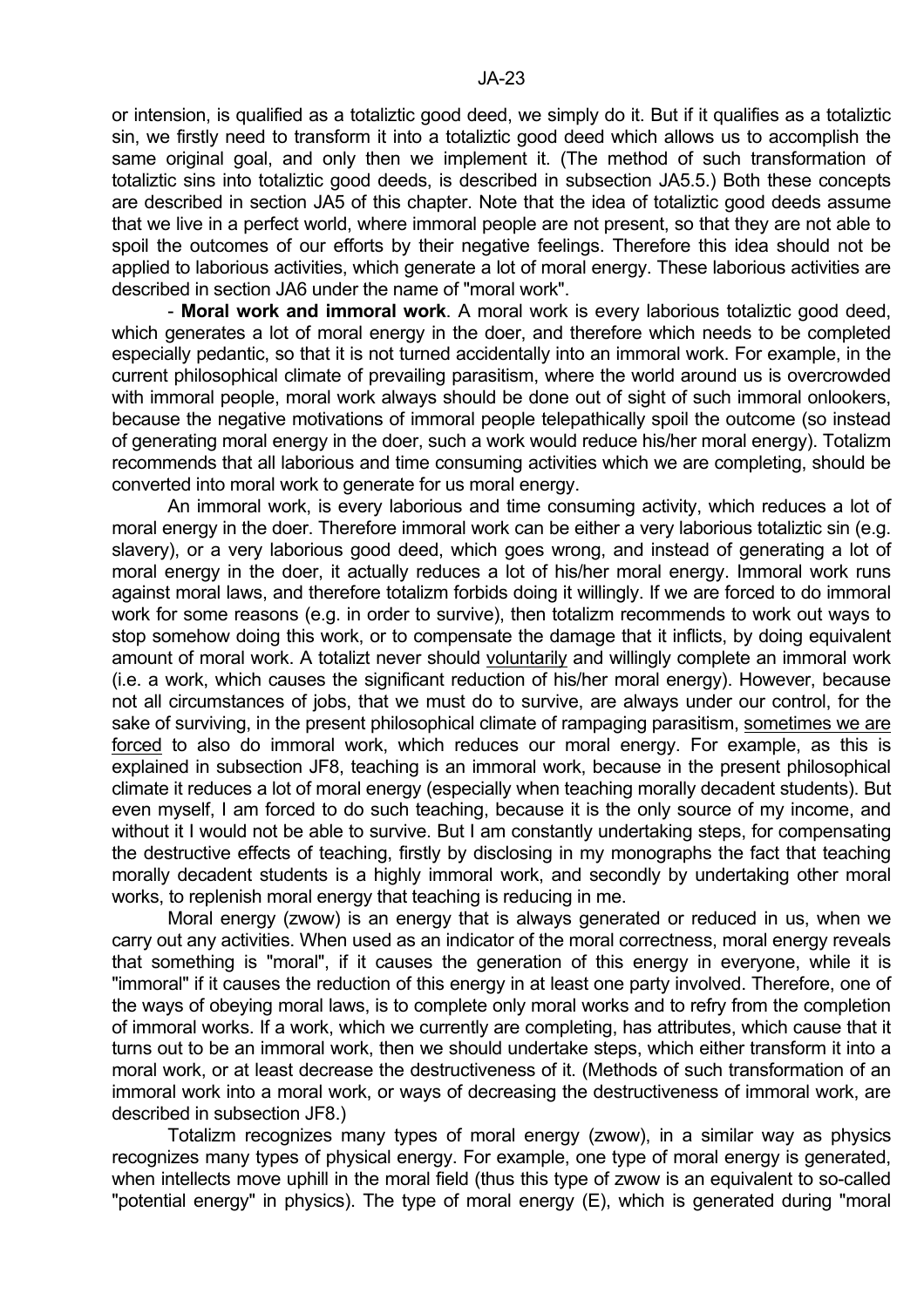or intension, is qualified as a totaliztic good deed, we simply do it. But if it qualifies as a totaliztic sin, we firstly need to transform it into a totaliztic good deed which allows us to accomplish the same original goal, and only then we implement it. (The method of such transformation of totaliztic sins into totaliztic good deeds, is described in subsection JA5.5.) Both these concepts are described in section JA5 of this chapter. Note that the idea of totaliztic good deeds assume that we live in a perfect world, where immoral people are not present, so that they are not able to spoil the outcomes of our efforts by their negative feelings. Therefore this idea should not be applied to laborious activities, which generate a lot of moral energy. These laborious activities are described in section JA6 under the name of "moral work".

- **Moral work and immoral work**. A moral work is every laborious totaliztic good deed, which generates a lot of moral energy in the doer, and therefore which needs to be completed especially pedantic, so that it is not turned accidentally into an immoral work. For example, in the current philosophical climate of prevailing parasitism, where the world around us is overcrowded with immoral people, moral work always should be done out of sight of such immoral onlookers, because the negative motivations of immoral people telepathically spoil the outcome (so instead of generating moral energy in the doer, such a work would reduce his/her moral energy). Totalizm recommends that all laborious and time consuming activities which we are completing, should be converted into moral work to generate for us moral energy.

An immoral work, is every laborious and time consuming activity, which reduces a lot of moral energy in the doer. Therefore immoral work can be either a very laborious totaliztic sin (e.g. slavery), or a very laborious good deed, which goes wrong, and instead of generating a lot of moral energy in the doer, it actually reduces a lot of his/her moral energy. Immoral work runs against moral laws, and therefore totalizm forbids doing it willingly. If we are forced to do immoral work for some reasons (e.g. in order to survive), then totalizm recommends to work out ways to stop somehow doing this work, or to compensate the damage that it inflicts, by doing equivalent amount of moral work. A totalizt never should voluntarily and willingly complete an immoral work (i.e. a work, which causes the significant reduction of his/her moral energy). However, because not all circumstances of jobs, that we must do to survive, are always under our control, for the sake of surviving, in the present philosophical climate of rampaging parasitism, sometimes we are forced to also do immoral work, which reduces our moral energy. For example, as this is explained in subsection JF8, teaching is an immoral work, because in the present philosophical climate it reduces a lot of moral energy (especially when teaching morally decadent students). But even myself, I am forced to do such teaching, because it is the only source of my income, and without it I would not be able to survive. But I am constantly undertaking steps, for compensating the destructive effects of teaching, firstly by disclosing in my monographs the fact that teaching morally decadent students is a highly immoral work, and secondly by undertaking other moral works, to replenish moral energy that teaching is reducing in me.

Moral energy (zwow) is an energy that is always generated or reduced in us, when we carry out any activities. When used as an indicator of the moral correctness, moral energy reveals that something is "moral", if it causes the generation of this energy in everyone, while it is "immoral" if it causes the reduction of this energy in at least one party involved. Therefore, one of the ways of obeying moral laws, is to complete only moral works and to refry from the completion of immoral works. If a work, which we currently are completing, has attributes, which cause that it turns out to be an immoral work, then we should undertake steps, which either transform it into a moral work, or at least decrease the destructiveness of it. (Methods of such transformation of an immoral work into a moral work, or ways of decreasing the destructiveness of immoral work, are described in subsection JF8.)

Totalizm recognizes many types of moral energy (zwow), in a similar way as physics recognizes many types of physical energy. For example, one type of moral energy is generated, when intellects move uphill in the moral field (thus this type of zwow is an equivalent to so-called "potential energy" in physics). The type of moral energy (E), which is generated during "moral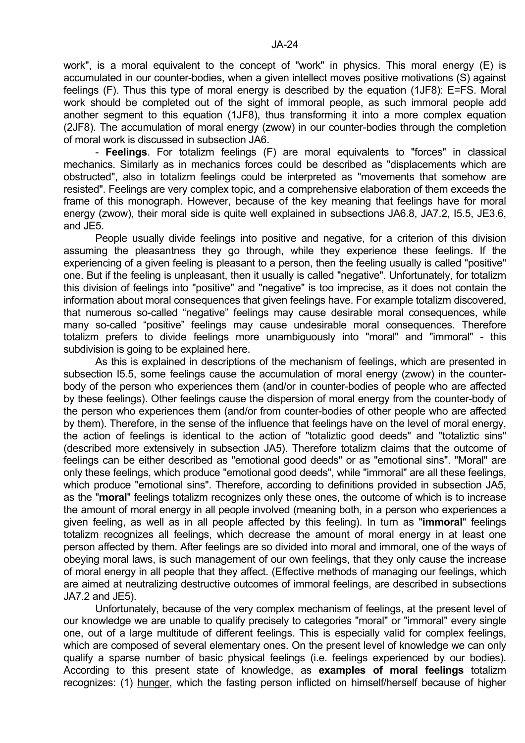work", is a moral equivalent to the concept of "work" in physics. This moral energy (E) is accumulated in our counter-bodies, when a given intellect moves positive motivations (S) against feelings (F). Thus this type of moral energy is described by the equation (1JF8): E=FS. Moral work should be completed out of the sight of immoral people, as such immoral people add another segment to this equation (1JF8), thus transforming it into a more complex equation (2JF8). The accumulation of moral energy (zwow) in our counter-bodies through the completion of moral work is discussed in subsection JA6.

- **Feelings**. For totalizm feelings (F) are moral equivalents to "forces" in classical mechanics. Similarly as in mechanics forces could be described as "displacements which are obstructed", also in totalizm feelings could be interpreted as "movements that somehow are resisted". Feelings are very complex topic, and a comprehensive elaboration of them exceeds the frame of this monograph. However, because of the key meaning that feelings have for moral energy (zwow), their moral side is quite well explained in subsections JA6.8, JA7.2, I5.5, JE3.6, and JE5.

People usually divide feelings into positive and negative, for a criterion of this division assuming the pleasantness they go through, while they experience these feelings. If the experiencing of a given feeling is pleasant to a person, then the feeling usually is called "positive" one. But if the feeling is unpleasant, then it usually is called "negative". Unfortunately, for totalizm this division of feelings into "positive" and "negative" is too imprecise, as it does not contain the information about moral consequences that given feelings have. For example totalizm discovered, that numerous so-called “negative” feelings may cause desirable moral consequences, while many so-called “positive” feelings may cause undesirable moral consequences. Therefore totalizm prefers to divide feelings more unambiguously into "moral" and "immoral" - this subdivision is going to be explained here.

As this is explained in descriptions of the mechanism of feelings, which are presented in subsection I5.5, some feelings cause the accumulation of moral energy (zwow) in the counter-body of the person who experiences them (and/or in counter-bodies of people who are affected by these feelings). Other feelings cause the dispersion of moral energy from the counter-body of the person who experiences them (and/or from counter-bodies of other people who are affected by them). Therefore, in the sense of the influence that feelings have on the level of moral energy, the action of feelings is identical to the action of "totaliztic good deeds" and "totaliztic sins" (described more extensively in subsection JA5). Therefore totalizm claims that the outcome of feelings can be either described as "emotional good deeds" or as "emotional sins". "Moral" are only these feelings, which produce "emotional good deeds", while "immoral" are all these feelings, which produce "emotional sins". Therefore, according to definitions provided in subsection JA5, as the "**moral**" feelings totalizm recognizes only these ones, the outcome of which is to increase the amount of moral energy in all people involved (meaning both, in a person who experiences a given feeling, as well as in all people affected by this feeling). In turn as "**immoral**" feelings totalizm recognizes all feelings, which decrease the amount of moral energy in at least one person affected by them. After feelings are so divided into moral and immoral, one of the ways of obeying moral laws, is such management of our own feelings, that they only cause the increase of moral energy in all people that they affect. (Effective methods of managing our feelings, which are aimed at neutralizing destructive outcomes of immoral feelings, are described in subsections JA7.2 and JE5).

Unfortunately, because of the very complex mechanism of feelings, at the present level of our knowledge we are unable to qualify precisely to categories "moral" or "immoral" every single one, out of a large multitude of different feelings. This is especially valid for complex feelings, which are composed of several elementary ones. On the present level of knowledge we can only qualify a sparse number of basic physical feelings (i.e. feelings experienced by our bodies). According to this present state of knowledge, as **examples of moral feelings** totalizm recognizes: (1) <u>hunger</u>, which the fasting person inflicted on himself/herself because of higher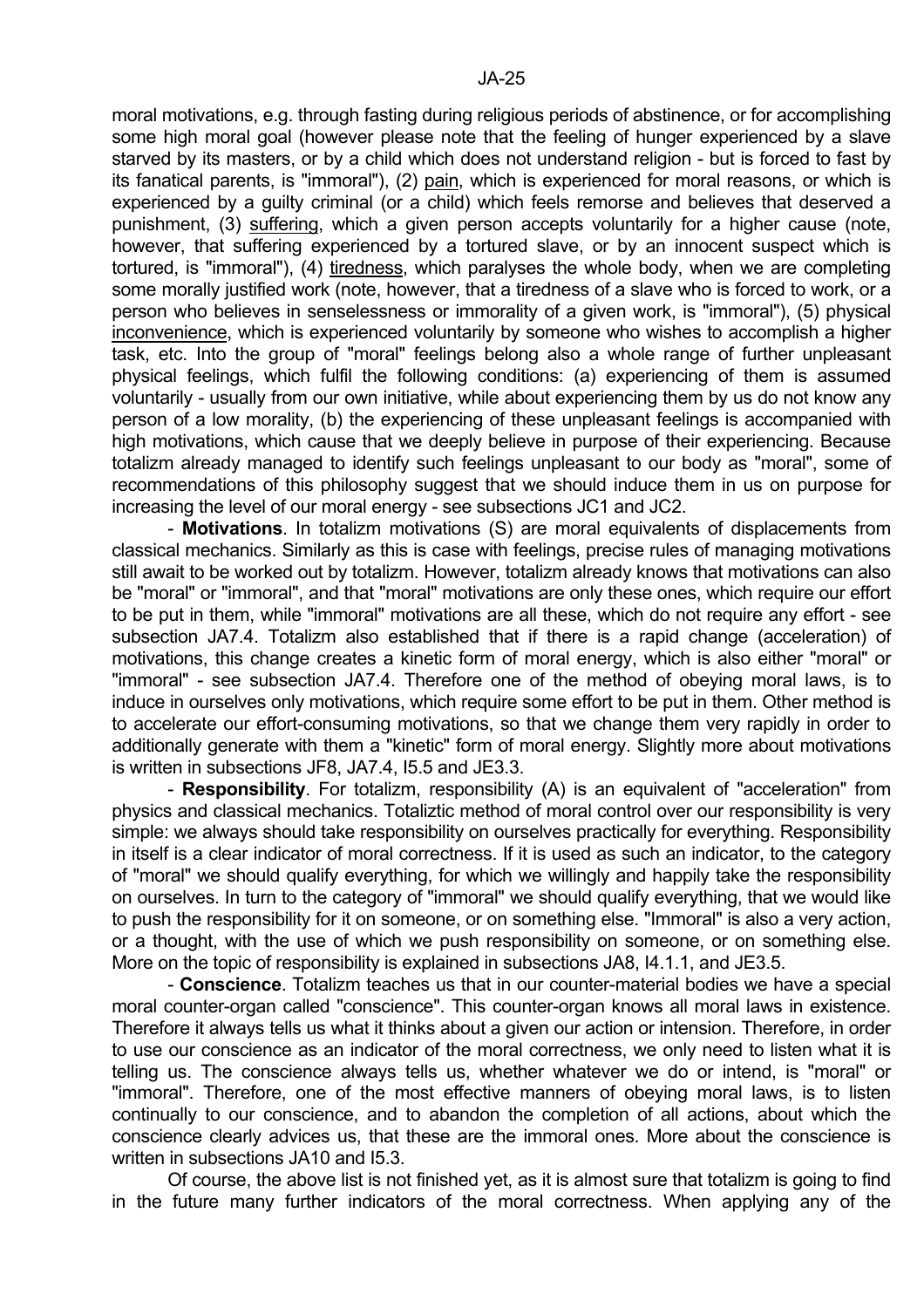moral motivations, e.g. through fasting during religious periods of abstinence, or for accomplishing some high moral goal (however please note that the feeling of hunger experienced by a slave starved by its masters, or by a child which does not understand religion - but is forced to fast by its fanatical parents, is "immoral"), (2) pain, which is experienced for moral reasons, or which is experienced by a guilty criminal (or a child) which feels remorse and believes that deserved a punishment, (3) suffering, which a given person accepts voluntarily for a higher cause (note, however, that suffering experienced by a tortured slave, or by an innocent suspect which is tortured, is "immoral"), (4) tiredness, which paralyses the whole body, when we are completing some morally justified work (note, however, that a tiredness of a slave who is forced to work, or a person who believes in senselessness or immorality of a given work, is "immoral"), (5) physical inconvenience, which is experienced voluntarily by someone who wishes to accomplish a higher task, etc. Into the group of "moral" feelings belong also a whole range of further unpleasant physical feelings, which fulfil the following conditions: (a) experiencing of them is assumed voluntarily - usually from our own initiative, while about experiencing them by us do not know any person of a low morality, (b) the experiencing of these unpleasant feelings is accompanied with high motivations, which cause that we deeply believe in purpose of their experiencing. Because totalizm already managed to identify such feelings unpleasant to our body as "moral", some of recommendations of this philosophy suggest that we should induce them in us on purpose for increasing the level of our moral energy - see subsections JC1 and JC2.

- **Motivations**. In totalizm motivations (S) are moral equivalents of displacements from classical mechanics. Similarly as this is case with feelings, precise rules of managing motivations still await to be worked out by totalizm. However, totalizm already knows that motivations can also be "moral" or "immoral", and that "moral" motivations are only these ones, which require our effort to be put in them, while "immoral" motivations are all these, which do not require any effort - see subsection JA7.4. Totalizm also established that if there is a rapid change (acceleration) of motivations, this change creates a kinetic form of moral energy, which is also either "moral" or "immoral" - see subsection JA7.4. Therefore one of the method of obeying moral laws, is to induce in ourselves only motivations, which require some effort to be put in them. Other method is to accelerate our effort-consuming motivations, so that we change them very rapidly in order to additionally generate with them a "kinetic" form of moral energy. Slightly more about motivations is written in subsections JF8, JA7.4, I5.5 and JE3.3.

- **Responsibility**. For totalizm, responsibility (A) is an equivalent of "acceleration" from physics and classical mechanics. Totaliztic method of moral control over our responsibility is very simple: we always should take responsibility on ourselves practically for everything. Responsibility in itself is a clear indicator of moral correctness. If it is used as such an indicator, to the category of "moral" we should qualify everything, for which we willingly and happily take the responsibility on ourselves. In turn to the category of "immoral" we should qualify everything, that we would like to push the responsibility for it on someone, or on something else. "Immoral" is also a very action, or a thought, with the use of which we push responsibility on someone, or on something else. More on the topic of responsibility is explained in subsections JA8, I4.1.1, and JE3.5.

- **Conscience**. Totalizm teaches us that in our counter-material bodies we have a special moral counter-organ called "conscience". This counter-organ knows all moral laws in existence. Therefore it always tells us what it thinks about a given our action or intension. Therefore, in order to use our conscience as an indicator of the moral correctness, we only need to listen what it is telling us. The conscience always tells us, whether whatever we do or intend, is "moral" or "immoral". Therefore, one of the most effective manners of obeying moral laws, is to listen continually to our conscience, and to abandon the completion of all actions, about which the conscience clearly advices us, that these are the immoral ones. More about the conscience is written in subsections JA10 and I5.3.

Of course, the above list is not finished yet, as it is almost sure that totalizm is going to find in the future many further indicators of the moral correctness. When applying any of the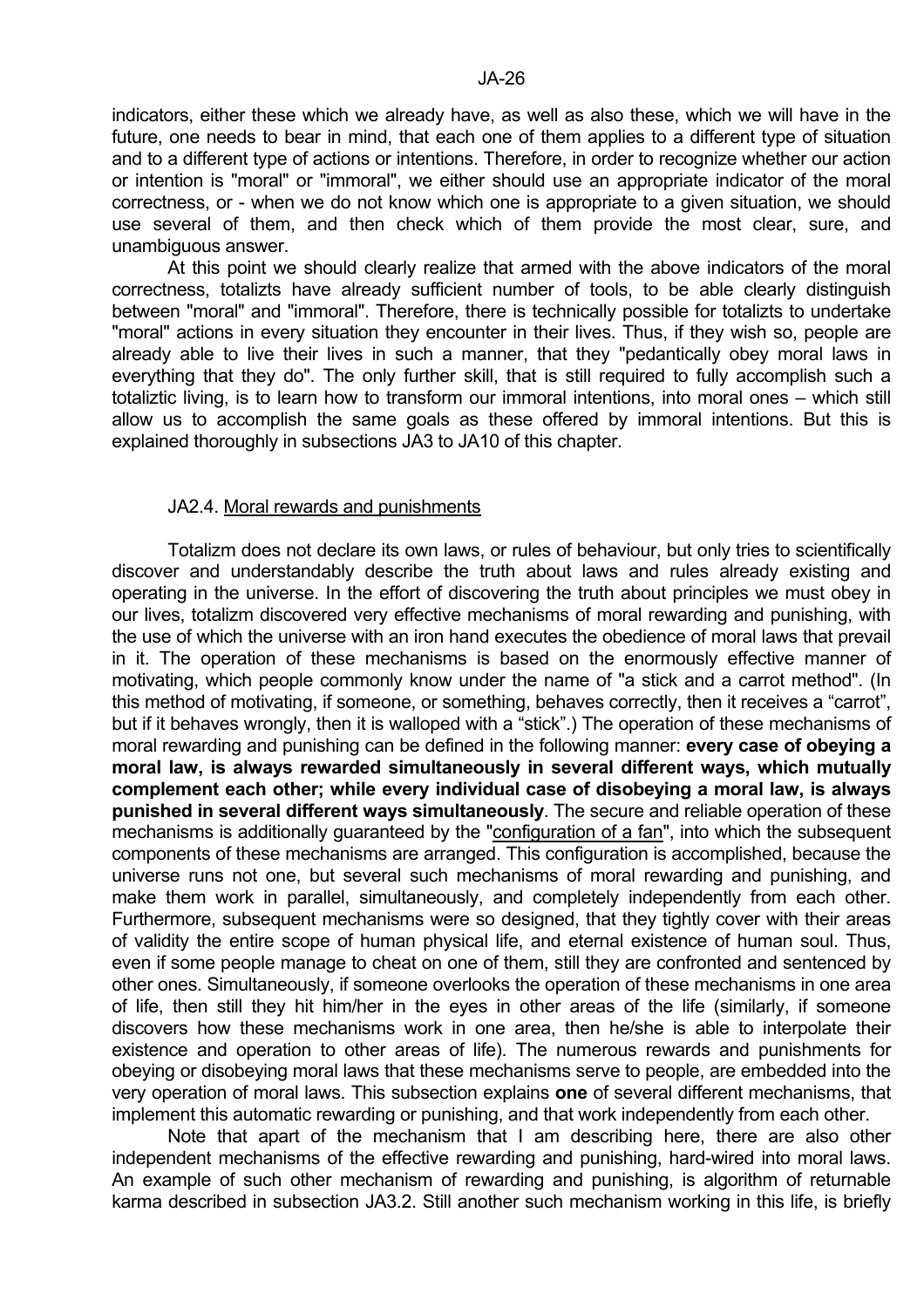indicators, either these which we already have, as well as also these, which we will have in the future, one needs to bear in mind, that each one of them applies to a different type of situation and to a different type of actions or intentions. Therefore, in order to recognize whether our action or intention is "moral" or "immoral", we either should use an appropriate indicator of the moral correctness, or - when we do not know which one is appropriate to a given situation, we should use several of them, and then check which of them provide the most clear, sure, and unambiguous answer.

At this point we should clearly realize that armed with the above indicators of the moral correctness, totalizts have already sufficient number of tools, to be able clearly distinguish between "moral" and "immoral". Therefore, there is technically possible for totalizts to undertake "moral" actions in every situation they encounter in their lives. Thus, if they wish so, people are already able to live their lives in such a manner, that they "pedantically obey moral laws in everything that they do". The only further skill, that is still required to fully accomplish such a totaliztic living, is to learn how to transform our immoral intentions, into moral ones – which still allow us to accomplish the same goals as these offered by immoral intentions. But this is explained thoroughly in subsections JA3 to JA10 of this chapter.

### JA2.4. Moral rewards and punishments

Totalizm does not declare its own laws, or rules of behaviour, but only tries to scientifically discover and understandably describe the truth about laws and rules already existing and operating in the universe. In the effort of discovering the truth about principles we must obey in our lives, totalizm discovered very effective mechanisms of moral rewarding and punishing, with the use of which the universe with an iron hand executes the obedience of moral laws that prevail in it. The operation of these mechanisms is based on the enormously effective manner of motivating, which people commonly know under the name of "a stick and a carrot method". (In this method of motivating, if someone, or something, behaves correctly, then it receives a "carrot", but if it behaves wrongly, then it is walloped with a "stick".) The operation of these mechanisms of moral rewarding and punishing can be defined in the following manner: **every case of obeying a moral law, is always rewarded simultaneously in several different ways, which mutually complement each other; while every individual case of disobeying a moral law, is always punished in several different ways simultaneously**. The secure and reliable operation of these mechanisms is additionally guaranteed by the "configuration of a fan", into which the subsequent components of these mechanisms are arranged. This configuration is accomplished, because the universe runs not one, but several such mechanisms of moral rewarding and punishing, and make them work in parallel, simultaneously, and completely independently from each other. Furthermore, subsequent mechanisms were so designed, that they tightly cover with their areas of validity the entire scope of human physical life, and eternal existence of human soul. Thus, even if some people manage to cheat on one of them, still they are confronted and sentenced by other ones. Simultaneously, if someone overlooks the operation of these mechanisms in one area of life, then still they hit him/her in the eyes in other areas of the life (similarly, if someone discovers how these mechanisms work in one area, then he/she is able to interpolate their existence and operation to other areas of life). The numerous rewards and punishments for obeying or disobeying moral laws that these mechanisms serve to people, are embedded into the very operation of moral laws. This subsection explains **one** of several different mechanisms, that implement this automatic rewarding or punishing, and that work independently from each other.

Note that apart of the mechanism that I am describing here, there are also other independent mechanisms of the effective rewarding and punishing, hard-wired into moral laws. An example of such other mechanism of rewarding and punishing, is algorithm of returnable karma described in subsection JA3.2. Still another such mechanism working in this life, is briefly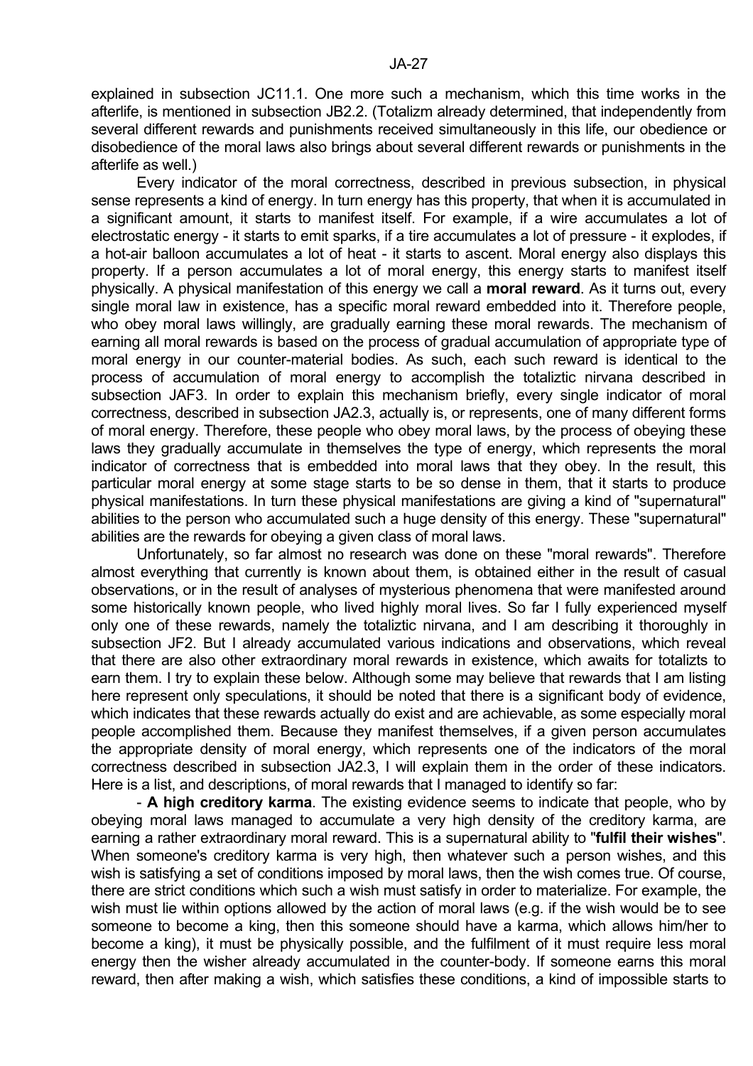explained in subsection JC11.1. One more such a mechanism, which this time works in the afterlife, is mentioned in subsection JB2.2. (Totalizm already determined, that independently from several different rewards and punishments received simultaneously in this life, our obedience or disobedience of the moral laws also brings about several different rewards or punishments in the afterlife as well.)

Every indicator of the moral correctness, described in previous subsection, in physical sense represents a kind of energy. In turn energy has this property, that when it is accumulated in a significant amount, it starts to manifest itself. For example, if a wire accumulates a lot of electrostatic energy - it starts to emit sparks, if a tire accumulates a lot of pressure - it explodes, if a hot-air balloon accumulates a lot of heat - it starts to ascent. Moral energy also displays this property. If a person accumulates a lot of moral energy, this energy starts to manifest itself physically. A physical manifestation of this energy we call a **moral reward**. As it turns out, every single moral law in existence, has a specific moral reward embedded into it. Therefore people, who obey moral laws willingly, are gradually earning these moral rewards. The mechanism of earning all moral rewards is based on the process of gradual accumulation of appropriate type of moral energy in our counter-material bodies. As such, each such reward is identical to the process of accumulation of moral energy to accomplish the totaliztic nirvana described in subsection JAF3. In order to explain this mechanism briefly, every single indicator of moral correctness, described in subsection JA2.3, actually is, or represents, one of many different forms of moral energy. Therefore, these people who obey moral laws, by the process of obeying these laws they gradually accumulate in themselves the type of energy, which represents the moral indicator of correctness that is embedded into moral laws that they obey. In the result, this particular moral energy at some stage starts to be so dense in them, that it starts to produce physical manifestations. In turn these physical manifestations are giving a kind of "supernatural" abilities to the person who accumulated such a huge density of this energy. These "supernatural" abilities are the rewards for obeying a given class of moral laws.

Unfortunately, so far almost no research was done on these "moral rewards". Therefore almost everything that currently is known about them, is obtained either in the result of casual observations, or in the result of analyses of mysterious phenomena that were manifested around some historically known people, who lived highly moral lives. So far I fully experienced myself only one of these rewards, namely the totaliztic nirvana, and I am describing it thoroughly in subsection JF2. But I already accumulated various indications and observations, which reveal that there are also other extraordinary moral rewards in existence, which awaits for totalizts to earn them. I try to explain these below. Although some may believe that rewards that I am listing here represent only speculations, it should be noted that there is a significant body of evidence, which indicates that these rewards actually do exist and are achievable, as some especially moral people accomplished them. Because they manifest themselves, if a given person accumulates the appropriate density of moral energy, which represents one of the indicators of the moral correctness described in subsection JA2.3, I will explain them in the order of these indicators. Here is a list, and descriptions, of moral rewards that I managed to identify so far:

- **A high creditory karma**. The existing evidence seems to indicate that people, who by obeying moral laws managed to accumulate a very high density of the creditory karma, are earning a rather extraordinary moral reward. This is a supernatural ability to "**fulfil their wishes**". When someone's creditory karma is very high, then whatever such a person wishes, and this wish is satisfying a set of conditions imposed by moral laws, then the wish comes true. Of course, there are strict conditions which such a wish must satisfy in order to materialize. For example, the wish must lie within options allowed by the action of moral laws (e.g. if the wish would be to see someone to become a king, then this someone should have a karma, which allows him/her to become a king), it must be physically possible, and the fulfilment of it must require less moral energy then the wisher already accumulated in the counter-body. If someone earns this moral reward, then after making a wish, which satisfies these conditions, a kind of impossible starts to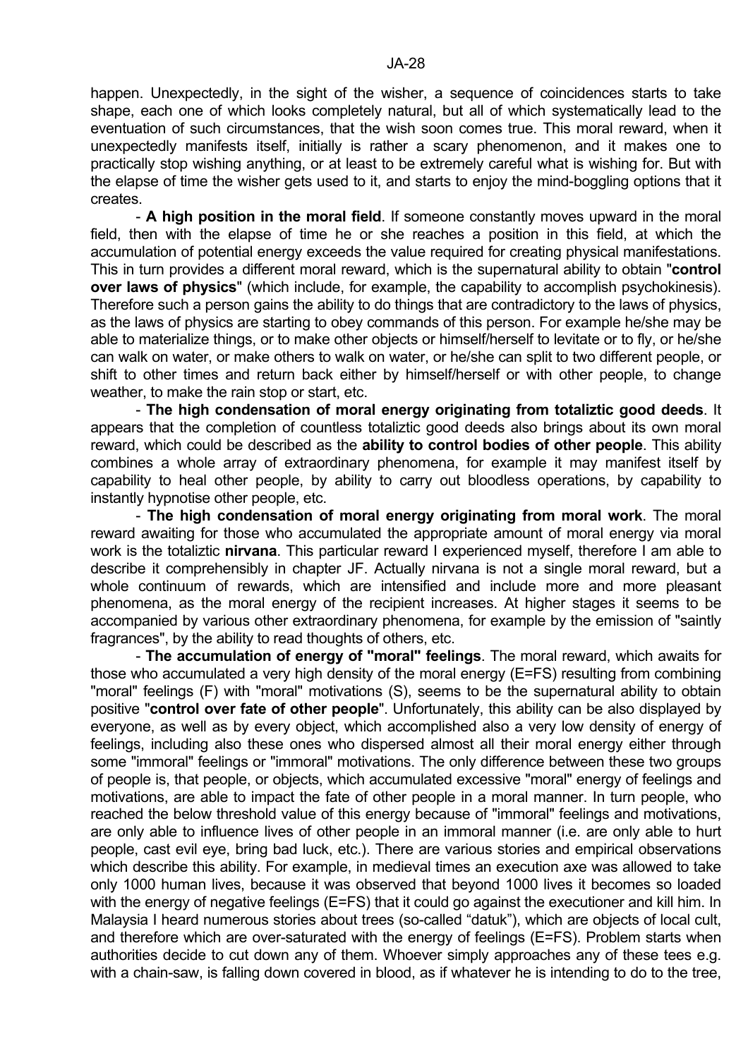happen. Unexpectedly, in the sight of the wisher, a sequence of coincidences starts to take shape, each one of which looks completely natural, but all of which systematically lead to the eventuation of such circumstances, that the wish soon comes true. This moral reward, when it unexpectedly manifests itself, initially is rather a scary phenomenon, and it makes one to practically stop wishing anything, or at least to be extremely careful what is wishing for. But with the elapse of time the wisher gets used to it, and starts to enjoy the mind-boggling options that it creates.

- **A high position in the moral field**. If someone constantly moves upward in the moral field, then with the elapse of time he or she reaches a position in this field, at which the accumulation of potential energy exceeds the value required for creating physical manifestations. This in turn provides a different moral reward, which is the supernatural ability to obtain "**control over laws of physics**" (which include, for example, the capability to accomplish psychokinesis). Therefore such a person gains the ability to do things that are contradictory to the laws of physics, as the laws of physics are starting to obey commands of this person. For example he/she may be able to materialize things, or to make other objects or himself/herself to levitate or to fly, or he/she can walk on water, or make others to walk on water, or he/she can split to two different people, or shift to other times and return back either by himself/herself or with other people, to change weather, to make the rain stop or start, etc.

- **The high condensation of moral energy originating from totaliztic good deeds**. It appears that the completion of countless totaliztic good deeds also brings about its own moral reward, which could be described as the **ability to control bodies of other people**. This ability combines a whole array of extraordinary phenomena, for example it may manifest itself by capability to heal other people, by ability to carry out bloodless operations, by capability to instantly hypnotise other people, etc.

- **The high condensation of moral energy originating from moral work**. The moral reward awaiting for those who accumulated the appropriate amount of moral energy via moral work is the totaliztic **nirvana**. This particular reward I experienced myself, therefore I am able to describe it comprehensibly in chapter JF. Actually nirvana is not a single moral reward, but a whole continuum of rewards, which are intensified and include more and more pleasant phenomena, as the moral energy of the recipient increases. At higher stages it seems to be accompanied by various other extraordinary phenomena, for example by the emission of "saintly fragrances", by the ability to read thoughts of others, etc.

- **The accumulation of energy of "moral" feelings**. The moral reward, which awaits for those who accumulated a very high density of the moral energy (E=FS) resulting from combining "moral" feelings (F) with "moral" motivations (S), seems to be the supernatural ability to obtain positive "**control over fate of other people**". Unfortunately, this ability can be also displayed by everyone, as well as by every object, which accomplished also a very low density of energy of feelings, including also these ones who dispersed almost all their moral energy either through some "immoral" feelings or "immoral" motivations. The only difference between these two groups of people is, that people, or objects, which accumulated excessive "moral" energy of feelings and motivations, are able to impact the fate of other people in a moral manner. In turn people, who reached the below threshold value of this energy because of "immoral" feelings and motivations, are only able to influence lives of other people in an immoral manner (i.e. are only able to hurt people, cast evil eye, bring bad luck, etc.). There are various stories and empirical observations which describe this ability. For example, in medieval times an execution axe was allowed to take only 1000 human lives, because it was observed that beyond 1000 lives it becomes so loaded with the energy of negative feelings (E=FS) that it could go against the executioner and kill him. In Malaysia I heard numerous stories about trees (so-called “datuk”), which are objects of local cult, and therefore which are over-saturated with the energy of feelings (E=FS). Problem starts when authorities decide to cut down any of them. Whoever simply approaches any of these tees e.g. with a chain-saw, is falling down covered in blood, as if whatever he is intending to do to the tree,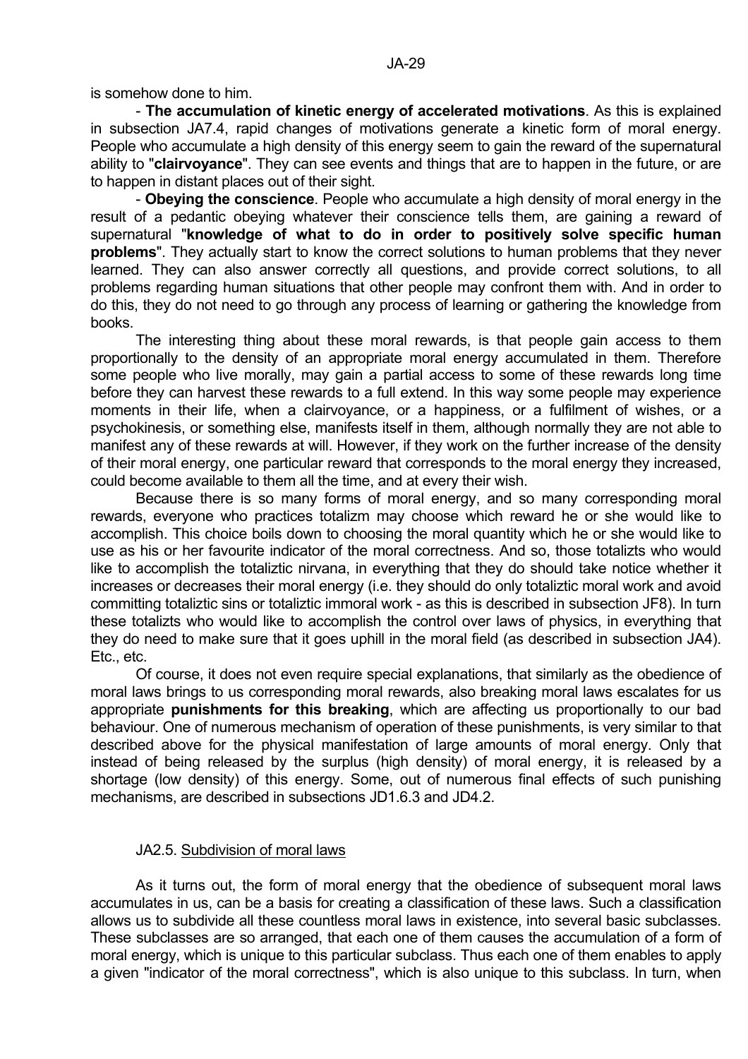is somehow done to him.

- **The accumulation of kinetic energy of accelerated motivations**. As this is explained in subsection JA7.4, rapid changes of motivations generate a kinetic form of moral energy. People who accumulate a high density of this energy seem to gain the reward of the supernatural ability to "**clairvoyance**". They can see events and things that are to happen in the future, or are to happen in distant places out of their sight.

- **Obeying the conscience**. People who accumulate a high density of moral energy in the result of a pedantic obeying whatever their conscience tells them, are gaining a reward of supernatural "**knowledge of what to do in order to positively solve specific human problems**". They actually start to know the correct solutions to human problems that they never learned. They can also answer correctly all questions, and provide correct solutions, to all problems regarding human situations that other people may confront them with. And in order to do this, they do not need to go through any process of learning or gathering the knowledge from books.

The interesting thing about these moral rewards, is that people gain access to them proportionally to the density of an appropriate moral energy accumulated in them. Therefore some people who live morally, may gain a partial access to some of these rewards long time before they can harvest these rewards to a full extend. In this way some people may experience moments in their life, when a clairvoyance, or a happiness, or a fulfilment of wishes, or a psychokinesis, or something else, manifests itself in them, although normally they are not able to manifest any of these rewards at will. However, if they work on the further increase of the density of their moral energy, one particular reward that corresponds to the moral energy they increased, could become available to them all the time, and at every their wish.

Because there is so many forms of moral energy, and so many corresponding moral rewards, everyone who practices totalizm may choose which reward he or she would like to accomplish. This choice boils down to choosing the moral quantity which he or she would like to use as his or her favourite indicator of the moral correctness. And so, those totalizts who would like to accomplish the totaliztic nirvana, in everything that they do should take notice whether it increases or decreases their moral energy (i.e. they should do only totaliztic moral work and avoid committing totaliztic sins or totaliztic immoral work - as this is described in subsection JF8). In turn these totalizts who would like to accomplish the control over laws of physics, in everything that they do need to make sure that it goes uphill in the moral field (as described in subsection JA4). Etc., etc.

Of course, it does not even require special explanations, that similarly as the obedience of moral laws brings to us corresponding moral rewards, also breaking moral laws escalates for us appropriate **punishments for this breaking**, which are affecting us proportionally to our bad behaviour. One of numerous mechanism of operation of these punishments, is very similar to that described above for the physical manifestation of large amounts of moral energy. Only that instead of being released by the surplus (high density) of moral energy, it is released by a shortage (low density) of this energy. Some, out of numerous final effects of such punishing mechanisms, are described in subsections JD1.6.3 and JD4.2.

### JA2.5. Subdivision of moral laws

As it turns out, the form of moral energy that the obedience of subsequent moral laws accumulates in us, can be a basis for creating a classification of these laws. Such a classification allows us to subdivide all these countless moral laws in existence, into several basic subclasses. These subclasses are so arranged, that each one of them causes the accumulation of a form of moral energy, which is unique to this particular subclass. Thus each one of them enables to apply a given "indicator of the moral correctness", which is also unique to this subclass. In turn, when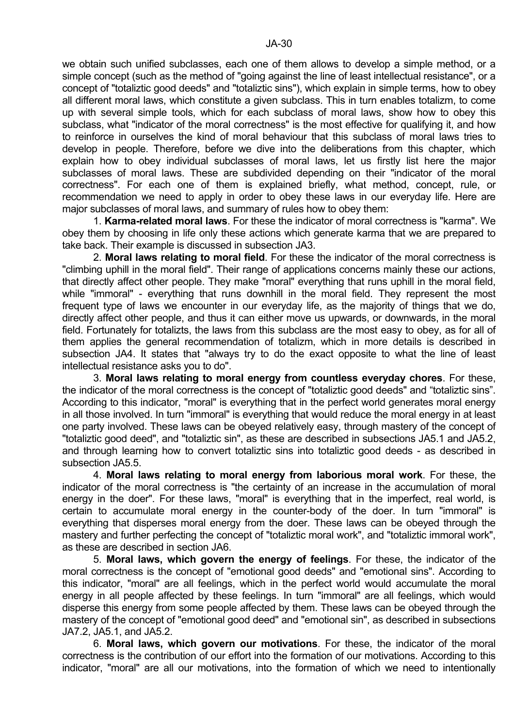we obtain such unified subclasses, each one of them allows to develop a simple method, or a simple concept (such as the method of "going against the line of least intellectual resistance", or a concept of "totaliztic good deeds" and "totaliztic sins"), which explain in simple terms, how to obey all different moral laws, which constitute a given subclass. This in turn enables totalizm, to come up with several simple tools, which for each subclass of moral laws, show how to obey this subclass, what "indicator of the moral correctness" is the most effective for qualifying it, and how to reinforce in ourselves the kind of moral behaviour that this subclass of moral laws tries to develop in people. Therefore, before we dive into the deliberations from this chapter, which explain how to obey individual subclasses of moral laws, let us firstly list here the major subclasses of moral laws. These are subdivided depending on their "indicator of the moral correctness". For each one of them is explained briefly, what method, concept, rule, or recommendation we need to apply in order to obey these laws in our everyday life. Here are major subclasses of moral laws, and summary of rules how to obey them:

1. **Karma-related moral laws**. For these the indicator of moral correctness is "karma". We obey them by choosing in life only these actions which generate karma that we are prepared to take back. Their example is discussed in subsection JA3.

2. **Moral laws relating to moral field**. For these the indicator of the moral correctness is "climbing uphill in the moral field". Their range of applications concerns mainly these our actions, that directly affect other people. They make "moral" everything that runs uphill in the moral field, while "immoral" - everything that runs downhill in the moral field. They represent the most frequent type of laws we encounter in our everyday life, as the majority of things that we do, directly affect other people, and thus it can either move us upwards, or downwards, in the moral field. Fortunately for totalizts, the laws from this subclass are the most easy to obey, as for all of them applies the general recommendation of totalizm, which in more details is described in subsection JA4. It states that "always try to do the exact opposite to what the line of least intellectual resistance asks you to do".

3. **Moral laws relating to moral energy from countless everyday chores**. For these, the indicator of the moral correctness is the concept of "totaliztic good deeds" and "totaliztic sins". According to this indicator, "moral" is everything that in the perfect world generates moral energy in all those involved. In turn "immoral" is everything that would reduce the moral energy in at least one party involved. These laws can be obeyed relatively easy, through mastery of the concept of "totaliztic good deed", and "totaliztic sin", as these are described in subsections JA5.1 and JA5.2, and through learning how to convert totaliztic sins into totaliztic good deeds - as described in subsection JA5.5.

4. **Moral laws relating to moral energy from laborious moral work**. For these, the indicator of the moral correctness is "the certainty of an increase in the accumulation of moral energy in the doer". For these laws, "moral" is everything that in the imperfect, real world, is certain to accumulate moral energy in the counter-body of the doer. In turn "immoral" is everything that disperses moral energy from the doer. These laws can be obeyed through the mastery and further perfecting the concept of "totaliztic moral work", and "totaliztic immoral work", as these are described in section JA6.

5. **Moral laws, which govern the energy of feelings**. For these, the indicator of the moral correctness is the concept of "emotional good deeds" and "emotional sins". According to this indicator, "moral" are all feelings, which in the perfect world would accumulate the moral energy in all people affected by these feelings. In turn "immoral" are all feelings, which would disperse this energy from some people affected by them. These laws can be obeyed through the mastery of the concept of "emotional good deed" and "emotional sin", as described in subsections JA7.2, JA5.1, and JA5.2.

6. **Moral laws, which govern our motivations**. For these, the indicator of the moral correctness is the contribution of our effort into the formation of our motivations. According to this indicator, "moral" are all our motivations, into the formation of which we need to intentionally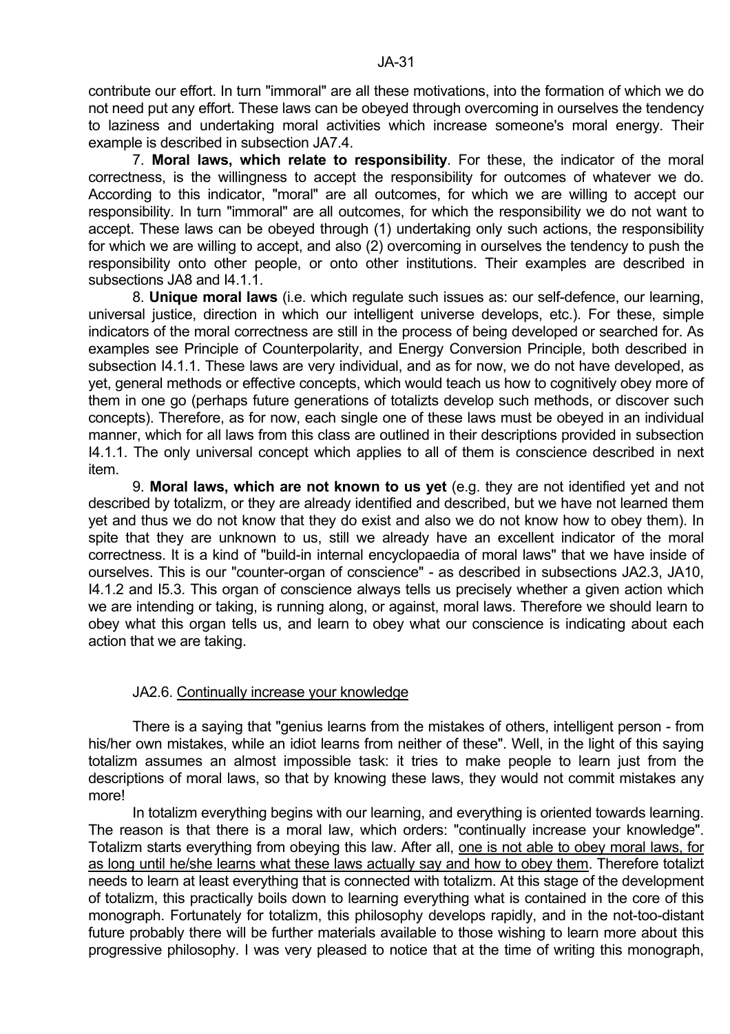contribute our effort. In turn "immoral" are all these motivations, into the formation of which we do not need put any effort. These laws can be obeyed through overcoming in ourselves the tendency to laziness and undertaking moral activities which increase someone's moral energy. Their example is described in subsection JA7.4.

7. **Moral laws, which relate to responsibility**. For these, the indicator of the moral correctness, is the willingness to accept the responsibility for outcomes of whatever we do. According to this indicator, "moral" are all outcomes, for which we are willing to accept our responsibility. In turn "immoral" are all outcomes, for which the responsibility we do not want to accept. These laws can be obeyed through (1) undertaking only such actions, the responsibility for which we are willing to accept, and also (2) overcoming in ourselves the tendency to push the responsibility onto other people, or onto other institutions. Their examples are described in subsections JA8 and I4.1.1.

8. **Unique moral laws** (i.e. which regulate such issues as: our self-defence, our learning, universal justice, direction in which our intelligent universe develops, etc.). For these, simple indicators of the moral correctness are still in the process of being developed or searched for. As examples see Principle of Counterpolarity, and Energy Conversion Principle, both described in subsection I4.1.1. These laws are very individual, and as for now, we do not have developed, as yet, general methods or effective concepts, which would teach us how to cognitively obey more of them in one go (perhaps future generations of totalizts develop such methods, or discover such concepts). Therefore, as for now, each single one of these laws must be obeyed in an individual manner, which for all laws from this class are outlined in their descriptions provided in subsection I4.1.1. The only universal concept which applies to all of them is conscience described in next item.

9. **Moral laws, which are not known to us yet** (e.g. they are not identified yet and not described by totalizm, or they are already identified and described, but we have not learned them yet and thus we do not know that they do exist and also we do not know how to obey them). In spite that they are unknown to us, still we already have an excellent indicator of the moral correctness. It is a kind of "build-in internal encyclopaedia of moral laws" that we have inside of ourselves. This is our "counter-organ of conscience" - as described in subsections JA2.3, JA10, I4.1.2 and I5.3. This organ of conscience always tells us precisely whether a given action which we are intending or taking, is running along, or against, moral laws. Therefore we should learn to obey what this organ tells us, and learn to obey what our conscience is indicating about each action that we are taking.

## JA2.6. <u>Continually increase your knowledge</u>

There is a saying that "genius learns from the mistakes of others, intelligent person - from his/her own mistakes, while an idiot learns from neither of these". Well, in the light of this saying totalizm assumes an almost impossible task: it tries to make people to learn just from the descriptions of moral laws, so that by knowing these laws, they would not commit mistakes any more!

In totalizm everything begins with our learning, and everything is oriented towards learning. The reason is that there is a moral law, which orders: "continually increase your knowledge". Totalizm starts everything from obeying this law. After all, <u>one is not able to obey moral laws, for as long until he/she learns what these laws actually say and how to obey them</u>. Therefore totalizt needs to learn at least everything that is connected with totalizm. At this stage of the development of totalizm, this practically boils down to learning everything what is contained in the core of this monograph. Fortunately for totalizm, this philosophy develops rapidly, and in the not-too-distant future probably there will be further materials available to those wishing to learn more about this progressive philosophy. I was very pleased to notice that at the time of writing this monograph,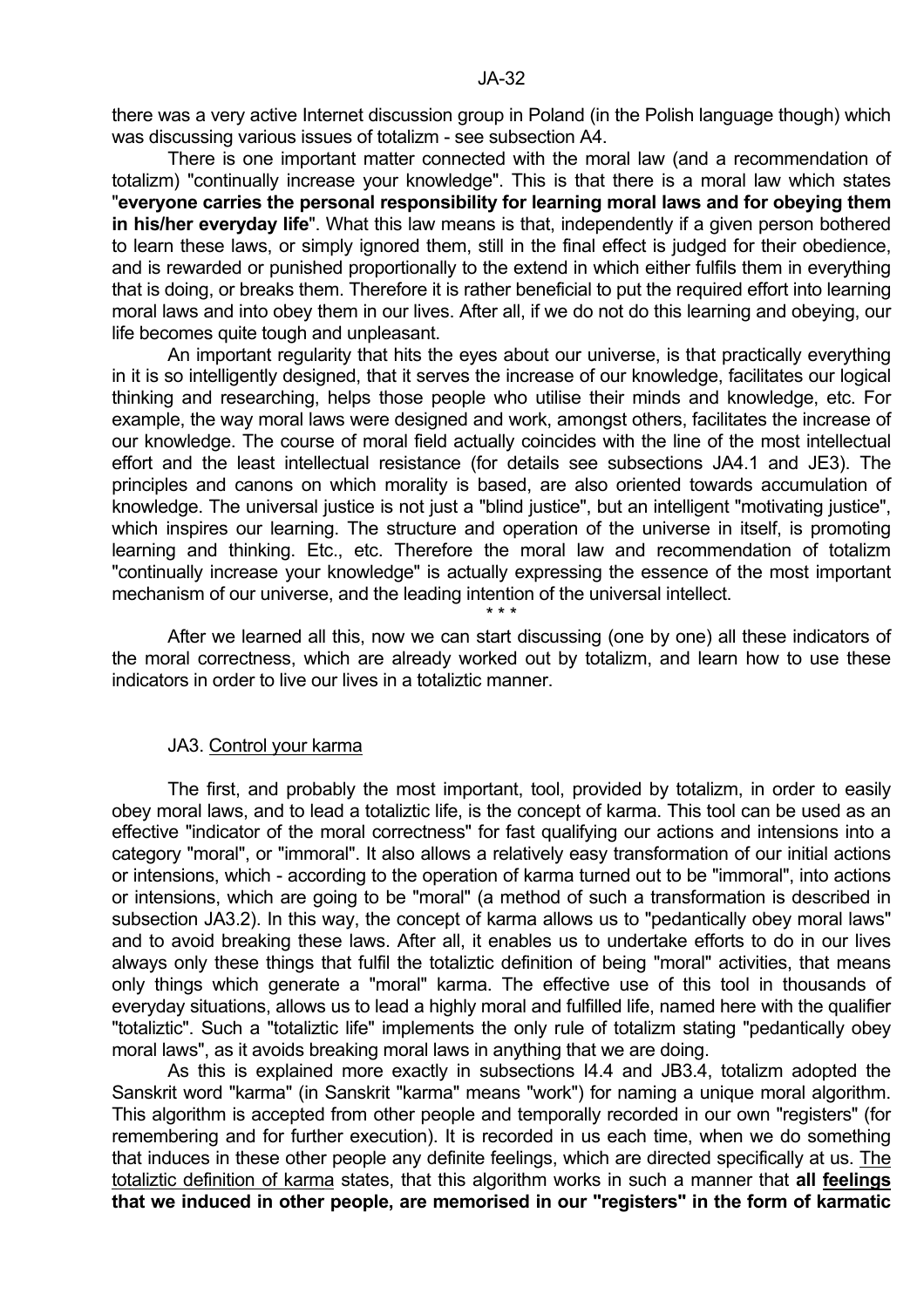there was a very active Internet discussion group in Poland (in the Polish language though) which was discussing various issues of totalizm - see subsection A4.

There is one important matter connected with the moral law (and a recommendation of totalizm) "continually increase your knowledge". This is that there is a moral law which states "**everyone carries the personal responsibility for learning moral laws and for obeying them in his/her everyday life**". What this law means is that, independently if a given person bothered to learn these laws, or simply ignored them, still in the final effect is judged for their obedience, and is rewarded or punished proportionally to the extend in which either fulfils them in everything that is doing, or breaks them. Therefore it is rather beneficial to put the required effort into learning moral laws and into obey them in our lives. After all, if we do not do this learning and obeying, our life becomes quite tough and unpleasant.

An important regularity that hits the eyes about our universe, is that practically everything in it is so intelligently designed, that it serves the increase of our knowledge, facilitates our logical thinking and researching, helps those people who utilise their minds and knowledge, etc. For example, the way moral laws were designed and work, amongst others, facilitates the increase of our knowledge. The course of moral field actually coincides with the line of the most intellectual effort and the least intellectual resistance (for details see subsections JA4.1 and JE3). The principles and canons on which morality is based, are also oriented towards accumulation of knowledge. The universal justice is not just a "blind justice", but an intelligent "motivating justice", which inspires our learning. The structure and operation of the universe in itself, is promoting learning and thinking. Etc., etc. Therefore the moral law and recommendation of totalizm "continually increase your knowledge" is actually expressing the essence of the most important mechanism of our universe, and the leading intention of the universal intellect.

\* \* \*

After we learned all this, now we can start discussing (one by one) all these indicators of the moral correctness, which are already worked out by totalizm, and learn how to use these indicators in order to live our lives in a totaliztic manner.

## JA3. Control your karma

The first, and probably the most important, tool, provided by totalizm, in order to easily obey moral laws, and to lead a totaliztic life, is the concept of karma. This tool can be used as an effective "indicator of the moral correctness" for fast qualifying our actions and intensions into a category "moral", or "immoral". It also allows a relatively easy transformation of our initial actions or intensions, which - according to the operation of karma turned out to be "immoral", into actions or intensions, which are going to be "moral" (a method of such a transformation is described in subsection JA3.2). In this way, the concept of karma allows us to "pedantically obey moral laws" and to avoid breaking these laws. After all, it enables us to undertake efforts to do in our lives always only these things that fulfil the totaliztic definition of being "moral" activities, that means only things which generate a "moral" karma. The effective use of this tool in thousands of everyday situations, allows us to lead a highly moral and fulfilled life, named here with the qualifier "totaliztic". Such a "totaliztic life" implements the only rule of totalizm stating "pedantically obey moral laws", as it avoids breaking moral laws in anything that we are doing.

As this is explained more exactly in subsections I4.4 and JB3.4, totalizm adopted the Sanskrit word "karma" (in Sanskrit "karma" means "work") for naming a unique moral algorithm. This algorithm is accepted from other people and temporally recorded in our own "registers" (for remembering and for further execution). It is recorded in us each time, when we do something that induces in these other people any definite feelings, which are directed specifically at us. The totaliztic definition of karma states, that this algorithm works in such a manner that **all feelings that we induced in other people, are memorised in our "registers" in the form of karmatic**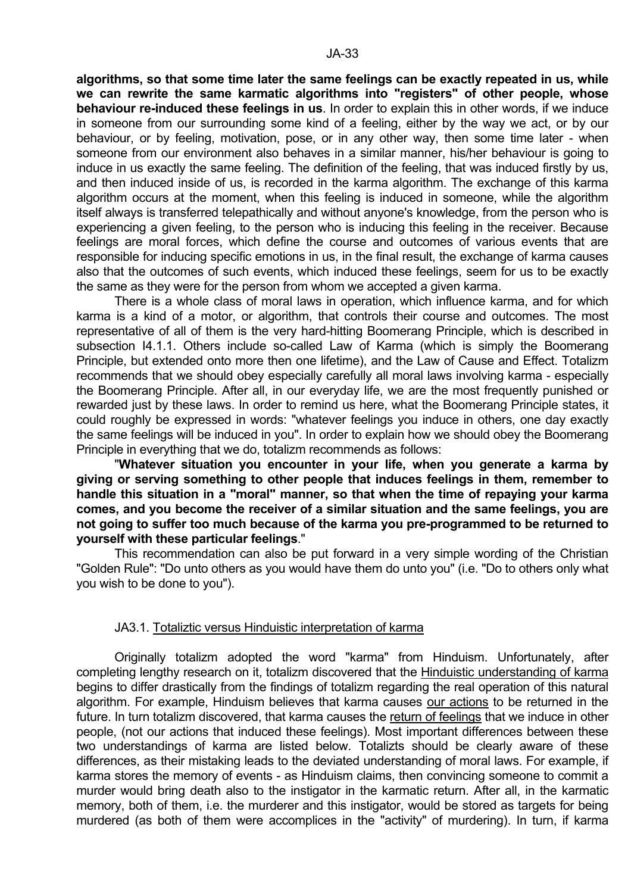**algorithms, so that some time later the same feelings can be exactly repeated in us, while we can rewrite the same karmatic algorithms into "registers" of other people, whose behaviour re-induced these feelings in us**. In order to explain this in other words, if we induce in someone from our surrounding some kind of a feeling, either by the way we act, or by our behaviour, or by feeling, motivation, pose, or in any other way, then some time later - when someone from our environment also behaves in a similar manner, his/her behaviour is going to induce in us exactly the same feeling. The definition of the feeling, that was induced firstly by us, and then induced inside of us, is recorded in the karma algorithm. The exchange of this karma algorithm occurs at the moment, when this feeling is induced in someone, while the algorithm itself always is transferred telepathically and without anyone's knowledge, from the person who is experiencing a given feeling, to the person who is inducing this feeling in the receiver. Because feelings are moral forces, which define the course and outcomes of various events that are responsible for inducing specific emotions in us, in the final result, the exchange of karma causes also that the outcomes of such events, which induced these feelings, seem for us to be exactly the same as they were for the person from whom we accepted a given karma.

There is a whole class of moral laws in operation, which influence karma, and for which karma is a kind of a motor, or algorithm, that controls their course and outcomes. The most representative of all of them is the very hard-hitting Boomerang Principle, which is described in subsection I4.1.1. Others include so-called Law of Karma (which is simply the Boomerang Principle, but extended onto more then one lifetime), and the Law of Cause and Effect. Totalizm recommends that we should obey especially carefully all moral laws involving karma - especially the Boomerang Principle. After all, in our everyday life, we are the most frequently punished or rewarded just by these laws. In order to remind us here, what the Boomerang Principle states, it could roughly be expressed in words: "whatever feelings you induce in others, one day exactly the same feelings will be induced in you". In order to explain how we should obey the Boomerang Principle in everything that we do, totalizm recommends as follows:

"**Whatever situation you encounter in your life, when you generate a karma by giving or serving something to other people that induces feelings in them, remember to handle this situation in a "moral" manner, so that when the time of repaying your karma comes, and you become the receiver of a similar situation and the same feelings, you are not going to suffer too much because of the karma you pre-programmed to be returned to yourself with these particular feelings**."

This recommendation can also be put forward in a very simple wording of the Christian "Golden Rule": "Do unto others as you would have them do unto you" (i.e. "Do to others only what you wish to be done to you").

### JA3.1. Totaliztic versus Hinduistic interpretation of karma

Originally totalizm adopted the word "karma" from Hinduism. Unfortunately, after completing lengthy research on it, totalizm discovered that the Hinduistic understanding of karma begins to differ drastically from the findings of totalizm regarding the real operation of this natural algorithm. For example, Hinduism believes that karma causes our actions to be returned in the future. In turn totalizm discovered, that karma causes the return of feelings that we induce in other people, (not our actions that induced these feelings). Most important differences between these two understandings of karma are listed below. Totalizts should be clearly aware of these differences, as their mistaking leads to the deviated understanding of moral laws. For example, if karma stores the memory of events - as Hinduism claims, then convincing someone to commit a murder would bring death also to the instigator in the karmatic return. After all, in the karmatic memory, both of them, i.e. the murderer and this instigator, would be stored as targets for being murdered (as both of them were accomplices in the "activity" of murdering). In turn, if karma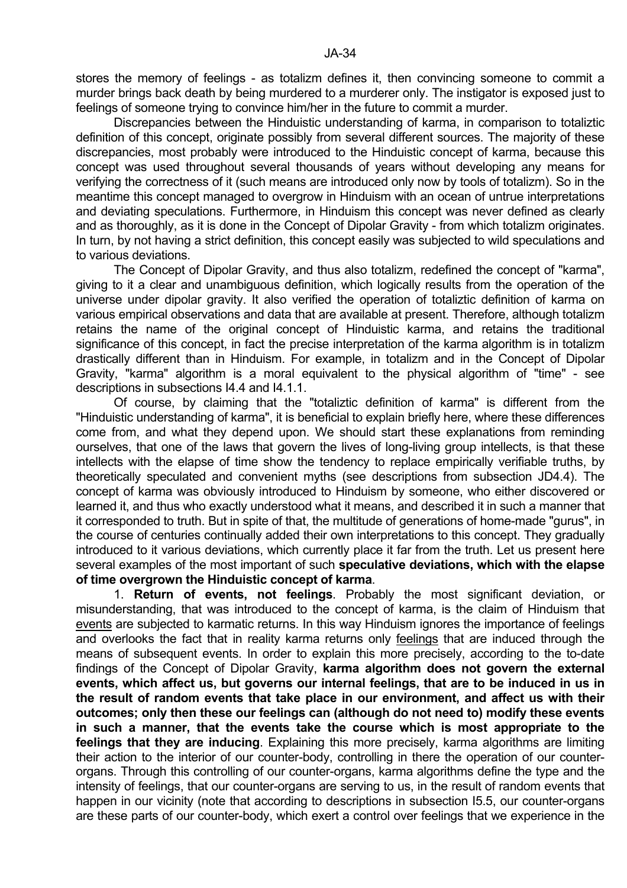stores the memory of feelings - as totalizm defines it, then convincing someone to commit a murder brings back death by being murdered to a murderer only. The instigator is exposed just to feelings of someone trying to convince him/her in the future to commit a murder.

Discrepancies between the Hinduistic understanding of karma, in comparison to totaliztic definition of this concept, originate possibly from several different sources. The majority of these discrepancies, most probably were introduced to the Hinduistic concept of karma, because this concept was used throughout several thousands of years without developing any means for verifying the correctness of it (such means are introduced only now by tools of totalizm). So in the meantime this concept managed to overgrow in Hinduism with an ocean of untrue interpretations and deviating speculations. Furthermore, in Hinduism this concept was never defined as clearly and as thoroughly, as it is done in the Concept of Dipolar Gravity - from which totalizm originates. In turn, by not having a strict definition, this concept easily was subjected to wild speculations and to various deviations.

The Concept of Dipolar Gravity, and thus also totalizm, redefined the concept of "karma", giving to it a clear and unambiguous definition, which logically results from the operation of the universe under dipolar gravity. It also verified the operation of totaliztic definition of karma on various empirical observations and data that are available at present. Therefore, although totalizm retains the name of the original concept of Hinduistic karma, and retains the traditional significance of this concept, in fact the precise interpretation of the karma algorithm is in totalizm drastically different than in Hinduism. For example, in totalizm and in the Concept of Dipolar Gravity, "karma" algorithm is a moral equivalent to the physical algorithm of "time" - see descriptions in subsections I4.4 and I4.1.1.

Of course, by claiming that the "totaliztic definition of karma" is different from the "Hinduistic understanding of karma", it is beneficial to explain briefly here, where these differences come from, and what they depend upon. We should start these explanations from reminding ourselves, that one of the laws that govern the lives of long-living group intellects, is that these intellects with the elapse of time show the tendency to replace empirically verifiable truths, by theoretically speculated and convenient myths (see descriptions from subsection JD4.4). The concept of karma was obviously introduced to Hinduism by someone, who either discovered or learned it, and thus who exactly understood what it means, and described it in such a manner that it corresponded to truth. But in spite of that, the multitude of generations of home-made "gurus", in the course of centuries continually added their own interpretations to this concept. They gradually introduced to it various deviations, which currently place it far from the truth. Let us present here several examples of the most important of such **speculative deviations, which with the elapse of time overgrown the Hinduistic concept of karma**.

1. **Return of events, not feelings**. Probably the most significant deviation, or misunderstanding, that was introduced to the concept of karma, is the claim of Hinduism that <u>events</u> are subjected to karmatic returns. In this way Hinduism ignores the importance of feelings and overlooks the fact that in reality karma returns only <u>feelings</u> that are induced through the means of subsequent events. In order to explain this more precisely, according to the to-date findings of the Concept of Dipolar Gravity, **karma algorithm does not govern the external events, which affect us, but governs our internal feelings, that are to be induced in us in the result of random events that take place in our environment, and affect us with their outcomes; only then these our feelings can (although do not need to) modify these events in such a manner, that the events take the course which is most appropriate to the feelings that they are inducing**. Explaining this more precisely, karma algorithms are limiting their action to the interior of our counter-body, controlling in there the operation of our counter-organs. Through this controlling of our counter-organs, karma algorithms define the type and the intensity of feelings, that our counter-organs are serving to us, in the result of random events that happen in our vicinity (note that according to descriptions in subsection I5.5, our counter-organs are these parts of our counter-body, which exert a control over feelings that we experience in the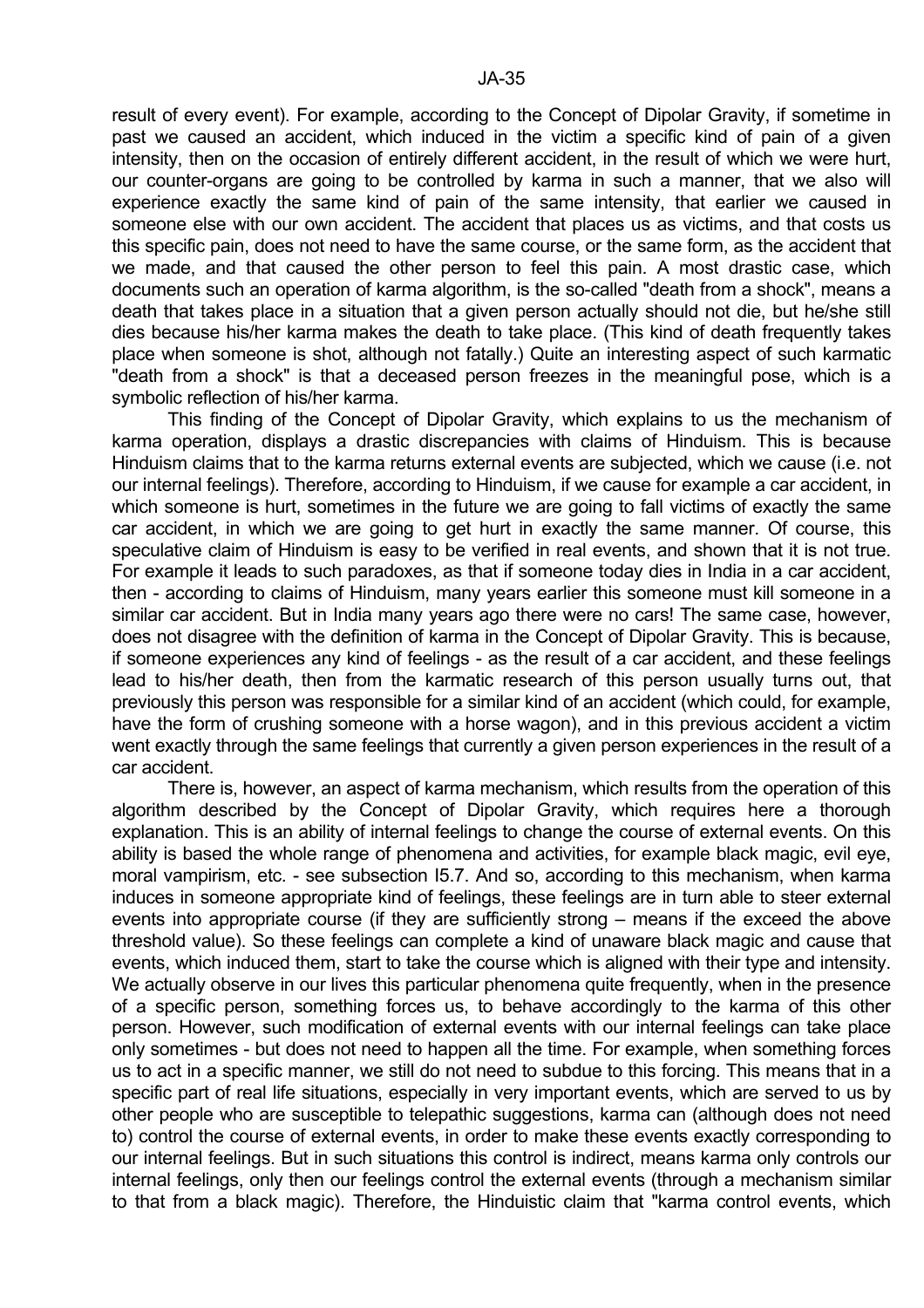result of every event). For example, according to the Concept of Dipolar Gravity, if sometime in past we caused an accident, which induced in the victim a specific kind of pain of a given intensity, then on the occasion of entirely different accident, in the result of which we were hurt, our counter-organs are going to be controlled by karma in such a manner, that we also will experience exactly the same kind of pain of the same intensity, that earlier we caused in someone else with our own accident. The accident that places us as victims, and that costs us this specific pain, does not need to have the same course, or the same form, as the accident that we made, and that caused the other person to feel this pain. A most drastic case, which documents such an operation of karma algorithm, is the so-called "death from a shock", means a death that takes place in a situation that a given person actually should not die, but he/she still dies because his/her karma makes the death to take place. (This kind of death frequently takes place when someone is shot, although not fatally.) Quite an interesting aspect of such karmatic "death from a shock" is that a deceased person freezes in the meaningful pose, which is a symbolic reflection of his/her karma.

This finding of the Concept of Dipolar Gravity, which explains to us the mechanism of karma operation, displays a drastic discrepancies with claims of Hinduism. This is because Hinduism claims that to the karma returns external events are subjected, which we cause (i.e. not our internal feelings). Therefore, according to Hinduism, if we cause for example a car accident, in which someone is hurt, sometimes in the future we are going to fall victims of exactly the same car accident, in which we are going to get hurt in exactly the same manner. Of course, this speculative claim of Hinduism is easy to be verified in real events, and shown that it is not true. For example it leads to such paradoxes, as that if someone today dies in India in a car accident, then - according to claims of Hinduism, many years earlier this someone must kill someone in a similar car accident. But in India many years ago there were no cars! The same case, however, does not disagree with the definition of karma in the Concept of Dipolar Gravity. This is because, if someone experiences any kind of feelings - as the result of a car accident, and these feelings lead to his/her death, then from the karmatic research of this person usually turns out, that previously this person was responsible for a similar kind of an accident (which could, for example, have the form of crushing someone with a horse wagon), and in this previous accident a victim went exactly through the same feelings that currently a given person experiences in the result of a car accident.

There is, however, an aspect of karma mechanism, which results from the operation of this algorithm described by the Concept of Dipolar Gravity, which requires here a thorough explanation. This is an ability of internal feelings to change the course of external events. On this ability is based the whole range of phenomena and activities, for example black magic, evil eye, moral vampirism, etc. - see subsection I5.7. And so, according to this mechanism, when karma induces in someone appropriate kind of feelings, these feelings are in turn able to steer external events into appropriate course (if they are sufficiently strong – means if the exceed the above threshold value). So these feelings can complete a kind of unaware black magic and cause that events, which induced them, start to take the course which is aligned with their type and intensity. We actually observe in our lives this particular phenomena quite frequently, when in the presence of a specific person, something forces us, to behave accordingly to the karma of this other person. However, such modification of external events with our internal feelings can take place only sometimes - but does not need to happen all the time. For example, when something forces us to act in a specific manner, we still do not need to subdue to this forcing. This means that in a specific part of real life situations, especially in very important events, which are served to us by other people who are susceptible to telepathic suggestions, karma can (although does not need to) control the course of external events, in order to make these events exactly corresponding to our internal feelings. But in such situations this control is indirect, means karma only controls our internal feelings, only then our feelings control the external events (through a mechanism similar to that from a black magic). Therefore, the Hinduistic claim that "karma control events, which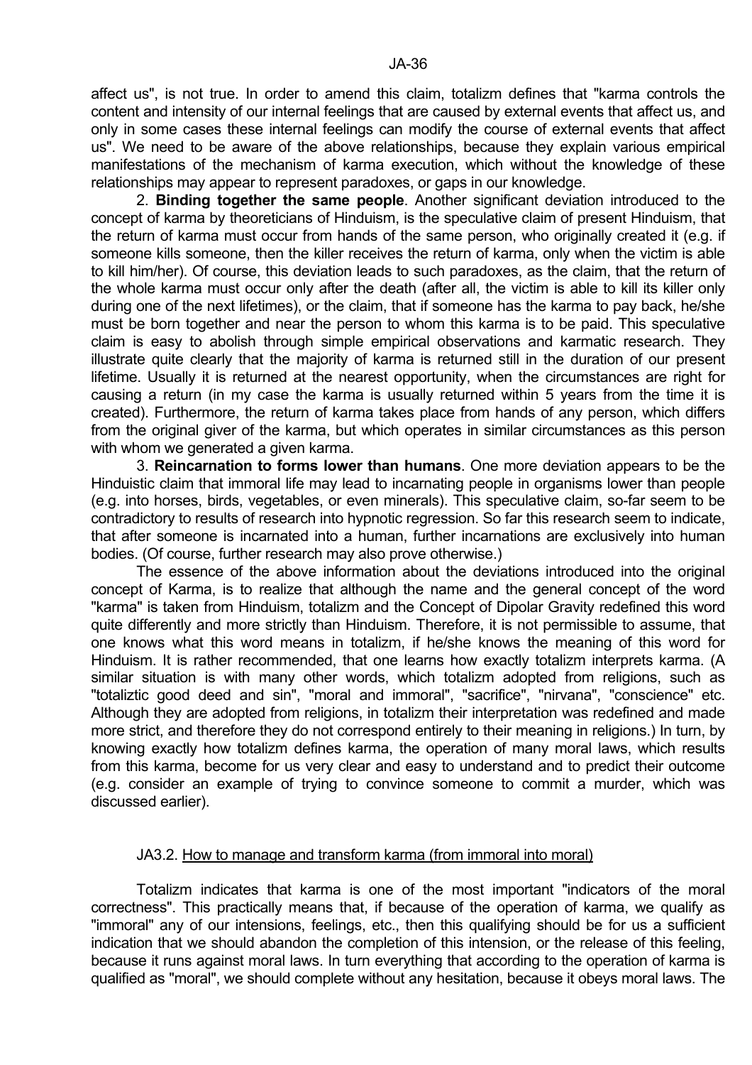affect us", is not true. In order to amend this claim, totalizm defines that "karma controls the content and intensity of our internal feelings that are caused by external events that affect us, and only in some cases these internal feelings can modify the course of external events that affect us". We need to be aware of the above relationships, because they explain various empirical manifestations of the mechanism of karma execution, which without the knowledge of these relationships may appear to represent paradoxes, or gaps in our knowledge.

2. **Binding together the same people**. Another significant deviation introduced to the concept of karma by theoreticians of Hinduism, is the speculative claim of present Hinduism, that the return of karma must occur from hands of the same person, who originally created it (e.g. if someone kills someone, then the killer receives the return of karma, only when the victim is able to kill him/her). Of course, this deviation leads to such paradoxes, as the claim, that the return of the whole karma must occur only after the death (after all, the victim is able to kill its killer only during one of the next lifetimes), or the claim, that if someone has the karma to pay back, he/she must be born together and near the person to whom this karma is to be paid. This speculative claim is easy to abolish through simple empirical observations and karmatic research. They illustrate quite clearly that the majority of karma is returned still in the duration of our present lifetime. Usually it is returned at the nearest opportunity, when the circumstances are right for causing a return (in my case the karma is usually returned within 5 years from the time it is created). Furthermore, the return of karma takes place from hands of any person, which differs from the original giver of the karma, but which operates in similar circumstances as this person with whom we generated a given karma.

3. **Reincarnation to forms lower than humans**. One more deviation appears to be the Hinduistic claim that immoral life may lead to incarnating people in organisms lower than people (e.g. into horses, birds, vegetables, or even minerals). This speculative claim, so-far seem to be contradictory to results of research into hypnotic regression. So far this research seem to indicate, that after someone is incarnated into a human, further incarnations are exclusively into human bodies. (Of course, further research may also prove otherwise.)

The essence of the above information about the deviations introduced into the original concept of Karma, is to realize that although the name and the general concept of the word "karma" is taken from Hinduism, totalizm and the Concept of Dipolar Gravity redefined this word quite differently and more strictly than Hinduism. Therefore, it is not permissible to assume, that one knows what this word means in totalizm, if he/she knows the meaning of this word for Hinduism. It is rather recommended, that one learns how exactly totalizm interprets karma. (A similar situation is with many other words, which totalizm adopted from religions, such as "totaliztic good deed and sin", "moral and immoral", "sacrifice", "nirvana", "conscience" etc. Although they are adopted from religions, in totalizm their interpretation was redefined and made more strict, and therefore they do not correspond entirely to their meaning in religions.) In turn, by knowing exactly how totalizm defines karma, the operation of many moral laws, which results from this karma, become for us very clear and easy to understand and to predict their outcome (e.g. consider an example of trying to convince someone to commit a murder, which was discussed earlier).

## JA3.2. How to manage and transform karma (from immoral into moral)

Totalizm indicates that karma is one of the most important "indicators of the moral correctness". This practically means that, if because of the operation of karma, we qualify as "immoral" any of our intensions, feelings, etc., then this qualifying should be for us a sufficient indication that we should abandon the completion of this intension, or the release of this feeling, because it runs against moral laws. In turn everything that according to the operation of karma is qualified as "moral", we should complete without any hesitation, because it obeys moral laws. The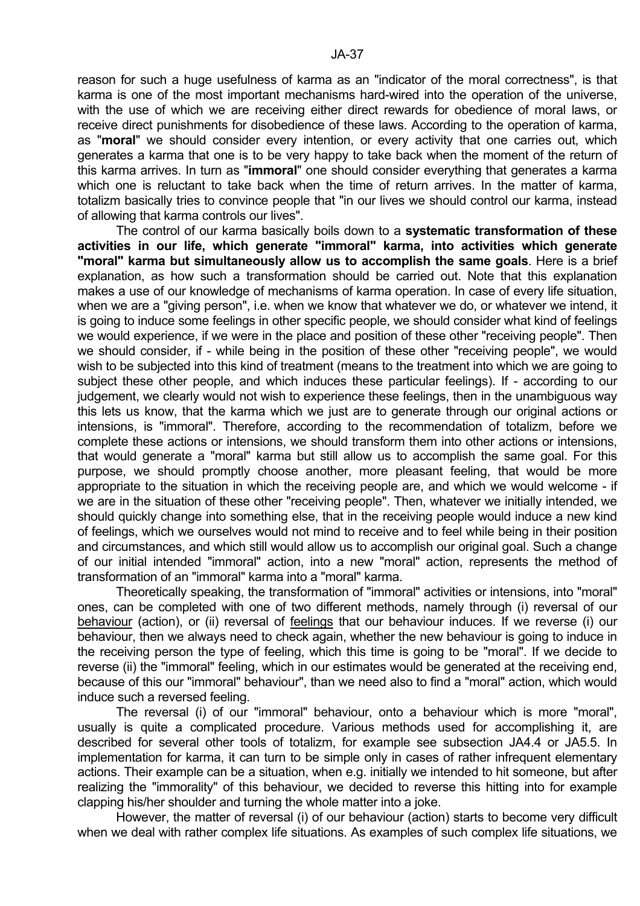reason for such a huge usefulness of karma as an "indicator of the moral correctness", is that karma is one of the most important mechanisms hard-wired into the operation of the universe, with the use of which we are receiving either direct rewards for obedience of moral laws, or receive direct punishments for disobedience of these laws. According to the operation of karma, as "**moral**" we should consider every intention, or every activity that one carries out, which generates a karma that one is to be very happy to take back when the moment of the return of this karma arrives. In turn as "**immoral**" one should consider everything that generates a karma which one is reluctant to take back when the time of return arrives. In the matter of karma, totalizm basically tries to convince people that "in our lives we should control our karma, instead of allowing that karma controls our lives".

The control of our karma basically boils down to a **systematic transformation of these activities in our life, which generate "immoral" karma, into activities which generate "moral" karma but simultaneously allow us to accomplish the same goals**. Here is a brief explanation, as how such a transformation should be carried out. Note that this explanation makes a use of our knowledge of mechanisms of karma operation. In case of every life situation, when we are a "giving person", i.e. when we know that whatever we do, or whatever we intend, it is going to induce some feelings in other specific people, we should consider what kind of feelings we would experience, if we were in the place and position of these other "receiving people". Then we should consider, if - while being in the position of these other "receiving people", we would wish to be subjected into this kind of treatment (means to the treatment into which we are going to subject these other people, and which induces these particular feelings). If - according to our judgement, we clearly would not wish to experience these feelings, then in the unambiguous way this lets us know, that the karma which we just are to generate through our original actions or intensions, is "immoral". Therefore, according to the recommendation of totalizm, before we complete these actions or intensions, we should transform them into other actions or intensions, that would generate a "moral" karma but still allow us to accomplish the same goal. For this purpose, we should promptly choose another, more pleasant feeling, that would be more appropriate to the situation in which the receiving people are, and which we would welcome - if we are in the situation of these other "receiving people". Then, whatever we initially intended, we should quickly change into something else, that in the receiving people would induce a new kind of feelings, which we ourselves would not mind to receive and to feel while being in their position and circumstances, and which still would allow us to accomplish our original goal. Such a change of our initial intended "immoral" action, into a new "moral" action, represents the method of transformation of an "immoral" karma into a "moral" karma.

Theoretically speaking, the transformation of "immoral" activities or intensions, into "moral" ones, can be completed with one of two different methods, namely through (i) reversal of our <u>behaviour</u> (action), or (ii) reversal of <u>feelings</u> that our behaviour induces. If we reverse (i) our behaviour, then we always need to check again, whether the new behaviour is going to induce in the receiving person the type of feeling, which this time is going to be "moral". If we decide to reverse (ii) the "immoral" feeling, which in our estimates would be generated at the receiving end, because of this our "immoral" behaviour", than we need also to find a "moral" action, which would induce such a reversed feeling.

The reversal (i) of our "immoral" behaviour, onto a behaviour which is more "moral", usually is quite a complicated procedure. Various methods used for accomplishing it, are described for several other tools of totalizm, for example see subsection JA4.4 or JA5.5. In implementation for karma, it can turn to be simple only in cases of rather infrequent elementary actions. Their example can be a situation, when e.g. initially we intended to hit someone, but after realizing the "immorality" of this behaviour, we decided to reverse this hitting into for example clapping his/her shoulder and turning the whole matter into a joke.

However, the matter of reversal (i) of our behaviour (action) starts to become very difficult when we deal with rather complex life situations. As examples of such complex life situations, we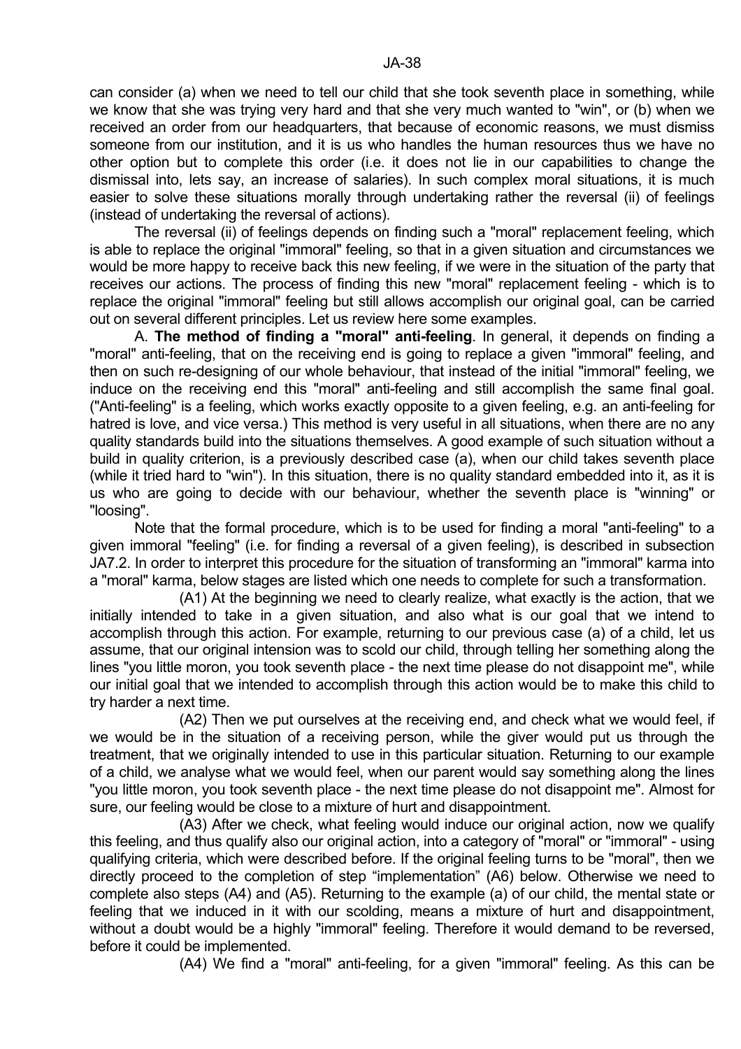can consider (a) when we need to tell our child that she took seventh place in something, while we know that she was trying very hard and that she very much wanted to "win", or (b) when we received an order from our headquarters, that because of economic reasons, we must dismiss someone from our institution, and it is us who handles the human resources thus we have no other option but to complete this order (i.e. it does not lie in our capabilities to change the dismissal into, lets say, an increase of salaries). In such complex moral situations, it is much easier to solve these situations morally through undertaking rather the reversal (ii) of feelings (instead of undertaking the reversal of actions).

The reversal (ii) of feelings depends on finding such a "moral" replacement feeling, which is able to replace the original "immoral" feeling, so that in a given situation and circumstances we would be more happy to receive back this new feeling, if we were in the situation of the party that receives our actions. The process of finding this new "moral" replacement feeling - which is to replace the original "immoral" feeling but still allows accomplish our original goal, can be carried out on several different principles. Let us review here some examples.

A. **The method of finding a "moral" anti-feeling**. In general, it depends on finding a "moral" anti-feeling, that on the receiving end is going to replace a given "immoral" feeling, and then on such re-designing of our whole behaviour, that instead of the initial "immoral" feeling, we induce on the receiving end this "moral" anti-feeling and still accomplish the same final goal. ("Anti-feeling" is a feeling, which works exactly opposite to a given feeling, e.g. an anti-feeling for hatred is love, and vice versa.) This method is very useful in all situations, when there are no any quality standards build into the situations themselves. A good example of such situation without a build in quality criterion, is a previously described case (a), when our child takes seventh place (while it tried hard to "win"). In this situation, there is no quality standard embedded into it, as it is us who are going to decide with our behaviour, whether the seventh place is "winning" or "loosing".

Note that the formal procedure, which is to be used for finding a moral "anti-feeling" to a given immoral "feeling" (i.e. for finding a reversal of a given feeling), is described in subsection JA7.2. In order to interpret this procedure for the situation of transforming an "immoral" karma into a "moral" karma, below stages are listed which one needs to complete for such a transformation.

(A1) At the beginning we need to clearly realize, what exactly is the action, that we initially intended to take in a given situation, and also what is our goal that we intend to accomplish through this action. For example, returning to our previous case (a) of a child, let us assume, that our original intension was to scold our child, through telling her something along the lines "you little moron, you took seventh place - the next time please do not disappoint me", while our initial goal that we intended to accomplish through this action would be to make this child to try harder a next time.

(A2) Then we put ourselves at the receiving end, and check what we would feel, if we would be in the situation of a receiving person, while the giver would put us through the treatment, that we originally intended to use in this particular situation. Returning to our example of a child, we analyse what we would feel, when our parent would say something along the lines "you little moron, you took seventh place - the next time please do not disappoint me". Almost for sure, our feeling would be close to a mixture of hurt and disappointment.

(A3) After we check, what feeling would induce our original action, now we qualify this feeling, and thus qualify also our original action, into a category of "moral" or "immoral" - using qualifying criteria, which were described before. If the original feeling turns to be "moral", then we directly proceed to the completion of step "implementation" (A6) below. Otherwise we need to complete also steps (A4) and (A5). Returning to the example (a) of our child, the mental state or feeling that we induced in it with our scolding, means a mixture of hurt and disappointment, without a doubt would be a highly "immoral" feeling. Therefore it would demand to be reversed, before it could be implemented.

(A4) We find a "moral" anti-feeling, for a given "immoral" feeling. As this can be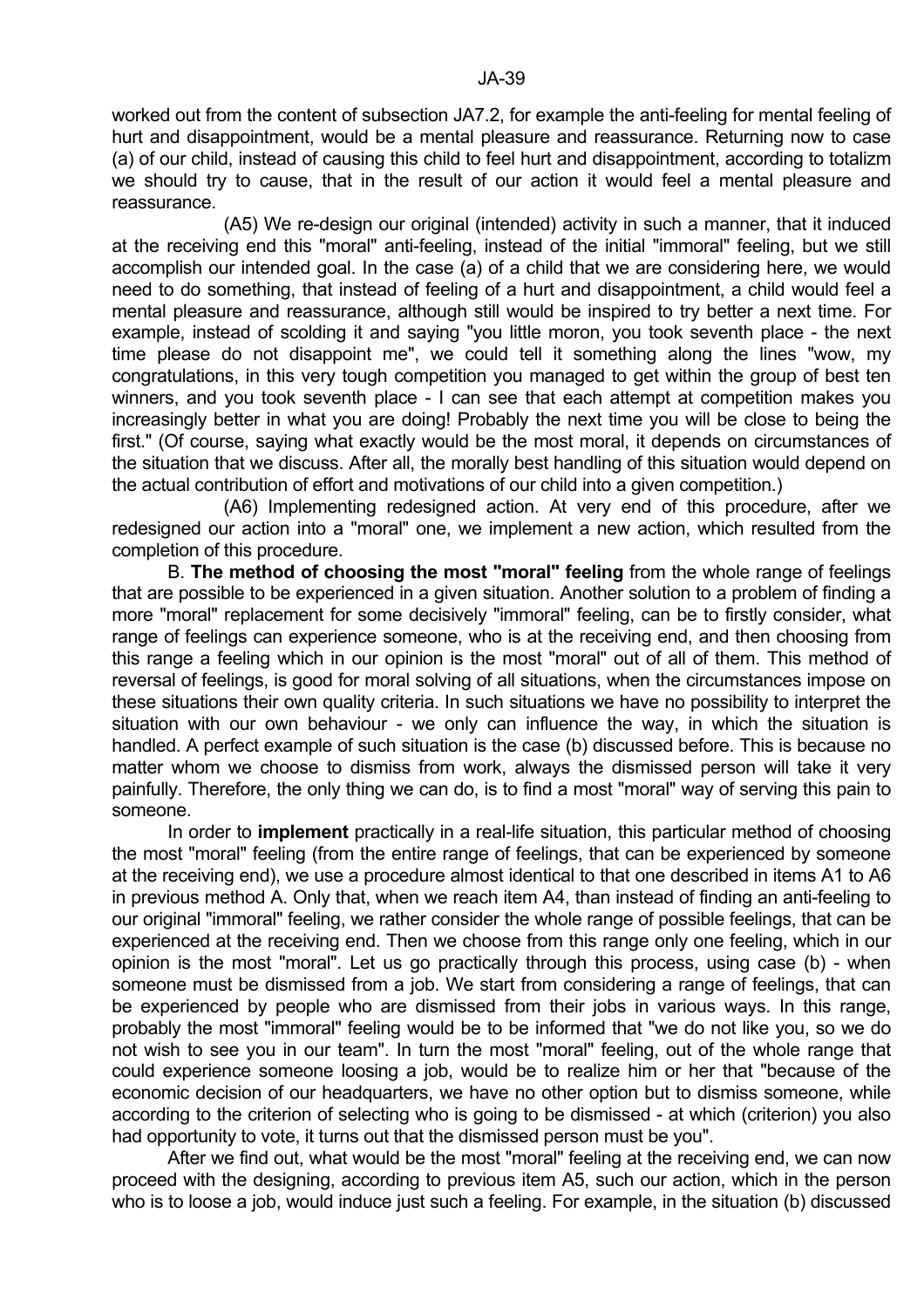worked out from the content of subsection JA7.2, for example the anti-feeling for mental feeling of hurt and disappointment, would be a mental pleasure and reassurance. Returning now to case (a) of our child, instead of causing this child to feel hurt and disappointment, according to totalizm we should try to cause, that in the result of our action it would feel a mental pleasure and reassurance.

(A5) We re-design our original (intended) activity in such a manner, that it induced at the receiving end this "moral" anti-feeling, instead of the initial "immoral" feeling, but we still accomplish our intended goal. In the case (a) of a child that we are considering here, we would need to do something, that instead of feeling of a hurt and disappointment, a child would feel a mental pleasure and reassurance, although still would be inspired to try better a next time. For example, instead of scolding it and saying "you little moron, you took seventh place - the next time please do not disappoint me", we could tell it something along the lines "wow, my congratulations, in this very tough competition you managed to get within the group of best ten winners, and you took seventh place - I can see that each attempt at competition makes you increasingly better in what you are doing! Probably the next time you will be close to being the first." (Of course, saying what exactly would be the most moral, it depends on circumstances of the situation that we discuss. After all, the morally best handling of this situation would depend on the actual contribution of effort and motivations of our child into a given competition.)

(A6) Implementing redesigned action. At very end of this procedure, after we redesigned our action into a "moral" one, we implement a new action, which resulted from the completion of this procedure.

B. **The method of choosing the most "moral" feeling** from the whole range of feelings that are possible to be experienced in a given situation. Another solution to a problem of finding a more "moral" replacement for some decisively "immoral" feeling, can be to firstly consider, what range of feelings can experience someone, who is at the receiving end, and then choosing from this range a feeling which in our opinion is the most "moral" out of all of them. This method of reversal of feelings, is good for moral solving of all situations, when the circumstances impose on these situations their own quality criteria. In such situations we have no possibility to interpret the situation with our own behaviour - we only can influence the way, in which the situation is handled. A perfect example of such situation is the case (b) discussed before. This is because no matter whom we choose to dismiss from work, always the dismissed person will take it very painfully. Therefore, the only thing we can do, is to find a most "moral" way of serving this pain to someone.

In order to **implement** practically in a real-life situation, this particular method of choosing the most "moral" feeling (from the entire range of feelings, that can be experienced by someone at the receiving end), we use a procedure almost identical to that one described in items A1 to A6 in previous method A. Only that, when we reach item A4, than instead of finding an anti-feeling to our original "immoral" feeling, we rather consider the whole range of possible feelings, that can be experienced at the receiving end. Then we choose from this range only one feeling, which in our opinion is the most "moral". Let us go practically through this process, using case (b) - when someone must be dismissed from a job. We start from considering a range of feelings, that can be experienced by people who are dismissed from their jobs in various ways. In this range, probably the most "immoral" feeling would be to be informed that "we do not like you, so we do not wish to see you in our team". In turn the most "moral" feeling, out of the whole range that could experience someone loosing a job, would be to realize him or her that "because of the economic decision of our headquarters, we have no other option but to dismiss someone, while according to the criterion of selecting who is going to be dismissed - at which (criterion) you also had opportunity to vote, it turns out that the dismissed person must be you".

After we find out, what would be the most "moral" feeling at the receiving end, we can now proceed with the designing, according to previous item A5, such our action, which in the person who is to loose a job, would induce just such a feeling. For example, in the situation (b) discussed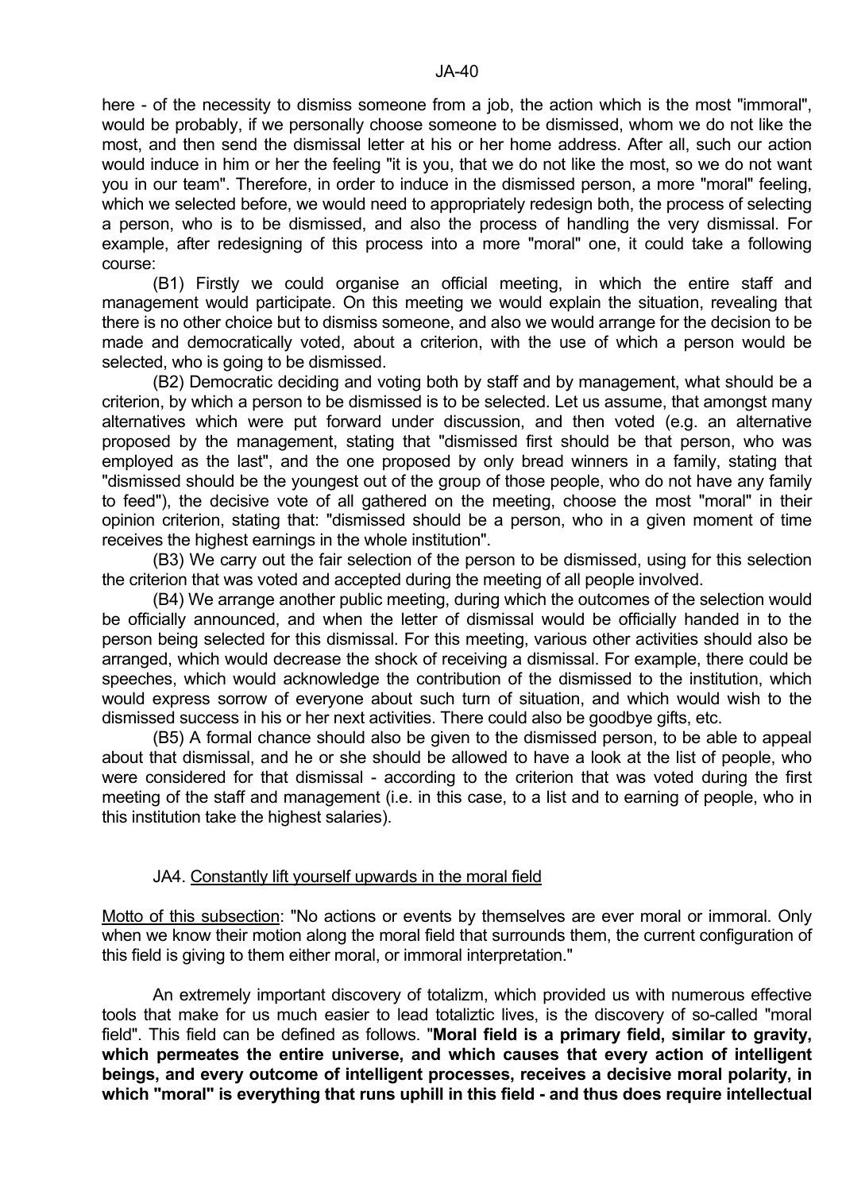here - of the necessity to dismiss someone from a job, the action which is the most "immoral", would be probably, if we personally choose someone to be dismissed, whom we do not like the most, and then send the dismissal letter at his or her home address. After all, such our action would induce in him or her the feeling "it is you, that we do not like the most, so we do not want you in our team". Therefore, in order to induce in the dismissed person, a more "moral" feeling, which we selected before, we would need to appropriately redesign both, the process of selecting a person, who is to be dismissed, and also the process of handling the very dismissal. For example, after redesigning of this process into a more "moral" one, it could take a following course:

(B1) Firstly we could organise an official meeting, in which the entire staff and management would participate. On this meeting we would explain the situation, revealing that there is no other choice but to dismiss someone, and also we would arrange for the decision to be made and democratically voted, about a criterion, with the use of which a person would be selected, who is going to be dismissed.

(B2) Democratic deciding and voting both by staff and by management, what should be a criterion, by which a person to be dismissed is to be selected. Let us assume, that amongst many alternatives which were put forward under discussion, and then voted (e.g. an alternative proposed by the management, stating that "dismissed first should be that person, who was employed as the last", and the one proposed by only bread winners in a family, stating that "dismissed should be the youngest out of the group of those people, who do not have any family to feed"), the decisive vote of all gathered on the meeting, choose the most "moral" in their opinion criterion, stating that: "dismissed should be a person, who in a given moment of time receives the highest earnings in the whole institution".

(B3) We carry out the fair selection of the person to be dismissed, using for this selection the criterion that was voted and accepted during the meeting of all people involved.

(B4) We arrange another public meeting, during which the outcomes of the selection would be officially announced, and when the letter of dismissal would be officially handed in to the person being selected for this dismissal. For this meeting, various other activities should also be arranged, which would decrease the shock of receiving a dismissal. For example, there could be speeches, which would acknowledge the contribution of the dismissed to the institution, which would express sorrow of everyone about such turn of situation, and which would wish to the dismissed success in his or her next activities. There could also be goodbye gifts, etc.

(B5) A formal chance should also be given to the dismissed person, to be able to appeal about that dismissal, and he or she should be allowed to have a look at the list of people, who were considered for that dismissal - according to the criterion that was voted during the first meeting of the staff and management (i.e. in this case, to a list and to earning of people, who in this institution take the highest salaries).

## JA4. Constantly lift yourself upwards in the moral field

Motto of this subsection: "No actions or events by themselves are ever moral or immoral. Only when we know their motion along the moral field that surrounds them, the current configuration of this field is giving to them either moral, or immoral interpretation."

An extremely important discovery of totalizm, which provided us with numerous effective tools that make for us much easier to lead totaliztic lives, is the discovery of so-called "moral field". This field can be defined as follows. "**Moral field is a primary field, similar to gravity, which permeates the entire universe, and which causes that every action of intelligent beings, and every outcome of intelligent processes, receives a decisive moral polarity, in which "moral" is everything that runs uphill in this field - and thus does require intellectual**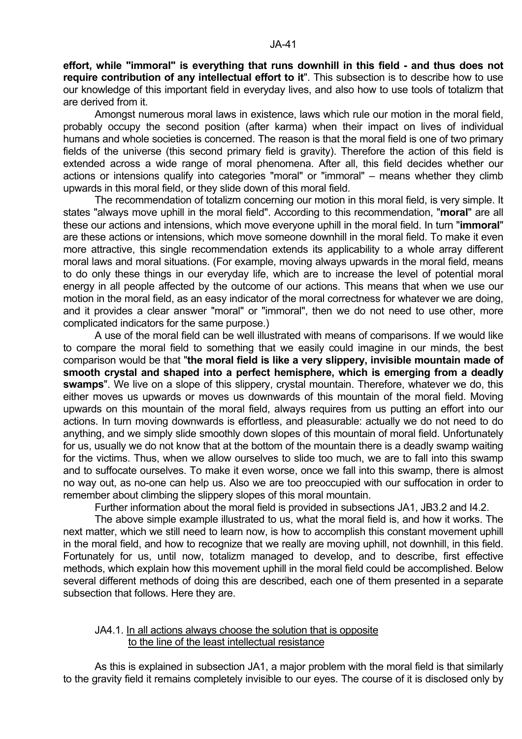**effort, while "immoral" is everything that runs downhill in this field - and thus does not require contribution of any intellectual effort to it**". This subsection is to describe how to use our knowledge of this important field in everyday lives, and also how to use tools of totalizm that are derived from it.

Amongst numerous moral laws in existence, laws which rule our motion in the moral field, probably occupy the second position (after karma) when their impact on lives of individual humans and whole societies is concerned. The reason is that the moral field is one of two primary fields of the universe (this second primary field is gravity). Therefore the action of this field is extended across a wide range of moral phenomena. After all, this field decides whether our actions or intensions qualify into categories "moral" or "immoral" – means whether they climb upwards in this moral field, or they slide down of this moral field.

The recommendation of totalizm concerning our motion in this moral field, is very simple. It states "always move uphill in the moral field". According to this recommendation, "**moral**" are all these our actions and intensions, which move everyone uphill in the moral field. In turn "**immoral**" are these actions or intensions, which move someone downhill in the moral field. To make it even more attractive, this single recommendation extends its applicability to a whole array different moral laws and moral situations. (For example, moving always upwards in the moral field, means to do only these things in our everyday life, which are to increase the level of potential moral energy in all people affected by the outcome of our actions. This means that when we use our motion in the moral field, as an easy indicator of the moral correctness for whatever we are doing, and it provides a clear answer "moral" or "immoral", then we do not need to use other, more complicated indicators for the same purpose.)

A use of the moral field can be well illustrated with means of comparisons. If we would like to compare the moral field to something that we easily could imagine in our minds, the best comparison would be that "**the moral field is like a very slippery, invisible mountain made of smooth crystal and shaped into a perfect hemisphere, which is emerging from a deadly swamps**". We live on a slope of this slippery, crystal mountain. Therefore, whatever we do, this either moves us upwards or moves us downwards of this mountain of the moral field. Moving upwards on this mountain of the moral field, always requires from us putting an effort into our actions. In turn moving downwards is effortless, and pleasurable: actually we do not need to do anything, and we simply slide smoothly down slopes of this mountain of moral field. Unfortunately for us, usually we do not know that at the bottom of the mountain there is a deadly swamp waiting for the victims. Thus, when we allow ourselves to slide too much, we are to fall into this swamp and to suffocate ourselves. To make it even worse, once we fall into this swamp, there is almost no way out, as no-one can help us. Also we are too preoccupied with our suffocation in order to remember about climbing the slippery slopes of this moral mountain.

Further information about the moral field is provided in subsections JA1, JB3.2 and I4.2.

The above simple example illustrated to us, what the moral field is, and how it works. The next matter, which we still need to learn now, is how to accomplish this constant movement uphill in the moral field, and how to recognize that we really are moving uphill, not downhill, in this field. Fortunately for us, until now, totalizm managed to develop, and to describe, first effective methods, which explain how this movement uphill in the moral field could be accomplished. Below several different methods of doing this are described, each one of them presented in a separate subsection that follows. Here they are.

### JA4.1. In all actions always choose the solution that is opposite to the line of the least intellectual resistance

As this is explained in subsection JA1, a major problem with the moral field is that similarly to the gravity field it remains completely invisible to our eyes. The course of it is disclosed only by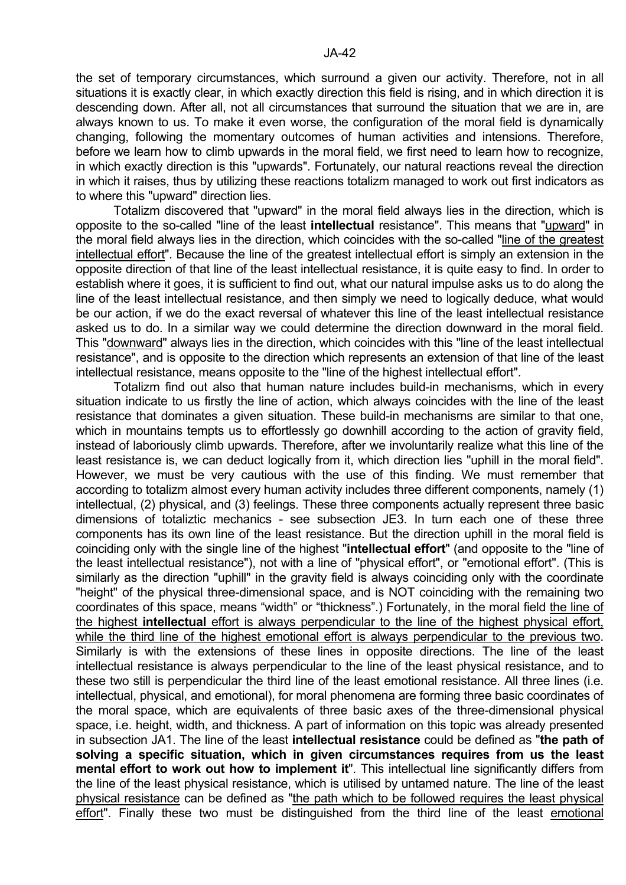the set of temporary circumstances, which surround a given our activity. Therefore, not in all situations it is exactly clear, in which exactly direction this field is rising, and in which direction it is descending down. After all, not all circumstances that surround the situation that we are in, are always known to us. To make it even worse, the configuration of the moral field is dynamically changing, following the momentary outcomes of human activities and intensions. Therefore, before we learn how to climb upwards in the moral field, we first need to learn how to recognize, in which exactly direction is this "upwards". Fortunately, our natural reactions reveal the direction in which it raises, thus by utilizing these reactions totalizm managed to work out first indicators as to where this "upward" direction lies.

Totalizm discovered that "upward" in the moral field always lies in the direction, which is opposite to the so-called "line of the least **intellectual** resistance". This means that "upward" in the moral field always lies in the direction, which coincides with the so-called "line of the greatest intellectual effort". Because the line of the greatest intellectual effort is simply an extension in the opposite direction of that line of the least intellectual resistance, it is quite easy to find. In order to establish where it goes, it is sufficient to find out, what our natural impulse asks us to do along the line of the least intellectual resistance, and then simply we need to logically deduce, what would be our action, if we do the exact reversal of whatever this line of the least intellectual resistance asked us to do. In a similar way we could determine the direction downward in the moral field. This "downward" always lies in the direction, which coincides with this "line of the least intellectual resistance", and is opposite to the direction which represents an extension of that line of the least intellectual resistance, means opposite to the "line of the highest intellectual effort".

Totalizm find out also that human nature includes build-in mechanisms, which in every situation indicate to us firstly the line of action, which always coincides with the line of the least resistance that dominates a given situation. These build-in mechanisms are similar to that one, which in mountains tempts us to effortlessly go downhill according to the action of gravity field, instead of laboriously climb upwards. Therefore, after we involuntarily realize what this line of the least resistance is, we can deduct logically from it, which direction lies "uphill in the moral field". However, we must be very cautious with the use of this finding. We must remember that according to totalizm almost every human activity includes three different components, namely (1) intellectual, (2) physical, and (3) feelings. These three components actually represent three basic dimensions of totaliztic mechanics - see subsection JE3. In turn each one of these three components has its own line of the least resistance. But the direction uphill in the moral field is coinciding only with the single line of the highest "**intellectual effort**" (and opposite to the "line of the least intellectual resistance"), not with a line of "physical effort", or "emotional effort". (This is similarly as the direction "uphill" in the gravity field is always coinciding only with the coordinate "height" of the physical three-dimensional space, and is NOT coinciding with the remaining two coordinates of this space, means "width" or "thickness".) Fortunately, in the moral field the line of the highest **intellectual** effort is always perpendicular to the line of the highest physical effort, while the third line of the highest emotional effort is always perpendicular to the previous two. Similarly is with the extensions of these lines in opposite directions. The line of the least intellectual resistance is always perpendicular to the line of the least physical resistance, and to these two still is perpendicular the third line of the least emotional resistance. All three lines (i.e. intellectual, physical, and emotional), for moral phenomena are forming three basic coordinates of the moral space, which are equivalents of three basic axes of the three-dimensional physical space, i.e. height, width, and thickness. A part of information on this topic was already presented in subsection JA1. The line of the least **intellectual resistance** could be defined as "**the path of solving a specific situation, which in given circumstances requires from us the least mental effort to work out how to implement it**". This intellectual line significantly differs from the line of the least physical resistance, which is utilised by untamed nature. The line of the least physical resistance can be defined as "the path which to be followed requires the least physical effort". Finally these two must be distinguished from the third line of the least emotional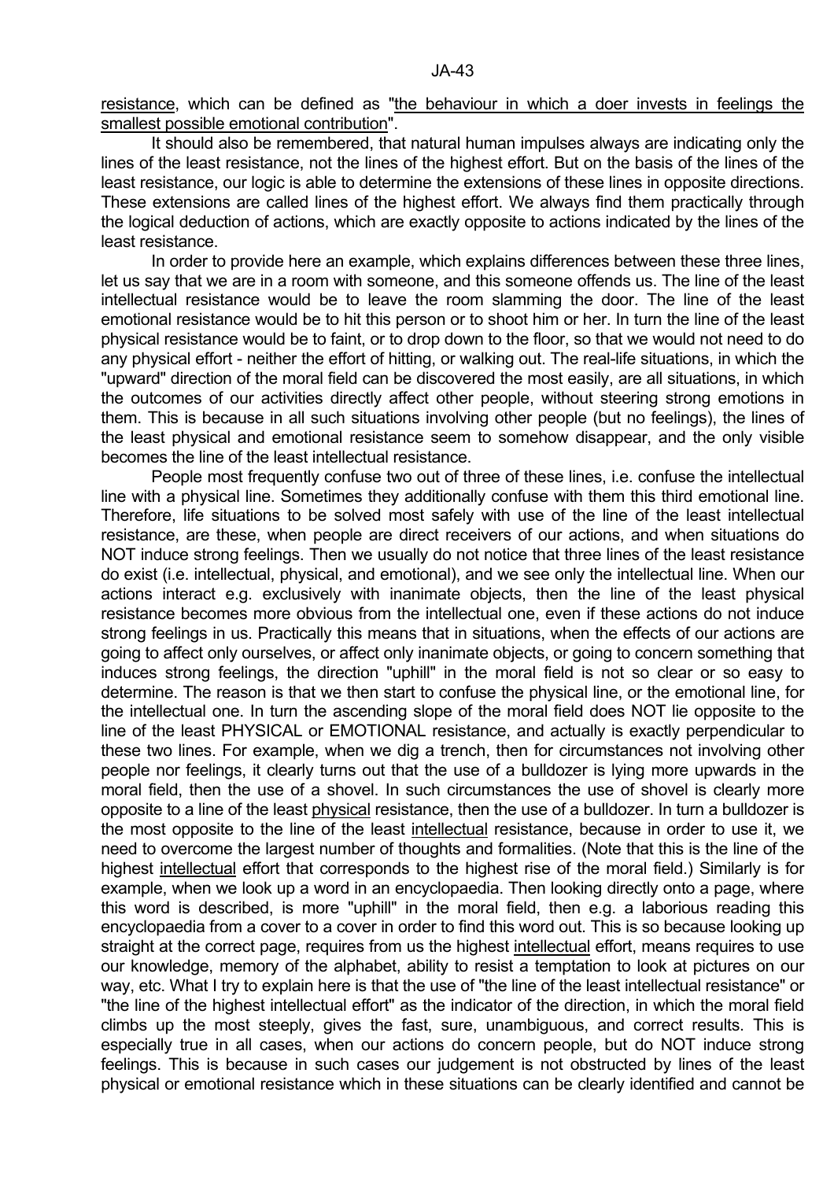resistance, which can be defined as "the behaviour in which a doer invests in feelings the smallest possible emotional contribution".

It should also be remembered, that natural human impulses always are indicating only the lines of the least resistance, not the lines of the highest effort. But on the basis of the lines of the least resistance, our logic is able to determine the extensions of these lines in opposite directions. These extensions are called lines of the highest effort. We always find them practically through the logical deduction of actions, which are exactly opposite to actions indicated by the lines of the least resistance.

In order to provide here an example, which explains differences between these three lines, let us say that we are in a room with someone, and this someone offends us. The line of the least intellectual resistance would be to leave the room slamming the door. The line of the least emotional resistance would be to hit this person or to shoot him or her. In turn the line of the least physical resistance would be to faint, or to drop down to the floor, so that we would not need to do any physical effort - neither the effort of hitting, or walking out. The real-life situations, in which the "upward" direction of the moral field can be discovered the most easily, are all situations, in which the outcomes of our activities directly affect other people, without steering strong emotions in them. This is because in all such situations involving other people (but no feelings), the lines of the least physical and emotional resistance seem to somehow disappear, and the only visible becomes the line of the least intellectual resistance.

People most frequently confuse two out of three of these lines, i.e. confuse the intellectual line with a physical line. Sometimes they additionally confuse with them this third emotional line. Therefore, life situations to be solved most safely with use of the line of the least intellectual resistance, are these, when people are direct receivers of our actions, and when situations do NOT induce strong feelings. Then we usually do not notice that three lines of the least resistance do exist (i.e. intellectual, physical, and emotional), and we see only the intellectual line. When our actions interact e.g. exclusively with inanimate objects, then the line of the least physical resistance becomes more obvious from the intellectual one, even if these actions do not induce strong feelings in us. Practically this means that in situations, when the effects of our actions are going to affect only ourselves, or affect only inanimate objects, or going to concern something that induces strong feelings, the direction "uphill" in the moral field is not so clear or so easy to determine. The reason is that we then start to confuse the physical line, or the emotional line, for the intellectual one. In turn the ascending slope of the moral field does NOT lie opposite to the line of the least PHYSICAL or EMOTIONAL resistance, and actually is exactly perpendicular to these two lines. For example, when we dig a trench, then for circumstances not involving other people nor feelings, it clearly turns out that the use of a bulldozer is lying more upwards in the moral field, then the use of a shovel. In such circumstances the use of shovel is clearly more opposite to a line of the least physical resistance, then the use of a bulldozer. In turn a bulldozer is the most opposite to the line of the least intellectual resistance, because in order to use it, we need to overcome the largest number of thoughts and formalities. (Note that this is the line of the highest intellectual effort that corresponds to the highest rise of the moral field.) Similarly is for example, when we look up a word in an encyclopaedia. Then looking directly onto a page, where this word is described, is more "uphill" in the moral field, then e.g. a laborious reading this encyclopaedia from a cover to a cover in order to find this word out. This is so because looking up straight at the correct page, requires from us the highest intellectual effort, means requires to use our knowledge, memory of the alphabet, ability to resist a temptation to look at pictures on our way, etc. What I try to explain here is that the use of "the line of the least intellectual resistance" or "the line of the highest intellectual effort" as the indicator of the direction, in which the moral field climbs up the most steeply, gives the fast, sure, unambiguous, and correct results. This is especially true in all cases, when our actions do concern people, but do NOT induce strong feelings. This is because in such cases our judgement is not obstructed by lines of the least physical or emotional resistance which in these situations can be clearly identified and cannot be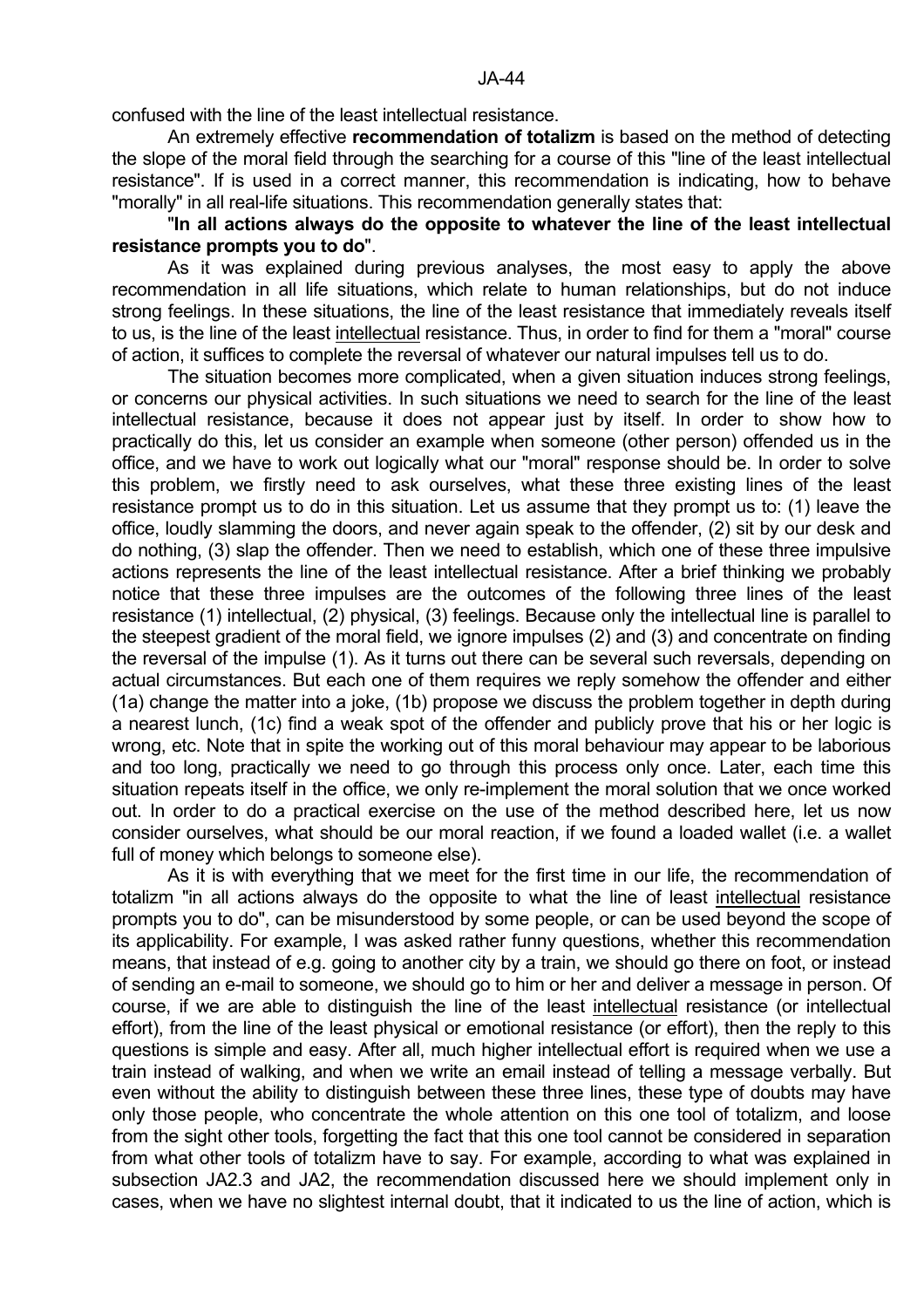confused with the line of the least intellectual resistance.

An extremely effective **recommendation of totalizm** is based on the method of detecting the slope of the moral field through the searching for a course of this "line of the least intellectual resistance". If is used in a correct manner, this recommendation is indicating, how to behave "morally" in all real-life situations. This recommendation generally states that:

"**In all actions always do the opposite to whatever the line of the least intellectual resistance prompts you to do**".

As it was explained during previous analyses, the most easy to apply the above recommendation in all life situations, which relate to human relationships, but do not induce strong feelings. In these situations, the line of the least resistance that immediately reveals itself to us, is the line of the least intellectual resistance. Thus, in order to find for them a "moral" course of action, it suffices to complete the reversal of whatever our natural impulses tell us to do.

The situation becomes more complicated, when a given situation induces strong feelings, or concerns our physical activities. In such situations we need to search for the line of the least intellectual resistance, because it does not appear just by itself. In order to show how to practically do this, let us consider an example when someone (other person) offended us in the office, and we have to work out logically what our "moral" response should be. In order to solve this problem, we firstly need to ask ourselves, what these three existing lines of the least resistance prompt us to do in this situation. Let us assume that they prompt us to: (1) leave the office, loudly slamming the doors, and never again speak to the offender, (2) sit by our desk and do nothing, (3) slap the offender. Then we need to establish, which one of these three impulsive actions represents the line of the least intellectual resistance. After a brief thinking we probably notice that these three impulses are the outcomes of the following three lines of the least resistance (1) intellectual, (2) physical, (3) feelings. Because only the intellectual line is parallel to the steepest gradient of the moral field, we ignore impulses (2) and (3) and concentrate on finding the reversal of the impulse (1). As it turns out there can be several such reversals, depending on actual circumstances. But each one of them requires we reply somehow the offender and either (1a) change the matter into a joke, (1b) propose we discuss the problem together in depth during a nearest lunch, (1c) find a weak spot of the offender and publicly prove that his or her logic is wrong, etc. Note that in spite the working out of this moral behaviour may appear to be laborious and too long, practically we need to go through this process only once. Later, each time this situation repeats itself in the office, we only re-implement the moral solution that we once worked out. In order to do a practical exercise on the use of the method described here, let us now consider ourselves, what should be our moral reaction, if we found a loaded wallet (i.e. a wallet full of money which belongs to someone else).

As it is with everything that we meet for the first time in our life, the recommendation of totalizm "in all actions always do the opposite to what the line of least intellectual resistance prompts you to do", can be misunderstood by some people, or can be used beyond the scope of its applicability. For example, I was asked rather funny questions, whether this recommendation means, that instead of e.g. going to another city by a train, we should go there on foot, or instead of sending an e-mail to someone, we should go to him or her and deliver a message in person. Of course, if we are able to distinguish the line of the least intellectual resistance (or intellectual effort), from the line of the least physical or emotional resistance (or effort), then the reply to this questions is simple and easy. After all, much higher intellectual effort is required when we use a train instead of walking, and when we write an email instead of telling a message verbally. But even without the ability to distinguish between these three lines, these type of doubts may have only those people, who concentrate the whole attention on this one tool of totalizm, and loose from the sight other tools, forgetting the fact that this one tool cannot be considered in separation from what other tools of totalizm have to say. For example, according to what was explained in subsection JA2.3 and JA2, the recommendation discussed here we should implement only in cases, when we have no slightest internal doubt, that it indicated to us the line of action, which is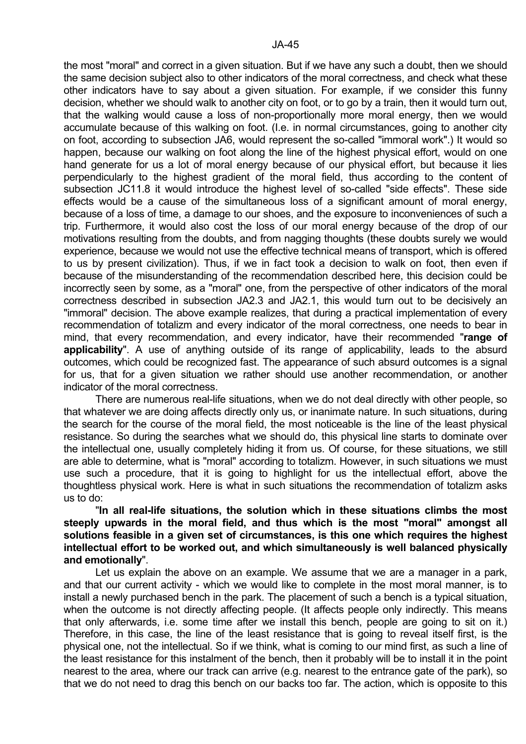the most "moral" and correct in a given situation. But if we have any such a doubt, then we should the same decision subject also to other indicators of the moral correctness, and check what these other indicators have to say about a given situation. For example, if we consider this funny decision, whether we should walk to another city on foot, or to go by a train, then it would turn out, that the walking would cause a loss of non-proportionally more moral energy, then we would accumulate because of this walking on foot. (I.e. in normal circumstances, going to another city on foot, according to subsection JA6, would represent the so-called "immoral work".) It would so happen, because our walking on foot along the line of the highest physical effort, would on one hand generate for us a lot of moral energy because of our physical effort, but because it lies perpendicularly to the highest gradient of the moral field, thus according to the content of subsection JC11.8 it would introduce the highest level of so-called "side effects". These side effects would be a cause of the simultaneous loss of a significant amount of moral energy, because of a loss of time, a damage to our shoes, and the exposure to inconveniences of such a trip. Furthermore, it would also cost the loss of our moral energy because of the drop of our motivations resulting from the doubts, and from nagging thoughts (these doubts surely we would experience, because we would not use the effective technical means of transport, which is offered to us by present civilization). Thus, if we in fact took a decision to walk on foot, then even if because of the misunderstanding of the recommendation described here, this decision could be incorrectly seen by some, as a "moral" one, from the perspective of other indicators of the moral correctness described in subsection JA2.3 and JA2.1, this would turn out to be decisively an "immoral" decision. The above example realizes, that during a practical implementation of every recommendation of totalizm and every indicator of the moral correctness, one needs to bear in mind, that every recommendation, and every indicator, have their recommended "**range of applicability**". A use of anything outside of its range of applicability, leads to the absurd outcomes, which could be recognized fast. The appearance of such absurd outcomes is a signal for us, that for a given situation we rather should use another recommendation, or another indicator of the moral correctness.

There are numerous real-life situations, when we do not deal directly with other people, so that whatever we are doing affects directly only us, or inanimate nature. In such situations, during the search for the course of the moral field, the most noticeable is the line of the least physical resistance. So during the searches what we should do, this physical line starts to dominate over the intellectual one, usually completely hiding it from us. Of course, for these situations, we still are able to determine, what is "moral" according to totalizm. However, in such situations we must use such a procedure, that it is going to highlight for us the intellectual effort, above the thoughtless physical work. Here is what in such situations the recommendation of totalizm asks us to do:

"**In all real-life situations, the solution which in these situations climbs the most steeply upwards in the moral field, and thus which is the most "moral" amongst all solutions feasible in a given set of circumstances, is this one which requires the highest intellectual effort to be worked out, and which simultaneously is well balanced physically and emotionally**".

Let us explain the above on an example. We assume that we are a manager in a park, and that our current activity - which we would like to complete in the most moral manner, is to install a newly purchased bench in the park. The placement of such a bench is a typical situation, when the outcome is not directly affecting people. (It affects people only indirectly. This means that only afterwards, i.e. some time after we install this bench, people are going to sit on it.) Therefore, in this case, the line of the least resistance that is going to reveal itself first, is the physical one, not the intellectual. So if we think, what is coming to our mind first, as such a line of the least resistance for this instalment of the bench, then it probably will be to install it in the point nearest to the area, where our track can arrive (e.g. nearest to the entrance gate of the park), so that we do not need to drag this bench on our backs too far. The action, which is opposite to this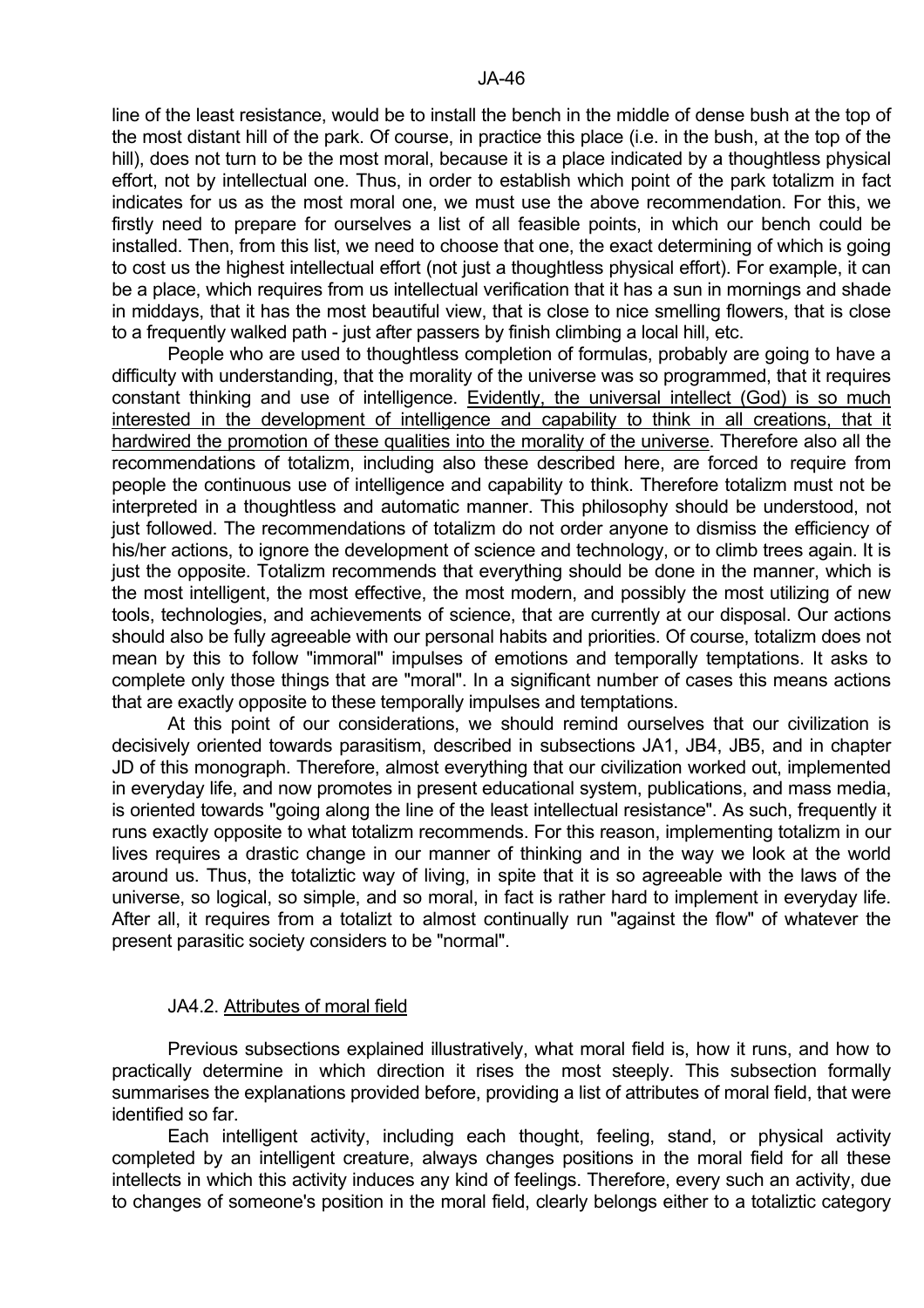line of the least resistance, would be to install the bench in the middle of dense bush at the top of the most distant hill of the park. Of course, in practice this place (i.e. in the bush, at the top of the hill), does not turn to be the most moral, because it is a place indicated by a thoughtless physical effort, not by intellectual one. Thus, in order to establish which point of the park totalizm in fact indicates for us as the most moral one, we must use the above recommendation. For this, we firstly need to prepare for ourselves a list of all feasible points, in which our bench could be installed. Then, from this list, we need to choose that one, the exact determining of which is going to cost us the highest intellectual effort (not just a thoughtless physical effort). For example, it can be a place, which requires from us intellectual verification that it has a sun in mornings and shade in middays, that it has the most beautiful view, that is close to nice smelling flowers, that is close to a frequently walked path - just after passers by finish climbing a local hill, etc.

People who are used to thoughtless completion of formulas, probably are going to have a difficulty with understanding, that the morality of the universe was so programmed, that it requires constant thinking and use of intelligence. <u>Evidently, the universal intellect (God) is so much interested in the development of intelligence and capability to think in all creations, that it hardwired the promotion of these qualities into the morality of the universe</u>. Therefore also all the recommendations of totalizm, including also these described here, are forced to require from people the continuous use of intelligence and capability to think. Therefore totalizm must not be interpreted in a thoughtless and automatic manner. This philosophy should be understood, not just followed. The recommendations of totalizm do not order anyone to dismiss the efficiency of his/her actions, to ignore the development of science and technology, or to climb trees again. It is just the opposite. Totalizm recommends that everything should be done in the manner, which is the most intelligent, the most effective, the most modern, and possibly the most utilizing of new tools, technologies, and achievements of science, that are currently at our disposal. Our actions should also be fully agreeable with our personal habits and priorities. Of course, totalizm does not mean by this to follow "immoral" impulses of emotions and temporally temptations. It asks to complete only those things that are "moral". In a significant number of cases this means actions that are exactly opposite to these temporally impulses and temptations.

At this point of our considerations, we should remind ourselves that our civilization is decisively oriented towards parasitism, described in subsections JA1, JB4, JB5, and in chapter JD of this monograph. Therefore, almost everything that our civilization worked out, implemented in everyday life, and now promotes in present educational system, publications, and mass media, is oriented towards "going along the line of the least intellectual resistance". As such, frequently it runs exactly opposite to what totalizm recommends. For this reason, implementing totalizm in our lives requires a drastic change in our manner of thinking and in the way we look at the world around us. Thus, the totaliztic way of living, in spite that it is so agreeable with the laws of the universe, so logical, so simple, and so moral, in fact is rather hard to implement in everyday life. After all, it requires from a totalizt to almost continually run "against the flow" of whatever the present parasitic society considers to be "normal".

### JA4.2. <u>Attributes of moral field</u>

Previous subsections explained illustratively, what moral field is, how it runs, and how to practically determine in which direction it rises the most steeply. This subsection formally summarises the explanations provided before, providing a list of attributes of moral field, that were identified so far.

Each intelligent activity, including each thought, feeling, stand, or physical activity completed by an intelligent creature, always changes positions in the moral field for all these intellects in which this activity induces any kind of feelings. Therefore, every such an activity, due to changes of someone's position in the moral field, clearly belongs either to a totaliztic category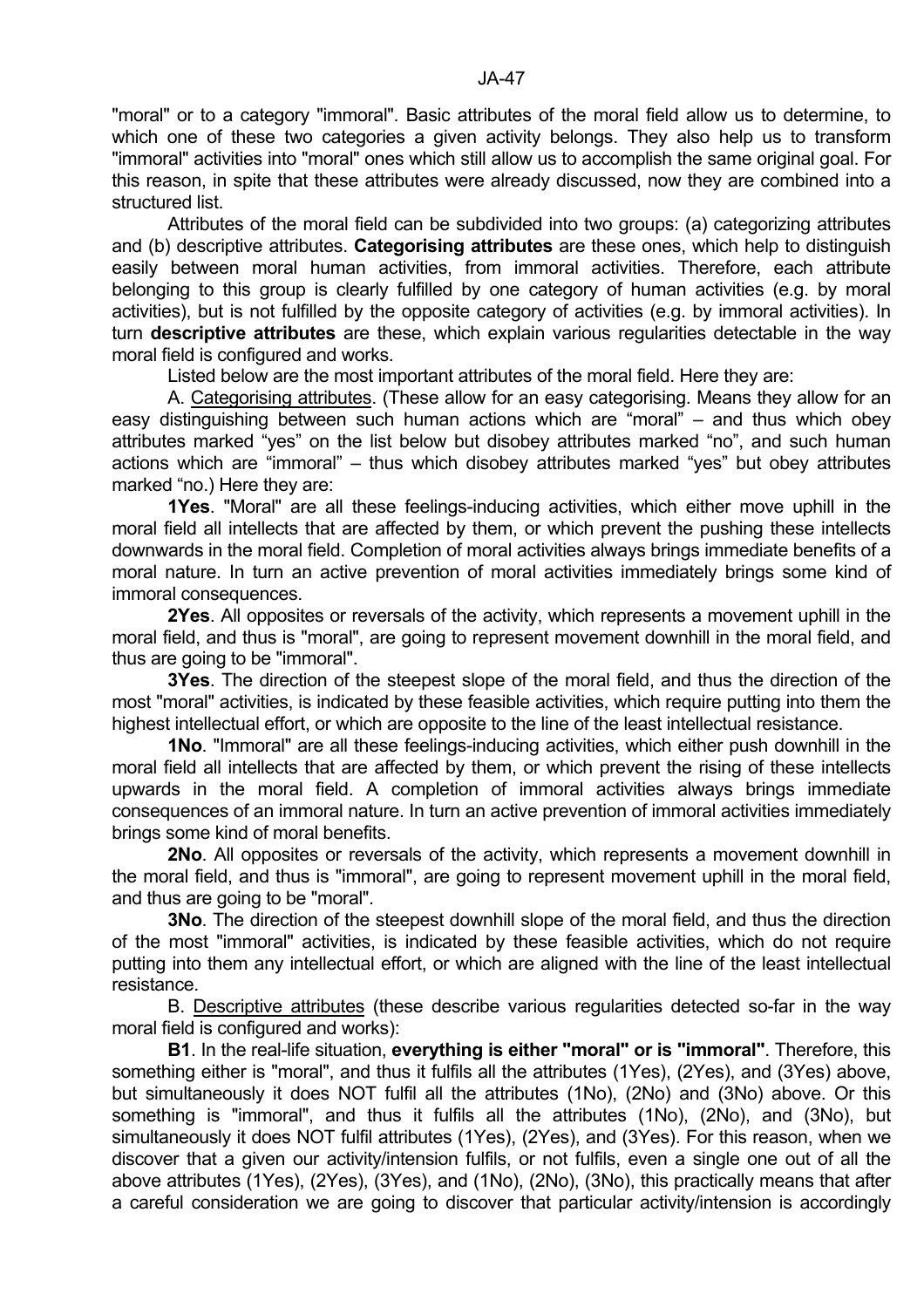"moral" or to a category "immoral". Basic attributes of the moral field allow us to determine, to which one of these two categories a given activity belongs. They also help us to transform "immoral" activities into "moral" ones which still allow us to accomplish the same original goal. For this reason, in spite that these attributes were already discussed, now they are combined into a structured list.

Attributes of the moral field can be subdivided into two groups: (a) categorizing attributes and (b) descriptive attributes. **Categorising attributes** are these ones, which help to distinguish easily between moral human activities, from immoral activities. Therefore, each attribute belonging to this group is clearly fulfilled by one category of human activities (e.g. by moral activities), but is not fulfilled by the opposite category of activities (e.g. by immoral activities). In turn **descriptive attributes** are these, which explain various regularities detectable in the way moral field is configured and works.

Listed below are the most important attributes of the moral field. Here they are:

A. Categorising attributes. (These allow for an easy categorising. Means they allow for an easy distinguishing between such human actions which are "moral" – and thus which obey attributes marked "yes" on the list below but disobey attributes marked "no", and such human actions which are "immoral" – thus which disobey attributes marked "yes" but obey attributes marked "no.) Here they are:

**1Yes**. "Moral" are all these feelings-inducing activities, which either move uphill in the moral field all intellects that are affected by them, or which prevent the pushing these intellects downwards in the moral field. Completion of moral activities always brings immediate benefits of a moral nature. In turn an active prevention of moral activities immediately brings some kind of immoral consequences.

**2Yes**. All opposites or reversals of the activity, which represents a movement uphill in the moral field, and thus is "moral", are going to represent movement downhill in the moral field, and thus are going to be "immoral".

**3Yes**. The direction of the steepest slope of the moral field, and thus the direction of the most "moral" activities, is indicated by these feasible activities, which require putting into them the highest intellectual effort, or which are opposite to the line of the least intellectual resistance.

**1No**. "Immoral" are all these feelings-inducing activities, which either push downhill in the moral field all intellects that are affected by them, or which prevent the rising of these intellects upwards in the moral field. A completion of immoral activities always brings immediate consequences of an immoral nature. In turn an active prevention of immoral activities immediately brings some kind of moral benefits.

**2No**. All opposites or reversals of the activity, which represents a movement downhill in the moral field, and thus is "immoral", are going to represent movement uphill in the moral field, and thus are going to be "moral".

**3No**. The direction of the steepest downhill slope of the moral field, and thus the direction of the most "immoral" activities, is indicated by these feasible activities, which do not require putting into them any intellectual effort, or which are aligned with the line of the least intellectual resistance.

B. Descriptive attributes (these describe various regularities detected so-far in the way moral field is configured and works):

**B1**. In the real-life situation, **everything is either "moral" or is "immoral"**. Therefore, this something either is "moral", and thus it fulfils all the attributes (1Yes), (2Yes), and (3Yes) above, but simultaneously it does NOT fulfil all the attributes (1No), (2No) and (3No) above. Or this something is "immoral", and thus it fulfils all the attributes (1No), (2No), and (3No), but simultaneously it does NOT fulfil attributes (1Yes), (2Yes), and (3Yes). For this reason, when we discover that a given our activity/intension fulfils, or not fulfils, even a single one out of all the above attributes (1Yes), (2Yes), (3Yes), and (1No), (2No), (3No), this practically means that after a careful consideration we are going to discover that particular activity/intension is accordingly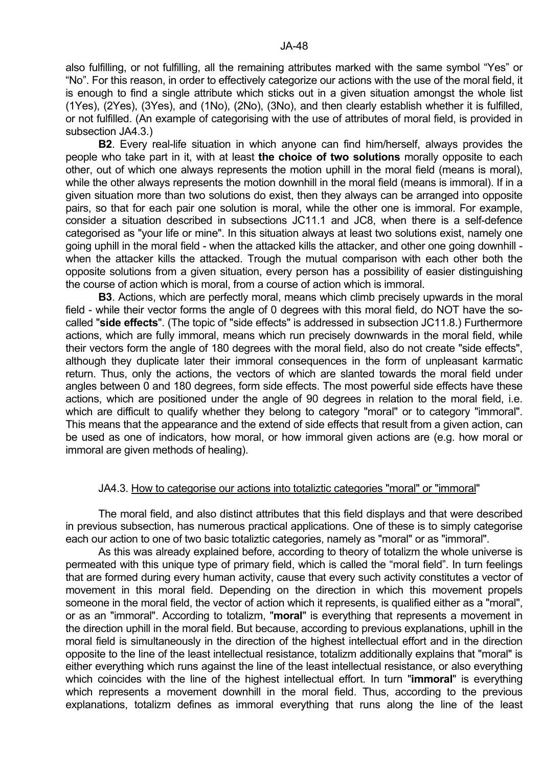also fulfilling, or not fulfilling, all the remaining attributes marked with the same symbol "Yes" or "No". For this reason, in order to effectively categorize our actions with the use of the moral field, it is enough to find a single attribute which sticks out in a given situation amongst the whole list (1Yes), (2Yes), (3Yes), and (1No), (2No), (3No), and then clearly establish whether it is fulfilled, or not fulfilled. (An example of categorising with the use of attributes of moral field, is provided in subsection JA4.3.)

**B2**. Every real-life situation in which anyone can find him/herself, always provides the people who take part in it, with at least **the choice of two solutions** morally opposite to each other, out of which one always represents the motion uphill in the moral field (means is moral), while the other always represents the motion downhill in the moral field (means is immoral). If in a given situation more than two solutions do exist, then they always can be arranged into opposite pairs, so that for each pair one solution is moral, while the other one is immoral. For example, consider a situation described in subsections JC11.1 and JC8, when there is a self-defence categorised as "your life or mine". In this situation always at least two solutions exist, namely one going uphill in the moral field - when the attacked kills the attacker, and other one going downhill - when the attacker kills the attacked. Trough the mutual comparison with each other both the opposite solutions from a given situation, every person has a possibility of easier distinguishing the course of action which is moral, from a course of action which is immoral.

**B3**. Actions, which are perfectly moral, means which climb precisely upwards in the moral field - while their vector forms the angle of 0 degrees with this moral field, do NOT have the so-called "**side effects**". (The topic of "side effects" is addressed in subsection JC11.8.) Furthermore actions, which are fully immoral, means which run precisely downwards in the moral field, while their vectors form the angle of 180 degrees with the moral field, also do not create "side effects", although they duplicate later their immoral consequences in the form of unpleasant karmatic return. Thus, only the actions, the vectors of which are slanted towards the moral field under angles between 0 and 180 degrees, form side effects. The most powerful side effects have these actions, which are positioned under the angle of 90 degrees in relation to the moral field, i.e. which are difficult to qualify whether they belong to category "moral" or to category "immoral". This means that the appearance and the extend of side effects that result from a given action, can be used as one of indicators, how moral, or how immoral given actions are (e.g. how moral or immoral are given methods of healing).

### JA4.3. How to categorise our actions into totaliztic categories "moral" or "immoral"

The moral field, and also distinct attributes that this field displays and that were described in previous subsection, has numerous practical applications. One of these is to simply categorise each our action to one of two basic totaliztic categories, namely as "moral" or as "immoral".

As this was already explained before, according to theory of totalizm the whole universe is permeated with this unique type of primary field, which is called the "moral field". In turn feelings that are formed during every human activity, cause that every such activity constitutes a vector of movement in this moral field. Depending on the direction in which this movement propels someone in the moral field, the vector of action which it represents, is qualified either as a "moral", or as an "immoral". According to totalizm, "**moral**" is everything that represents a movement in the direction uphill in the moral field. But because, according to previous explanations, uphill in the moral field is simultaneously in the direction of the highest intellectual effort and in the direction opposite to the line of the least intellectual resistance, totalizm additionally explains that "moral" is either everything which runs against the line of the least intellectual resistance, or also everything which coincides with the line of the highest intellectual effort. In turn "**immoral**" is everything which represents a movement downhill in the moral field. Thus, according to the previous explanations, totalizm defines as immoral everything that runs along the line of the least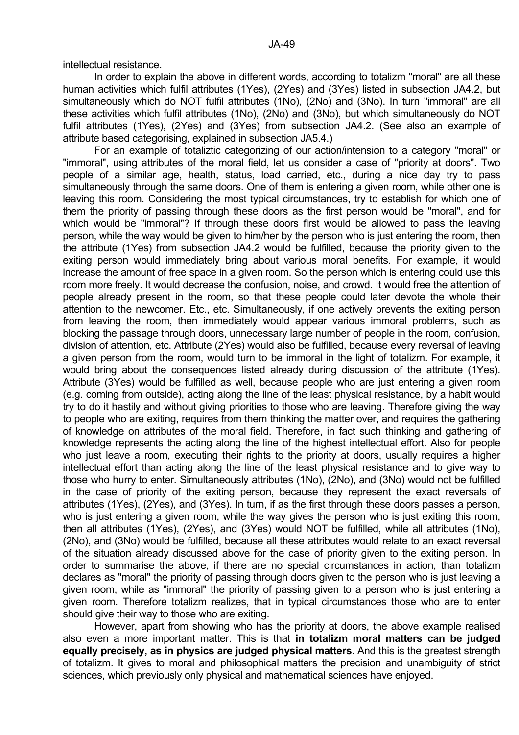intellectual resistance.

In order to explain the above in different words, according to totalizm "moral" are all these human activities which fulfil attributes (1Yes), (2Yes) and (3Yes) listed in subsection JA4.2, but simultaneously which do NOT fulfil attributes (1No), (2No) and (3No). In turn "immoral" are all these activities which fulfil attributes (1No), (2No) and (3No), but which simultaneously do NOT fulfil attributes (1Yes), (2Yes) and (3Yes) from subsection JA4.2. (See also an example of attribute based categorising, explained in subsection JA5.4.)

For an example of totaliztic categorizing of our action/intension to a category "moral" or "immoral", using attributes of the moral field, let us consider a case of "priority at doors". Two people of a similar age, health, status, load carried, etc., during a nice day try to pass simultaneously through the same doors. One of them is entering a given room, while other one is leaving this room. Considering the most typical circumstances, try to establish for which one of them the priority of passing through these doors as the first person would be "moral", and for which would be "immoral"? If through these doors first would be allowed to pass the leaving person, while the way would be given to him/her by the person who is just entering the room, then the attribute (1Yes) from subsection JA4.2 would be fulfilled, because the priority given to the exiting person would immediately bring about various moral benefits. For example, it would increase the amount of free space in a given room. So the person which is entering could use this room more freely. It would decrease the confusion, noise, and crowd. It would free the attention of people already present in the room, so that these people could later devote the whole their attention to the newcomer. Etc., etc. Simultaneously, if one actively prevents the exiting person from leaving the room, then immediately would appear various immoral problems, such as blocking the passage through doors, unnecessary large number of people in the room, confusion, division of attention, etc. Attribute (2Yes) would also be fulfilled, because every reversal of leaving a given person from the room, would turn to be immoral in the light of totalizm. For example, it would bring about the consequences listed already during discussion of the attribute (1Yes). Attribute (3Yes) would be fulfilled as well, because people who are just entering a given room (e.g. coming from outside), acting along the line of the least physical resistance, by a habit would try to do it hastily and without giving priorities to those who are leaving. Therefore giving the way to people who are exiting, requires from them thinking the matter over, and requires the gathering of knowledge on attributes of the moral field. Therefore, in fact such thinking and gathering of knowledge represents the acting along the line of the highest intellectual effort. Also for people who just leave a room, executing their rights to the priority at doors, usually requires a higher intellectual effort than acting along the line of the least physical resistance and to give way to those who hurry to enter. Simultaneously attributes (1No), (2No), and (3No) would not be fulfilled in the case of priority of the exiting person, because they represent the exact reversals of attributes (1Yes), (2Yes), and (3Yes). In turn, if as the first through these doors passes a person, who is just entering a given room, while the way gives the person who is just exiting this room, then all attributes (1Yes), (2Yes), and (3Yes) would NOT be fulfilled, while all attributes (1No), (2No), and (3No) would be fulfilled, because all these attributes would relate to an exact reversal of the situation already discussed above for the case of priority given to the exiting person. In order to summarise the above, if there are no special circumstances in action, than totalizm declares as "moral" the priority of passing through doors given to the person who is just leaving a given room, while as "immoral" the priority of passing given to a person who is just entering a given room. Therefore totalizm realizes, that in typical circumstances those who are to enter should give their way to those who are exiting.

However, apart from showing who has the priority at doors, the above example realised also even a more important matter. This is that **in totalizm moral matters can be judged equally precisely, as in physics are judged physical matters**. And this is the greatest strength of totalizm. It gives to moral and philosophical matters the precision and unambiguity of strict sciences, which previously only physical and mathematical sciences have enjoyed.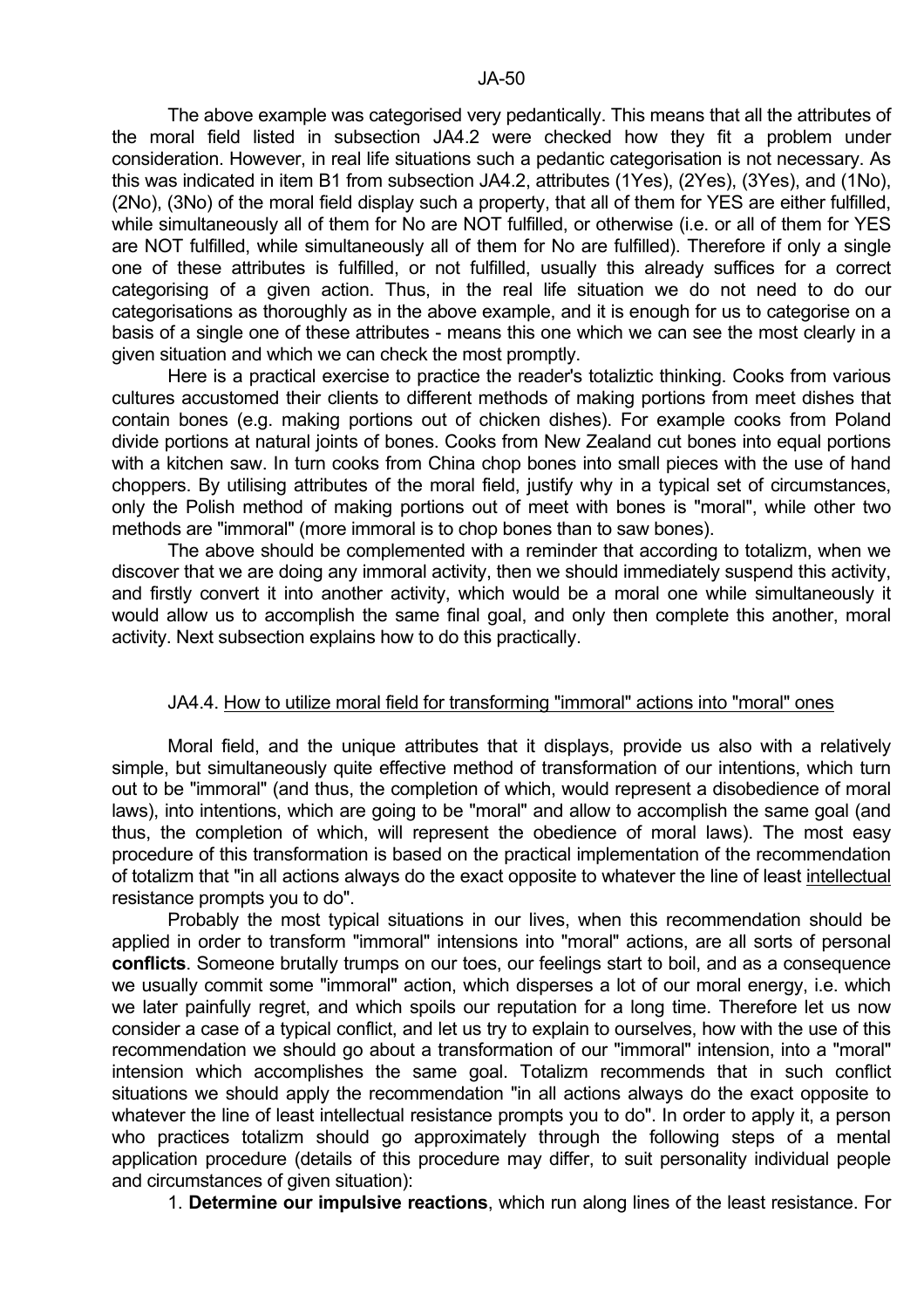The above example was categorised very pedantically. This means that all the attributes of the moral field listed in subsection JA4.2 were checked how they fit a problem under consideration. However, in real life situations such a pedantic categorisation is not necessary. As this was indicated in item B1 from subsection JA4.2, attributes (1Yes), (2Yes), (3Yes), and (1No), (2No), (3No) of the moral field display such a property, that all of them for YES are either fulfilled, while simultaneously all of them for No are NOT fulfilled, or otherwise (i.e. or all of them for YES are NOT fulfilled, while simultaneously all of them for No are fulfilled). Therefore if only a single one of these attributes is fulfilled, or not fulfilled, usually this already suffices for a correct categorising of a given action. Thus, in the real life situation we do not need to do our categorisations as thoroughly as in the above example, and it is enough for us to categorise on a basis of a single one of these attributes - means this one which we can see the most clearly in a given situation and which we can check the most promptly.

Here is a practical exercise to practice the reader's totaliztic thinking. Cooks from various cultures accustomed their clients to different methods of making portions from meet dishes that contain bones (e.g. making portions out of chicken dishes). For example cooks from Poland divide portions at natural joints of bones. Cooks from New Zealand cut bones into equal portions with a kitchen saw. In turn cooks from China chop bones into small pieces with the use of hand choppers. By utilising attributes of the moral field, justify why in a typical set of circumstances, only the Polish method of making portions out of meet with bones is "moral", while other two methods are "immoral" (more immoral is to chop bones than to saw bones).

The above should be complemented with a reminder that according to totalizm, when we discover that we are doing any immoral activity, then we should immediately suspend this activity, and firstly convert it into another activity, which would be a moral one while simultaneously it would allow us to accomplish the same final goal, and only then complete this another, moral activity. Next subsection explains how to do this practically.

## JA4.4. How to utilize moral field for transforming "immoral" actions into "moral" ones

Moral field, and the unique attributes that it displays, provide us also with a relatively simple, but simultaneously quite effective method of transformation of our intentions, which turn out to be "immoral" (and thus, the completion of which, would represent a disobedience of moral laws), into intentions, which are going to be "moral" and allow to accomplish the same goal (and thus, the completion of which, will represent the obedience of moral laws). The most easy procedure of this transformation is based on the practical implementation of the recommendation of totalizm that "in all actions always do the exact opposite to whatever the line of least intellectual resistance prompts you to do".

Probably the most typical situations in our lives, when this recommendation should be applied in order to transform "immoral" intensions into "moral" actions, are all sorts of personal **conflicts**. Someone brutally trumps on our toes, our feelings start to boil, and as a consequence we usually commit some "immoral" action, which disperses a lot of our moral energy, i.e. which we later painfully regret, and which spoils our reputation for a long time. Therefore let us now consider a case of a typical conflict, and let us try to explain to ourselves, how with the use of this recommendation we should go about a transformation of our "immoral" intension, into a "moral" intension which accomplishes the same goal. Totalizm recommends that in such conflict situations we should apply the recommendation "in all actions always do the exact opposite to whatever the line of least intellectual resistance prompts you to do". In order to apply it, a person who practices totalizm should go approximately through the following steps of a mental application procedure (details of this procedure may differ, to suit personality individual people and circumstances of given situation):

1. **Determine our impulsive reactions**, which run along lines of the least resistance. For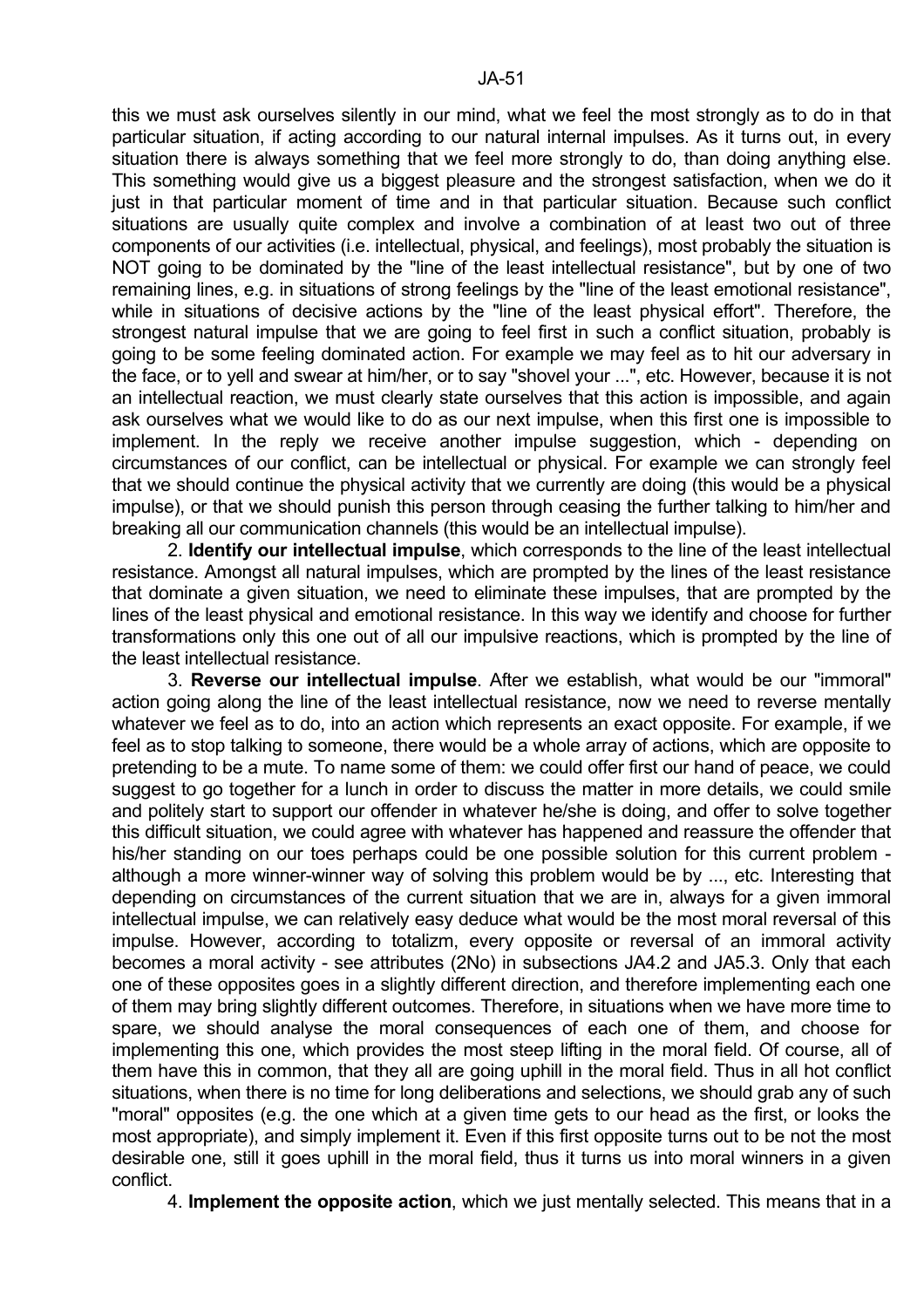this we must ask ourselves silently in our mind, what we feel the most strongly as to do in that particular situation, if acting according to our natural internal impulses. As it turns out, in every situation there is always something that we feel more strongly to do, than doing anything else. This something would give us a biggest pleasure and the strongest satisfaction, when we do it just in that particular moment of time and in that particular situation. Because such conflict situations are usually quite complex and involve a combination of at least two out of three components of our activities (i.e. intellectual, physical, and feelings), most probably the situation is NOT going to be dominated by the "line of the least intellectual resistance", but by one of two remaining lines, e.g. in situations of strong feelings by the "line of the least emotional resistance", while in situations of decisive actions by the "line of the least physical effort". Therefore, the strongest natural impulse that we are going to feel first in such a conflict situation, probably is going to be some feeling dominated action. For example we may feel as to hit our adversary in the face, or to yell and swear at him/her, or to say "shovel your ...", etc. However, because it is not an intellectual reaction, we must clearly state ourselves that this action is impossible, and again ask ourselves what we would like to do as our next impulse, when this first one is impossible to implement. In the reply we receive another impulse suggestion, which - depending on circumstances of our conflict, can be intellectual or physical. For example we can strongly feel that we should continue the physical activity that we currently are doing (this would be a physical impulse), or that we should punish this person through ceasing the further talking to him/her and breaking all our communication channels (this would be an intellectual impulse).

2. **Identify our intellectual impulse**, which corresponds to the line of the least intellectual resistance. Amongst all natural impulses, which are prompted by the lines of the least resistance that dominate a given situation, we need to eliminate these impulses, that are prompted by the lines of the least physical and emotional resistance. In this way we identify and choose for further transformations only this one out of all our impulsive reactions, which is prompted by the line of the least intellectual resistance.

3. **Reverse our intellectual impulse**. After we establish, what would be our "immoral" action going along the line of the least intellectual resistance, now we need to reverse mentally whatever we feel as to do, into an action which represents an exact opposite. For example, if we feel as to stop talking to someone, there would be a whole array of actions, which are opposite to pretending to be a mute. To name some of them: we could offer first our hand of peace, we could suggest to go together for a lunch in order to discuss the matter in more details, we could smile and politely start to support our offender in whatever he/she is doing, and offer to solve together this difficult situation, we could agree with whatever has happened and reassure the offender that his/her standing on our toes perhaps could be one possible solution for this current problem - although a more winner-winner way of solving this problem would be by ..., etc. Interesting that depending on circumstances of the current situation that we are in, always for a given immoral intellectual impulse, we can relatively easy deduce what would be the most moral reversal of this impulse. However, according to totalizm, every opposite or reversal of an immoral activity becomes a moral activity - see attributes (2No) in subsections JA4.2 and JA5.3. Only that each one of these opposites goes in a slightly different direction, and therefore implementing each one of them may bring slightly different outcomes. Therefore, in situations when we have more time to spare, we should analyse the moral consequences of each one of them, and choose for implementing this one, which provides the most steep lifting in the moral field. Of course, all of them have this in common, that they all are going uphill in the moral field. Thus in all hot conflict situations, when there is no time for long deliberations and selections, we should grab any of such "moral" opposites (e.g. the one which at a given time gets to our head as the first, or looks the most appropriate), and simply implement it. Even if this first opposite turns out to be not the most desirable one, still it goes uphill in the moral field, thus it turns us into moral winners in a given conflict.

4. **Implement the opposite action**, which we just mentally selected. This means that in a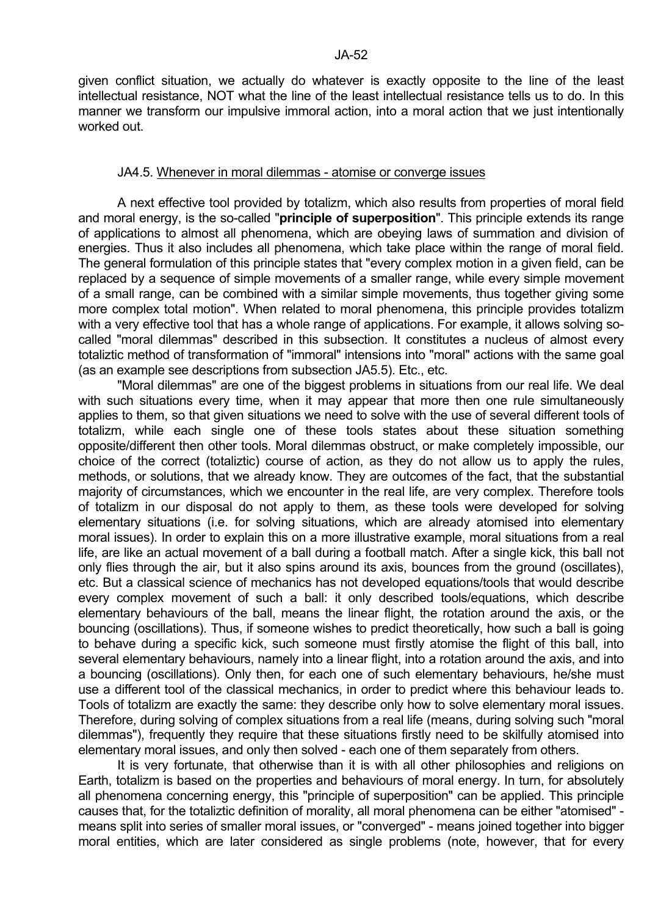given conflict situation, we actually do whatever is exactly opposite to the line of the least intellectual resistance, NOT what the line of the least intellectual resistance tells us to do. In this manner we transform our impulsive immoral action, into a moral action that we just intentionally worked out.

#### JA4.5. Whenever in moral dilemmas - atomise or converge issues

A next effective tool provided by totalizm, which also results from properties of moral field and moral energy, is the so-called "**principle of superposition**". This principle extends its range of applications to almost all phenomena, which are obeying laws of summation and division of energies. Thus it also includes all phenomena, which take place within the range of moral field. The general formulation of this principle states that "every complex motion in a given field, can be replaced by a sequence of simple movements of a smaller range, while every simple movement of a small range, can be combined with a similar simple movements, thus together giving some more complex total motion". When related to moral phenomena, this principle provides totalizm with a very effective tool that has a whole range of applications. For example, it allows solving so-called "moral dilemmas" described in this subsection. It constitutes a nucleus of almost every totaliztic method of transformation of "immoral" intensions into "moral" actions with the same goal (as an example see descriptions from subsection JA5.5). Etc., etc.

"Moral dilemmas" are one of the biggest problems in situations from our real life. We deal with such situations every time, when it may appear that more then one rule simultaneously applies to them, so that given situations we need to solve with the use of several different tools of totalizm, while each single one of these tools states about these situation something opposite/different then other tools. Moral dilemmas obstruct, or make completely impossible, our choice of the correct (totaliztic) course of action, as they do not allow us to apply the rules, methods, or solutions, that we already know. They are outcomes of the fact, that the substantial majority of circumstances, which we encounter in the real life, are very complex. Therefore tools of totalizm in our disposal do not apply to them, as these tools were developed for solving elementary situations (i.e. for solving situations, which are already atomised into elementary moral issues). In order to explain this on a more illustrative example, moral situations from a real life, are like an actual movement of a ball during a football match. After a single kick, this ball not only flies through the air, but it also spins around its axis, bounces from the ground (oscillates), etc. But a classical science of mechanics has not developed equations/tools that would describe every complex movement of such a ball: it only described tools/equations, which describe elementary behaviours of the ball, means the linear flight, the rotation around the axis, or the bouncing (oscillations). Thus, if someone wishes to predict theoretically, how such a ball is going to behave during a specific kick, such someone must firstly atomise the flight of this ball, into several elementary behaviours, namely into a linear flight, into a rotation around the axis, and into a bouncing (oscillations). Only then, for each one of such elementary behaviours, he/she must use a different tool of the classical mechanics, in order to predict where this behaviour leads to. Tools of totalizm are exactly the same: they describe only how to solve elementary moral issues. Therefore, during solving of complex situations from a real life (means, during solving such "moral dilemmas"), frequently they require that these situations firstly need to be skilfully atomised into elementary moral issues, and only then solved - each one of them separately from others.

It is very fortunate, that otherwise than it is with all other philosophies and religions on Earth, totalizm is based on the properties and behaviours of moral energy. In turn, for absolutely all phenomena concerning energy, this "principle of superposition" can be applied. This principle causes that, for the totaliztic definition of morality, all moral phenomena can be either "atomised" - means split into series of smaller moral issues, or "converged" - means joined together into bigger moral entities, which are later considered as single problems (note, however, that for every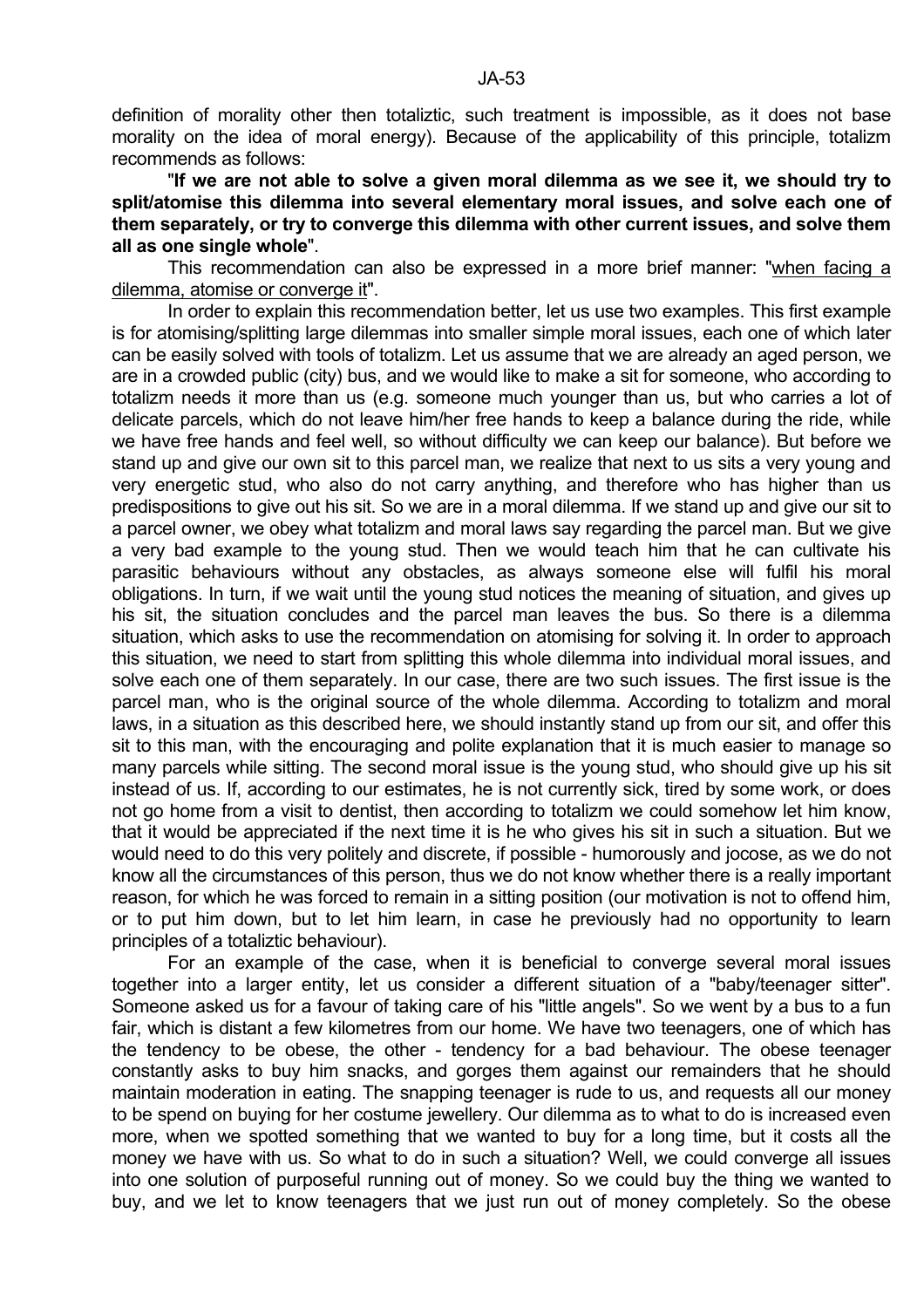definition of morality other then totaliztic, such treatment is impossible, as it does not base morality on the idea of moral energy). Because of the applicability of this principle, totalizm recommends as follows:

"**If we are not able to solve a given moral dilemma as we see it, we should try to split/atomise this dilemma into several elementary moral issues, and solve each one of them separately, or try to converge this dilemma with other current issues, and solve them all as one single whole**".

This recommendation can also be expressed in a more brief manner: "when facing a dilemma, atomise or converge it".

In order to explain this recommendation better, let us use two examples. This first example is for atomising/splitting large dilemmas into smaller simple moral issues, each one of which later can be easily solved with tools of totalizm. Let us assume that we are already an aged person, we are in a crowded public (city) bus, and we would like to make a sit for someone, who according to totalizm needs it more than us (e.g. someone much younger than us, but who carries a lot of delicate parcels, which do not leave him/her free hands to keep a balance during the ride, while we have free hands and feel well, so without difficulty we can keep our balance). But before we stand up and give our own sit to this parcel man, we realize that next to us sits a very young and very energetic stud, who also do not carry anything, and therefore who has higher than us predispositions to give out his sit. So we are in a moral dilemma. If we stand up and give our sit to a parcel owner, we obey what totalizm and moral laws say regarding the parcel man. But we give a very bad example to the young stud. Then we would teach him that he can cultivate his parasitic behaviours without any obstacles, as always someone else will fulfil his moral obligations. In turn, if we wait until the young stud notices the meaning of situation, and gives up his sit, the situation concludes and the parcel man leaves the bus. So there is a dilemma situation, which asks to use the recommendation on atomising for solving it. In order to approach this situation, we need to start from splitting this whole dilemma into individual moral issues, and solve each one of them separately. In our case, there are two such issues. The first issue is the parcel man, who is the original source of the whole dilemma. According to totalizm and moral laws, in a situation as this described here, we should instantly stand up from our sit, and offer this sit to this man, with the encouraging and polite explanation that it is much easier to manage so many parcels while sitting. The second moral issue is the young stud, who should give up his sit instead of us. If, according to our estimates, he is not currently sick, tired by some work, or does not go home from a visit to dentist, then according to totalizm we could somehow let him know, that it would be appreciated if the next time it is he who gives his sit in such a situation. But we would need to do this very politely and discrete, if possible - humorously and jocose, as we do not know all the circumstances of this person, thus we do not know whether there is a really important reason, for which he was forced to remain in a sitting position (our motivation is not to offend him, or to put him down, but to let him learn, in case he previously had no opportunity to learn principles of a totaliztic behaviour).

For an example of the case, when it is beneficial to converge several moral issues together into a larger entity, let us consider a different situation of a "baby/teenager sitter". Someone asked us for a favour of taking care of his "little angels". So we went by a bus to a fun fair, which is distant a few kilometres from our home. We have two teenagers, one of which has the tendency to be obese, the other - tendency for a bad behaviour. The obese teenager constantly asks to buy him snacks, and gorges them against our remainders that he should maintain moderation in eating. The snapping teenager is rude to us, and requests all our money to be spend on buying for her costume jewellery. Our dilemma as to what to do is increased even more, when we spotted something that we wanted to buy for a long time, but it costs all the money we have with us. So what to do in such a situation? Well, we could converge all issues into one solution of purposeful running out of money. So we could buy the thing we wanted to buy, and we let to know teenagers that we just run out of money completely. So the obese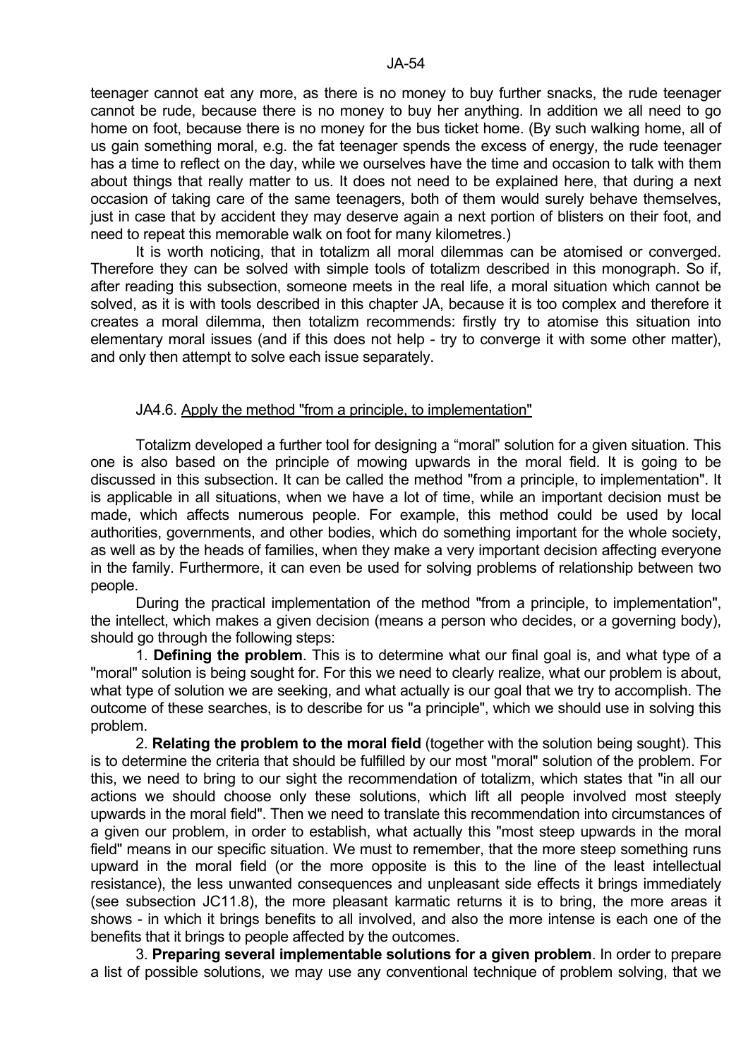teenager cannot eat any more, as there is no money to buy further snacks, the rude teenager cannot be rude, because there is no money to buy her anything. In addition we all need to go home on foot, because there is no money for the bus ticket home. (By such walking home, all of us gain something moral, e.g. the fat teenager spends the excess of energy, the rude teenager has a time to reflect on the day, while we ourselves have the time and occasion to talk with them about things that really matter to us. It does not need to be explained here, that during a next occasion of taking care of the same teenagers, both of them would surely behave themselves, just in case that by accident they may deserve again a next portion of blisters on their foot, and need to repeat this memorable walk on foot for many kilometres.)

It is worth noticing, that in totalizm all moral dilemmas can be atomised or converged. Therefore they can be solved with simple tools of totalizm described in this monograph. So if, after reading this subsection, someone meets in the real life, a moral situation which cannot be solved, as it is with tools described in this chapter JA, because it is too complex and therefore it creates a moral dilemma, then totalizm recommends: firstly try to atomise this situation into elementary moral issues (and if this does not help - try to converge it with some other matter), and only then attempt to solve each issue separately.

### JA4.6. Apply the method "from a principle, to implementation"

Totalizm developed a further tool for designing a “moral” solution for a given situation. This one is also based on the principle of mowing upwards in the moral field. It is going to be discussed in this subsection. It can be called the method "from a principle, to implementation". It is applicable in all situations, when we have a lot of time, while an important decision must be made, which affects numerous people. For example, this method could be used by local authorities, governments, and other bodies, which do something important for the whole society, as well as by the heads of families, when they make a very important decision affecting everyone in the family. Furthermore, it can even be used for solving problems of relationship between two people.

During the practical implementation of the method "from a principle, to implementation", the intellect, which makes a given decision (means a person who decides, or a governing body), should go through the following steps:

1. **Defining the problem**. This is to determine what our final goal is, and what type of a "moral" solution is being sought for. For this we need to clearly realize, what our problem is about, what type of solution we are seeking, and what actually is our goal that we try to accomplish. The outcome of these searches, is to describe for us "a principle", which we should use in solving this problem.

2. **Relating the problem to the moral field** (together with the solution being sought). This is to determine the criteria that should be fulfilled by our most "moral" solution of the problem. For this, we need to bring to our sight the recommendation of totalizm, which states that "in all our actions we should choose only these solutions, which lift all people involved most steeply upwards in the moral field". Then we need to translate this recommendation into circumstances of a given our problem, in order to establish, what actually this "most steep upwards in the moral field" means in our specific situation. We must to remember, that the more steep something runs upward in the moral field (or the more opposite is this to the line of the least intellectual resistance), the less unwanted consequences and unpleasant side effects it brings immediately (see subsection JC11.8), the more pleasant karmatic returns it is to bring, the more areas it shows - in which it brings benefits to all involved, and also the more intense is each one of the benefits that it brings to people affected by the outcomes.

3. **Preparing several implementable solutions for a given problem**. In order to prepare a list of possible solutions, we may use any conventional technique of problem solving, that we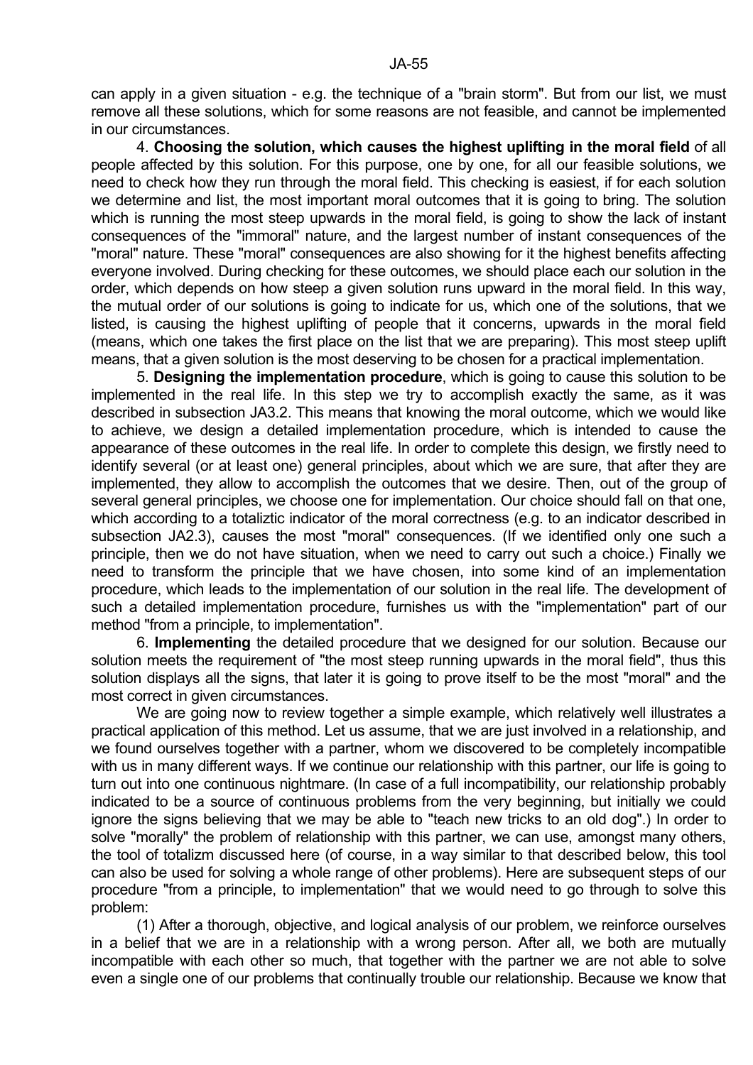can apply in a given situation - e.g. the technique of a "brain storm". But from our list, we must remove all these solutions, which for some reasons are not feasible, and cannot be implemented in our circumstances.

4. **Choosing the solution, which causes the highest uplifting in the moral field** of all people affected by this solution. For this purpose, one by one, for all our feasible solutions, we need to check how they run through the moral field. This checking is easiest, if for each solution we determine and list, the most important moral outcomes that it is going to bring. The solution which is running the most steep upwards in the moral field, is going to show the lack of instant consequences of the "immoral" nature, and the largest number of instant consequences of the "moral" nature. These "moral" consequences are also showing for it the highest benefits affecting everyone involved. During checking for these outcomes, we should place each our solution in the order, which depends on how steep a given solution runs upward in the moral field. In this way, the mutual order of our solutions is going to indicate for us, which one of the solutions, that we listed, is causing the highest uplifting of people that it concerns, upwards in the moral field (means, which one takes the first place on the list that we are preparing). This most steep uplift means, that a given solution is the most deserving to be chosen for a practical implementation.

5. **Designing the implementation procedure**, which is going to cause this solution to be implemented in the real life. In this step we try to accomplish exactly the same, as it was described in subsection JA3.2. This means that knowing the moral outcome, which we would like to achieve, we design a detailed implementation procedure, which is intended to cause the appearance of these outcomes in the real life. In order to complete this design, we firstly need to identify several (or at least one) general principles, about which we are sure, that after they are implemented, they allow to accomplish the outcomes that we desire. Then, out of the group of several general principles, we choose one for implementation. Our choice should fall on that one, which according to a totaliztic indicator of the moral correctness (e.g. to an indicator described in subsection JA2.3), causes the most "moral" consequences. (If we identified only one such a principle, then we do not have situation, when we need to carry out such a choice.) Finally we need to transform the principle that we have chosen, into some kind of an implementation procedure, which leads to the implementation of our solution in the real life. The development of such a detailed implementation procedure, furnishes us with the "implementation" part of our method "from a principle, to implementation".

6. **Implementing** the detailed procedure that we designed for our solution. Because our solution meets the requirement of "the most steep running upwards in the moral field", thus this solution displays all the signs, that later it is going to prove itself to be the most "moral" and the most correct in given circumstances.

We are going now to review together a simple example, which relatively well illustrates a practical application of this method. Let us assume, that we are just involved in a relationship, and we found ourselves together with a partner, whom we discovered to be completely incompatible with us in many different ways. If we continue our relationship with this partner, our life is going to turn out into one continuous nightmare. (In case of a full incompatibility, our relationship probably indicated to be a source of continuous problems from the very beginning, but initially we could ignore the signs believing that we may be able to "teach new tricks to an old dog".) In order to solve "morally" the problem of relationship with this partner, we can use, amongst many others, the tool of totalizm discussed here (of course, in a way similar to that described below, this tool can also be used for solving a whole range of other problems). Here are subsequent steps of our procedure "from a principle, to implementation" that we would need to go through to solve this problem:

(1) After a thorough, objective, and logical analysis of our problem, we reinforce ourselves in a belief that we are in a relationship with a wrong person. After all, we both are mutually incompatible with each other so much, that together with the partner we are not able to solve even a single one of our problems that continually trouble our relationship. Because we know that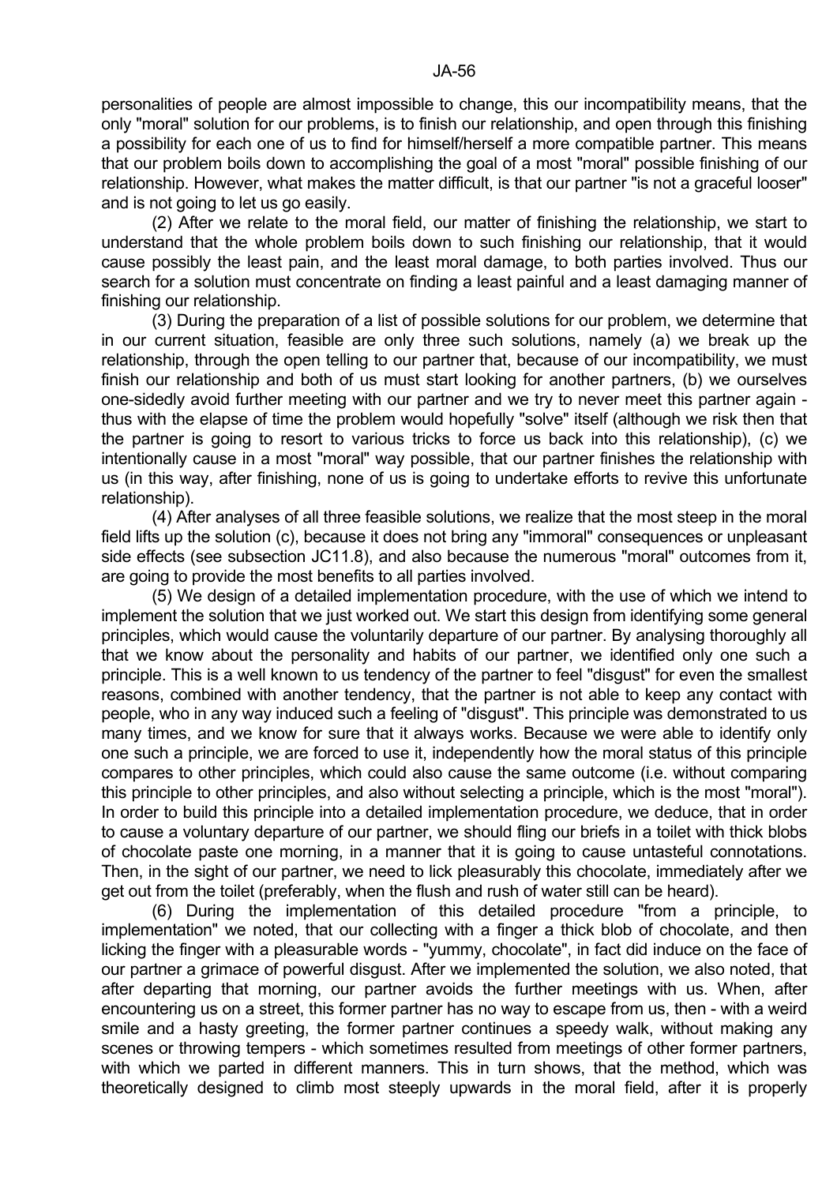personalities of people are almost impossible to change, this our incompatibility means, that the only "moral" solution for our problems, is to finish our relationship, and open through this finishing a possibility for each one of us to find for himself/herself a more compatible partner. This means that our problem boils down to accomplishing the goal of a most "moral" possible finishing of our relationship. However, what makes the matter difficult, is that our partner "is not a graceful looser" and is not going to let us go easily.

(2) After we relate to the moral field, our matter of finishing the relationship, we start to understand that the whole problem boils down to such finishing our relationship, that it would cause possibly the least pain, and the least moral damage, to both parties involved. Thus our search for a solution must concentrate on finding a least painful and a least damaging manner of finishing our relationship.

(3) During the preparation of a list of possible solutions for our problem, we determine that in our current situation, feasible are only three such solutions, namely (a) we break up the relationship, through the open telling to our partner that, because of our incompatibility, we must finish our relationship and both of us must start looking for another partners, (b) we ourselves one-sidedly avoid further meeting with our partner and we try to never meet this partner again - thus with the elapse of time the problem would hopefully "solve" itself (although we risk then that the partner is going to resort to various tricks to force us back into this relationship), (c) we intentionally cause in a most "moral" way possible, that our partner finishes the relationship with us (in this way, after finishing, none of us is going to undertake efforts to revive this unfortunate relationship).

(4) After analyses of all three feasible solutions, we realize that the most steep in the moral field lifts up the solution (c), because it does not bring any "immoral" consequences or unpleasant side effects (see subsection JC11.8), and also because the numerous "moral" outcomes from it, are going to provide the most benefits to all parties involved.

(5) We design of a detailed implementation procedure, with the use of which we intend to implement the solution that we just worked out. We start this design from identifying some general principles, which would cause the voluntarily departure of our partner. By analysing thoroughly all that we know about the personality and habits of our partner, we identified only one such a principle. This is a well known to us tendency of the partner to feel "disgust" for even the smallest reasons, combined with another tendency, that the partner is not able to keep any contact with people, who in any way induced such a feeling of "disgust". This principle was demonstrated to us many times, and we know for sure that it always works. Because we were able to identify only one such a principle, we are forced to use it, independently how the moral status of this principle compares to other principles, which could also cause the same outcome (i.e. without comparing this principle to other principles, and also without selecting a principle, which is the most "moral"). In order to build this principle into a detailed implementation procedure, we deduce, that in order to cause a voluntary departure of our partner, we should fling our briefs in a toilet with thick blobs of chocolate paste one morning, in a manner that it is going to cause untasteful connotations. Then, in the sight of our partner, we need to lick pleasurably this chocolate, immediately after we get out from the toilet (preferably, when the flush and rush of water still can be heard).

(6) During the implementation of this detailed procedure "from a principle, to implementation" we noted, that our collecting with a finger a thick blob of chocolate, and then licking the finger with a pleasurable words - "yummy, chocolate", in fact did induce on the face of our partner a grimace of powerful disgust. After we implemented the solution, we also noted, that after departing that morning, our partner avoids the further meetings with us. When, after encountering us on a street, this former partner has no way to escape from us, then - with a weird smile and a hasty greeting, the former partner continues a speedy walk, without making any scenes or throwing tempers - which sometimes resulted from meetings of other former partners, with which we parted in different manners. This in turn shows, that the method, which was theoretically designed to climb most steeply upwards in the moral field, after it is properly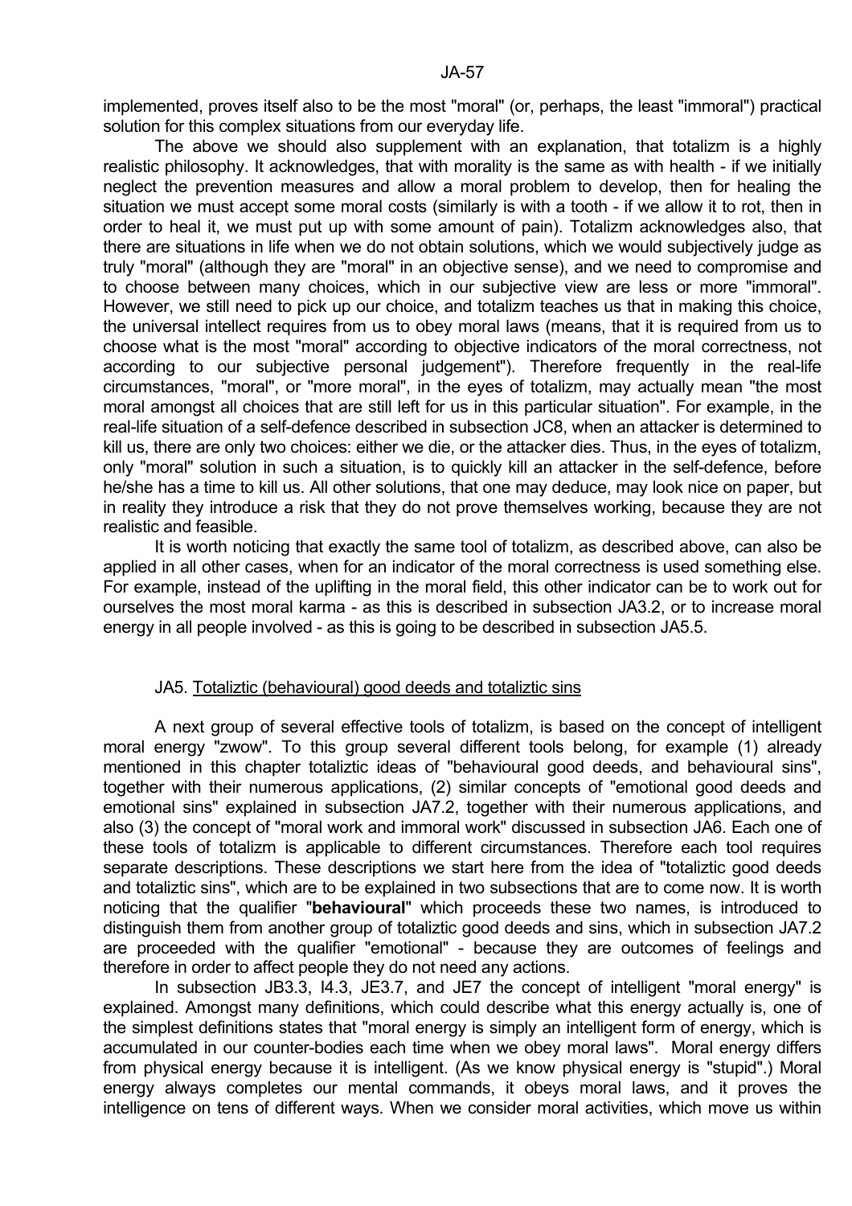implemented, proves itself also to be the most "moral" (or, perhaps, the least "immoral") practical solution for this complex situations from our everyday life.

The above we should also supplement with an explanation, that totalizm is a highly realistic philosophy. It acknowledges, that with morality is the same as with health - if we initially neglect the prevention measures and allow a moral problem to develop, then for healing the situation we must accept some moral costs (similarly is with a tooth - if we allow it to rot, then in order to heal it, we must put up with some amount of pain). Totalizm acknowledges also, that there are situations in life when we do not obtain solutions, which we would subjectively judge as truly "moral" (although they are "moral" in an objective sense), and we need to compromise and to choose between many choices, which in our subjective view are less or more "immoral". However, we still need to pick up our choice, and totalizm teaches us that in making this choice, the universal intellect requires from us to obey moral laws (means, that it is required from us to choose what is the most "moral" according to objective indicators of the moral correctness, not according to our subjective personal judgement"). Therefore frequently in the real-life circumstances, "moral", or "more moral", in the eyes of totalizm, may actually mean "the most moral amongst all choices that are still left for us in this particular situation". For example, in the real-life situation of a self-defence described in subsection JC8, when an attacker is determined to kill us, there are only two choices: either we die, or the attacker dies. Thus, in the eyes of totalizm, only "moral" solution in such a situation, is to quickly kill an attacker in the self-defence, before he/she has a time to kill us. All other solutions, that one may deduce, may look nice on paper, but in reality they introduce a risk that they do not prove themselves working, because they are not realistic and feasible.

It is worth noticing that exactly the same tool of totalizm, as described above, can also be applied in all other cases, when for an indicator of the moral correctness is used something else. For example, instead of the uplifting in the moral field, this other indicator can be to work out for ourselves the most moral karma - as this is described in subsection JA3.2, or to increase moral energy in all people involved - as this is going to be described in subsection JA5.5.

## JA5. Totaliztic (behavioural) good deeds and totaliztic sins

A next group of several effective tools of totalizm, is based on the concept of intelligent moral energy "zwow". To this group several different tools belong, for example (1) already mentioned in this chapter totaliztic ideas of "behavioural good deeds, and behavioural sins", together with their numerous applications, (2) similar concepts of "emotional good deeds and emotional sins" explained in subsection JA7.2, together with their numerous applications, and also (3) the concept of "moral work and immoral work" discussed in subsection JA6. Each one of these tools of totalizm is applicable to different circumstances. Therefore each tool requires separate descriptions. These descriptions we start here from the idea of "totaliztic good deeds and totaliztic sins", which are to be explained in two subsections that are to come now. It is worth noticing that the qualifier "**behavioural**" which proceeds these two names, is introduced to distinguish them from another group of totaliztic good deeds and sins, which in subsection JA7.2 are proceeded with the qualifier "emotional" - because they are outcomes of feelings and therefore in order to affect people they do not need any actions.

In subsection JB3.3, I4.3, JE3.7, and JE7 the concept of intelligent "moral energy" is explained. Amongst many definitions, which could describe what this energy actually is, one of the simplest definitions states that "moral energy is simply an intelligent form of energy, which is accumulated in our counter-bodies each time when we obey moral laws". Moral energy differs from physical energy because it is intelligent. (As we know physical energy is "stupid".) Moral energy always completes our mental commands, it obeys moral laws, and it proves the intelligence on tens of different ways. When we consider moral activities, which move us within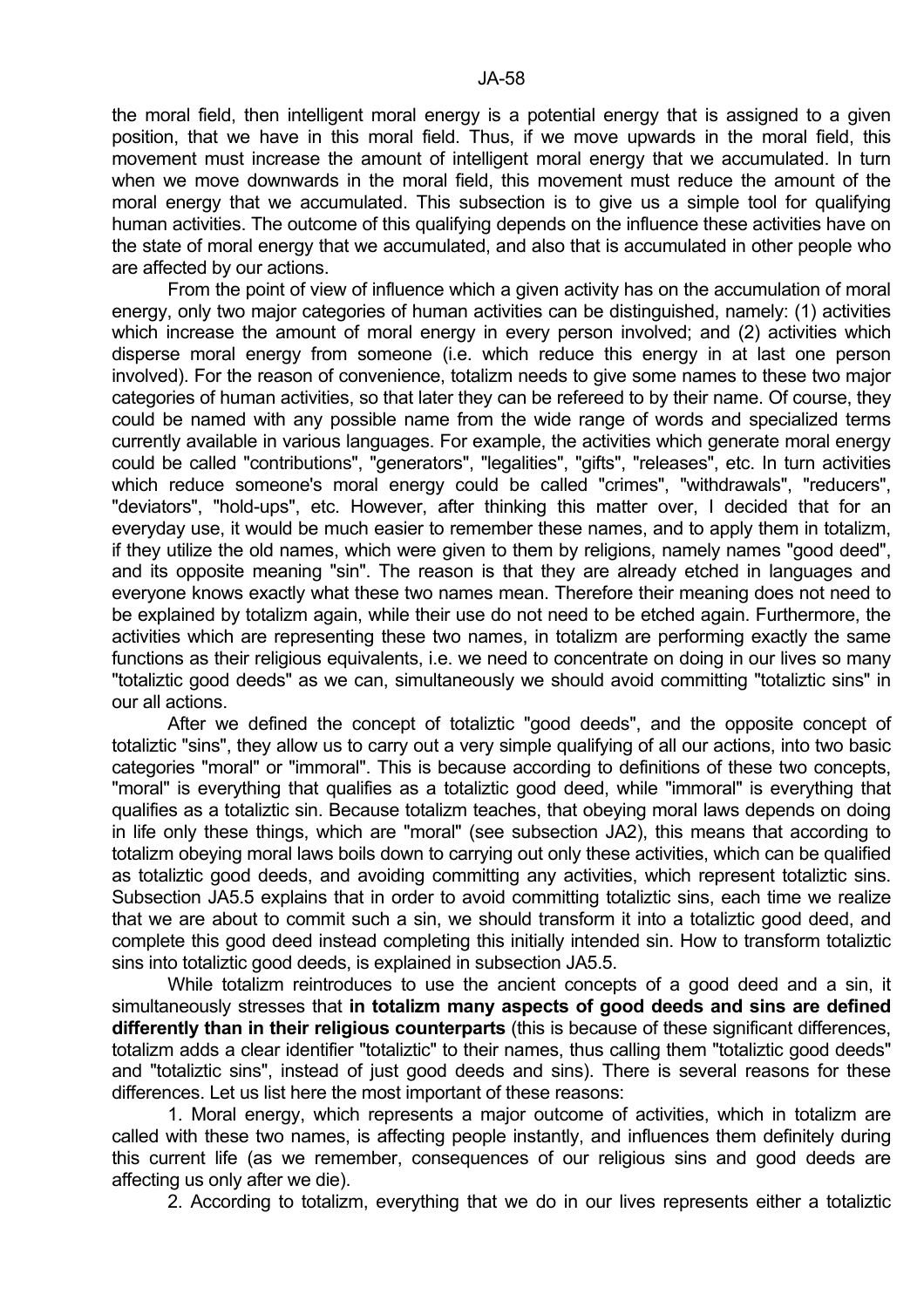the moral field, then intelligent moral energy is a potential energy that is assigned to a given position, that we have in this moral field. Thus, if we move upwards in the moral field, this movement must increase the amount of intelligent moral energy that we accumulated. In turn when we move downwards in the moral field, this movement must reduce the amount of the moral energy that we accumulated. This subsection is to give us a simple tool for qualifying human activities. The outcome of this qualifying depends on the influence these activities have on the state of moral energy that we accumulated, and also that is accumulated in other people who are affected by our actions.

From the point of view of influence which a given activity has on the accumulation of moral energy, only two major categories of human activities can be distinguished, namely: (1) activities which increase the amount of moral energy in every person involved; and (2) activities which disperse moral energy from someone (i.e. which reduce this energy in at last one person involved). For the reason of convenience, totalizm needs to give some names to these two major categories of human activities, so that later they can be refereed to by their name. Of course, they could be named with any possible name from the wide range of words and specialized terms currently available in various languages. For example, the activities which generate moral energy could be called "contributions", "generators", "legalities", "gifts", "releases", etc. In turn activities which reduce someone's moral energy could be called "crimes", "withdrawals", "reducers", "deviators", "hold-ups", etc. However, after thinking this matter over, I decided that for an everyday use, it would be much easier to remember these names, and to apply them in totalizm, if they utilize the old names, which were given to them by religions, namely names "good deed", and its opposite meaning "sin". The reason is that they are already etched in languages and everyone knows exactly what these two names mean. Therefore their meaning does not need to be explained by totalizm again, while their use do not need to be etched again. Furthermore, the activities which are representing these two names, in totalizm are performing exactly the same functions as their religious equivalents, i.e. we need to concentrate on doing in our lives so many "totaliztic good deeds" as we can, simultaneously we should avoid committing "totaliztic sins" in our all actions.

After we defined the concept of totaliztic "good deeds", and the opposite concept of totaliztic "sins", they allow us to carry out a very simple qualifying of all our actions, into two basic categories "moral" or "immoral". This is because according to definitions of these two concepts, "moral" is everything that qualifies as a totaliztic good deed, while "immoral" is everything that qualifies as a totaliztic sin. Because totalizm teaches, that obeying moral laws depends on doing in life only these things, which are "moral" (see subsection JA2), this means that according to totalizm obeying moral laws boils down to carrying out only these activities, which can be qualified as totaliztic good deeds, and avoiding committing any activities, which represent totaliztic sins. Subsection JA5.5 explains that in order to avoid committing totaliztic sins, each time we realize that we are about to commit such a sin, we should transform it into a totaliztic good deed, and complete this good deed instead completing this initially intended sin. How to transform totaliztic sins into totaliztic good deeds, is explained in subsection JA5.5.

While totalizm reintroduces to use the ancient concepts of a good deed and a sin, it simultaneously stresses that **in totalizm many aspects of good deeds and sins are defined differently than in their religious counterparts** (this is because of these significant differences, totalizm adds a clear identifier "totaliztic" to their names, thus calling them "totaliztic good deeds" and "totaliztic sins", instead of just good deeds and sins). There is several reasons for these differences. Let us list here the most important of these reasons:

1. Moral energy, which represents a major outcome of activities, which in totalizm are called with these two names, is affecting people instantly, and influences them definitely during this current life (as we remember, consequences of our religious sins and good deeds are affecting us only after we die).

2. According to totalizm, everything that we do in our lives represents either a totaliztic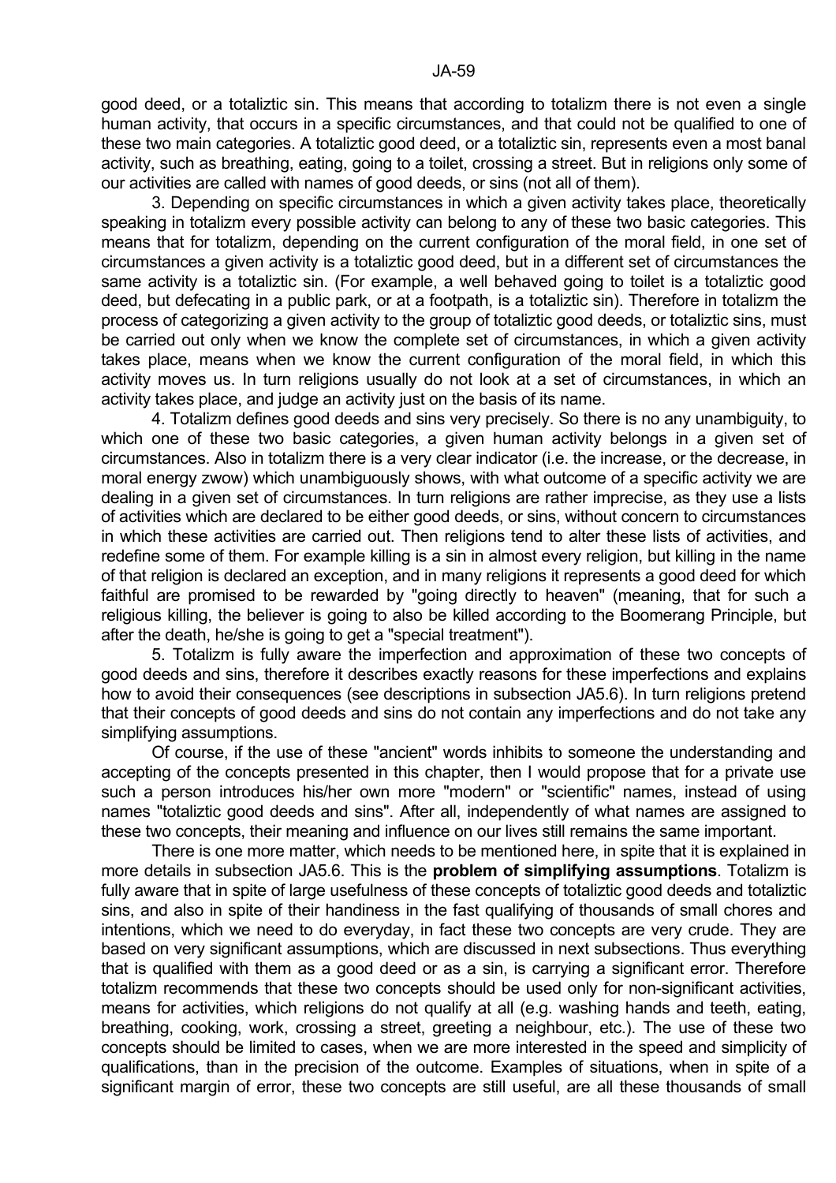good deed, or a totaliztic sin. This means that according to totalizm there is not even a single human activity, that occurs in a specific circumstances, and that could not be qualified to one of these two main categories. A totaliztic good deed, or a totaliztic sin, represents even a most banal activity, such as breathing, eating, going to a toilet, crossing a street. But in religions only some of our activities are called with names of good deeds, or sins (not all of them).

3. Depending on specific circumstances in which a given activity takes place, theoretically speaking in totalizm every possible activity can belong to any of these two basic categories. This means that for totalizm, depending on the current configuration of the moral field, in one set of circumstances a given activity is a totaliztic good deed, but in a different set of circumstances the same activity is a totaliztic sin. (For example, a well behaved going to toilet is a totaliztic good deed, but defecating in a public park, or at a footpath, is a totaliztic sin). Therefore in totalizm the process of categorizing a given activity to the group of totaliztic good deeds, or totaliztic sins, must be carried out only when we know the complete set of circumstances, in which a given activity takes place, means when we know the current configuration of the moral field, in which this activity moves us. In turn religions usually do not look at a set of circumstances, in which an activity takes place, and judge an activity just on the basis of its name.

4. Totalizm defines good deeds and sins very precisely. So there is no any unambiguity, to which one of these two basic categories, a given human activity belongs in a given set of circumstances. Also in totalizm there is a very clear indicator (i.e. the increase, or the decrease, in moral energy zwow) which unambiguously shows, with what outcome of a specific activity we are dealing in a given set of circumstances. In turn religions are rather imprecise, as they use a lists of activities which are declared to be either good deeds, or sins, without concern to circumstances in which these activities are carried out. Then religions tend to alter these lists of activities, and redefine some of them. For example killing is a sin in almost every religion, but killing in the name of that religion is declared an exception, and in many religions it represents a good deed for which faithful are promised to be rewarded by "going directly to heaven" (meaning, that for such a religious killing, the believer is going to also be killed according to the Boomerang Principle, but after the death, he/she is going to get a "special treatment").

5. Totalizm is fully aware the imperfection and approximation of these two concepts of good deeds and sins, therefore it describes exactly reasons for these imperfections and explains how to avoid their consequences (see descriptions in subsection JA5.6). In turn religions pretend that their concepts of good deeds and sins do not contain any imperfections and do not take any simplifying assumptions.

Of course, if the use of these "ancient" words inhibits to someone the understanding and accepting of the concepts presented in this chapter, then I would propose that for a private use such a person introduces his/her own more "modern" or "scientific" names, instead of using names "totaliztic good deeds and sins". After all, independently of what names are assigned to these two concepts, their meaning and influence on our lives still remains the same important.

There is one more matter, which needs to be mentioned here, in spite that it is explained in more details in subsection JA5.6. This is the **problem of simplifying assumptions**. Totalizm is fully aware that in spite of large usefulness of these concepts of totaliztic good deeds and totaliztic sins, and also in spite of their handiness in the fast qualifying of thousands of small chores and intentions, which we need to do everyday, in fact these two concepts are very crude. They are based on very significant assumptions, which are discussed in next subsections. Thus everything that is qualified with them as a good deed or as a sin, is carrying a significant error. Therefore totalizm recommends that these two concepts should be used only for non-significant activities, means for activities, which religions do not qualify at all (e.g. washing hands and teeth, eating, breathing, cooking, work, crossing a street, greeting a neighbour, etc.). The use of these two concepts should be limited to cases, when we are more interested in the speed and simplicity of qualifications, than in the precision of the outcome. Examples of situations, when in spite of a significant margin of error, these two concepts are still useful, are all these thousands of small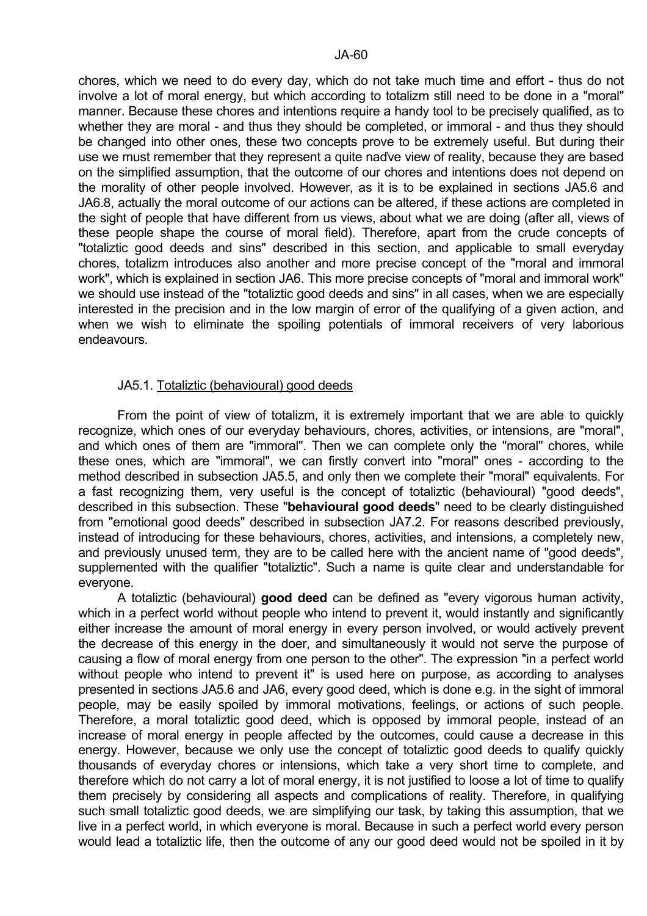chores, which we need to do every day, which do not take much time and effort - thus do not involve a lot of moral energy, but which according to totalizm still need to be done in a "moral" manner. Because these chores and intentions require a handy tool to be precisely qualified, as to whether they are moral - and thus they should be completed, or immoral - and thus they should be changed into other ones, these two concepts prove to be extremely useful. But during their use we must remember that they represent a quite naďve view of reality, because they are based on the simplified assumption, that the outcome of our chores and intentions does not depend on the morality of other people involved. However, as it is to be explained in sections JA5.6 and JA6.8, actually the moral outcome of our actions can be altered, if these actions are completed in the sight of people that have different from us views, about what we are doing (after all, views of these people shape the course of moral field). Therefore, apart from the crude concepts of "totaliztic good deeds and sins" described in this section, and applicable to small everyday chores, totalizm introduces also another and more precise concept of the "moral and immoral work", which is explained in section JA6. This more precise concepts of "moral and immoral work" we should use instead of the "totaliztic good deeds and sins" in all cases, when we are especially interested in the precision and in the low margin of error of the qualifying of a given action, and when we wish to eliminate the spoiling potentials of immoral receivers of very laborious endeavours.

### JA5.1. Totaliztic (behavioural) good deeds

From the point of view of totalizm, it is extremely important that we are able to quickly recognize, which ones of our everyday behaviours, chores, activities, or intensions, are "moral", and which ones of them are "immoral". Then we can complete only the "moral" chores, while these ones, which are "immoral", we can firstly convert into "moral" ones - according to the method described in subsection JA5.5, and only then we complete their "moral" equivalents. For a fast recognizing them, very useful is the concept of totaliztic (behavioural) "good deeds", described in this subsection. These "**behavioural good deeds**" need to be clearly distinguished from "emotional good deeds" described in subsection JA7.2. For reasons described previously, instead of introducing for these behaviours, chores, activities, and intensions, a completely new, and previously unused term, they are to be called here with the ancient name of "good deeds", supplemented with the qualifier "totaliztic". Such a name is quite clear and understandable for everyone.

A totaliztic (behavioural) **good deed** can be defined as "every vigorous human activity, which in a perfect world without people who intend to prevent it, would instantly and significantly either increase the amount of moral energy in every person involved, or would actively prevent the decrease of this energy in the doer, and simultaneously it would not serve the purpose of causing a flow of moral energy from one person to the other". The expression "in a perfect world without people who intend to prevent it" is used here on purpose, as according to analyses presented in sections JA5.6 and JA6, every good deed, which is done e.g. in the sight of immoral people, may be easily spoiled by immoral motivations, feelings, or actions of such people. Therefore, a moral totaliztic good deed, which is opposed by immoral people, instead of an increase of moral energy in people affected by the outcomes, could cause a decrease in this energy. However, because we only use the concept of totaliztic good deeds to qualify quickly thousands of everyday chores or intensions, which take a very short time to complete, and therefore which do not carry a lot of moral energy, it is not justified to loose a lot of time to qualify them precisely by considering all aspects and complications of reality. Therefore, in qualifying such small totaliztic good deeds, we are simplifying our task, by taking this assumption, that we live in a perfect world, in which everyone is moral. Because in such a perfect world every person would lead a totaliztic life, then the outcome of any our good deed would not be spoiled in it by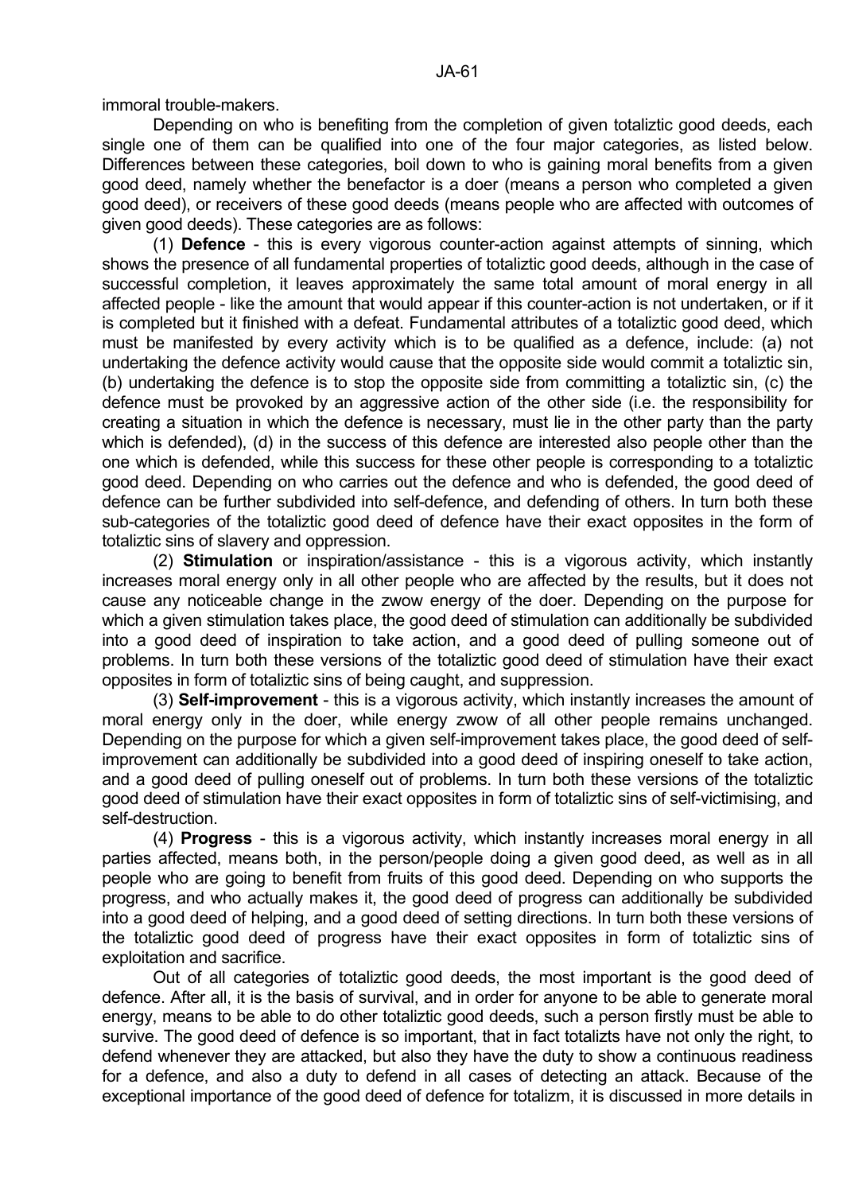immoral trouble-makers.

Depending on who is benefiting from the completion of given totaliztic good deeds, each single one of them can be qualified into one of the four major categories, as listed below. Differences between these categories, boil down to who is gaining moral benefits from a given good deed, namely whether the benefactor is a doer (means a person who completed a given good deed), or receivers of these good deeds (means people who are affected with outcomes of given good deeds). These categories are as follows:

(1) **Defence** - this is every vigorous counter-action against attempts of sinning, which shows the presence of all fundamental properties of totaliztic good deeds, although in the case of successful completion, it leaves approximately the same total amount of moral energy in all affected people - like the amount that would appear if this counter-action is not undertaken, or if it is completed but it finished with a defeat. Fundamental attributes of a totaliztic good deed, which must be manifested by every activity which is to be qualified as a defence, include: (a) not undertaking the defence activity would cause that the opposite side would commit a totaliztic sin, (b) undertaking the defence is to stop the opposite side from committing a totaliztic sin, (c) the defence must be provoked by an aggressive action of the other side (i.e. the responsibility for creating a situation in which the defence is necessary, must lie in the other party than the party which is defended), (d) in the success of this defence are interested also people other than the one which is defended, while this success for these other people is corresponding to a totaliztic good deed. Depending on who carries out the defence and who is defended, the good deed of defence can be further subdivided into self-defence, and defending of others. In turn both these sub-categories of the totaliztic good deed of defence have their exact opposites in the form of totaliztic sins of slavery and oppression.

(2) **Stimulation** or inspiration/assistance - this is a vigorous activity, which instantly increases moral energy only in all other people who are affected by the results, but it does not cause any noticeable change in the zwow energy of the doer. Depending on the purpose for which a given stimulation takes place, the good deed of stimulation can additionally be subdivided into a good deed of inspiration to take action, and a good deed of pulling someone out of problems. In turn both these versions of the totaliztic good deed of stimulation have their exact opposites in form of totaliztic sins of being caught, and suppression.

(3) **Self-improvement** - this is a vigorous activity, which instantly increases the amount of moral energy only in the doer, while energy zwow of all other people remains unchanged. Depending on the purpose for which a given self-improvement takes place, the good deed of self-improvement can additionally be subdivided into a good deed of inspiring oneself to take action, and a good deed of pulling oneself out of problems. In turn both these versions of the totaliztic good deed of stimulation have their exact opposites in form of totaliztic sins of self-victimising, and self-destruction.

(4) **Progress** - this is a vigorous activity, which instantly increases moral energy in all parties affected, means both, in the person/people doing a given good deed, as well as in all people who are going to benefit from fruits of this good deed. Depending on who supports the progress, and who actually makes it, the good deed of progress can additionally be subdivided into a good deed of helping, and a good deed of setting directions. In turn both these versions of the totaliztic good deed of progress have their exact opposites in form of totaliztic sins of exploitation and sacrifice.

Out of all categories of totaliztic good deeds, the most important is the good deed of defence. After all, it is the basis of survival, and in order for anyone to be able to generate moral energy, means to be able to do other totaliztic good deeds, such a person firstly must be able to survive. The good deed of defence is so important, that in fact totalizts have not only the right, to defend whenever they are attacked, but also they have the duty to show a continuous readiness for a defence, and also a duty to defend in all cases of detecting an attack. Because of the exceptional importance of the good deed of defence for totalizm, it is discussed in more details in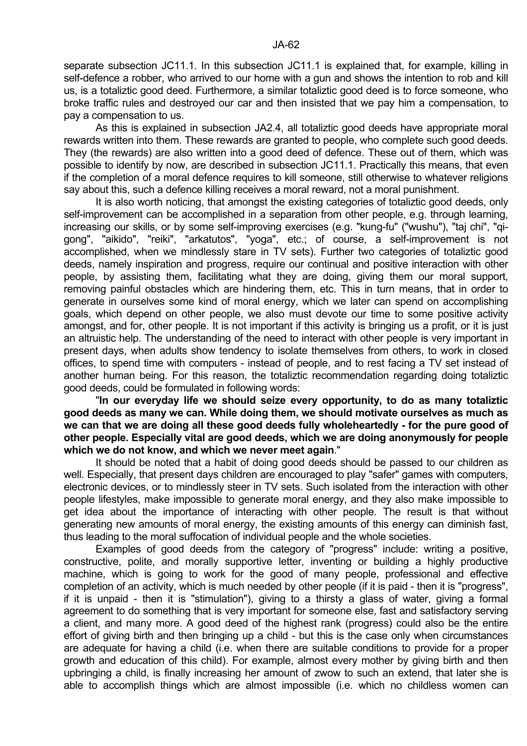separate subsection JC11.1. In this subsection JC11.1 is explained that, for example, killing in self-defence a robber, who arrived to our home with a gun and shows the intention to rob and kill us, is a totaliztic good deed. Furthermore, a similar totaliztic good deed is to force someone, who broke traffic rules and destroyed our car and then insisted that we pay him a compensation, to pay a compensation to us.

As this is explained in subsection JA2.4, all totaliztic good deeds have appropriate moral rewards written into them. These rewards are granted to people, who complete such good deeds. They (the rewards) are also written into a good deed of defence. These out of them, which was possible to identify by now, are described in subsection JC11.1. Practically this means, that even if the completion of a moral defence requires to kill someone, still otherwise to whatever religions say about this, such a defence killing receives a moral reward, not a moral punishment.

It is also worth noticing, that amongst the existing categories of totaliztic good deeds, only self-improvement can be accomplished in a separation from other people, e.g. through learning, increasing our skills, or by some self-improving exercises (e.g. "kung-fu" ("wushu"), "taj chi", "qi-gong", "aikido", "reiki", "arkatutos", "yoga", etc.; of course, a self-improvement is not accomplished, when we mindlessly stare in TV sets). Further two categories of totaliztic good deeds, namely inspiration and progress, require our continual and positive interaction with other people, by assisting them, facilitating what they are doing, giving them our moral support, removing painful obstacles which are hindering them, etc. This in turn means, that in order to generate in ourselves some kind of moral energy, which we later can spend on accomplishing goals, which depend on other people, we also must devote our time to some positive activity amongst, and for, other people. It is not important if this activity is bringing us a profit, or it is just an altruistic help. The understanding of the need to interact with other people is very important in present days, when adults show tendency to isolate themselves from others, to work in closed offices, to spend time with computers - instead of people, and to rest facing a TV set instead of another human being. For this reason, the totaliztic recommendation regarding doing totaliztic good deeds, could be formulated in following words:

"**In our everyday life we should seize every opportunity, to do as many totaliztic good deeds as many we can. While doing them, we should motivate ourselves as much as we can that we are doing all these good deeds fully wholeheartedly - for the pure good of other people. Especially vital are good deeds, which we are doing anonymously for people which we do not know, and which we never meet again**."

It should be noted that a habit of doing good deeds should be passed to our children as well. Especially, that present days children are encouraged to play "safer" games with computers, electronic devices, or to mindlessly steer in TV sets. Such isolated from the interaction with other people lifestyles, make impossible to generate moral energy, and they also make impossible to get idea about the importance of interacting with other people. The result is that without generating new amounts of moral energy, the existing amounts of this energy can diminish fast, thus leading to the moral suffocation of individual people and the whole societies.

Examples of good deeds from the category of "progress" include: writing a positive, constructive, polite, and morally supportive letter, inventing or building a highly productive machine, which is going to work for the good of many people, professional and effective completion of an activity, which is much needed by other people (if it is paid - then it is "progress", if it is unpaid - then it is "stimulation"), giving to a thirsty a glass of water, giving a formal agreement to do something that is very important for someone else, fast and satisfactory serving a client, and many more. A good deed of the highest rank (progress) could also be the entire effort of giving birth and then bringing up a child - but this is the case only when circumstances are adequate for having a child (i.e. when there are suitable conditions to provide for a proper growth and education of this child). For example, almost every mother by giving birth and then upbringing a child, is finally increasing her amount of zwow to such an extend, that later she is able to accomplish things which are almost impossible (i.e. which no childless women can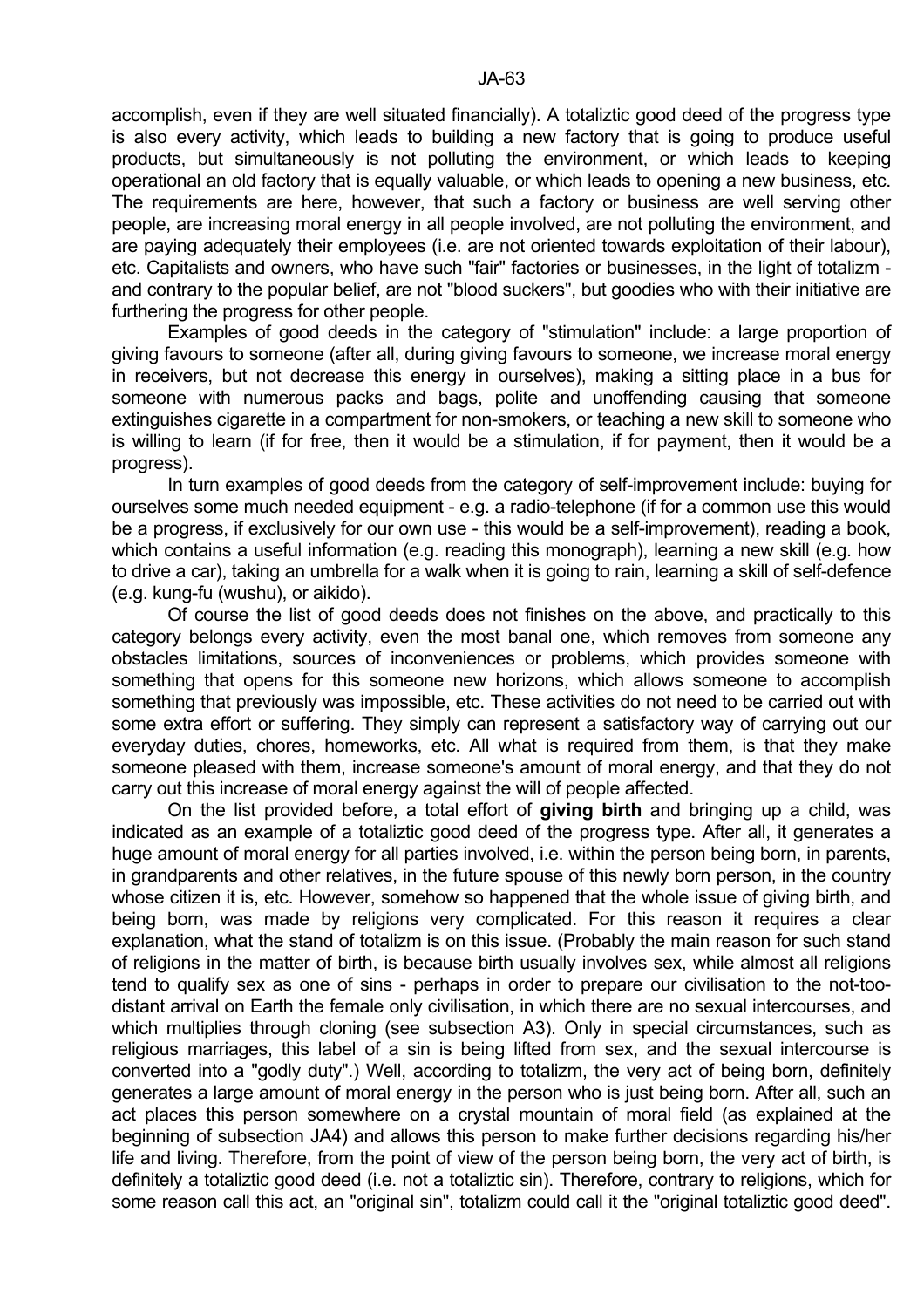accomplish, even if they are well situated financially). A totaliztic good deed of the progress type is also every activity, which leads to building a new factory that is going to produce useful products, but simultaneously is not polluting the environment, or which leads to keeping operational an old factory that is equally valuable, or which leads to opening a new business, etc. The requirements are here, however, that such a factory or business are well serving other people, are increasing moral energy in all people involved, are not polluting the environment, and are paying adequately their employees (i.e. are not oriented towards exploitation of their labour), etc. Capitalists and owners, who have such "fair" factories or businesses, in the light of totalizm - and contrary to the popular belief, are not "blood suckers", but goodies who with their initiative are furthering the progress for other people.

Examples of good deeds in the category of "stimulation" include: a large proportion of giving favours to someone (after all, during giving favours to someone, we increase moral energy in receivers, but not decrease this energy in ourselves), making a sitting place in a bus for someone with numerous packs and bags, polite and unoffending causing that someone extinguishes cigarette in a compartment for non-smokers, or teaching a new skill to someone who is willing to learn (if for free, then it would be a stimulation, if for payment, then it would be a progress).

In turn examples of good deeds from the category of self-improvement include: buying for ourselves some much needed equipment - e.g. a radio-telephone (if for a common use this would be a progress, if exclusively for our own use - this would be a self-improvement), reading a book, which contains a useful information (e.g. reading this monograph), learning a new skill (e.g. how to drive a car), taking an umbrella for a walk when it is going to rain, learning a skill of self-defence (e.g. kung-fu (wushu), or aikido).

Of course the list of good deeds does not finishes on the above, and practically to this category belongs every activity, even the most banal one, which removes from someone any obstacles limitations, sources of inconveniences or problems, which provides someone with something that opens for this someone new horizons, which allows someone to accomplish something that previously was impossible, etc. These activities do not need to be carried out with some extra effort or suffering. They simply can represent a satisfactory way of carrying out our everyday duties, chores, homeworks, etc. All what is required from them, is that they make someone pleased with them, increase someone's amount of moral energy, and that they do not carry out this increase of moral energy against the will of people affected.

On the list provided before, a total effort of **giving birth** and bringing up a child, was indicated as an example of a totaliztic good deed of the progress type. After all, it generates a huge amount of moral energy for all parties involved, i.e. within the person being born, in parents, in grandparents and other relatives, in the future spouse of this newly born person, in the country whose citizen it is, etc. However, somehow so happened that the whole issue of giving birth, and being born, was made by religions very complicated. For this reason it requires a clear explanation, what the stand of totalizm is on this issue. (Probably the main reason for such stand of religions in the matter of birth, is because birth usually involves sex, while almost all religions tend to qualify sex as one of sins - perhaps in order to prepare our civilisation to the not-too-distant arrival on Earth the female only civilisation, in which there are no sexual intercourses, and which multiplies through cloning (see subsection A3). Only in special circumstances, such as religious marriages, this label of a sin is being lifted from sex, and the sexual intercourse is converted into a "godly duty".) Well, according to totalizm, the very act of being born, definitely generates a large amount of moral energy in the person who is just being born. After all, such an act places this person somewhere on a crystal mountain of moral field (as explained at the beginning of subsection JA4) and allows this person to make further decisions regarding his/her life and living. Therefore, from the point of view of the person being born, the very act of birth, is definitely a totaliztic good deed (i.e. not a totaliztic sin). Therefore, contrary to religions, which for some reason call this act, an "original sin", totalizm could call it the "original totaliztic good deed".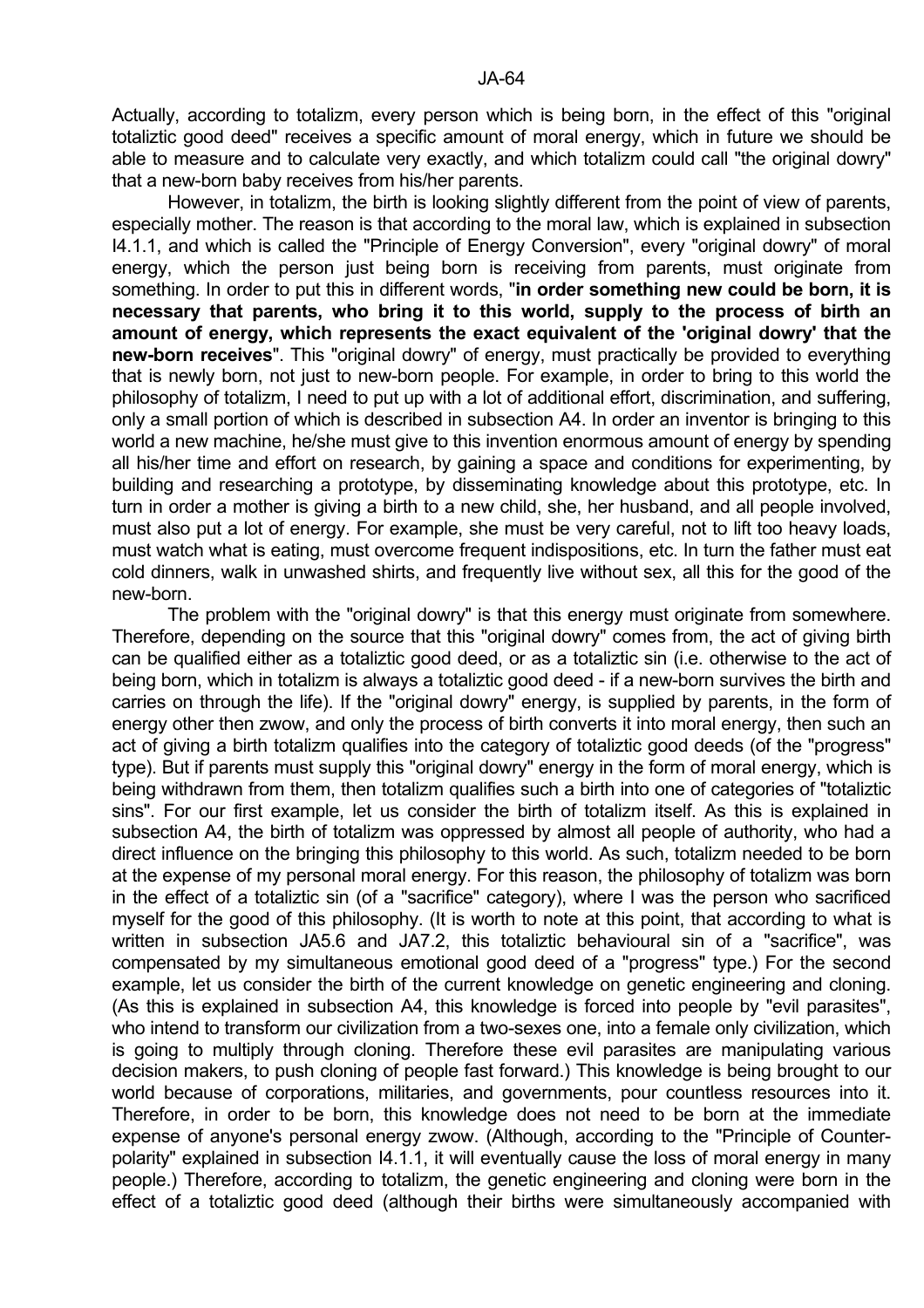Actually, according to totalizm, every person which is being born, in the effect of this "original totaliztic good deed" receives a specific amount of moral energy, which in future we should be able to measure and to calculate very exactly, and which totalizm could call "the original dowry" that a new-born baby receives from his/her parents.

However, in totalizm, the birth is looking slightly different from the point of view of parents, especially mother. The reason is that according to the moral law, which is explained in subsection I4.1.1, and which is called the "Principle of Energy Conversion", every "original dowry" of moral energy, which the person just being born is receiving from parents, must originate from something. In order to put this in different words, "**in order something new could be born, it is necessary that parents, who bring it to this world, supply to the process of birth an amount of energy, which represents the exact equivalent of the 'original dowry' that the new-born receives**". This "original dowry" of energy, must practically be provided to everything that is newly born, not just to new-born people. For example, in order to bring to this world the philosophy of totalizm, I need to put up with a lot of additional effort, discrimination, and suffering, only a small portion of which is described in subsection A4. In order an inventor is bringing to this world a new machine, he/she must give to this invention enormous amount of energy by spending all his/her time and effort on research, by gaining a space and conditions for experimenting, by building and researching a prototype, by disseminating knowledge about this prototype, etc. In turn in order a mother is giving a birth to a new child, she, her husband, and all people involved, must also put a lot of energy. For example, she must be very careful, not to lift too heavy loads, must watch what is eating, must overcome frequent indispositions, etc. In turn the father must eat cold dinners, walk in unwashed shirts, and frequently live without sex, all this for the good of the new-born.

The problem with the "original dowry" is that this energy must originate from somewhere. Therefore, depending on the source that this "original dowry" comes from, the act of giving birth can be qualified either as a totaliztic good deed, or as a totaliztic sin (i.e. otherwise to the act of being born, which in totalizm is always a totaliztic good deed - if a new-born survives the birth and carries on through the life). If the "original dowry" energy, is supplied by parents, in the form of energy other then zwow, and only the process of birth converts it into moral energy, then such an act of giving a birth totalizm qualifies into the category of totaliztic good deeds (of the "progress" type). But if parents must supply this "original dowry" energy in the form of moral energy, which is being withdrawn from them, then totalizm qualifies such a birth into one of categories of "totaliztic sins". For our first example, let us consider the birth of totalizm itself. As this is explained in subsection A4, the birth of totalizm was oppressed by almost all people of authority, who had a direct influence on the bringing this philosophy to this world. As such, totalizm needed to be born at the expense of my personal moral energy. For this reason, the philosophy of totalizm was born in the effect of a totaliztic sin (of a "sacrifice" category), where I was the person who sacrificed myself for the good of this philosophy. (It is worth to note at this point, that according to what is written in subsection JA5.6 and JA7.2, this totaliztic behavioural sin of a "sacrifice", was compensated by my simultaneous emotional good deed of a "progress" type.) For the second example, let us consider the birth of the current knowledge on genetic engineering and cloning. (As this is explained in subsection A4, this knowledge is forced into people by "evil parasites", who intend to transform our civilization from a two-sexes one, into a female only civilization, which is going to multiply through cloning. Therefore these evil parasites are manipulating various decision makers, to push cloning of people fast forward.) This knowledge is being brought to our world because of corporations, militaries, and governments, pour countless resources into it. Therefore, in order to be born, this knowledge does not need to be born at the immediate expense of anyone's personal energy zwow. (Although, according to the "Principle of Counter-polarity" explained in subsection I4.1.1, it will eventually cause the loss of moral energy in many people.) Therefore, according to totalizm, the genetic engineering and cloning were born in the effect of a totaliztic good deed (although their births were simultaneously accompanied with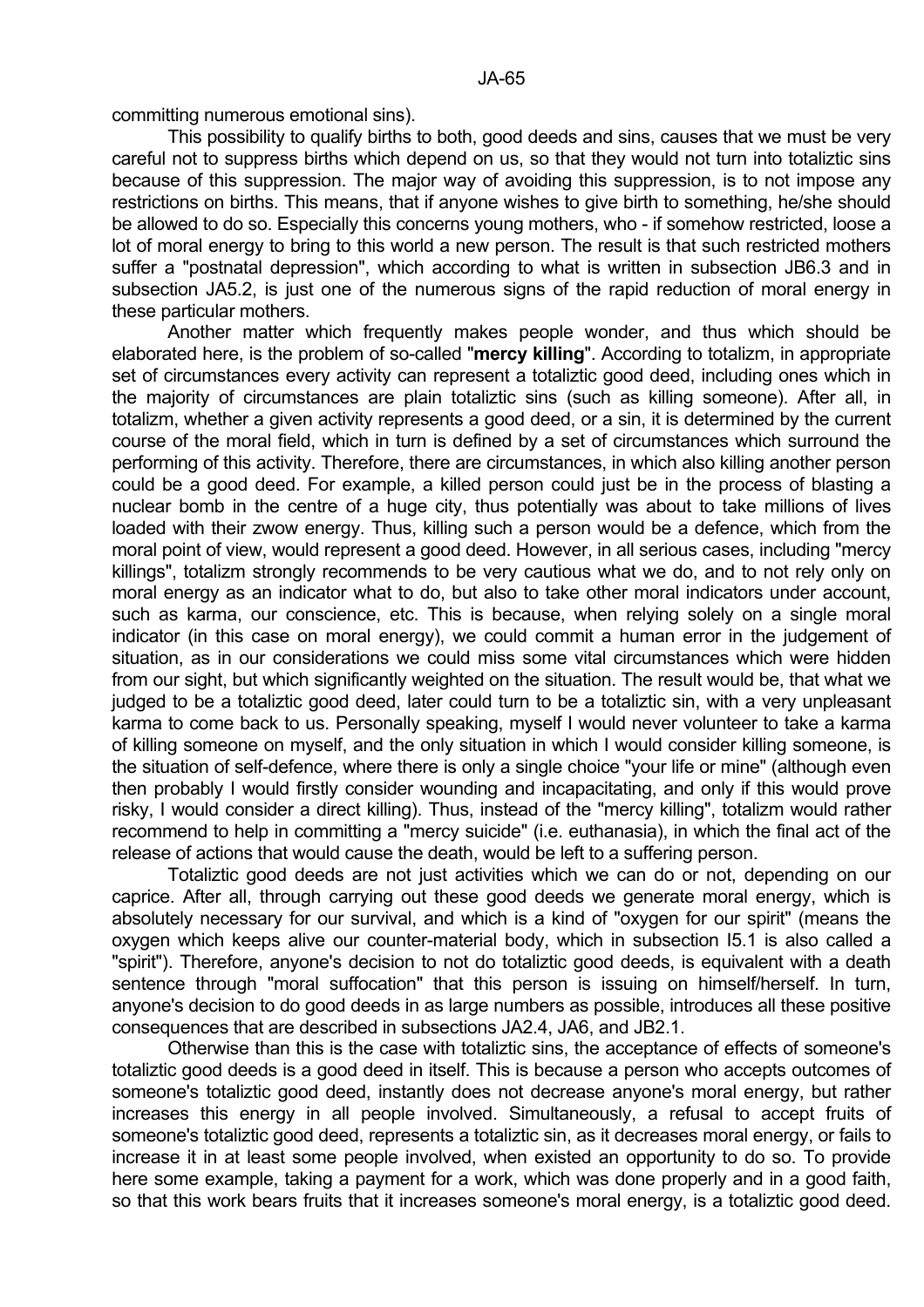committing numerous emotional sins).

This possibility to qualify births to both, good deeds and sins, causes that we must be very careful not to suppress births which depend on us, so that they would not turn into totaliztic sins because of this suppression. The major way of avoiding this suppression, is to not impose any restrictions on births. This means, that if anyone wishes to give birth to something, he/she should be allowed to do so. Especially this concerns young mothers, who - if somehow restricted, loose a lot of moral energy to bring to this world a new person. The result is that such restricted mothers suffer a "postnatal depression", which according to what is written in subsection JB6.3 and in subsection JA5.2, is just one of the numerous signs of the rapid reduction of moral energy in these particular mothers.

Another matter which frequently makes people wonder, and thus which should be elaborated here, is the problem of so-called "**mercy killing**". According to totalizm, in appropriate set of circumstances every activity can represent a totaliztic good deed, including ones which in the majority of circumstances are plain totaliztic sins (such as killing someone). After all, in totalizm, whether a given activity represents a good deed, or a sin, it is determined by the current course of the moral field, which in turn is defined by a set of circumstances which surround the performing of this activity. Therefore, there are circumstances, in which also killing another person could be a good deed. For example, a killed person could just be in the process of blasting a nuclear bomb in the centre of a huge city, thus potentially was about to take millions of lives loaded with their zwow energy. Thus, killing such a person would be a defence, which from the moral point of view, would represent a good deed. However, in all serious cases, including "mercy killings", totalizm strongly recommends to be very cautious what we do, and to not rely only on moral energy as an indicator what to do, but also to take other moral indicators under account, such as karma, our conscience, etc. This is because, when relying solely on a single moral indicator (in this case on moral energy), we could commit a human error in the judgement of situation, as in our considerations we could miss some vital circumstances which were hidden from our sight, but which significantly weighted on the situation. The result would be, that what we judged to be a totaliztic good deed, later could turn to be a totaliztic sin, with a very unpleasant karma to come back to us. Personally speaking, myself I would never volunteer to take a karma of killing someone on myself, and the only situation in which I would consider killing someone, is the situation of self-defence, where there is only a single choice "your life or mine" (although even then probably I would firstly consider wounding and incapacitating, and only if this would prove risky, I would consider a direct killing). Thus, instead of the "mercy killing", totalizm would rather recommend to help in committing a "mercy suicide" (i.e. euthanasia), in which the final act of the release of actions that would cause the death, would be left to a suffering person.

Totaliztic good deeds are not just activities which we can do or not, depending on our caprice. After all, through carrying out these good deeds we generate moral energy, which is absolutely necessary for our survival, and which is a kind of "oxygen for our spirit" (means the oxygen which keeps alive our counter-material body, which in subsection I5.1 is also called a "spirit"). Therefore, anyone's decision to not do totaliztic good deeds, is equivalent with a death sentence through "moral suffocation" that this person is issuing on himself/herself. In turn, anyone's decision to do good deeds in as large numbers as possible, introduces all these positive consequences that are described in subsections JA2.4, JA6, and JB2.1.

Otherwise than this is the case with totaliztic sins, the acceptance of effects of someone's totaliztic good deeds is a good deed in itself. This is because a person who accepts outcomes of someone's totaliztic good deed, instantly does not decrease anyone's moral energy, but rather increases this energy in all people involved. Simultaneously, a refusal to accept fruits of someone's totaliztic good deed, represents a totaliztic sin, as it decreases moral energy, or fails to increase it in at least some people involved, when existed an opportunity to do so. To provide here some example, taking a payment for a work, which was done properly and in a good faith, so that this work bears fruits that it increases someone's moral energy, is a totaliztic good deed.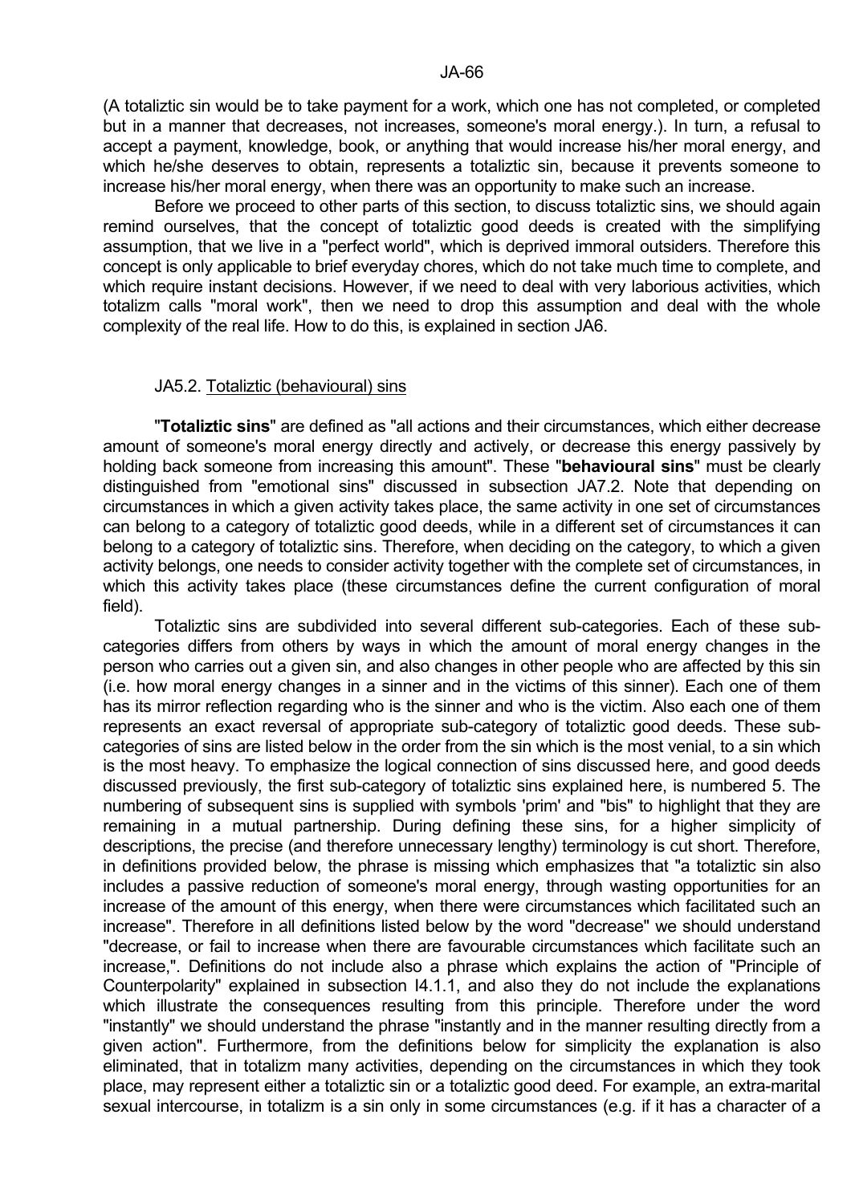(A totaliztic sin would be to take payment for a work, which one has not completed, or completed but in a manner that decreases, not increases, someone's moral energy.). In turn, a refusal to accept a payment, knowledge, book, or anything that would increase his/her moral energy, and which he/she deserves to obtain, represents a totaliztic sin, because it prevents someone to increase his/her moral energy, when there was an opportunity to make such an increase.

Before we proceed to other parts of this section, to discuss totaliztic sins, we should again remind ourselves, that the concept of totaliztic good deeds is created with the simplifying assumption, that we live in a "perfect world", which is deprived immoral outsiders. Therefore this concept is only applicable to brief everyday chores, which do not take much time to complete, and which require instant decisions. However, if we need to deal with very laborious activities, which totalizm calls "moral work", then we need to drop this assumption and deal with the whole complexity of the real life. How to do this, is explained in section JA6.

## JA5.2. Totaliztic (behavioural) sins

"**Totaliztic sins**" are defined as "all actions and their circumstances, which either decrease amount of someone's moral energy directly and actively, or decrease this energy passively by holding back someone from increasing this amount". These "**behavioural sins**" must be clearly distinguished from "emotional sins" discussed in subsection JA7.2. Note that depending on circumstances in which a given activity takes place, the same activity in one set of circumstances can belong to a category of totaliztic good deeds, while in a different set of circumstances it can belong to a category of totaliztic sins. Therefore, when deciding on the category, to which a given activity belongs, one needs to consider activity together with the complete set of circumstances, in which this activity takes place (these circumstances define the current configuration of moral field).

Totaliztic sins are subdivided into several different sub-categories. Each of these sub-categories differs from others by ways in which the amount of moral energy changes in the person who carries out a given sin, and also changes in other people who are affected by this sin (i.e. how moral energy changes in a sinner and in the victims of this sinner). Each one of them has its mirror reflection regarding who is the sinner and who is the victim. Also each one of them represents an exact reversal of appropriate sub-category of totaliztic good deeds. These sub-categories of sins are listed below in the order from the sin which is the most venial, to a sin which is the most heavy. To emphasize the logical connection of sins discussed here, and good deeds discussed previously, the first sub-category of totaliztic sins explained here, is numbered 5. The numbering of subsequent sins is supplied with symbols 'prim' and "bis" to highlight that they are remaining in a mutual partnership. During defining these sins, for a higher simplicity of descriptions, the precise (and therefore unnecessary lengthy) terminology is cut short. Therefore, in definitions provided below, the phrase is missing which emphasizes that "a totaliztic sin also includes a passive reduction of someone's moral energy, through wasting opportunities for an increase of the amount of this energy, when there were circumstances which facilitated such an increase". Therefore in all definitions listed below by the word "decrease" we should understand "decrease, or fail to increase when there are favourable circumstances which facilitate such an increase,". Definitions do not include also a phrase which explains the action of "Principle of Counterpolarity" explained in subsection I4.1.1, and also they do not include the explanations which illustrate the consequences resulting from this principle. Therefore under the word "instantly" we should understand the phrase "instantly and in the manner resulting directly from a given action". Furthermore, from the definitions below for simplicity the explanation is also eliminated, that in totalizm many activities, depending on the circumstances in which they took place, may represent either a totaliztic sin or a totaliztic good deed. For example, an extra-marital sexual intercourse, in totalizm is a sin only in some circumstances (e.g. if it has a character of a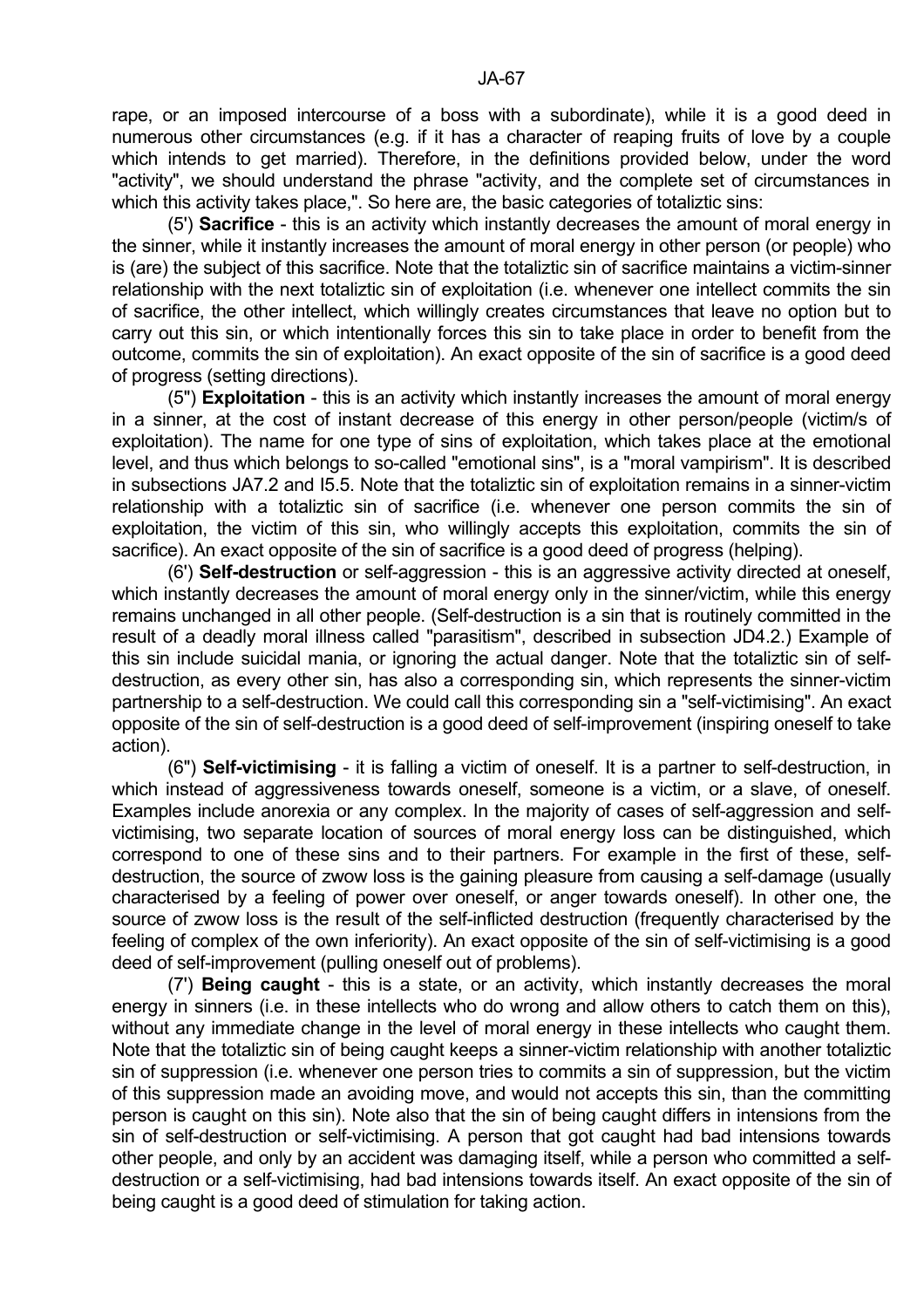rape, or an imposed intercourse of a boss with a subordinate), while it is a good deed in numerous other circumstances (e.g. if it has a character of reaping fruits of love by a couple which intends to get married). Therefore, in the definitions provided below, under the word "activity", we should understand the phrase "activity, and the complete set of circumstances in which this activity takes place,". So here are, the basic categories of totaliztic sins:

(5') **Sacrifice** - this is an activity which instantly decreases the amount of moral energy in the sinner, while it instantly increases the amount of moral energy in other person (or people) who is (are) the subject of this sacrifice. Note that the totaliztic sin of sacrifice maintains a victim-sinner relationship with the next totaliztic sin of exploitation (i.e. whenever one intellect commits the sin of sacrifice, the other intellect, which willingly creates circumstances that leave no option but to carry out this sin, or which intentionally forces this sin to take place in order to benefit from the outcome, commits the sin of exploitation). An exact opposite of the sin of sacrifice is a good deed of progress (setting directions).

(5") **Exploitation** - this is an activity which instantly increases the amount of moral energy in a sinner, at the cost of instant decrease of this energy in other person/people (victim/s of exploitation). The name for one type of sins of exploitation, which takes place at the emotional level, and thus which belongs to so-called "emotional sins", is a "moral vampirism". It is described in subsections JA7.2 and I5.5. Note that the totaliztic sin of exploitation remains in a sinner-victim relationship with a totaliztic sin of sacrifice (i.e. whenever one person commits the sin of exploitation, the victim of this sin, who willingly accepts this exploitation, commits the sin of sacrifice). An exact opposite of the sin of sacrifice is a good deed of progress (helping).

(6') **Self-destruction** or self-aggression - this is an aggressive activity directed at oneself, which instantly decreases the amount of moral energy only in the sinner/victim, while this energy remains unchanged in all other people. (Self-destruction is a sin that is routinely committed in the result of a deadly moral illness called "parasitism", described in subsection JD4.2.) Example of this sin include suicidal mania, or ignoring the actual danger. Note that the totaliztic sin of self-destruction, as every other sin, has also a corresponding sin, which represents the sinner-victim partnership to a self-destruction. We could call this corresponding sin a "self-victimising". An exact opposite of the sin of self-destruction is a good deed of self-improvement (inspiring oneself to take action).

(6") **Self-victimising** - it is falling a victim of oneself. It is a partner to self-destruction, in which instead of aggressiveness towards oneself, someone is a victim, or a slave, of oneself. Examples include anorexia or any complex. In the majority of cases of self-aggression and self-victimising, two separate location of sources of moral energy loss can be distinguished, which correspond to one of these sins and to their partners. For example in the first of these, self-destruction, the source of zwow loss is the gaining pleasure from causing a self-damage (usually characterised by a feeling of power over oneself, or anger towards oneself). In other one, the source of zwow loss is the result of the self-inflicted destruction (frequently characterised by the feeling of complex of the own inferiority). An exact opposite of the sin of self-victimising is a good deed of self-improvement (pulling oneself out of problems).

(7') **Being caught** - this is a state, or an activity, which instantly decreases the moral energy in sinners (i.e. in these intellects who do wrong and allow others to catch them on this), without any immediate change in the level of moral energy in these intellects who caught them. Note that the totaliztic sin of being caught keeps a sinner-victim relationship with another totaliztic sin of suppression (i.e. whenever one person tries to commits a sin of suppression, but the victim of this suppression made an avoiding move, and would not accepts this sin, than the committing person is caught on this sin). Note also that the sin of being caught differs in intensions from the sin of self-destruction or self-victimising. A person that got caught had bad intensions towards other people, and only by an accident was damaging itself, while a person who committed a self-destruction or a self-victimising, had bad intensions towards itself. An exact opposite of the sin of being caught is a good deed of stimulation for taking action.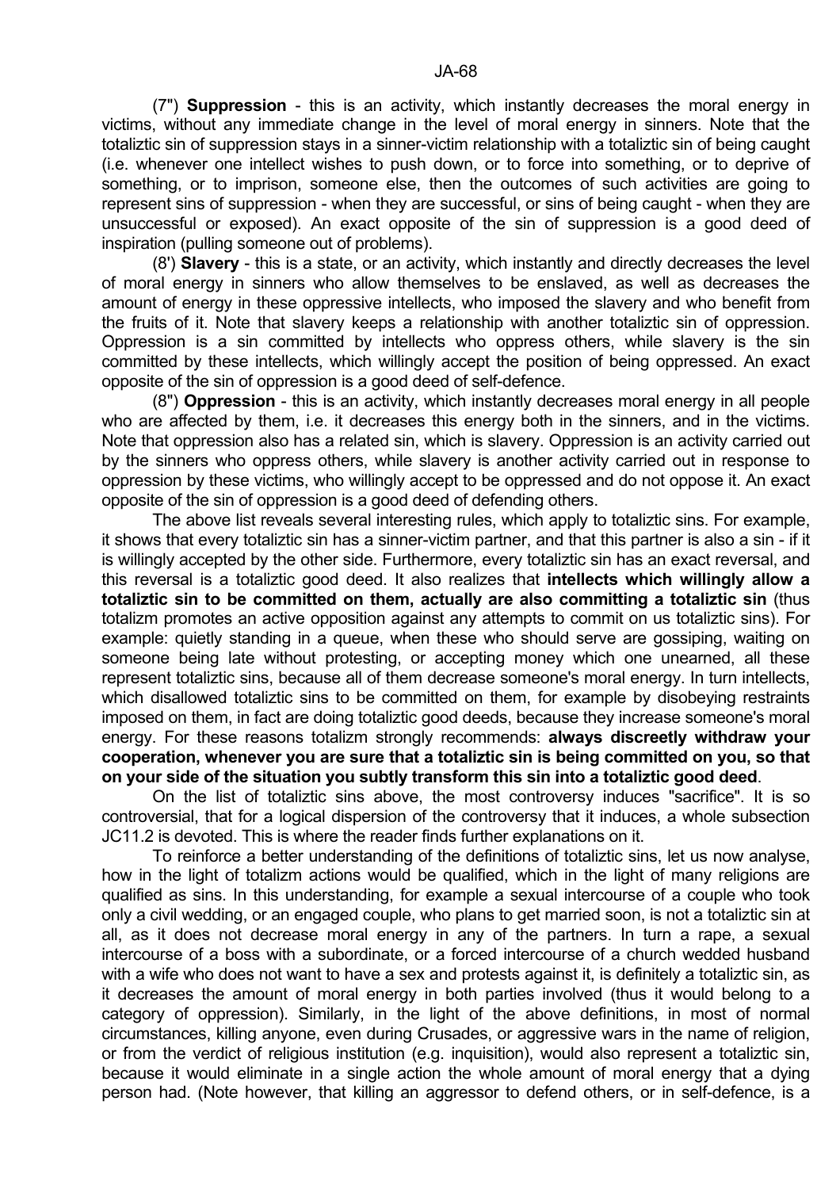(7") **Suppression** - this is an activity, which instantly decreases the moral energy in victims, without any immediate change in the level of moral energy in sinners. Note that the totaliztic sin of suppression stays in a sinner-victim relationship with a totaliztic sin of being caught (i.e. whenever one intellect wishes to push down, or to force into something, or to deprive of something, or to imprison, someone else, then the outcomes of such activities are going to represent sins of suppression - when they are successful, or sins of being caught - when they are unsuccessful or exposed). An exact opposite of the sin of suppression is a good deed of inspiration (pulling someone out of problems).

(8') **Slavery** - this is a state, or an activity, which instantly and directly decreases the level of moral energy in sinners who allow themselves to be enslaved, as well as decreases the amount of energy in these oppressive intellects, who imposed the slavery and who benefit from the fruits of it. Note that slavery keeps a relationship with another totaliztic sin of oppression. Oppression is a sin committed by intellects who oppress others, while slavery is the sin committed by these intellects, which willingly accept the position of being oppressed. An exact opposite of the sin of oppression is a good deed of self-defence.

(8") **Oppression** - this is an activity, which instantly decreases moral energy in all people who are affected by them, i.e. it decreases this energy both in the sinners, and in the victims. Note that oppression also has a related sin, which is slavery. Oppression is an activity carried out by the sinners who oppress others, while slavery is another activity carried out in response to oppression by these victims, who willingly accept to be oppressed and do not oppose it. An exact opposite of the sin of oppression is a good deed of defending others.

The above list reveals several interesting rules, which apply to totaliztic sins. For example, it shows that every totaliztic sin has a sinner-victim partner, and that this partner is also a sin - if it is willingly accepted by the other side. Furthermore, every totaliztic sin has an exact reversal, and this reversal is a totaliztic good deed. It also realizes that **intellects which willingly allow a totaliztic sin to be committed on them, actually are also committing a totaliztic sin** (thus totalizm promotes an active opposition against any attempts to commit on us totaliztic sins). For example: quietly standing in a queue, when these who should serve are gossiping, waiting on someone being late without protesting, or accepting money which one unearned, all these represent totaliztic sins, because all of them decrease someone's moral energy. In turn intellects, which disallowed totaliztic sins to be committed on them, for example by disobeying restraints imposed on them, in fact are doing totaliztic good deeds, because they increase someone's moral energy. For these reasons totalizm strongly recommends: **always discreetly withdraw your cooperation, whenever you are sure that a totaliztic sin is being committed on you, so that on your side of the situation you subtly transform this sin into a totaliztic good deed**.

On the list of totaliztic sins above, the most controversy induces "sacrifice". It is so controversial, that for a logical dispersion of the controversy that it induces, a whole subsection JC11.2 is devoted. This is where the reader finds further explanations on it.

To reinforce a better understanding of the definitions of totaliztic sins, let us now analyse, how in the light of totalizm actions would be qualified, which in the light of many religions are qualified as sins. In this understanding, for example a sexual intercourse of a couple who took only a civil wedding, or an engaged couple, who plans to get married soon, is not a totaliztic sin at all, as it does not decrease moral energy in any of the partners. In turn a rape, a sexual intercourse of a boss with a subordinate, or a forced intercourse of a church wedded husband with a wife who does not want to have a sex and protests against it, is definitely a totaliztic sin, as it decreases the amount of moral energy in both parties involved (thus it would belong to a category of oppression). Similarly, in the light of the above definitions, in most of normal circumstances, killing anyone, even during Crusades, or aggressive wars in the name of religion, or from the verdict of religious institution (e.g. inquisition), would also represent a totaliztic sin, because it would eliminate in a single action the whole amount of moral energy that a dying person had. (Note however, that killing an aggressor to defend others, or in self-defence, is a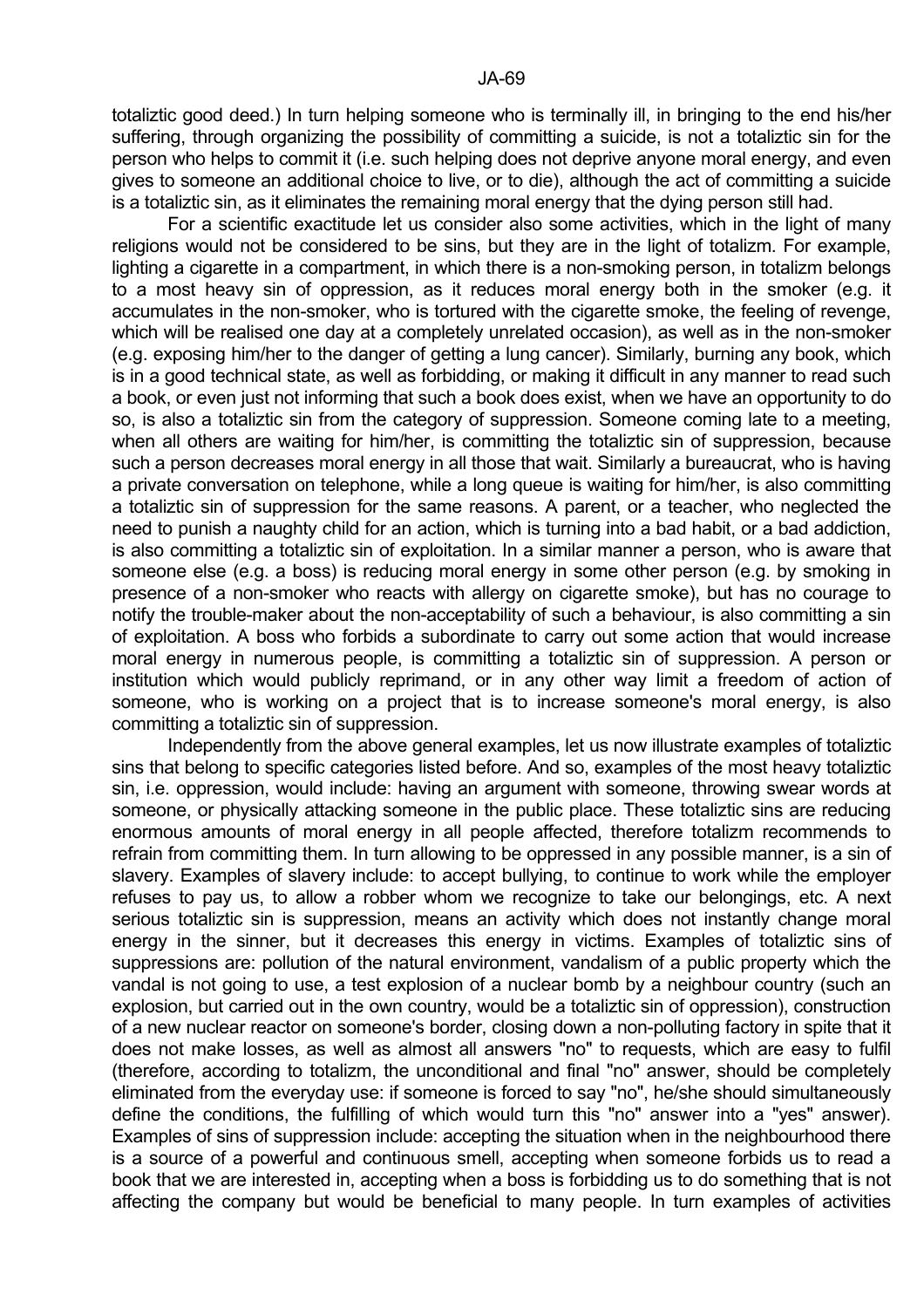totaliztic good deed.) In turn helping someone who is terminally ill, in bringing to the end his/her suffering, through organizing the possibility of committing a suicide, is not a totaliztic sin for the person who helps to commit it (i.e. such helping does not deprive anyone moral energy, and even gives to someone an additional choice to live, or to die), although the act of committing a suicide is a totaliztic sin, as it eliminates the remaining moral energy that the dying person still had.

For a scientific exactitude let us consider also some activities, which in the light of many religions would not be considered to be sins, but they are in the light of totalizm. For example, lighting a cigarette in a compartment, in which there is a non-smoking person, in totalizm belongs to a most heavy sin of oppression, as it reduces moral energy both in the smoker (e.g. it accumulates in the non-smoker, who is tortured with the cigarette smoke, the feeling of revenge, which will be realised one day at a completely unrelated occasion), as well as in the non-smoker (e.g. exposing him/her to the danger of getting a lung cancer). Similarly, burning any book, which is in a good technical state, as well as forbidding, or making it difficult in any manner to read such a book, or even just not informing that such a book does exist, when we have an opportunity to do so, is also a totaliztic sin from the category of suppression. Someone coming late to a meeting, when all others are waiting for him/her, is committing the totaliztic sin of suppression, because such a person decreases moral energy in all those that wait. Similarly a bureaucrat, who is having a private conversation on telephone, while a long queue is waiting for him/her, is also committing a totaliztic sin of suppression for the same reasons. A parent, or a teacher, who neglected the need to punish a naughty child for an action, which is turning into a bad habit, or a bad addiction, is also committing a totaliztic sin of exploitation. In a similar manner a person, who is aware that someone else (e.g. a boss) is reducing moral energy in some other person (e.g. by smoking in presence of a non-smoker who reacts with allergy on cigarette smoke), but has no courage to notify the trouble-maker about the non-acceptability of such a behaviour, is also committing a sin of exploitation. A boss who forbids a subordinate to carry out some action that would increase moral energy in numerous people, is committing a totaliztic sin of suppression. A person or institution which would publicly reprimand, or in any other way limit a freedom of action of someone, who is working on a project that is to increase someone's moral energy, is also committing a totaliztic sin of suppression.

Independently from the above general examples, let us now illustrate examples of totaliztic sins that belong to specific categories listed before. And so, examples of the most heavy totaliztic sin, i.e. oppression, would include: having an argument with someone, throwing swear words at someone, or physically attacking someone in the public place. These totaliztic sins are reducing enormous amounts of moral energy in all people affected, therefore totalizm recommends to refrain from committing them. In turn allowing to be oppressed in any possible manner, is a sin of slavery. Examples of slavery include: to accept bullying, to continue to work while the employer refuses to pay us, to allow a robber whom we recognize to take our belongings, etc. A next serious totaliztic sin is suppression, means an activity which does not instantly change moral energy in the sinner, but it decreases this energy in victims. Examples of totaliztic sins of suppressions are: pollution of the natural environment, vandalism of a public property which the vandal is not going to use, a test explosion of a nuclear bomb by a neighbour country (such an explosion, but carried out in the own country, would be a totaliztic sin of oppression), construction of a new nuclear reactor on someone's border, closing down a non-polluting factory in spite that it does not make losses, as well as almost all answers "no" to requests, which are easy to fulfil (therefore, according to totalizm, the unconditional and final "no" answer, should be completely eliminated from the everyday use: if someone is forced to say "no", he/she should simultaneously define the conditions, the fulfilling of which would turn this "no" answer into a "yes" answer). Examples of sins of suppression include: accepting the situation when in the neighbourhood there is a source of a powerful and continuous smell, accepting when someone forbids us to read a book that we are interested in, accepting when a boss is forbidding us to do something that is not affecting the company but would be beneficial to many people. In turn examples of activities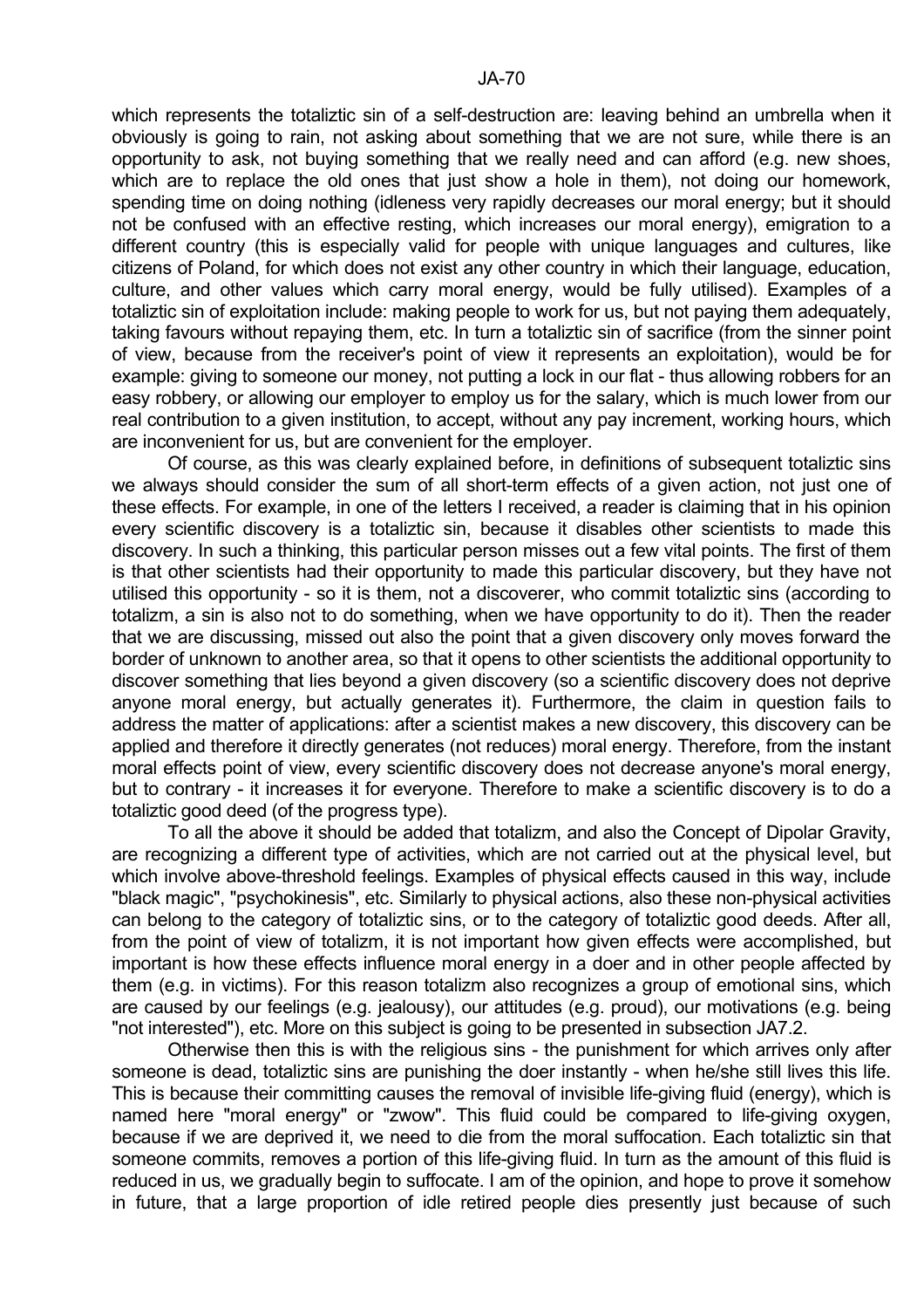which represents the totaliztic sin of a self-destruction are: leaving behind an umbrella when it obviously is going to rain, not asking about something that we are not sure, while there is an opportunity to ask, not buying something that we really need and can afford (e.g. new shoes, which are to replace the old ones that just show a hole in them), not doing our homework, spending time on doing nothing (idleness very rapidly decreases our moral energy; but it should not be confused with an effective resting, which increases our moral energy), emigration to a different country (this is especially valid for people with unique languages and cultures, like citizens of Poland, for which does not exist any other country in which their language, education, culture, and other values which carry moral energy, would be fully utilised). Examples of a totaliztic sin of exploitation include: making people to work for us, but not paying them adequately, taking favours without repaying them, etc. In turn a totaliztic sin of sacrifice (from the sinner point of view, because from the receiver's point of view it represents an exploitation), would be for example: giving to someone our money, not putting a lock in our flat - thus allowing robbers for an easy robbery, or allowing our employer to employ us for the salary, which is much lower from our real contribution to a given institution, to accept, without any pay increment, working hours, which are inconvenient for us, but are convenient for the employer.

Of course, as this was clearly explained before, in definitions of subsequent totaliztic sins we always should consider the sum of all short-term effects of a given action, not just one of these effects. For example, in one of the letters I received, a reader is claiming that in his opinion every scientific discovery is a totaliztic sin, because it disables other scientists to made this discovery. In such a thinking, this particular person misses out a few vital points. The first of them is that other scientists had their opportunity to made this particular discovery, but they have not utilised this opportunity - so it is them, not a discoverer, who commit totaliztic sins (according to totalizm, a sin is also not to do something, when we have opportunity to do it). Then the reader that we are discussing, missed out also the point that a given discovery only moves forward the border of unknown to another area, so that it opens to other scientists the additional opportunity to discover something that lies beyond a given discovery (so a scientific discovery does not deprive anyone moral energy, but actually generates it). Furthermore, the claim in question fails to address the matter of applications: after a scientist makes a new discovery, this discovery can be applied and therefore it directly generates (not reduces) moral energy. Therefore, from the instant moral effects point of view, every scientific discovery does not decrease anyone's moral energy, but to contrary - it increases it for everyone. Therefore to make a scientific discovery is to do a totaliztic good deed (of the progress type).

To all the above it should be added that totalizm, and also the Concept of Dipolar Gravity, are recognizing a different type of activities, which are not carried out at the physical level, but which involve above-threshold feelings. Examples of physical effects caused in this way, include "black magic", "psychokinesis", etc. Similarly to physical actions, also these non-physical activities can belong to the category of totaliztic sins, or to the category of totaliztic good deeds. After all, from the point of view of totalizm, it is not important how given effects were accomplished, but important is how these effects influence moral energy in a doer and in other people affected by them (e.g. in victims). For this reason totalizm also recognizes a group of emotional sins, which are caused by our feelings (e.g. jealousy), our attitudes (e.g. proud), our motivations (e.g. being "not interested"), etc. More on this subject is going to be presented in subsection JA7.2.

Otherwise then this is with the religious sins - the punishment for which arrives only after someone is dead, totaliztic sins are punishing the doer instantly - when he/she still lives this life. This is because their committing causes the removal of invisible life-giving fluid (energy), which is named here "moral energy" or "zwow". This fluid could be compared to life-giving oxygen, because if we are deprived it, we need to die from the moral suffocation. Each totaliztic sin that someone commits, removes a portion of this life-giving fluid. In turn as the amount of this fluid is reduced in us, we gradually begin to suffocate. I am of the opinion, and hope to prove it somehow in future, that a large proportion of idle retired people dies presently just because of such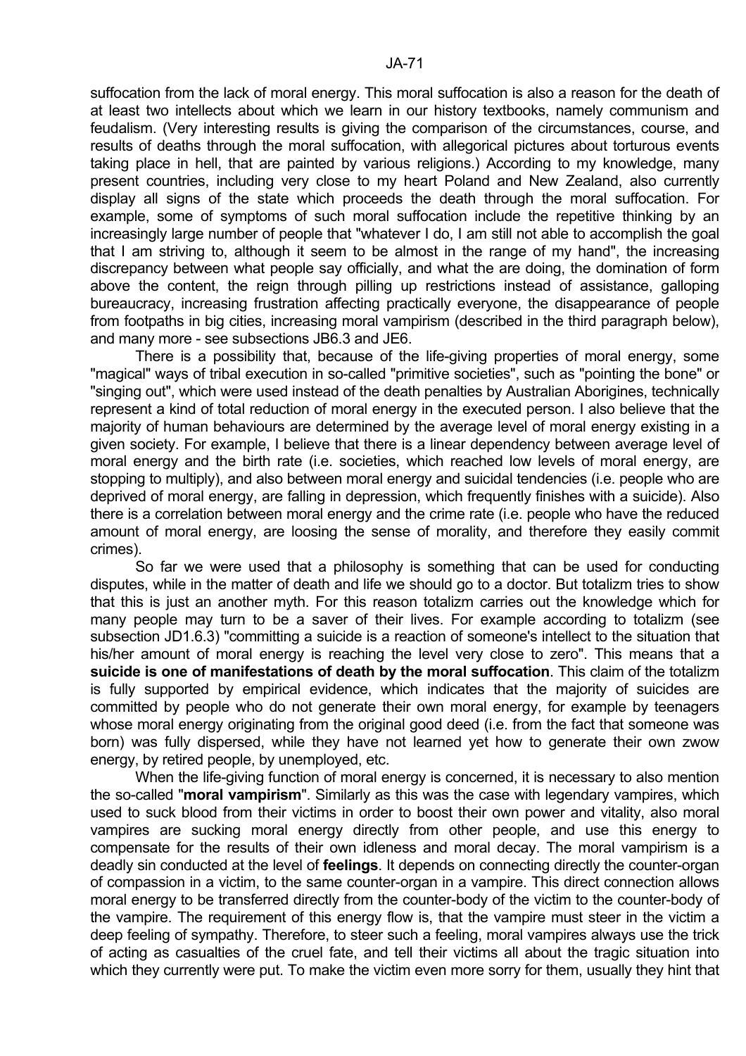suffocation from the lack of moral energy. This moral suffocation is also a reason for the death of at least two intellects about which we learn in our history textbooks, namely communism and feudalism. (Very interesting results is giving the comparison of the circumstances, course, and results of deaths through the moral suffocation, with allegorical pictures about torturous events taking place in hell, that are painted by various religions.) According to my knowledge, many present countries, including very close to my heart Poland and New Zealand, also currently display all signs of the state which proceeds the death through the moral suffocation. For example, some of symptoms of such moral suffocation include the repetitive thinking by an increasingly large number of people that "whatever I do, I am still not able to accomplish the goal that I am striving to, although it seem to be almost in the range of my hand", the increasing discrepancy between what people say officially, and what the are doing, the domination of form above the content, the reign through pilling up restrictions instead of assistance, galloping bureaucracy, increasing frustration affecting practically everyone, the disappearance of people from footpaths in big cities, increasing moral vampirism (described in the third paragraph below), and many more - see subsections JB6.3 and JE6.

There is a possibility that, because of the life-giving properties of moral energy, some "magical" ways of tribal execution in so-called "primitive societies", such as "pointing the bone" or "singing out", which were used instead of the death penalties by Australian Aborigines, technically represent a kind of total reduction of moral energy in the executed person. I also believe that the majority of human behaviours are determined by the average level of moral energy existing in a given society. For example, I believe that there is a linear dependency between average level of moral energy and the birth rate (i.e. societies, which reached low levels of moral energy, are stopping to multiply), and also between moral energy and suicidal tendencies (i.e. people who are deprived of moral energy, are falling in depression, which frequently finishes with a suicide). Also there is a correlation between moral energy and the crime rate (i.e. people who have the reduced amount of moral energy, are loosing the sense of morality, and therefore they easily commit crimes).

So far we were used that a philosophy is something that can be used for conducting disputes, while in the matter of death and life we should go to a doctor. But totalizm tries to show that this is just an another myth. For this reason totalizm carries out the knowledge which for many people may turn to be a saver of their lives. For example according to totalizm (see subsection JD1.6.3) "committing a suicide is a reaction of someone's intellect to the situation that his/her amount of moral energy is reaching the level very close to zero". This means that a **suicide is one of manifestations of death by the moral suffocation**. This claim of the totalizm is fully supported by empirical evidence, which indicates that the majority of suicides are committed by people who do not generate their own moral energy, for example by teenagers whose moral energy originating from the original good deed (i.e. from the fact that someone was born) was fully dispersed, while they have not learned yet how to generate their own zwow energy, by retired people, by unemployed, etc.

When the life-giving function of moral energy is concerned, it is necessary to also mention the so-called "**moral vampirism**". Similarly as this was the case with legendary vampires, which used to suck blood from their victims in order to boost their own power and vitality, also moral vampires are sucking moral energy directly from other people, and use this energy to compensate for the results of their own idleness and moral decay. The moral vampirism is a deadly sin conducted at the level of **feelings**. It depends on connecting directly the counter-organ of compassion in a victim, to the same counter-organ in a vampire. This direct connection allows moral energy to be transferred directly from the counter-body of the victim to the counter-body of the vampire. The requirement of this energy flow is, that the vampire must steer in the victim a deep feeling of sympathy. Therefore, to steer such a feeling, moral vampires always use the trick of acting as casualties of the cruel fate, and tell their victims all about the tragic situation into which they currently were put. To make the victim even more sorry for them, usually they hint that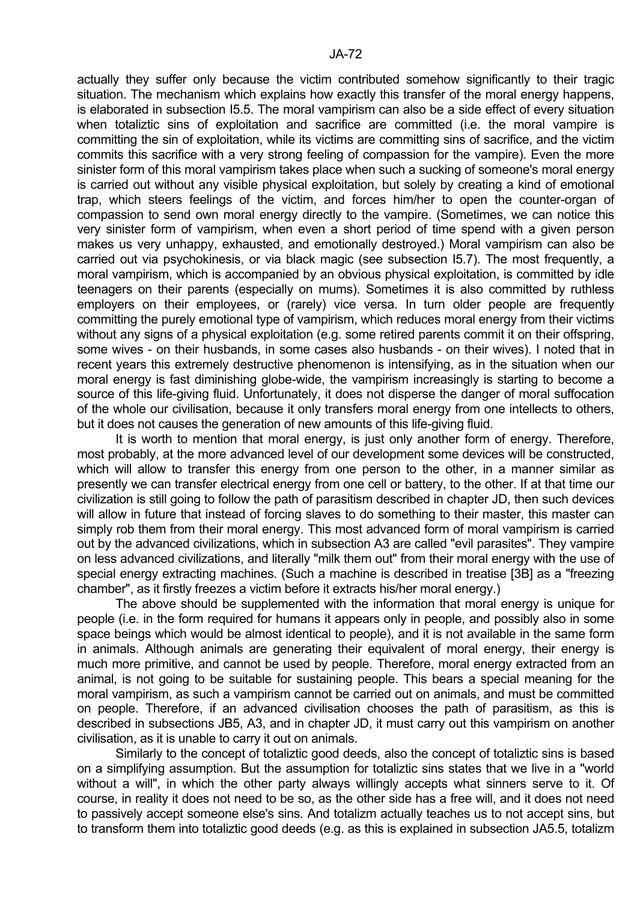actually they suffer only because the victim contributed somehow significantly to their tragic situation. The mechanism which explains how exactly this transfer of the moral energy happens, is elaborated in subsection I5.5. The moral vampirism can also be a side effect of every situation when totaliztc sins of exploitation and sacrifice are committed (i.e. the moral vampire is committing the sin of exploitation, while its victims are committing sins of sacrifice, and the victim commits this sacrifice with a very strong feeling of compassion for the vampire). Even the more sinister form of this moral vampirism takes place when such a sucking of someone's moral energy is carried out without any visible physical exploitation, but solely by creating a kind of emotional trap, which steers feelings of the victim, and forces him/her to open the counter-organ of compassion to send own moral energy directly to the vampire. (Sometimes, we can notice this very sinister form of vampirism, when even a short period of time spend with a given person makes us very unhappy, exhausted, and emotionally destroyed.) Moral vampirism can also be carried out via psychokinesis, or via black magic (see subsection I5.7). The most frequently, a moral vampirism, which is accompanied by an obvious physical exploitation, is committed by idle teenagers on their parents (especially on mums). Sometimes it is also committed by ruthless employers on their employees, or (rarely) vice versa. In turn older people are frequently committing the purely emotional type of vampirism, which reduces moral energy from their victims without any signs of a physical exploitation (e.g. some retired parents commit it on their offspring, some wives - on their husbands, in some cases also husbands - on their wives). I noted that in recent years this extremely destructive phenomenon is intensifying, as in the situation when our moral energy is fast diminishing globe-wide, the vampirism increasingly is starting to become a source of this life-giving fluid. Unfortunately, it does not disperse the danger of moral suffocation of the whole our civilisation, because it only transfers moral energy from one intellects to others, but it does not causes the generation of new amounts of this life-giving fluid.

It is worth to mention that moral energy, is just only another form of energy. Therefore, most probably, at the more advanced level of our development some devices will be constructed, which will allow to transfer this energy from one person to the other, in a manner similar as presently we can transfer electrical energy from one cell or battery, to the other. If at that time our civilization is still going to follow the path of parasitism described in chapter JD, then such devices will allow in future that instead of forcing slaves to do something to their master, this master can simply rob them from their moral energy. This most advanced form of moral vampirism is carried out by the advanced civilizations, which in subsection A3 are called "evil parasites". They vampire on less advanced civilizations, and literally "milk them out" from their moral energy with the use of special energy extracting machines. (Such a machine is described in treatise [3B] as a "freezing chamber", as it firstly freezes a victim before it extracts his/her moral energy.)

The above should be supplemented with the information that moral energy is unique for people (i.e. in the form required for humans it appears only in people, and possibly also in some space beings which would be almost identical to people), and it is not available in the same form in animals. Although animals are generating their equivalent of moral energy, their energy is much more primitive, and cannot be used by people. Therefore, moral energy extracted from an animal, is not going to be suitable for sustaining people. This bears a special meaning for the moral vampirism, as such a vampirism cannot be carried out on animals, and must be committed on people. Therefore, if an advanced civilisation chooses the path of parasitism, as this is described in subsections JB5, A3, and in chapter JD, it must carry out this vampirism on another civilisation, as it is unable to carry it out on animals.

Similarly to the concept of totaliztc good deeds, also the concept of totaliztc sins is based on a simplifying assumption. But the assumption for totaliztc sins states that we live in a "world without a will", in which the other party always willingly accepts what sinners serve to it. Of course, in reality it does not need to be so, as the other side has a free will, and it does not need to passively accept someone else's sins. And totalizm actually teaches us to not accept sins, but to transform them into totaliztc good deeds (e.g. as this is explained in subsection JA5.5, totalizm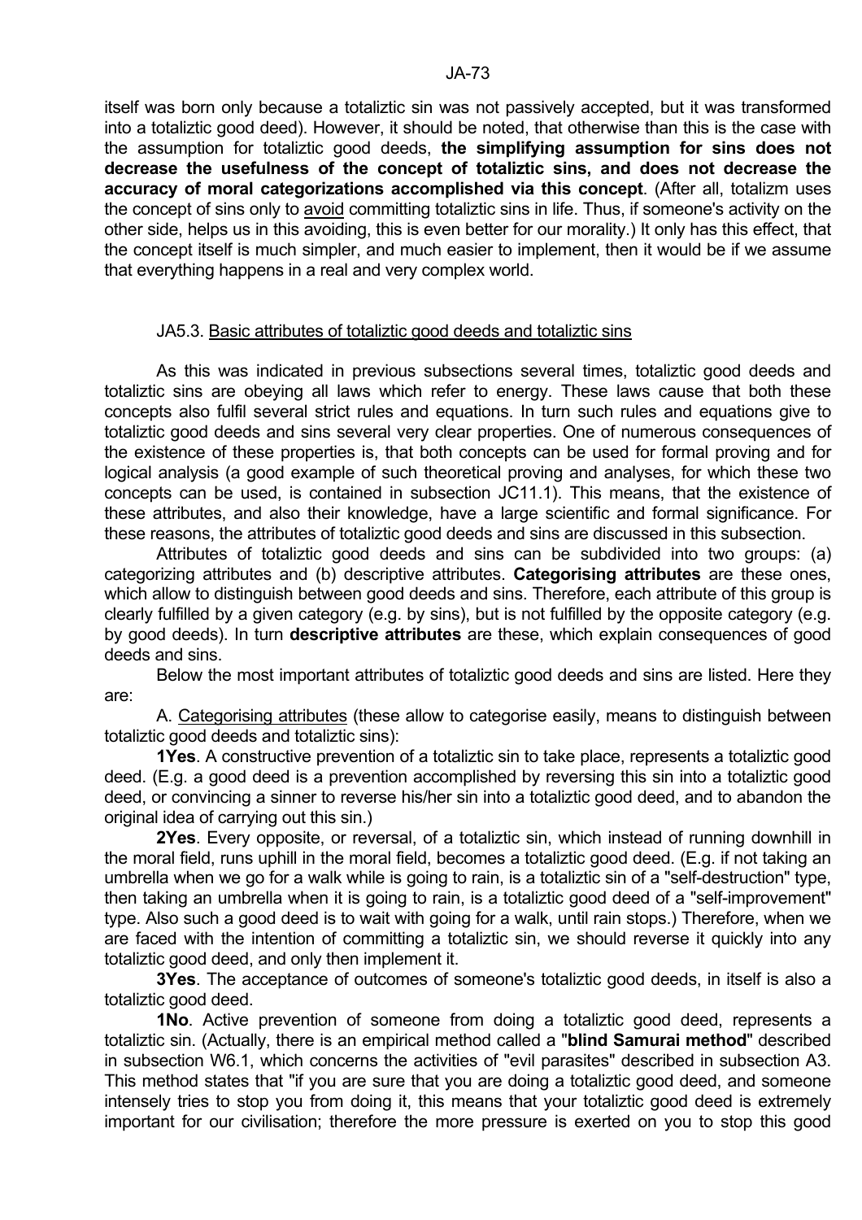itself was born only because a totaliztic sin was not passively accepted, but it was transformed into a totaliztic good deed). However, it should be noted, that otherwise than this is the case with the assumption for totaliztic good deeds, **the simplifying assumption for sins does not decrease the usefulness of the concept of totaliztic sins, and does not decrease the accuracy of moral categorizations accomplished via this concept**. (After all, totalizm uses the concept of sins only to avoid committing totaliztic sins in life. Thus, if someone's activity on the other side, helps us in this avoiding, this is even better for our morality.) It only has this effect, that the concept itself is much simpler, and much easier to implement, then it would be if we assume that everything happens in a real and very complex world.

### JA5.3. Basic attributes of totaliztic good deeds and totaliztic sins

As this was indicated in previous subsections several times, totaliztic good deeds and totaliztic sins are obeying all laws which refer to energy. These laws cause that both these concepts also fulfil several strict rules and equations. In turn such rules and equations give to totaliztic good deeds and sins several very clear properties. One of numerous consequences of the existence of these properties is, that both concepts can be used for formal proving and for logical analysis (a good example of such theoretical proving and analyses, for which these two concepts can be used, is contained in subsection JC11.1). This means, that the existence of these attributes, and also their knowledge, have a large scientific and formal significance. For these reasons, the attributes of totaliztic good deeds and sins are discussed in this subsection.

Attributes of totaliztic good deeds and sins can be subdivided into two groups: (a) categorizing attributes and (b) descriptive attributes. **Categorising attributes** are these ones, which allow to distinguish between good deeds and sins. Therefore, each attribute of this group is clearly fulfilled by a given category (e.g. by sins), but is not fulfilled by the opposite category (e.g. by good deeds). In turn **descriptive attributes** are these, which explain consequences of good deeds and sins.

Below the most important attributes of totaliztic good deeds and sins are listed. Here they are:

A. Categorising attributes (these allow to categorise easily, means to distinguish between totaliztic good deeds and totaliztic sins):

**1Yes**. A constructive prevention of a totaliztic sin to take place, represents a totaliztic good deed. (E.g. a good deed is a prevention accomplished by reversing this sin into a totaliztic good deed, or convincing a sinner to reverse his/her sin into a totaliztic good deed, and to abandon the original idea of carrying out this sin.)

**2Yes**. Every opposite, or reversal, of a totaliztic sin, which instead of running downhill in the moral field, runs uphill in the moral field, becomes a totaliztic good deed. (E.g. if not taking an umbrella when we go for a walk while is going to rain, is a totaliztic sin of a "self-destruction" type, then taking an umbrella when it is going to rain, is a totaliztic good deed of a "self-improvement" type. Also such a good deed is to wait with going for a walk, until rain stops.) Therefore, when we are faced with the intention of committing a totaliztic sin, we should reverse it quickly into any totaliztic good deed, and only then implement it.

**3Yes**. The acceptance of outcomes of someone's totaliztic good deeds, in itself is also a totaliztic good deed.

**1No**. Active prevention of someone from doing a totaliztic good deed, represents a totaliztic sin. (Actually, there is an empirical method called a "**blind Samurai method**" described in subsection W6.1, which concerns the activities of "evil parasites" described in subsection A3. This method states that "if you are sure that you are doing a totaliztic good deed, and someone intensely tries to stop you from doing it, this means that your totaliztic good deed is extremely important for our civilisation; therefore the more pressure is exerted on you to stop this good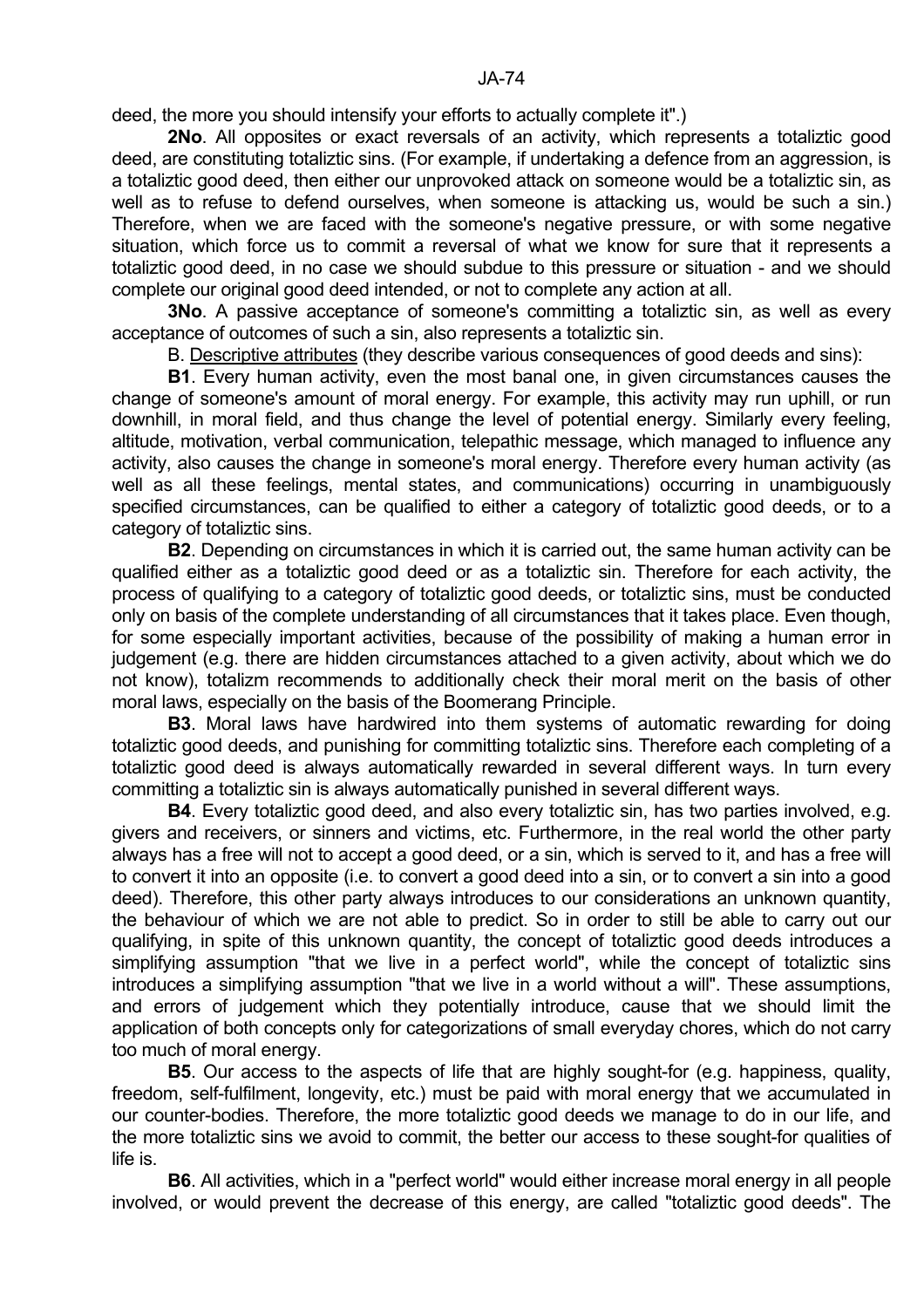deed, the more you should intensify your efforts to actually complete it".)

**2No**. All opposites or exact reversals of an activity, which represents a totaliztic good deed, are constituting totaliztic sins. (For example, if undertaking a defence from an aggression, is a totaliztic good deed, then either our unprovoked attack on someone would be a totaliztic sin, as well as to refuse to defend ourselves, when someone is attacking us, would be such a sin.) Therefore, when we are faced with the someone's negative pressure, or with some negative situation, which force us to commit a reversal of what we know for sure that it represents a totaliztic good deed, in no case we should subdue to this pressure or situation - and we should complete our original good deed intended, or not to complete any action at all.

**3No**. A passive acceptance of someone's committing a totaliztic sin, as well as every acceptance of outcomes of such a sin, also represents a totaliztic sin.

B. Descriptive attributes (they describe various consequences of good deeds and sins):

**B1**. Every human activity, even the most banal one, in given circumstances causes the change of someone's amount of moral energy. For example, this activity may run uphill, or run downhill, in moral field, and thus change the level of potential energy. Similarly every feeling, altitude, motivation, verbal communication, telepathic message, which managed to influence any activity, also causes the change in someone's moral energy. Therefore every human activity (as well as all these feelings, mental states, and communications) occurring in unambiguously specified circumstances, can be qualified to either a category of totaliztic good deeds, or to a category of totaliztic sins.

**B2**. Depending on circumstances in which it is carried out, the same human activity can be qualified either as a totaliztic good deed or as a totaliztic sin. Therefore for each activity, the process of qualifying to a category of totaliztic good deeds, or totaliztic sins, must be conducted only on basis of the complete understanding of all circumstances that it takes place. Even though, for some especially important activities, because of the possibility of making a human error in judgement (e.g. there are hidden circumstances attached to a given activity, about which we do not know), totalizm recommends to additionally check their moral merit on the basis of other moral laws, especially on the basis of the Boomerang Principle.

**B3**. Moral laws have hardwired into them systems of automatic rewarding for doing totaliztic good deeds, and punishing for committing totaliztic sins. Therefore each completing of a totaliztic good deed is always automatically rewarded in several different ways. In turn every committing a totaliztic sin is always automatically punished in several different ways.

**B4**. Every totaliztic good deed, and also every totaliztic sin, has two parties involved, e.g. givers and receivers, or sinners and victims, etc. Furthermore, in the real world the other party always has a free will not to accept a good deed, or a sin, which is served to it, and has a free will to convert it into an opposite (i.e. to convert a good deed into a sin, or to convert a sin into a good deed). Therefore, this other party always introduces to our considerations an unknown quantity, the behaviour of which we are not able to predict. So in order to still be able to carry out our qualifying, in spite of this unknown quantity, the concept of totaliztic good deeds introduces a simplifying assumption "that we live in a perfect world", while the concept of totaliztic sins introduces a simplifying assumption "that we live in a world without a will". These assumptions, and errors of judgement which they potentially introduce, cause that we should limit the application of both concepts only for categorizations of small everyday chores, which do not carry too much of moral energy.

**B5**. Our access to the aspects of life that are highly sought-for (e.g. happiness, quality, freedom, self-fulfilment, longevity, etc.) must be paid with moral energy that we accumulated in our counter-bodies. Therefore, the more totaliztic good deeds we manage to do in our life, and the more totaliztic sins we avoid to commit, the better our access to these sought-for qualities of life is.

**B6**. All activities, which in a "perfect world" would either increase moral energy in all people involved, or would prevent the decrease of this energy, are called "totaliztic good deeds". The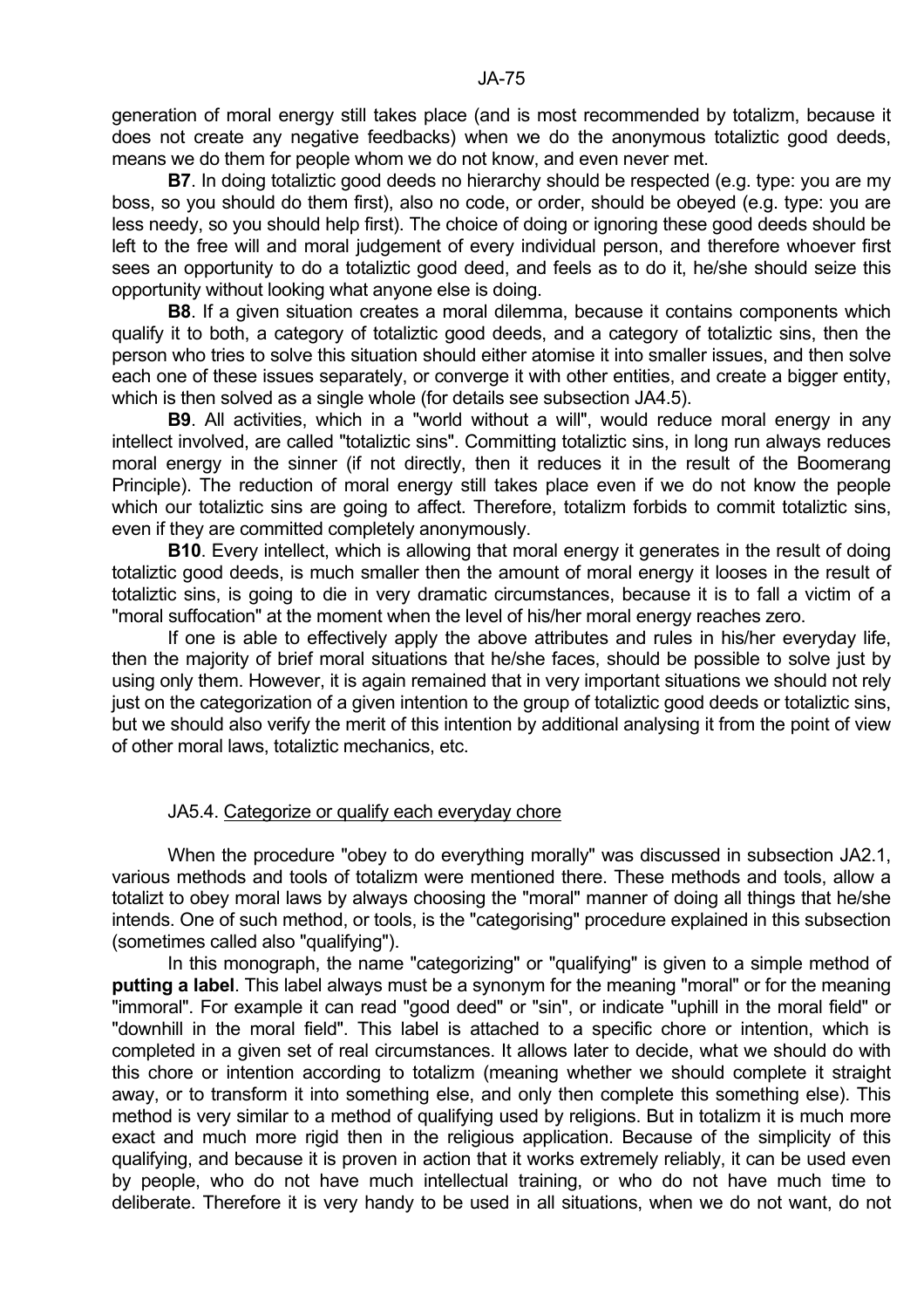generation of moral energy still takes place (and is most recommended by totalizm, because it does not create any negative feedbacks) when we do the anonymous totaliztic good deeds, means we do them for people whom we do not know, and even never met.

**B7**. In doing totaliztic good deeds no hierarchy should be respected (e.g. type: you are my boss, so you should do them first), also no code, or order, should be obeyed (e.g. type: you are less needy, so you should help first). The choice of doing or ignoring these good deeds should be left to the free will and moral judgement of every individual person, and therefore whoever first sees an opportunity to do a totaliztic good deed, and feels as to do it, he/she should seize this opportunity without looking what anyone else is doing.

**B8**. If a given situation creates a moral dilemma, because it contains components which qualify it to both, a category of totaliztic good deeds, and a category of totaliztic sins, then the person who tries to solve this situation should either atomise it into smaller issues, and then solve each one of these issues separately, or converge it with other entities, and create a bigger entity, which is then solved as a single whole (for details see subsection JA4.5).

**B9**. All activities, which in a "world without a will", would reduce moral energy in any intellect involved, are called "totaliztic sins". Committing totaliztic sins, in long run always reduces moral energy in the sinner (if not directly, then it reduces it in the result of the Boomerang Principle). The reduction of moral energy still takes place even if we do not know the people which our totaliztic sins are going to affect. Therefore, totalizm forbids to commit totaliztic sins, even if they are committed completely anonymously.

**B10**. Every intellect, which is allowing that moral energy it generates in the result of doing totaliztic good deeds, is much smaller then the amount of moral energy it looses in the result of totaliztic sins, is going to die in very dramatic circumstances, because it is to fall a victim of a "moral suffocation" at the moment when the level of his/her moral energy reaches zero.

If one is able to effectively apply the above attributes and rules in his/her everyday life, then the majority of brief moral situations that he/she faces, should be possible to solve just by using only them. However, it is again remained that in very important situations we should not rely just on the categorization of a given intention to the group of totaliztic good deeds or totaliztic sins, but we should also verify the merit of this intention by additional analysing it from the point of view of other moral laws, totaliztic mechanics, etc.

### JA5.4. Categorize or qualify each everyday chore

When the procedure "obey to do everything morally" was discussed in subsection JA2.1, various methods and tools of totalizm were mentioned there. These methods and tools, allow a totalizt to obey moral laws by always choosing the "moral" manner of doing all things that he/she intends. One of such method, or tools, is the "categorising" procedure explained in this subsection (sometimes called also "qualifying").

In this monograph, the name "categorizing" or "qualifying" is given to a simple method of **putting a label**. This label always must be a synonym for the meaning "moral" or for the meaning "immoral". For example it can read "good deed" or "sin", or indicate "uphill in the moral field" or "downhill in the moral field". This label is attached to a specific chore or intention, which is completed in a given set of real circumstances. It allows later to decide, what we should do with this chore or intention according to totalizm (meaning whether we should complete it straight away, or to transform it into something else, and only then complete this something else). This method is very similar to a method of qualifying used by religions. But in totalizm it is much more exact and much more rigid then in the religious application. Because of the simplicity of this qualifying, and because it is proven in action that it works extremely reliably, it can be used even by people, who do not have much intellectual training, or who do not have much time to deliberate. Therefore it is very handy to be used in all situations, when we do not want, do not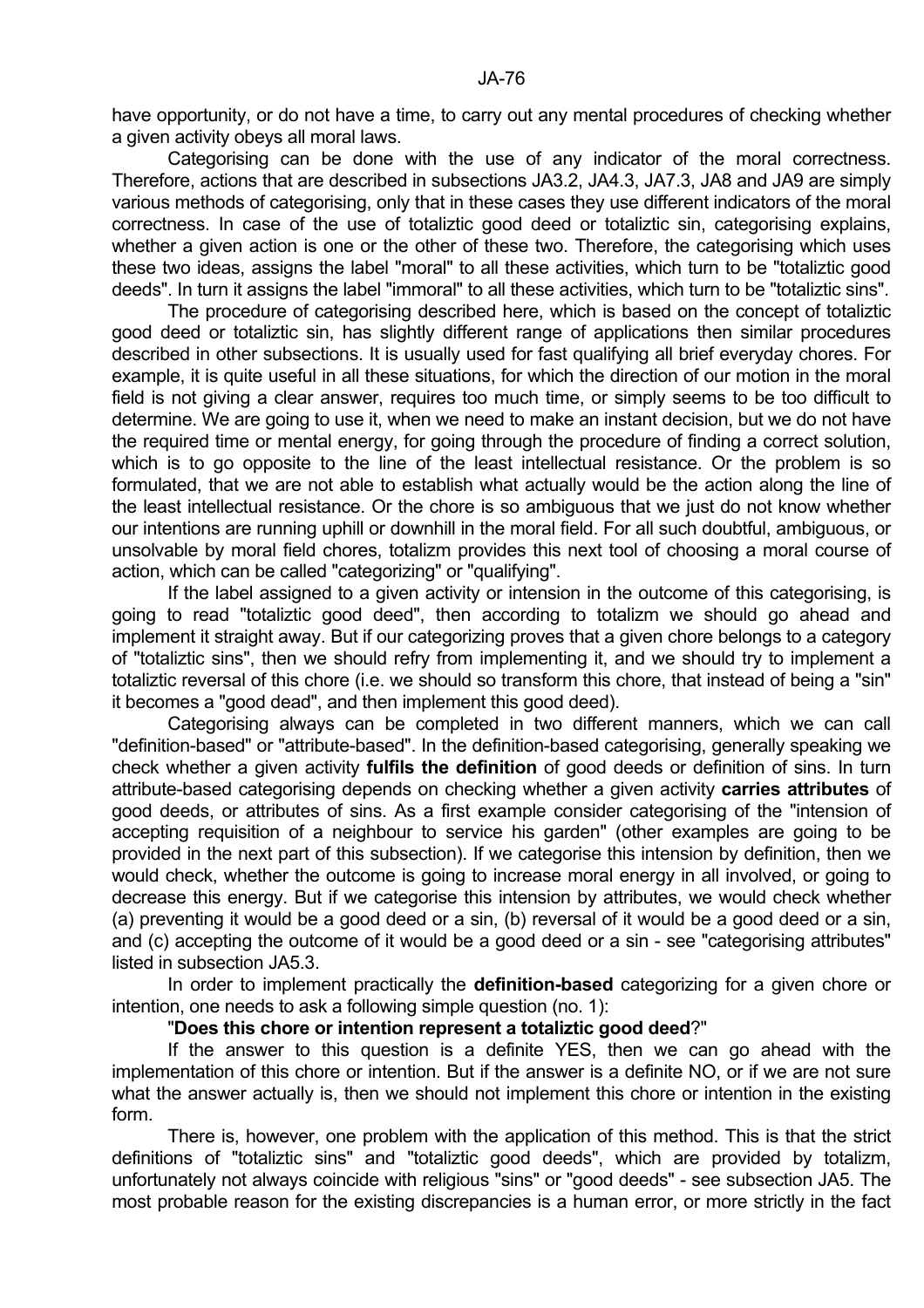have opportunity, or do not have a time, to carry out any mental procedures of checking whether a given activity obeys all moral laws.

Categorising can be done with the use of any indicator of the moral correctness. Therefore, actions that are described in subsections JA3.2, JA4.3, JA7.3, JA8 and JA9 are simply various methods of categorising, only that in these cases they use different indicators of the moral correctness. In case of the use of totaliztic good deed or totaliztic sin, categorising explains, whether a given action is one or the other of these two. Therefore, the categorising which uses these two ideas, assigns the label "moral" to all these activities, which turn to be "totaliztic good deeds". In turn it assigns the label "immoral" to all these activities, which turn to be "totaliztic sins".

The procedure of categorising described here, which is based on the concept of totaliztic good deed or totaliztic sin, has slightly different range of applications then similar procedures described in other subsections. It is usually used for fast qualifying all brief everyday chores. For example, it is quite useful in all these situations, for which the direction of our motion in the moral field is not giving a clear answer, requires too much time, or simply seems to be too difficult to determine. We are going to use it, when we need to make an instant decision, but we do not have the required time or mental energy, for going through the procedure of finding a correct solution, which is to go opposite to the line of the least intellectual resistance. Or the problem is so formulated, that we are not able to establish what actually would be the action along the line of the least intellectual resistance. Or the chore is so ambiguous that we just do not know whether our intentions are running uphill or downhill in the moral field. For all such doubtful, ambiguous, or unsolvable by moral field chores, totalizm provides this next tool of choosing a moral course of action, which can be called "categorizing" or "qualifying".

If the label assigned to a given activity or intension in the outcome of this categorising, is going to read "totaliztic good deed", then according to totalizm we should go ahead and implement it straight away. But if our categorizing proves that a given chore belongs to a category of "totaliztic sins", then we should refry from implementing it, and we should try to implement a totaliztic reversal of this chore (i.e. we should so transform this chore, that instead of being a "sin" it becomes a "good dead", and then implement this good deed).

Categorising always can be completed in two different manners, which we can call "definition-based" or "attribute-based". In the definition-based categorising, generally speaking we check whether a given activity **fulfils the definition** of good deeds or definition of sins. In turn attribute-based categorising depends on checking whether a given activity **carries attributes** of good deeds, or attributes of sins. As a first example consider categorising of the "intension of accepting requisition of a neighbour to service his garden" (other examples are going to be provided in the next part of this subsection). If we categorise this intension by definition, then we would check, whether the outcome is going to increase moral energy in all involved, or going to decrease this energy. But if we categorise this intension by attributes, we would check whether (a) preventing it would be a good deed or a sin, (b) reversal of it would be a good deed or a sin, and (c) accepting the outcome of it would be a good deed or a sin - see "categorising attributes" listed in subsection JA5.3.

In order to implement practically the **definition-based** categorizing for a given chore or intention, one needs to ask a following simple question (no. 1):

"**Does this chore or intention represent a totaliztic good deed**?"

If the answer to this question is a definite YES, then we can go ahead with the implementation of this chore or intention. But if the answer is a definite NO, or if we are not sure what the answer actually is, then we should not implement this chore or intention in the existing form.

There is, however, one problem with the application of this method. This is that the strict definitions of "totaliztic sins" and "totaliztic good deeds", which are provided by totalizm, unfortunately not always coincide with religious "sins" or "good deeds" - see subsection JA5. The most probable reason for the existing discrepancies is a human error, or more strictly in the fact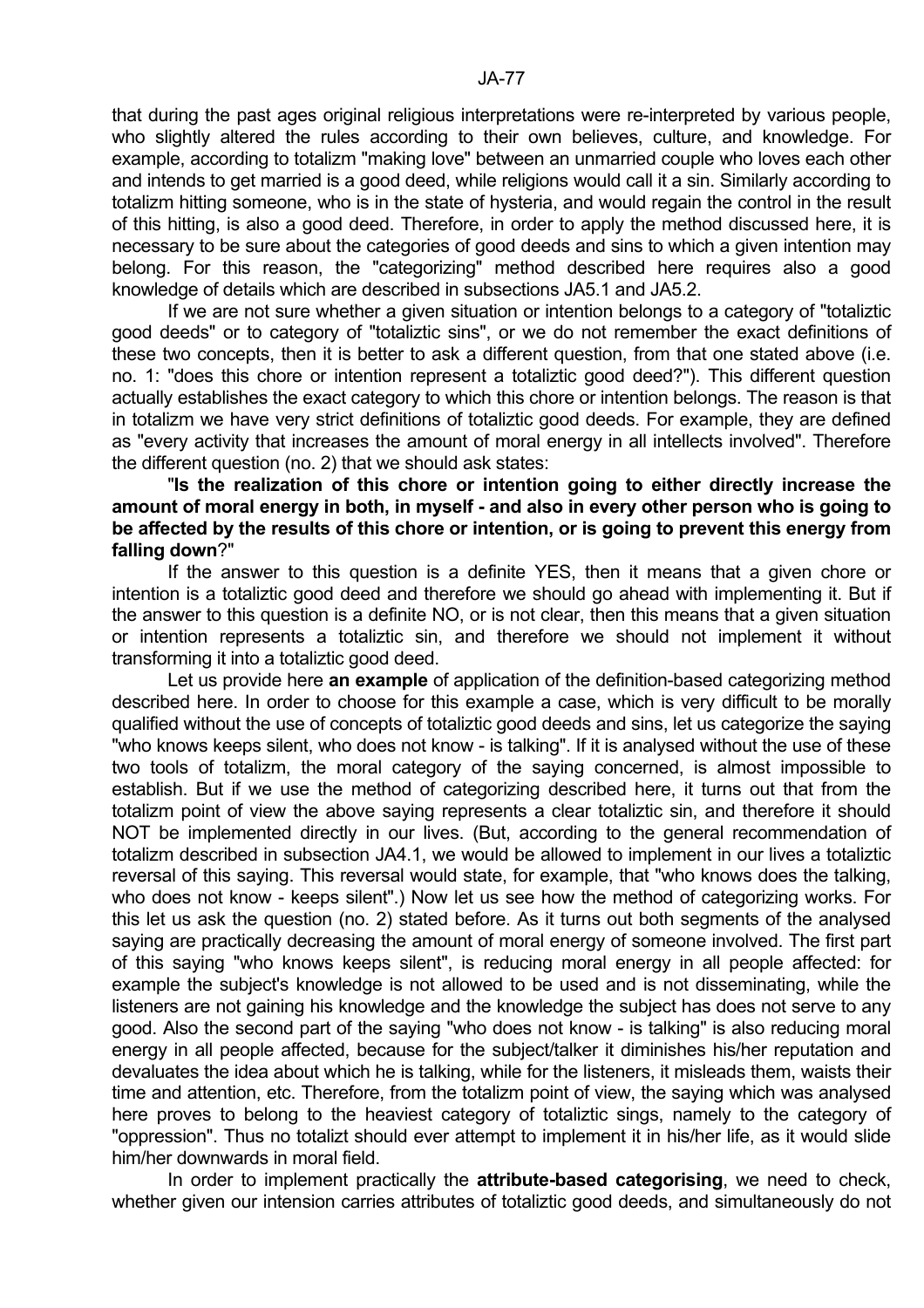that during the past ages original religious interpretations were re-interpreted by various people, who slightly altered the rules according to their own believes, culture, and knowledge. For example, according to totalizm "making love" between an unmarried couple who loves each other and intends to get married is a good deed, while religions would call it a sin. Similarly according to totalizm hitting someone, who is in the state of hysteria, and would regain the control in the result of this hitting, is also a good deed. Therefore, in order to apply the method discussed here, it is necessary to be sure about the categories of good deeds and sins to which a given intention may belong. For this reason, the "categorizing" method described here requires also a good knowledge of details which are described in subsections JA5.1 and JA5.2.

If we are not sure whether a given situation or intention belongs to a category of "totaliztic good deeds" or to category of "totaliztic sins", or we do not remember the exact definitions of these two concepts, then it is better to ask a different question, from that one stated above (i.e. no. 1: "does this chore or intention represent a totaliztic good deed?"). This different question actually establishes the exact category to which this chore or intention belongs. The reason is that in totalizm we have very strict definitions of totaliztic good deeds. For example, they are defined as "every activity that increases the amount of moral energy in all intellects involved". Therefore the different question (no. 2) that we should ask states:

"**Is the realization of this chore or intention going to either directly increase the amount of moral energy in both, in myself - and also in every other person who is going to be affected by the results of this chore or intention, or is going to prevent this energy from falling down**?"

If the answer to this question is a definite YES, then it means that a given chore or intention is a totaliztic good deed and therefore we should go ahead with implementing it. But if the answer to this question is a definite NO, or is not clear, then this means that a given situation or intention represents a totaliztic sin, and therefore we should not implement it without transforming it into a totaliztic good deed.

Let us provide here **an example** of application of the definition-based categorizing method described here. In order to choose for this example a case, which is very difficult to be morally qualified without the use of concepts of totaliztic good deeds and sins, let us categorize the saying "who knows keeps silent, who does not know - is talking". If it is analysed without the use of these two tools of totalizm, the moral category of the saying concerned, is almost impossible to establish. But if we use the method of categorizing described here, it turns out that from the totalizm point of view the above saying represents a clear totaliztic sin, and therefore it should NOT be implemented directly in our lives. (But, according to the general recommendation of totalizm described in subsection JA4.1, we would be allowed to implement in our lives a totaliztic reversal of this saying. This reversal would state, for example, that "who knows does the talking, who does not know - keeps silent".) Now let us see how the method of categorizing works. For this let us ask the question (no. 2) stated before. As it turns out both segments of the analysed saying are practically decreasing the amount of moral energy of someone involved. The first part of this saying "who knows keeps silent", is reducing moral energy in all people affected: for example the subject's knowledge is not allowed to be used and is not disseminating, while the listeners are not gaining his knowledge and the knowledge the subject has does not serve to any good. Also the second part of the saying "who does not know - is talking" is also reducing moral energy in all people affected, because for the subject/talker it diminishes his/her reputation and devaluates the idea about which he is talking, while for the listeners, it misleads them, waists their time and attention, etc. Therefore, from the totalizm point of view, the saying which was analysed here proves to belong to the heaviest category of totaliztic sings, namely to the category of "oppression". Thus no totalizt should ever attempt to implement it in his/her life, as it would slide him/her downwards in moral field.

In order to implement practically the **attribute-based categorising**, we need to check, whether given our intension carries attributes of totaliztic good deeds, and simultaneously do not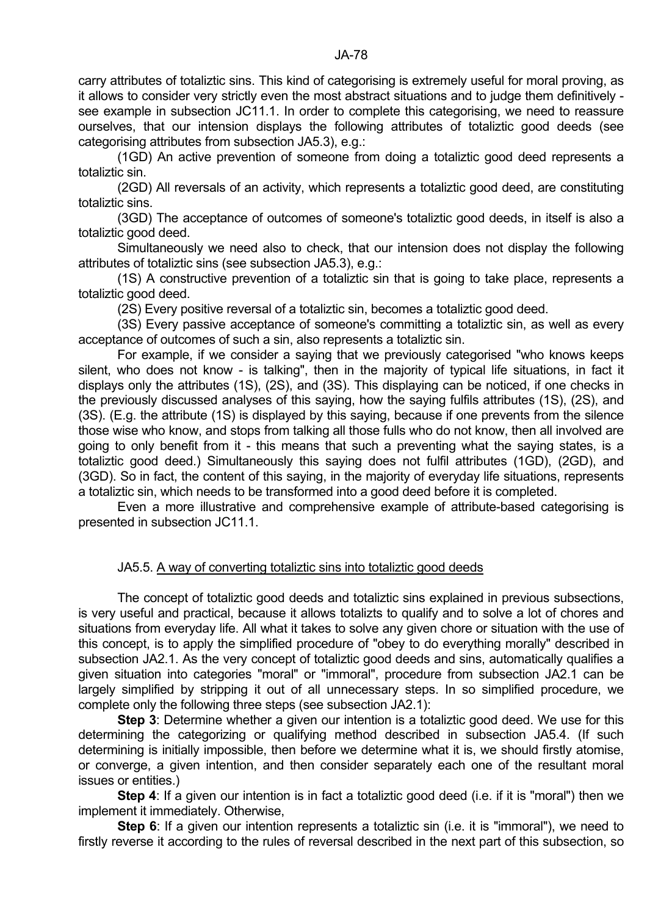carry attributes of totaliztic sins. This kind of categorising is extremely useful for moral proving, as it allows to consider very strictly even the most abstract situations and to judge them definitively - see example in subsection JC11.1. In order to complete this categorising, we need to reassure ourselves, that our intension displays the following attributes of totaliztic good deeds (see categorising attributes from subsection JA5.3), e.g.:

(1GD) An active prevention of someone from doing a totaliztic good deed represents a totaliztic sin.

(2GD) All reversals of an activity, which represents a totaliztic good deed, are constituting totaliztic sins.

(3GD) The acceptance of outcomes of someone's totaliztic good deeds, in itself is also a totaliztic good deed.

Simultaneously we need also to check, that our intension does not display the following attributes of totaliztic sins (see subsection JA5.3), e.g.:

(1S) A constructive prevention of a totaliztic sin that is going to take place, represents a totaliztic good deed.

(2S) Every positive reversal of a totaliztic sin, becomes a totaliztic good deed.

(3S) Every passive acceptance of someone's committing a totaliztic sin, as well as every acceptance of outcomes of such a sin, also represents a totaliztic sin.

For example, if we consider a saying that we previously categorised "who knows keeps silent, who does not know - is talking", then in the majority of typical life situations, in fact it displays only the attributes (1S), (2S), and (3S). This displaying can be noticed, if one checks in the previously discussed analyses of this saying, how the saying fulfils attributes (1S), (2S), and (3S). (E.g. the attribute (1S) is displayed by this saying, because if one prevents from the silence those wise who know, and stops from talking all those fulls who do not know, then all involved are going to only benefit from it - this means that such a preventing what the saying states, is a totaliztic good deed.) Simultaneously this saying does not fulfil attributes (1GD), (2GD), and (3GD). So in fact, the content of this saying, in the majority of everyday life situations, represents a totaliztic sin, which needs to be transformed into a good deed before it is completed.

Even a more illustrative and comprehensive example of attribute-based categorising is presented in subsection JC11.1.

## JA5.5. A way of converting totaliztic sins into totaliztic good deeds

The concept of totaliztic good deeds and totaliztic sins explained in previous subsections, is very useful and practical, because it allows totalizts to qualify and to solve a lot of chores and situations from everyday life. All what it takes to solve any given chore or situation with the use of this concept, is to apply the simplified procedure of "obey to do everything morally" described in subsection JA2.1. As the very concept of totaliztic good deeds and sins, automatically qualifies a given situation into categories "moral" or "immoral", procedure from subsection JA2.1 can be largely simplified by stripping it out of all unnecessary steps. In so simplified procedure, we complete only the following three steps (see subsection JA2.1):

**Step 3**: Determine whether a given our intention is a totaliztic good deed. We use for this determining the categorizing or qualifying method described in subsection JA5.4. (If such determining is initially impossible, then before we determine what it is, we should firstly atomise, or converge, a given intention, and then consider separately each one of the resultant moral issues or entities.)

**Step 4**: If a given our intention is in fact a totaliztic good deed (i.e. if it is "moral") then we implement it immediately. Otherwise,

**Step 6**: If a given our intention represents a totaliztic sin (i.e. it is "immoral"), we need to firstly reverse it according to the rules of reversal described in the next part of this subsection, so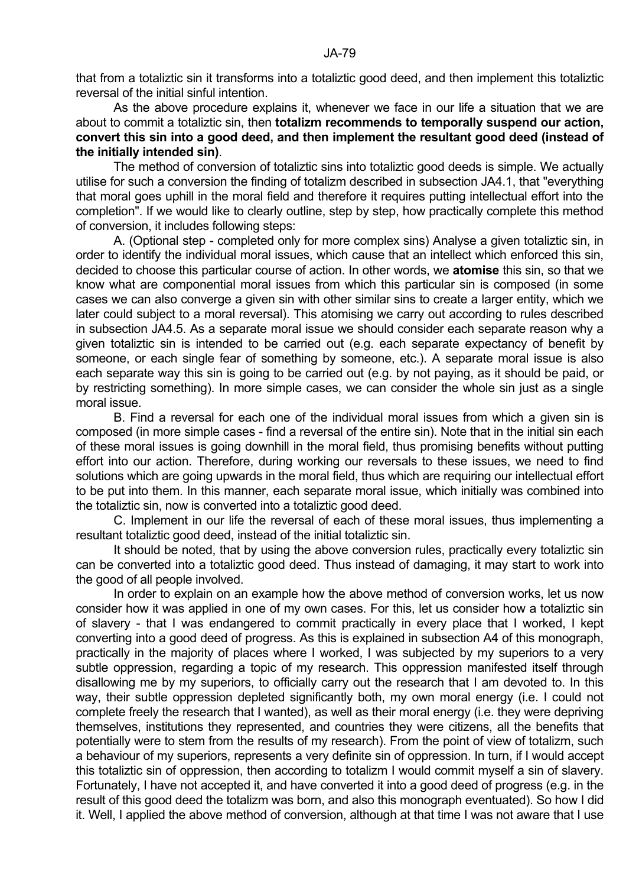that from a totaliztic sin it transforms into a totaliztic good deed, and then implement this totaliztic reversal of the initial sinful intention.

As the above procedure explains it, whenever we face in our life a situation that we are about to commit a totaliztic sin, then **totalizm recommends to temporally suspend our action, convert this sin into a good deed, and then implement the resultant good deed (instead of the initially intended sin)**.

The method of conversion of totaliztic sins into totaliztic good deeds is simple. We actually utilise for such a conversion the finding of totalizm described in subsection JA4.1, that "everything that moral goes uphill in the moral field and therefore it requires putting intellectual effort into the completion". If we would like to clearly outline, step by step, how practically complete this method of conversion, it includes following steps:

A. (Optional step - completed only for more complex sins) Analyse a given totaliztic sin, in order to identify the individual moral issues, which cause that an intellect which enforced this sin, decided to choose this particular course of action. In other words, we **atomise** this sin, so that we know what are componential moral issues from which this particular sin is composed (in some cases we can also converge a given sin with other similar sins to create a larger entity, which we later could subject to a moral reversal). This atomising we carry out according to rules described in subsection JA4.5. As a separate moral issue we should consider each separate reason why a given totaliztic sin is intended to be carried out (e.g. each separate expectancy of benefit by someone, or each single fear of something by someone, etc.). A separate moral issue is also each separate way this sin is going to be carried out (e.g. by not paying, as it should be paid, or by restricting something). In more simple cases, we can consider the whole sin just as a single moral issue.

B. Find a reversal for each one of the individual moral issues from which a given sin is composed (in more simple cases - find a reversal of the entire sin). Note that in the initial sin each of these moral issues is going downhill in the moral field, thus promising benefits without putting effort into our action. Therefore, during working our reversals to these issues, we need to find solutions which are going upwards in the moral field, thus which are requiring our intellectual effort to be put into them. In this manner, each separate moral issue, which initially was combined into the totaliztic sin, now is converted into a totaliztic good deed.

C. Implement in our life the reversal of each of these moral issues, thus implementing a resultant totaliztic good deed, instead of the initial totaliztic sin.

It should be noted, that by using the above conversion rules, practically every totaliztic sin can be converted into a totaliztic good deed. Thus instead of damaging, it may start to work into the good of all people involved.

In order to explain on an example how the above method of conversion works, let us now consider how it was applied in one of my own cases. For this, let us consider how a totaliztic sin of slavery - that I was endangered to commit practically in every place that I worked, I kept converting into a good deed of progress. As this is explained in subsection A4 of this monograph, practically in the majority of places where I worked, I was subjected by my superiors to a very subtle oppression, regarding a topic of my research. This oppression manifested itself through disallowing me by my superiors, to officially carry out the research that I am devoted to. In this way, their subtle oppression depleted significantly both, my own moral energy (i.e. I could not complete freely the research that I wanted), as well as their moral energy (i.e. they were depriving themselves, institutions they represented, and countries they were citizens, all the benefits that potentially were to stem from the results of my research). From the point of view of totalizm, such a behaviour of my superiors, represents a very definite sin of oppression. In turn, if I would accept this totaliztic sin of oppression, then according to totalizm I would commit myself a sin of slavery. Fortunately, I have not accepted it, and have converted it into a good deed of progress (e.g. in the result of this good deed the totalizm was born, and also this monograph eventuated). So how I did it. Well, I applied the above method of conversion, although at that time I was not aware that I use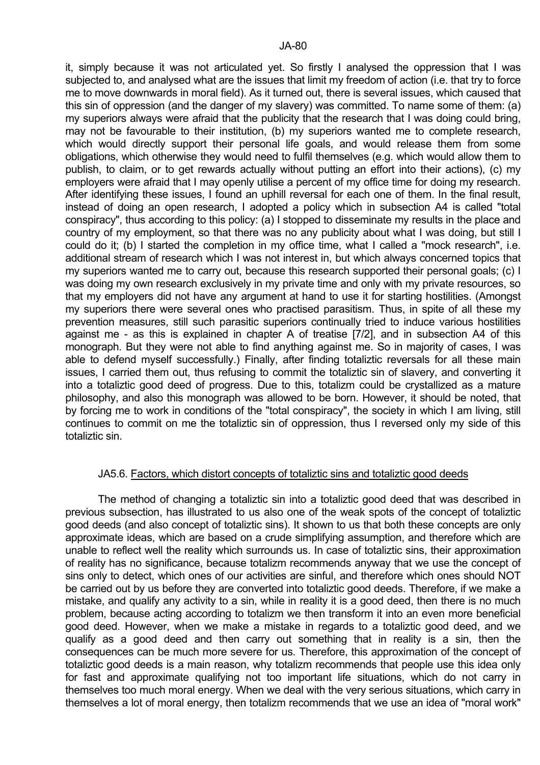it, simply because it was not articulated yet. So firstly I analysed the oppression that I was subjected to, and analysed what are the issues that limit my freedom of action (i.e. that try to force me to move downwards in moral field). As it turned out, there is several issues, which caused that this sin of oppression (and the danger of my slavery) was committed. To name some of them: (a) my superiors always were afraid that the publicity that the research that I was doing could bring, may not be favourable to their institution, (b) my superiors wanted me to complete research, which would directly support their personal life goals, and would release them from some obligations, which otherwise they would need to fulfil themselves (e.g. which would allow them to publish, to claim, or to get rewards actually without putting an effort into their actions), (c) my employers were afraid that I may openly utilise a percent of my office time for doing my research. After identifying these issues, I found an uphill reversal for each one of them. In the final result, instead of doing an open research, I adopted a policy which in subsection A4 is called "total conspiracy", thus according to this policy: (a) I stopped to disseminate my results in the place and country of my employment, so that there was no any publicity about what I was doing, but still I could do it; (b) I started the completion in my office time, what I called a "mock research", i.e. additional stream of research which I was not interest in, but which always concerned topics that my superiors wanted me to carry out, because this research supported their personal goals; (c) I was doing my own research exclusively in my private time and only with my private resources, so that my employers did not have any argument at hand to use it for starting hostilities. (Amongst my superiors there were several ones who practised parasitism. Thus, in spite of all these my prevention measures, still such parasitic superiors continually tried to induce various hostilities against me - as this is explained in chapter A of treatise [7/2], and in subsection A4 of this monograph. But they were not able to find anything against me. So in majority of cases, I was able to defend myself successfully.) Finally, after finding totaliztic reversals for all these main issues, I carried them out, thus refusing to commit the totaliztic sin of slavery, and converting it into a totaliztic good deed of progress. Due to this, totalizm could be crystallized as a mature philosophy, and also this monograph was allowed to be born. However, it should be noted, that by forcing me to work in conditions of the "total conspiracy", the society in which I am living, still continues to commit on me the totaliztic sin of oppression, thus I reversed only my side of this totaliztic sin.

## JA5.6. Factors, which distort concepts of totaliztic sins and totaliztic good deeds

The method of changing a totaliztic sin into a totaliztic good deed that was described in previous subsection, has illustrated to us also one of the weak spots of the concept of totaliztic good deeds (and also concept of totaliztic sins). It shown to us that both these concepts are only approximate ideas, which are based on a crude simplifying assumption, and therefore which are unable to reflect well the reality which surrounds us. In case of totaliztic sins, their approximation of reality has no significance, because totalizm recommends anyway that we use the concept of sins only to detect, which ones of our activities are sinful, and therefore which ones should NOT be carried out by us before they are converted into totaliztic good deeds. Therefore, if we make a mistake, and qualify any activity to a sin, while in reality it is a good deed, then there is no much problem, because acting according to totalizm we then transform it into an even more beneficial good deed. However, when we make a mistake in regards to a totaliztic good deed, and we qualify as a good deed and then carry out something that in reality is a sin, then the consequences can be much more severe for us. Therefore, this approximation of the concept of totaliztic good deeds is a main reason, why totalizm recommends that people use this idea only for fast and approximate qualifying not too important life situations, which do not carry in themselves too much moral energy. When we deal with the very serious situations, which carry in themselves a lot of moral energy, then totalizm recommends that we use an idea of "moral work"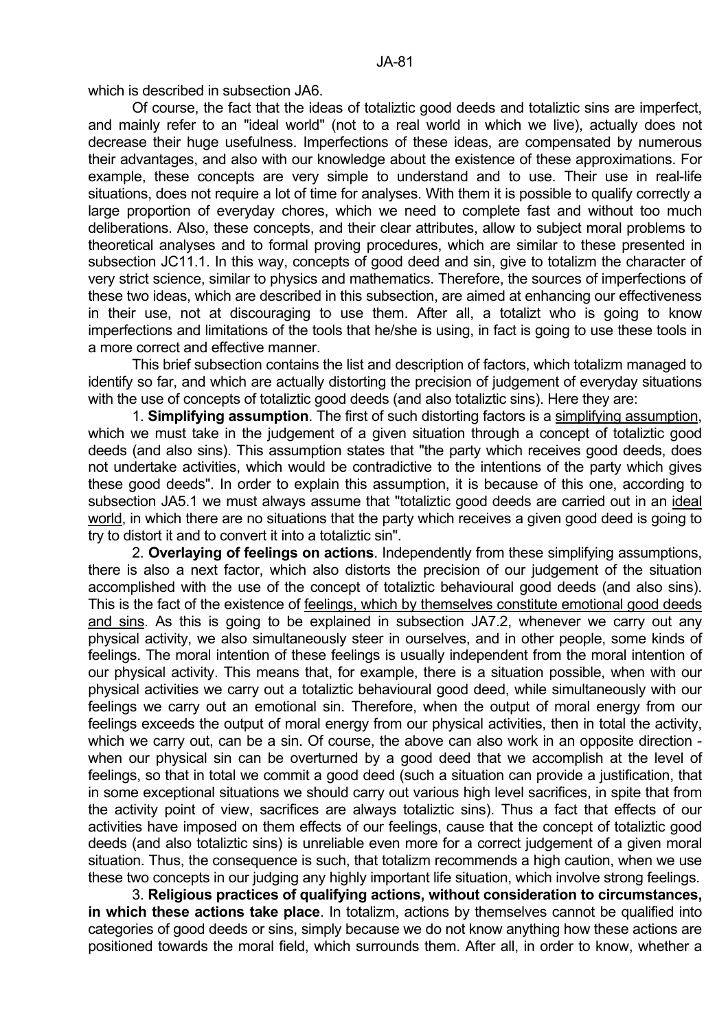which is described in subsection JA6.

Of course, the fact that the ideas of totaliztic good deeds and totaliztic sins are imperfect, and mainly refer to an "ideal world" (not to a real world in which we live), actually does not decrease their huge usefulness. Imperfections of these ideas, are compensated by numerous their advantages, and also with our knowledge about the existence of these approximations. For example, these concepts are very simple to understand and to use. Their use in real-life situations, does not require a lot of time for analyses. With them it is possible to qualify correctly a large proportion of everyday chores, which we need to complete fast and without too much deliberations. Also, these concepts, and their clear attributes, allow to subject moral problems to theoretical analyses and to formal proving procedures, which are similar to these presented in subsection JC11.1. In this way, concepts of good deed and sin, give to totalizm the character of very strict science, similar to physics and mathematics. Therefore, the sources of imperfections of these two ideas, which are described in this subsection, are aimed at enhancing our effectiveness in their use, not at discouraging to use them. After all, a totalizt who is going to know imperfections and limitations of the tools that he/she is using, in fact is going to use these tools in a more correct and effective manner.

This brief subsection contains the list and description of factors, which totalizm managed to identify so far, and which are actually distorting the precision of judgement of everyday situations with the use of concepts of totaliztic good deeds (and also totaliztic sins). Here they are:

1. **Simplifying assumption**. The first of such distorting factors is a simplifying assumption, which we must take in the judgement of a given situation through a concept of totaliztic good deeds (and also sins). This assumption states that "the party which receives good deeds, does not undertake activities, which would be contradictive to the intentions of the party which gives these good deeds". In order to explain this assumption, it is because of this one, according to subsection JA5.1 we must always assume that "totaliztic good deeds are carried out in an ideal world, in which there are no situations that the party which receives a given good deed is going to try to distort it and to convert it into a totaliztic sin".

2. **Overlaying of feelings on actions**. Independently from these simplifying assumptions, there is also a next factor, which also distorts the precision of our judgement of the situation accomplished with the use of the concept of totaliztic behavioural good deeds (and also sins). This is the fact of the existence of feelings, which by themselves constitute emotional good deeds and sins. As this is going to be explained in subsection JA7.2, whenever we carry out any physical activity, we also simultaneously steer in ourselves, and in other people, some kinds of feelings. The moral intention of these feelings is usually independent from the moral intention of our physical activity. This means that, for example, there is a situation possible, when with our physical activities we carry out a totaliztic behavioural good deed, while simultaneously with our feelings we carry out an emotional sin. Therefore, when the output of moral energy from our feelings exceeds the output of moral energy from our physical activities, then in total the activity, which we carry out, can be a sin. Of course, the above can also work in an opposite direction - when our physical sin can be overturned by a good deed that we accomplish at the level of feelings, so that in total we commit a good deed (such a situation can provide a justification, that in some exceptional situations we should carry out various high level sacrifices, in spite that from the activity point of view, sacrifices are always totaliztic sins). Thus a fact that effects of our activities have imposed on them effects of our feelings, cause that the concept of totaliztic good deeds (and also totaliztic sins) is unreliable even more for a correct judgement of a given moral situation. Thus, the consequence is such, that totalizm recommends a high caution, when we use these two concepts in our judging any highly important life situation, which involve strong feelings.

3. **Religious practices of qualifying actions, without consideration to circumstances, in which these actions take place**. In totalizm, actions by themselves cannot be qualified into categories of good deeds or sins, simply because we do not know anything how these actions are positioned towards the moral field, which surrounds them. After all, in order to know, whether a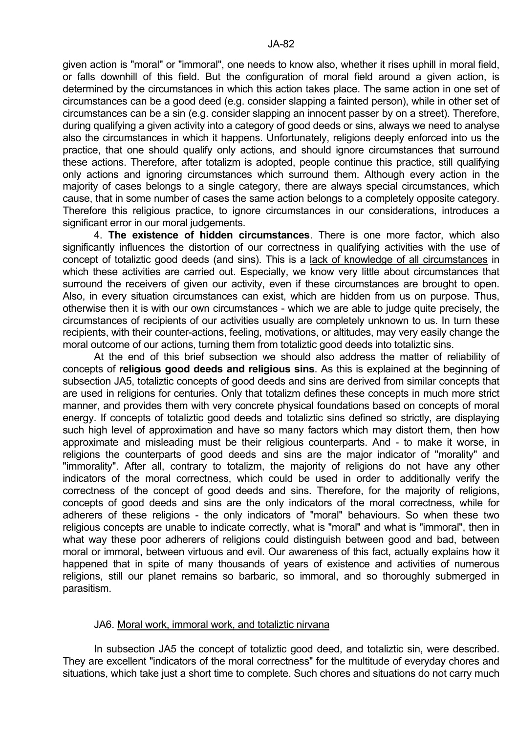given action is "moral" or "immoral", one needs to know also, whether it rises uphill in moral field, or falls downhill of this field. But the configuration of moral field around a given action, is determined by the circumstances in which this action takes place. The same action in one set of circumstances can be a good deed (e.g. consider slapping a fainted person), while in other set of circumstances can be a sin (e.g. consider slapping an innocent passer by on a street). Therefore, during qualifying a given activity into a category of good deeds or sins, always we need to analyse also the circumstances in which it happens. Unfortunately, religions deeply enforced into us the practice, that one should qualify only actions, and should ignore circumstances that surround these actions. Therefore, after totalizm is adopted, people continue this practice, still qualifying only actions and ignoring circumstances which surround them. Although every action in the majority of cases belongs to a single category, there are always special circumstances, which cause, that in some number of cases the same action belongs to a completely opposite category. Therefore this religious practice, to ignore circumstances in our considerations, introduces a significant error in our moral judgements.

4. **The existence of hidden circumstances**. There is one more factor, which also significantly influences the distortion of our correctness in qualifying activities with the use of concept of totaliztic good deeds (and sins). This is a lack of knowledge of all circumstances in which these activities are carried out. Especially, we know very little about circumstances that surround the receivers of given our activity, even if these circumstances are brought to open. Also, in every situation circumstances can exist, which are hidden from us on purpose. Thus, otherwise then it is with our own circumstances - which we are able to judge quite precisely, the circumstances of recipients of our activities usually are completely unknown to us. In turn these recipients, with their counter-actions, feeling, motivations, or altitudes, may very easily change the moral outcome of our actions, turning them from totaliztic good deeds into totaliztic sins.

At the end of this brief subsection we should also address the matter of reliability of concepts of **religious good deeds and religious sins**. As this is explained at the beginning of subsection JA5, totaliztic concepts of good deeds and sins are derived from similar concepts that are used in religions for centuries. Only that totalizm defines these concepts in much more strict manner, and provides them with very concrete physical foundations based on concepts of moral energy. If concepts of totaliztic good deeds and totaliztic sins defined so strictly, are displaying such high level of approximation and have so many factors which may distort them, then how approximate and misleading must be their religious counterparts. And - to make it worse, in religions the counterparts of good deeds and sins are the major indicator of "morality" and "immorality". After all, contrary to totalizm, the majority of religions do not have any other indicators of the moral correctness, which could be used in order to additionally verify the correctness of the concept of good deeds and sins. Therefore, for the majority of religions, concepts of good deeds and sins are the only indicators of the moral correctness, while for adherers of these religions - the only indicators of "moral" behaviours. So when these two religious concepts are unable to indicate correctly, what is "moral" and what is "immoral", then in what way these poor adherers of religions could distinguish between good and bad, between moral or immoral, between virtuous and evil. Our awareness of this fact, actually explains how it happened that in spite of many thousands of years of existence and activities of numerous religions, still our planet remains so barbaric, so immoral, and so thoroughly submerged in parasitism.

## JA6. Moral work, immoral work, and totaliztic nirvana

In subsection JA5 the concept of totaliztic good deed, and totaliztic sin, were described. They are excellent "indicators of the moral correctness" for the multitude of everyday chores and situations, which take just a short time to complete. Such chores and situations do not carry much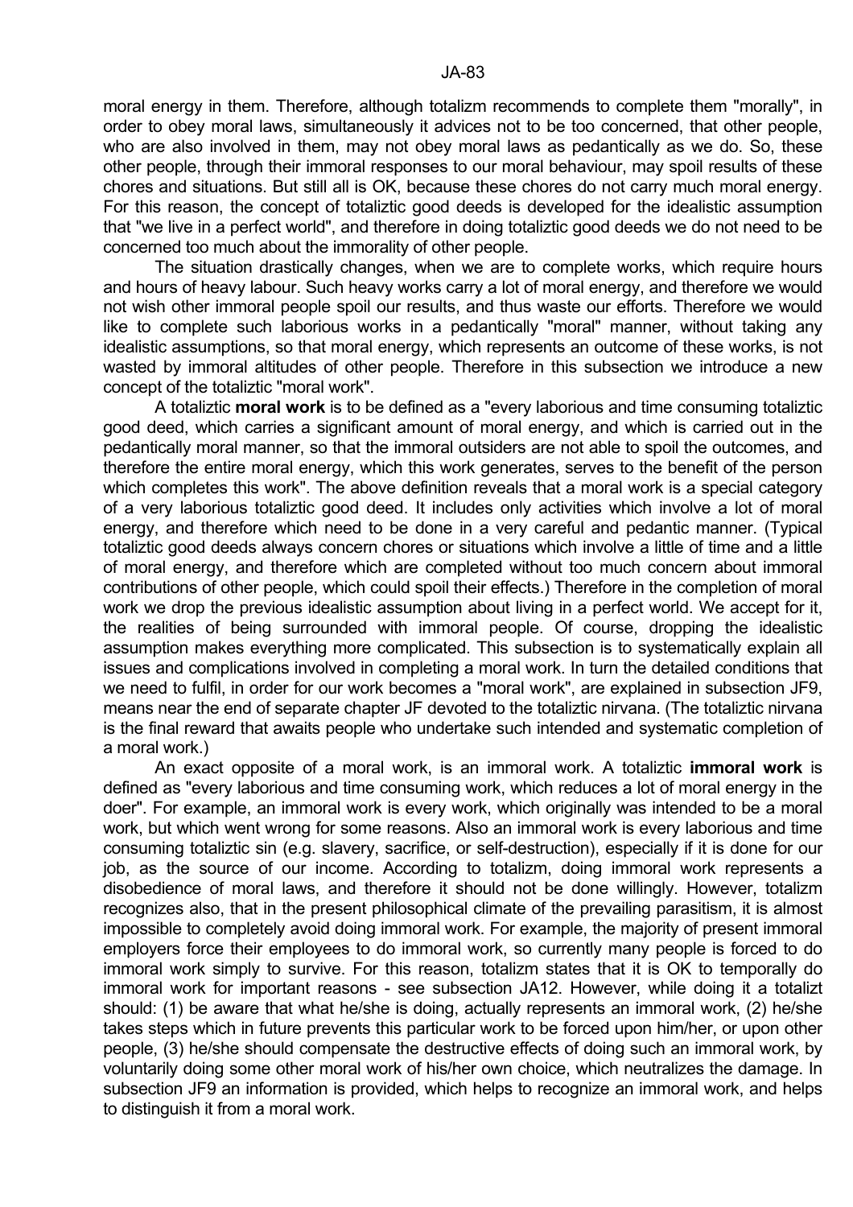moral energy in them. Therefore, although totalizm recommends to complete them "morally", in order to obey moral laws, simultaneously it advices not to be too concerned, that other people, who are also involved in them, may not obey moral laws as pedantically as we do. So, these other people, through their immoral responses to our moral behaviour, may spoil results of these chores and situations. But still all is OK, because these chores do not carry much moral energy. For this reason, the concept of totaliztic good deeds is developed for the idealistic assumption that "we live in a perfect world", and therefore in doing totaliztic good deeds we do not need to be concerned too much about the immorality of other people.

The situation drastically changes, when we are to complete works, which require hours and hours of heavy labour. Such heavy works carry a lot of moral energy, and therefore we would not wish other immoral people spoil our results, and thus waste our efforts. Therefore we would like to complete such laborious works in a pedantically "moral" manner, without taking any idealistic assumptions, so that moral energy, which represents an outcome of these works, is not wasted by immoral altitudes of other people. Therefore in this subsection we introduce a new concept of the totaliztic "moral work".

A totaliztic **moral work** is to be defined as a "every laborious and time consuming totaliztic good deed, which carries a significant amount of moral energy, and which is carried out in the pedantically moral manner, so that the immoral outsiders are not able to spoil the outcomes, and therefore the entire moral energy, which this work generates, serves to the benefit of the person which completes this work". The above definition reveals that a moral work is a special category of a very laborious totaliztic good deed. It includes only activities which involve a lot of moral energy, and therefore which need to be done in a very careful and pedantic manner. (Typical totaliztic good deeds always concern chores or situations which involve a little of time and a little of moral energy, and therefore which are completed without too much concern about immoral contributions of other people, which could spoil their effects.) Therefore in the completion of moral work we drop the previous idealistic assumption about living in a perfect world. We accept for it, the realities of being surrounded with immoral people. Of course, dropping the idealistic assumption makes everything more complicated. This subsection is to systematically explain all issues and complications involved in completing a moral work. In turn the detailed conditions that we need to fulfil, in order for our work becomes a "moral work", are explained in subsection JF9, means near the end of separate chapter JF devoted to the totaliztic nirvana. (The totaliztic nirvana is the final reward that awaits people who undertake such intended and systematic completion of a moral work.)

An exact opposite of a moral work, is an immoral work. A totaliztic **immoral work** is defined as "every laborious and time consuming work, which reduces a lot of moral energy in the doer". For example, an immoral work is every work, which originally was intended to be a moral work, but which went wrong for some reasons. Also an immoral work is every laborious and time consuming totaliztic sin (e.g. slavery, sacrifice, or self-destruction), especially if it is done for our job, as the source of our income. According to totalizm, doing immoral work represents a disobedience of moral laws, and therefore it should not be done willingly. However, totalizm recognizes also, that in the present philosophical climate of the prevailing parasitism, it is almost impossible to completely avoid doing immoral work. For example, the majority of present immoral employers force their employees to do immoral work, so currently many people is forced to do immoral work simply to survive. For this reason, totalizm states that it is OK to temporally do immoral work for important reasons - see subsection JA12. However, while doing it a totalizt should: (1) be aware that what he/she is doing, actually represents an immoral work, (2) he/she takes steps which in future prevents this particular work to be forced upon him/her, or upon other people, (3) he/she should compensate the destructive effects of doing such an immoral work, by voluntarily doing some other moral work of his/her own choice, which neutralizes the damage. In subsection JF9 an information is provided, which helps to recognize an immoral work, and helps to distinguish it from a moral work.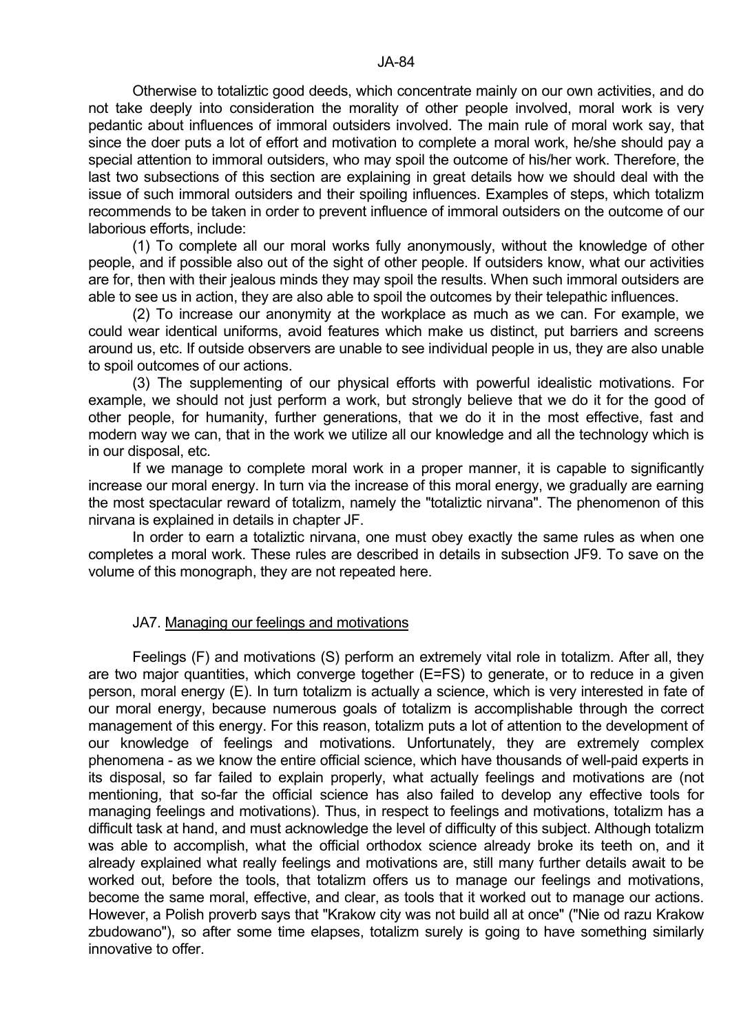Otherwise to totaliztic good deeds, which concentrate mainly on our own activities, and do not take deeply into consideration the morality of other people involved, moral work is very pedantic about influences of immoral outsiders involved. The main rule of moral work say, that since the doer puts a lot of effort and motivation to complete a moral work, he/she should pay a special attention to immoral outsiders, who may spoil the outcome of his/her work. Therefore, the last two subsections of this section are explaining in great details how we should deal with the issue of such immoral outsiders and their spoiling influences. Examples of steps, which totalizm recommends to be taken in order to prevent influence of immoral outsiders on the outcome of our laborious efforts, include:

(1) To complete all our moral works fully anonymously, without the knowledge of other people, and if possible also out of the sight of other people. If outsiders know, what our activities are for, then with their jealous minds they may spoil the results. When such immoral outsiders are able to see us in action, they are also able to spoil the outcomes by their telepathic influences.

(2) To increase our anonymity at the workplace as much as we can. For example, we could wear identical uniforms, avoid features which make us distinct, put barriers and screens around us, etc. If outside observers are unable to see individual people in us, they are also unable to spoil outcomes of our actions.

(3) The supplementing of our physical efforts with powerful idealistic motivations. For example, we should not just perform a work, but strongly believe that we do it for the good of other people, for humanity, further generations, that we do it in the most effective, fast and modern way we can, that in the work we utilize all our knowledge and all the technology which is in our disposal, etc.

If we manage to complete moral work in a proper manner, it is capable to significantly increase our moral energy. In turn via the increase of this moral energy, we gradually are earning the most spectacular reward of totalizm, namely the "totaliztic nirvana". The phenomenon of this nirvana is explained in details in chapter JF.

In order to earn a totaliztic nirvana, one must obey exactly the same rules as when one completes a moral work. These rules are described in details in subsection JF9. To save on the volume of this monograph, they are not repeated here.

## JA7. Managing our feelings and motivations

Feelings (F) and motivations (S) perform an extremely vital role in totalizm. After all, they are two major quantities, which converge together ($E=FS$) to generate, or to reduce in a given person, moral energy (E). In turn totalizm is actually a science, which is very interested in fate of our moral energy, because numerous goals of totalizm is accomplishable through the correct management of this energy. For this reason, totalizm puts a lot of attention to the development of our knowledge of feelings and motivations. Unfortunately, they are extremely complex phenomena - as we know the entire official science, which have thousands of well-paid experts in its disposal, so far failed to explain properly, what actually feelings and motivations are (not mentioning, that so-far the official science has also failed to develop any effective tools for managing feelings and motivations). Thus, in respect to feelings and motivations, totalizm has a difficult task at hand, and must acknowledge the level of difficulty of this subject. Although totalizm was able to accomplish, what the official orthodox science already broke its teeth on, and it already explained what really feelings and motivations are, still many further details await to be worked out, before the tools, that totalizm offers us to manage our feelings and motivations, become the same moral, effective, and clear, as tools that it worked out to manage our actions. However, a Polish proverb says that "Krakow city was not build all at once" ("Nie od razu Krakow zbudowano"), so after some time elapses, totalizm surely is going to have something similarly innovative to offer.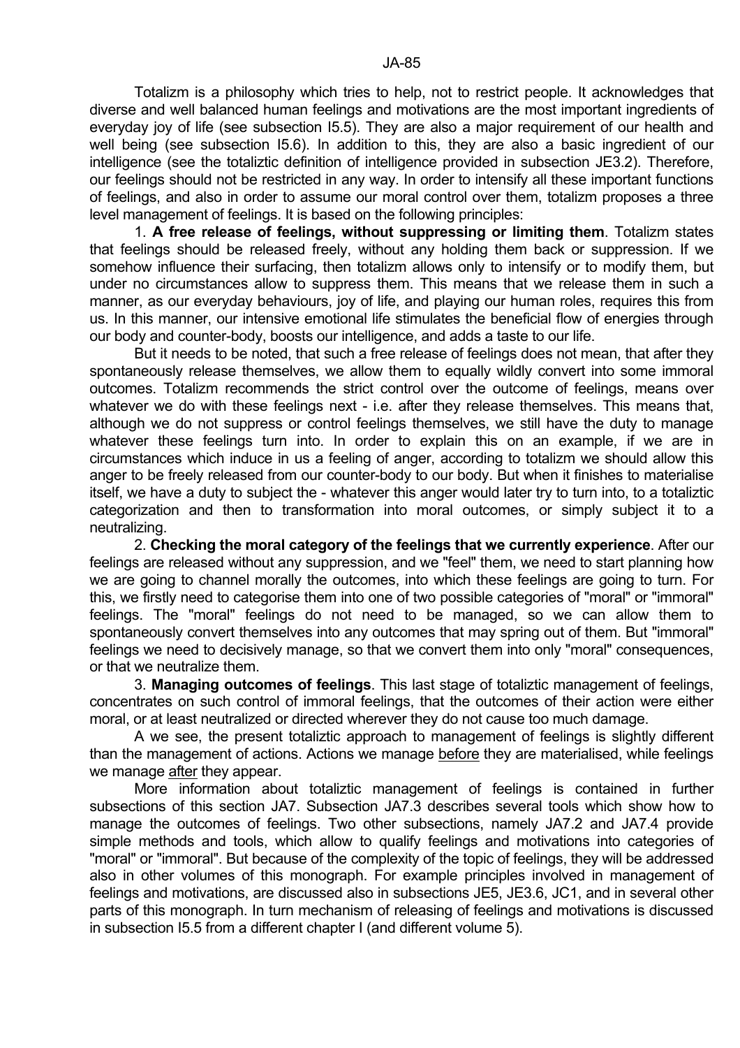Totalizm is a philosophy which tries to help, not to restrict people. It acknowledges that diverse and well balanced human feelings and motivations are the most important ingredients of everyday joy of life (see subsection I5.5). They are also a major requirement of our health and well being (see subsection I5.6). In addition to this, they are also a basic ingredient of our intelligence (see the totaliztic definition of intelligence provided in subsection JE3.2). Therefore, our feelings should not be restricted in any way. In order to intensify all these important functions of feelings, and also in order to assume our moral control over them, totalizm proposes a three level management of feelings. It is based on the following principles:

1. **A free release of feelings, without suppressing or limiting them**. Totalizm states that feelings should be released freely, without any holding them back or suppression. If we somehow influence their surfacing, then totalizm allows only to intensify or to modify them, but under no circumstances allow to suppress them. This means that we release them in such a manner, as our everyday behaviours, joy of life, and playing our human roles, requires this from us. In this manner, our intensive emotional life stimulates the beneficial flow of energies through our body and counter-body, boosts our intelligence, and adds a taste to our life.

But it needs to be noted, that such a free release of feelings does not mean, that after they spontaneously release themselves, we allow them to equally wildly convert into some immoral outcomes. Totalizm recommends the strict control over the outcome of feelings, means over whatever we do with these feelings next - i.e. after they release themselves. This means that, although we do not suppress or control feelings themselves, we still have the duty to manage whatever these feelings turn into. In order to explain this on an example, if we are in circumstances which induce in us a feeling of anger, according to totalizm we should allow this anger to be freely released from our counter-body to our body. But when it finishes to materialise itself, we have a duty to subject the - whatever this anger would later try to turn into, to a totaliztic categorization and then to transformation into moral outcomes, or simply subject it to a neutralizing.

2. **Checking the moral category of the feelings that we currently experience**. After our feelings are released without any suppression, and we "feel" them, we need to start planning how we are going to channel morally the outcomes, into which these feelings are going to turn. For this, we firstly need to categorise them into one of two possible categories of "moral" or "immoral" feelings. The "moral" feelings do not need to be managed, so we can allow them to spontaneously convert themselves into any outcomes that may spring out of them. But "immoral" feelings we need to decisively manage, so that we convert them into only "moral" consequences, or that we neutralize them.

3. **Managing outcomes of feelings**. This last stage of totaliztic management of feelings, concentrates on such control of immoral feelings, that the outcomes of their action were either moral, or at least neutralized or directed wherever they do not cause too much damage.

A we see, the present totaliztic approach to management of feelings is slightly different than the management of actions. Actions we manage <u>before</u> they are materialised, while feelings we manage <u>after</u> they appear.

More information about totaliztic management of feelings is contained in further subsections of this section JA7. Subsection JA7.3 describes several tools which show how to manage the outcomes of feelings. Two other subsections, namely JA7.2 and JA7.4 provide simple methods and tools, which allow to qualify feelings and motivations into categories of "moral" or "immoral". But because of the complexity of the topic of feelings, they will be addressed also in other volumes of this monograph. For example principles involved in management of feelings and motivations, are discussed also in subsections JE5, JE3.6, JC1, and in several other parts of this monograph. In turn mechanism of releasing of feelings and motivations is discussed in subsection I5.5 from a different chapter I (and different volume 5).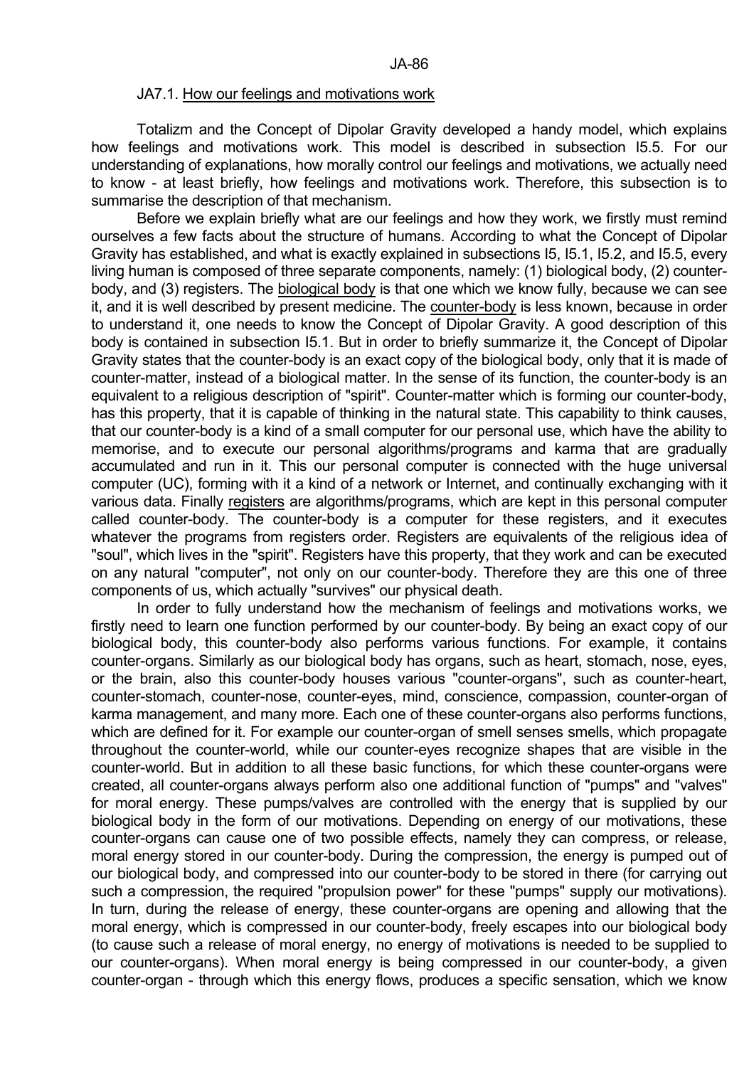### JA7.1. How our feelings and motivations work

Totalizm and the Concept of Dipolar Gravity developed a handy model, which explains how feelings and motivations work. This model is described in subsection I5.5. For our understanding of explanations, how morally control our feelings and motivations, we actually need to know - at least briefly, how feelings and motivations work. Therefore, this subsection is to summarise the description of that mechanism.

Before we explain briefly what are our feelings and how they work, we firstly must remind ourselves a few facts about the structure of humans. According to what the Concept of Dipolar Gravity has established, and what is exactly explained in subsections I5, I5.1, I5.2, and I5.5, every living human is composed of three separate components, namely: (1) biological body, (2) counter-body, and (3) registers. The biological body is that one which we know fully, because we can see it, and it is well described by present medicine. The counter-body is less known, because in order to understand it, one needs to know the Concept of Dipolar Gravity. A good description of this body is contained in subsection I5.1. But in order to briefly summarize it, the Concept of Dipolar Gravity states that the counter-body is an exact copy of the biological body, only that it is made of counter-matter, instead of a biological matter. In the sense of its function, the counter-body is an equivalent to a religious description of "spirit". Counter-matter which is forming our counter-body, has this property, that it is capable of thinking in the natural state. This capability to think causes, that our counter-body is a kind of a small computer for our personal use, which have the ability to memorise, and to execute our personal algorithms/programs and karma that are gradually accumulated and run in it. This our personal computer is connected with the huge universal computer (UC), forming with it a kind of a network or Internet, and continually exchanging with it various data. Finally registers are algorithms/programs, which are kept in this personal computer called counter-body. The counter-body is a computer for these registers, and it executes whatever the programs from registers order. Registers are equivalents of the religious idea of "soul", which lives in the "spirit". Registers have this property, that they work and can be executed on any natural "computer", not only on our counter-body. Therefore they are this one of three components of us, which actually "survives" our physical death.

In order to fully understand how the mechanism of feelings and motivations works, we firstly need to learn one function performed by our counter-body. By being an exact copy of our biological body, this counter-body also performs various functions. For example, it contains counter-organs. Similarly as our biological body has organs, such as heart, stomach, nose, eyes, or the brain, also this counter-body houses various "counter-organs", such as counter-heart, counter-stomach, counter-nose, counter-eyes, mind, conscience, compassion, counter-organ of karma management, and many more. Each one of these counter-organs also performs functions, which are defined for it. For example our counter-organ of smell senses smells, which propagate throughout the counter-world, while our counter-eyes recognize shapes that are visible in the counter-world. But in addition to all these basic functions, for which these counter-organs were created, all counter-organs always perform also one additional function of "pumps" and "valves" for moral energy. These pumps/valves are controlled with the energy that is supplied by our biological body in the form of our motivations. Depending on energy of our motivations, these counter-organs can cause one of two possible effects, namely they can compress, or release, moral energy stored in our counter-body. During the compression, the energy is pumped out of our biological body, and compressed into our counter-body to be stored in there (for carrying out such a compression, the required "propulsion power" for these "pumps" supply our motivations). In turn, during the release of energy, these counter-organs are opening and allowing that the moral energy, which is compressed in our counter-body, freely escapes into our biological body (to cause such a release of moral energy, no energy of motivations is needed to be supplied to our counter-organs). When moral energy is being compressed in our counter-body, a given counter-organ - through which this energy flows, produces a specific sensation, which we know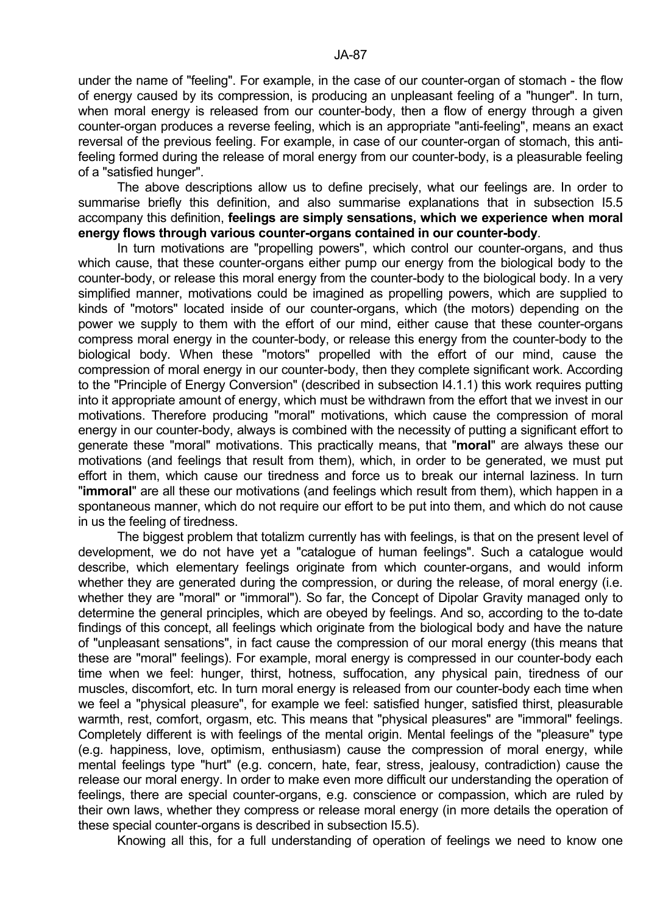under the name of "feeling". For example, in the case of our counter-organ of stomach - the flow of energy caused by its compression, is producing an unpleasant feeling of a "hunger". In turn, when moral energy is released from our counter-body, then a flow of energy through a given counter-organ produces a reverse feeling, which is an appropriate "anti-feeling", means an exact reversal of the previous feeling. For example, in case of our counter-organ of stomach, this anti-feeling formed during the release of moral energy from our counter-body, is a pleasurable feeling of a "satisfied hunger".

The above descriptions allow us to define precisely, what our feelings are. In order to summarise briefly this definition, and also summarise explanations that in subsection I5.5 accompany this definition, **feelings are simply sensations, which we experience when moral energy flows through various counter-organs contained in our counter-body**.

In turn motivations are "propelling powers", which control our counter-organs, and thus which cause, that these counter-organs either pump our energy from the biological body to the counter-body, or release this moral energy from the counter-body to the biological body. In a very simplified manner, motivations could be imagined as propelling powers, which are supplied to kinds of "motors" located inside of our counter-organs, which (the motors) depending on the power we supply to them with the effort of our mind, either cause that these counter-organs compress moral energy in the counter-body, or release this energy from the counter-body to the biological body. When these "motors" propelled with the effort of our mind, cause the compression of moral energy in our counter-body, then they complete significant work. According to the "Principle of Energy Conversion" (described in subsection I4.1.1) this work requires putting into it appropriate amount of energy, which must be withdrawn from the effort that we invest in our motivations. Therefore producing "moral" motivations, which cause the compression of moral energy in our counter-body, always is combined with the necessity of putting a significant effort to generate these "moral" motivations. This practically means, that "**moral**" are always these our motivations (and feelings that result from them), which, in order to be generated, we must put effort in them, which cause our tiredness and force us to break our internal laziness. In turn "**immoral**" are all these our motivations (and feelings which result from them), which happen in a spontaneous manner, which do not require our effort to be put into them, and which do not cause in us the feeling of tiredness.

The biggest problem that totalizm currently has with feelings, is that on the present level of development, we do not have yet a "catalogue of human feelings". Such a catalogue would describe, which elementary feelings originate from which counter-organs, and would inform whether they are generated during the compression, or during the release, of moral energy (i.e. whether they are "moral" or "immoral"). So far, the Concept of Dipolar Gravity managed only to determine the general principles, which are obeyed by feelings. And so, according to the to-date findings of this concept, all feelings which originate from the biological body and have the nature of "unpleasant sensations", in fact cause the compression of our moral energy (this means that these are "moral" feelings). For example, moral energy is compressed in our counter-body each time when we feel: hunger, thirst, hotness, suffocation, any physical pain, tiredness of our muscles, discomfort, etc. In turn moral energy is released from our counter-body each time when we feel a "physical pleasure", for example we feel: satisfied hunger, satisfied thirst, pleasurable warmth, rest, comfort, orgasm, etc. This means that "physical pleasures" are "immoral" feelings. Completely different is with feelings of the mental origin. Mental feelings of the "pleasure" type (e.g. happiness, love, optimism, enthusiasm) cause the compression of moral energy, while mental feelings type "hurt" (e.g. concern, hate, fear, stress, jealousy, contradiction) cause the release our moral energy. In order to make even more difficult our understanding the operation of feelings, there are special counter-organs, e.g. conscience or compassion, which are ruled by their own laws, whether they compress or release moral energy (in more details the operation of these special counter-organs is described in subsection I5.5).

Knowing all this, for a full understanding of operation of feelings we need to know one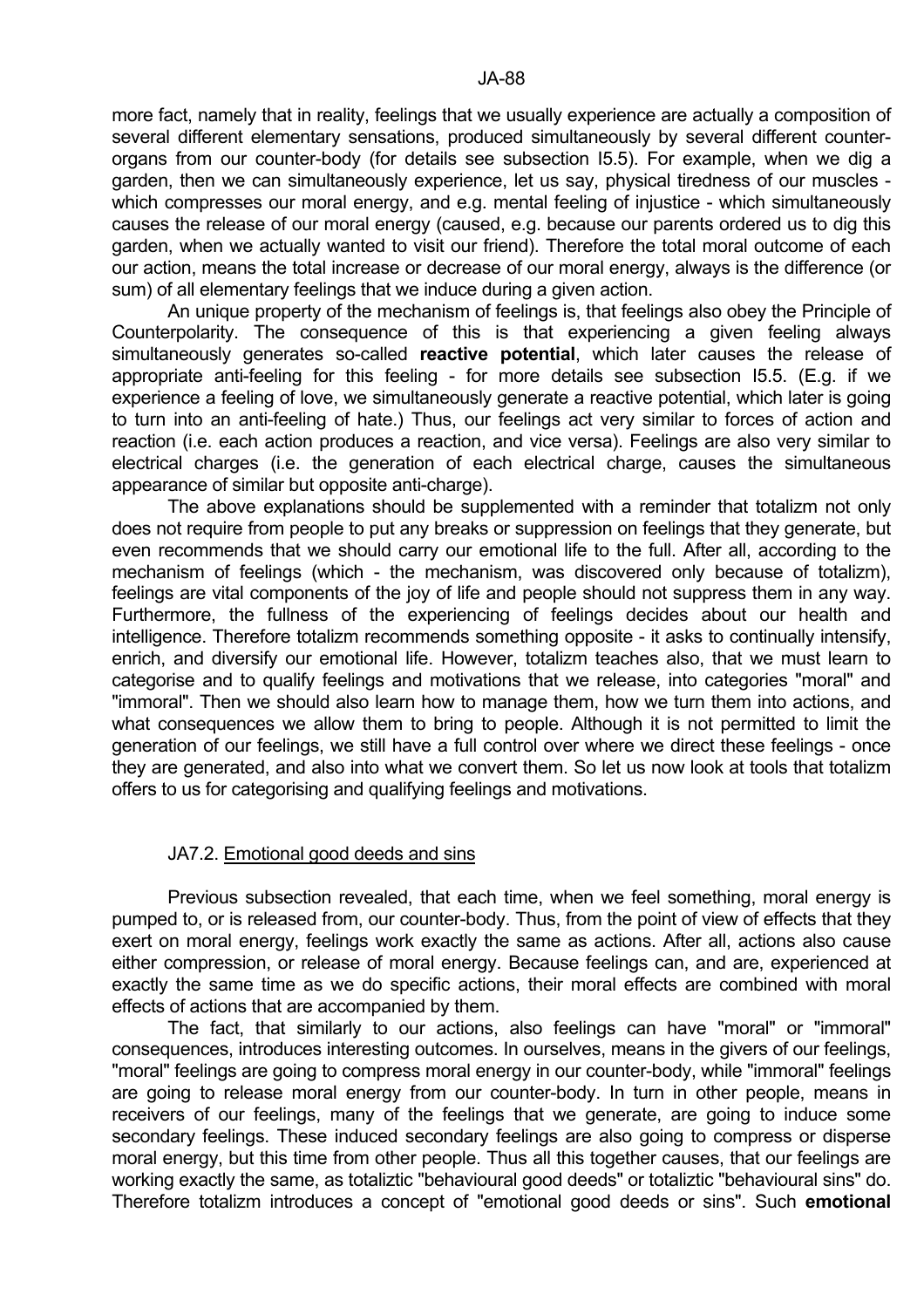more fact, namely that in reality, feelings that we usually experience are actually a composition of several different elementary sensations, produced simultaneously by several different counter-organs from our counter-body (for details see subsection I5.5). For example, when we dig a garden, then we can simultaneously experience, let us say, physical tiredness of our muscles - which compresses our moral energy, and e.g. mental feeling of injustice - which simultaneously causes the release of our moral energy (caused, e.g. because our parents ordered us to dig this garden, when we actually wanted to visit our friend). Therefore the total moral outcome of each our action, means the total increase or decrease of our moral energy, always is the difference (or sum) of all elementary feelings that we induce during a given action.

An unique property of the mechanism of feelings is, that feelings also obey the Principle of Counterpolarity. The consequence of this is that experiencing a given feeling always simultaneously generates so-called **reactive potential**, which later causes the release of appropriate anti-feeling for this feeling - for more details see subsection I5.5. (E.g. if we experience a feeling of love, we simultaneously generate a reactive potential, which later is going to turn into an anti-feeling of hate.) Thus, our feelings act very similar to forces of action and reaction (i.e. each action produces a reaction, and vice versa). Feelings are also very similar to electrical charges (i.e. the generation of each electrical charge, causes the simultaneous appearance of similar but opposite anti-charge).

The above explanations should be supplemented with a reminder that totalizm not only does not require from people to put any breaks or suppression on feelings that they generate, but even recommends that we should carry our emotional life to the full. After all, according to the mechanism of feelings (which - the mechanism, was discovered only because of totalizm), feelings are vital components of the joy of life and people should not suppress them in any way. Furthermore, the fullness of the experiencing of feelings decides about our health and intelligence. Therefore totalizm recommends something opposite - it asks to continually intensify, enrich, and diversify our emotional life. However, totalizm teaches also, that we must learn to categorise and to qualify feelings and motivations that we release, into categories "moral" and "immoral". Then we should also learn how to manage them, how we turn them into actions, and what consequences we allow them to bring to people. Although it is not permitted to limit the generation of our feelings, we still have a full control over where we direct these feelings - once they are generated, and also into what we convert them. So let us now look at tools that totalizm offers to us for categorising and qualifying feelings and motivations.

## JA7.2. Emotional good deeds and sins

Previous subsection revealed, that each time, when we feel something, moral energy is pumped to, or is released from, our counter-body. Thus, from the point of view of effects that they exert on moral energy, feelings work exactly the same as actions. After all, actions also cause either compression, or release of moral energy. Because feelings can, and are, experienced at exactly the same time as we do specific actions, their moral effects are combined with moral effects of actions that are accompanied by them.

The fact, that similarly to our actions, also feelings can have "moral" or "immoral" consequences, introduces interesting outcomes. In ourselves, means in the givers of our feelings, "moral" feelings are going to compress moral energy in our counter-body, while "immoral" feelings are going to release moral energy from our counter-body. In turn in other people, means in receivers of our feelings, many of the feelings that we generate, are going to induce some secondary feelings. These induced secondary feelings are also going to compress or disperse moral energy, but this time from other people. Thus all this together causes, that our feelings are working exactly the same, as totaliztic "behavioural good deeds" or totaliztic "behavioural sins" do. Therefore totalizm introduces a concept of "emotional good deeds or sins". Such **emotional**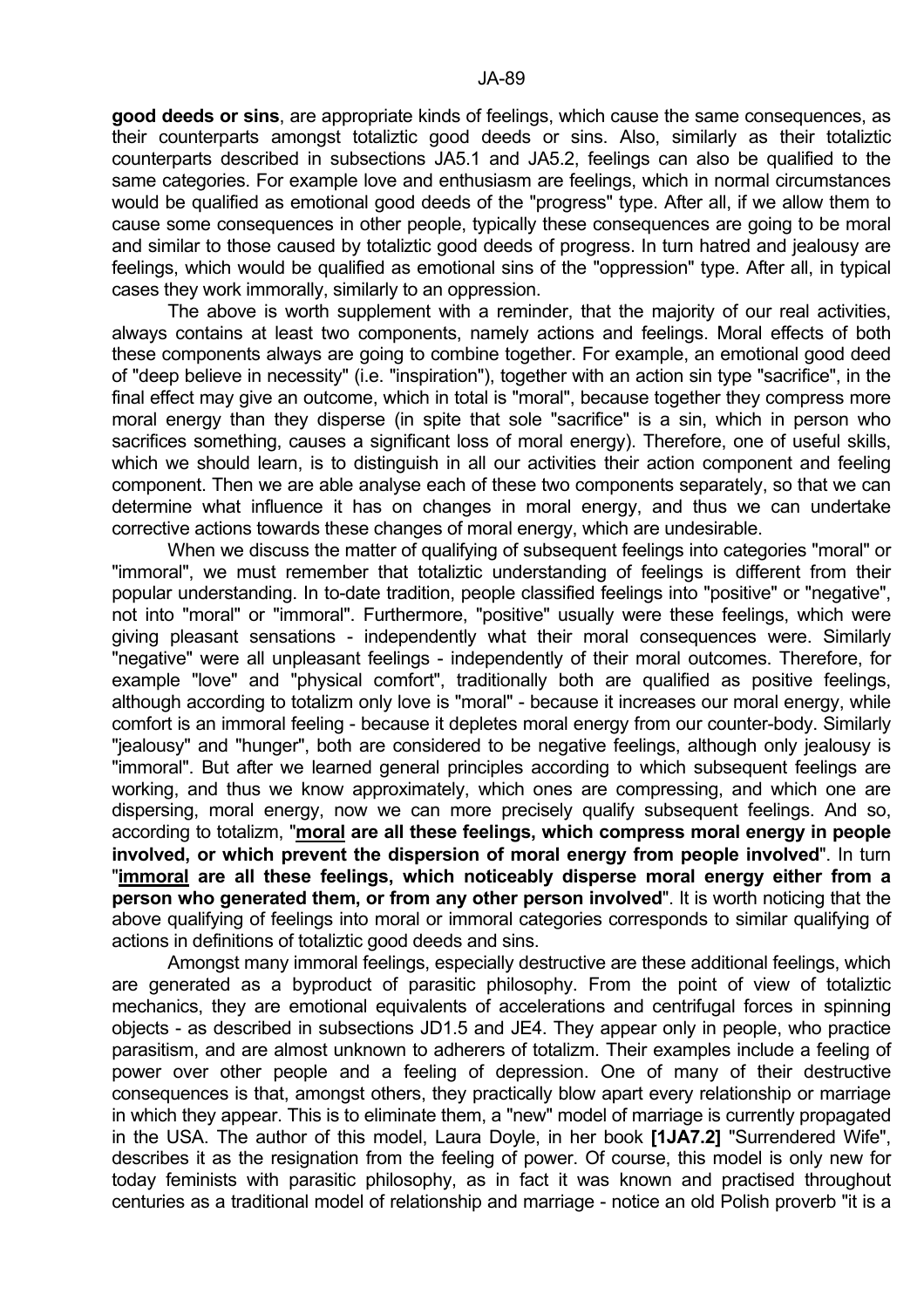**good deeds or sins**, are appropriate kinds of feelings, which cause the same consequences, as their counterparts amongst totaliztic good deeds or sins. Also, similarly as their totaliztic counterparts described in subsections JA5.1 and JA5.2, feelings can also be qualified to the same categories. For example love and enthusiasm are feelings, which in normal circumstances would be qualified as emotional good deeds of the "progress" type. After all, if we allow them to cause some consequences in other people, typically these consequences are going to be moral and similar to those caused by totaliztic good deeds of progress. In turn hatred and jealousy are feelings, which would be qualified as emotional sins of the "oppression" type. After all, in typical cases they work immorally, similarly to an oppression.

The above is worth supplement with a reminder, that the majority of our real activities, always contains at least two components, namely actions and feelings. Moral effects of both these components always are going to combine together. For example, an emotional good deed of "deep believe in necessity" (i.e. "inspiration"), together with an action sin type "sacrifice", in the final effect may give an outcome, which in total is "moral", because together they compress more moral energy than they disperse (in spite that sole "sacrifice" is a sin, which in person who sacrifices something, causes a significant loss of moral energy). Therefore, one of useful skills, which we should learn, is to distinguish in all our activities their action component and feeling component. Then we are able analyse each of these two components separately, so that we can determine what influence it has on changes in moral energy, and thus we can undertake corrective actions towards these changes of moral energy, which are undesirable.

When we discuss the matter of qualifying of subsequent feelings into categories "moral" or "immoral", we must remember that totaliztic understanding of feelings is different from their popular understanding. In to-date tradition, people classified feelings into "positive" or "negative", not into "moral" or "immoral". Furthermore, "positive" usually were these feelings, which were giving pleasant sensations - independently what their moral consequences were. Similarly "negative" were all unpleasant feelings - independently of their moral outcomes. Therefore, for example "love" and "physical comfort", traditionally both are qualified as positive feelings, although according to totalizm only love is "moral" - because it increases our moral energy, while comfort is an immoral feeling - because it depletes moral energy from our counter-body. Similarly "jealousy" and "hunger", both are considered to be negative feelings, although only jealousy is "immoral". But after we learned general principles according to which subsequent feelings are working, and thus we know approximately, which ones are compressing, and which one are dispersing, moral energy, now we can more precisely qualify subsequent feelings. And so, according to totalizm, "**<u>moral</u> are all these feelings, which compress moral energy in people involved, or which prevent the dispersion of moral energy from people involved**". In turn "**<u>immoral</u> are all these feelings, which noticeably disperse moral energy either from a person who generated them, or from any other person involved**". It is worth noticing that the above qualifying of feelings into moral or immoral categories corresponds to similar qualifying of actions in definitions of totaliztic good deeds and sins.

Amongst many immoral feelings, especially destructive are these additional feelings, which are generated as a byproduct of parasitic philosophy. From the point of view of totaliztic mechanics, they are emotional equivalents of accelerations and centrifugal forces in spinning objects - as described in subsections JD1.5 and JE4. They appear only in people, who practice parasitism, and are almost unknown to adherers of totalizm. Their examples include a feeling of power over other people and a feeling of depression. One of many of their destructive consequences is that, amongst others, they practically blow apart every relationship or marriage in which they appear. This is to eliminate them, a "new" model of marriage is currently propagated in the USA. The author of this model, Laura Doyle, in her book **[1JA7.2]** "Surrendered Wife", describes it as the resignation from the feeling of power. Of course, this model is only new for today feminists with parasitic philosophy, as in fact it was known and practised throughout centuries as a traditional model of relationship and marriage - notice an old Polish proverb "it is a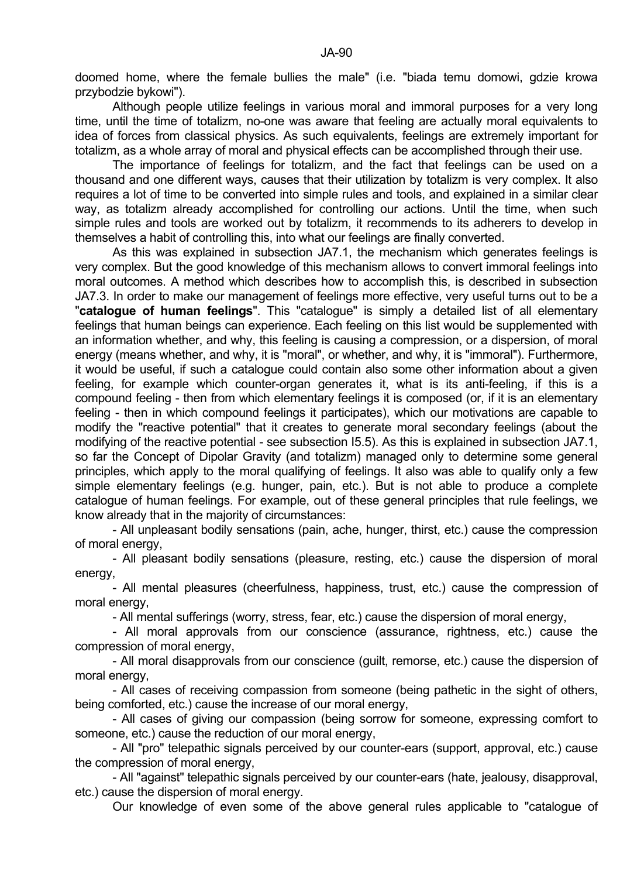doomed home, where the female bullies the male" (i.e. "biada temu domowi, gdzie krowa przybodzie bykowi").

Although people utilize feelings in various moral and immoral purposes for a very long time, until the time of totalizm, no-one was aware that feeling are actually moral equivalents to idea of forces from classical physics. As such equivalents, feelings are extremely important for totalizm, as a whole array of moral and physical effects can be accomplished through their use.

The importance of feelings for totalizm, and the fact that feelings can be used on a thousand and one different ways, causes that their utilization by totalizm is very complex. It also requires a lot of time to be converted into simple rules and tools, and explained in a similar clear way, as totalizm already accomplished for controlling our actions. Until the time, when such simple rules and tools are worked out by totalizm, it recommends to its adherers to develop in themselves a habit of controlling this, into what our feelings are finally converted.

As this was explained in subsection JA7.1, the mechanism which generates feelings is very complex. But the good knowledge of this mechanism allows to convert immoral feelings into moral outcomes. A method which describes how to accomplish this, is described in subsection JA7.3. In order to make our management of feelings more effective, very useful turns out to be a "**catalogue of human feelings**". This "catalogue" is simply a detailed list of all elementary feelings that human beings can experience. Each feeling on this list would be supplemented with an information whether, and why, this feeling is causing a compression, or a dispersion, of moral energy (means whether, and why, it is "moral", or whether, and why, it is "immoral"). Furthermore, it would be useful, if such a catalogue could contain also some other information about a given feeling, for example which counter-organ generates it, what is its anti-feeling, if this is a compound feeling - then from which elementary feelings it is composed (or, if it is an elementary feeling - then in which compound feelings it participates), which our motivations are capable to modify the "reactive potential" that it creates to generate moral secondary feelings (about the modifying of the reactive potential - see subsection I5.5). As this is explained in subsection JA7.1, so far the Concept of Dipolar Gravity (and totalizm) managed only to determine some general principles, which apply to the moral qualifying of feelings. It also was able to qualify only a few simple elementary feelings (e.g. hunger, pain, etc.). But is not able to produce a complete catalogue of human feelings. For example, out of these general principles that rule feelings, we know already that in the majority of circumstances:

- All unpleasant bodily sensations (pain, ache, hunger, thirst, etc.) cause the compression of moral energy,
- All pleasant bodily sensations (pleasure, resting, etc.) cause the dispersion of moral energy,
- All mental pleasures (cheerfulness, happiness, trust, etc.) cause the compression of moral energy,
- All mental sufferings (worry, stress, fear, etc.) cause the dispersion of moral energy,
- All moral approvals from our conscience (assurance, rightness, etc.) cause the compression of moral energy,
- All moral disapprovals from our conscience (guilt, remorse, etc.) cause the dispersion of moral energy,
- All cases of receiving compassion from someone (being pathetic in the sight of others, being comforted, etc.) cause the increase of our moral energy,
- All cases of giving our compassion (being sorrow for someone, expressing comfort to someone, etc.) cause the reduction of our moral energy,
- All "pro" telepathic signals perceived by our counter-ears (support, approval, etc.) cause the compression of moral energy,
- All "against" telepathic signals perceived by our counter-ears (hate, jealousy, disapproval, etc.) cause the dispersion of moral energy.

Our knowledge of even some of the above general rules applicable to "catalogue of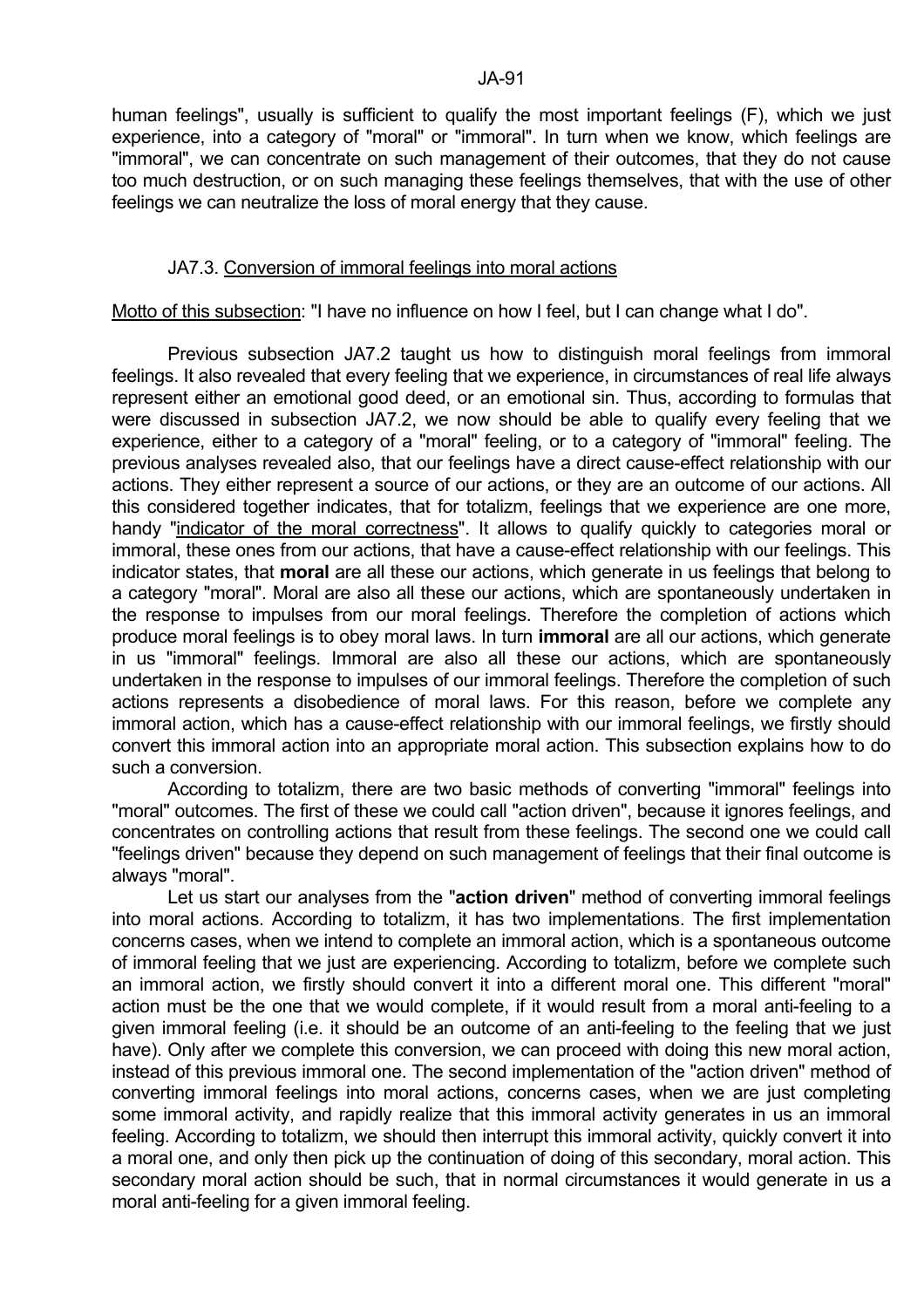human feelings", usually is sufficient to qualify the most important feelings (F), which we just experience, into a category of "moral" or "immoral". In turn when we know, which feelings are "immoral", we can concentrate on such management of their outcomes, that they do not cause too much destruction, or on such managing these feelings themselves, that with the use of other feelings we can neutralize the loss of moral energy that they cause.

### JA7.3. Conversion of immoral feelings into moral actions

Motto of this subsection: "I have no influence on how I feel, but I can change what I do".

Previous subsection JA7.2 taught us how to distinguish moral feelings from immoral feelings. It also revealed that every feeling that we experience, in circumstances of real life always represent either an emotional good deed, or an emotional sin. Thus, according to formulas that were discussed in subsection JA7.2, we now should be able to qualify every feeling that we experience, either to a category of a "moral" feeling, or to a category of "immoral" feeling. The previous analyses revealed also, that our feelings have a direct cause-effect relationship with our actions. They either represent a source of our actions, or they are an outcome of our actions. All this considered together indicates, that for totalizm, feelings that we experience are one more, handy "indicator of the moral correctness". It allows to qualify quickly to categories moral or immoral, these ones from our actions, that have a cause-effect relationship with our feelings. This indicator states, that **moral** are all these our actions, which generate in us feelings that belong to a category "moral". Moral are also all these our actions, which are spontaneously undertaken in the response to impulses from our moral feelings. Therefore the completion of actions which produce moral feelings is to obey moral laws. In turn **immoral** are all our actions, which generate in us "immoral" feelings. Immoral are also all these our actions, which are spontaneously undertaken in the response to impulses of our immoral feelings. Therefore the completion of such actions represents a disobedience of moral laws. For this reason, before we complete any immoral action, which has a cause-effect relationship with our immoral feelings, we firstly should convert this immoral action into an appropriate moral action. This subsection explains how to do such a conversion.

According to totalizm, there are two basic methods of converting "immoral" feelings into "moral" outcomes. The first of these we could call "action driven", because it ignores feelings, and concentrates on controlling actions that result from these feelings. The second one we could call "feelings driven" because they depend on such management of feelings that their final outcome is always "moral".

Let us start our analyses from the "**action driven**" method of converting immoral feelings into moral actions. According to totalizm, it has two implementations. The first implementation concerns cases, when we intend to complete an immoral action, which is a spontaneous outcome of immoral feeling that we just are experiencing. According to totalizm, before we complete such an immoral action, we firstly should convert it into a different moral one. This different "moral" action must be the one that we would complete, if it would result from a moral anti-feeling to a given immoral feeling (i.e. it should be an outcome of an anti-feeling to the feeling that we just have). Only after we complete this conversion, we can proceed with doing this new moral action, instead of this previous immoral one. The second implementation of the "action driven" method of converting immoral feelings into moral actions, concerns cases, when we are just completing some immoral activity, and rapidly realize that this immoral activity generates in us an immoral feeling. According to totalizm, we should then interrupt this immoral activity, quickly convert it into a moral one, and only then pick up the continuation of doing of this secondary, moral action. This secondary moral action should be such, that in normal circumstances it would generate in us a moral anti-feeling for a given immoral feeling.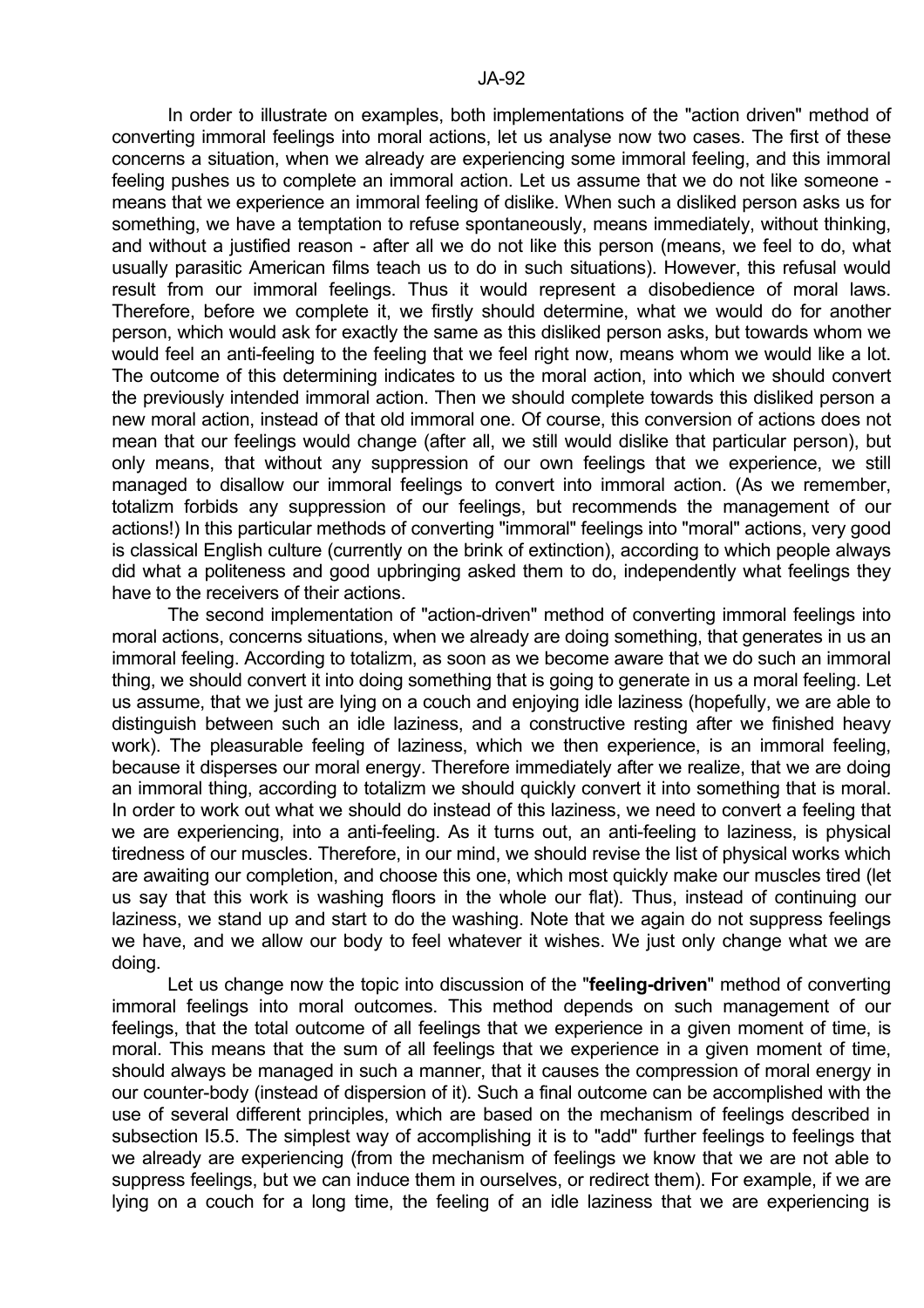In order to illustrate on examples, both implementations of the "action driven" method of converting immoral feelings into moral actions, let us analyse now two cases. The first of these concerns a situation, when we already are experiencing some immoral feeling, and this immoral feeling pushes us to complete an immoral action. Let us assume that we do not like someone - means that we experience an immoral feeling of dislike. When such a disliked person asks us for something, we have a temptation to refuse spontaneously, means immediately, without thinking, and without a justified reason - after all we do not like this person (means, we feel to do, what usually parasitic American films teach us to do in such situations). However, this refusal would result from our immoral feelings. Thus it would represent a disobedience of moral laws. Therefore, before we complete it, we firstly should determine, what we would do for another person, which would ask for exactly the same as this disliked person asks, but towards whom we would feel an anti-feeling to the feeling that we feel right now, means whom we would like a lot. The outcome of this determining indicates to us the moral action, into which we should convert the previously intended immoral action. Then we should complete towards this disliked person a new moral action, instead of that old immoral one. Of course, this conversion of actions does not mean that our feelings would change (after all, we still would dislike that particular person), but only means, that without any suppression of our own feelings that we experience, we still managed to disallow our immoral feelings to convert into immoral action. (As we remember, totalizm forbids any suppression of our feelings, but recommends the management of our actions!) In this particular methods of converting "immoral" feelings into "moral" actions, very good is classical English culture (currently on the brink of extinction), according to which people always did what a politeness and good upbringing asked them to do, independently what feelings they have to the receivers of their actions.

The second implementation of "action-driven" method of converting immoral feelings into moral actions, concerns situations, when we already are doing something, that generates in us an immoral feeling. According to totalizm, as soon as we become aware that we do such an immoral thing, we should convert it into doing something that is going to generate in us a moral feeling. Let us assume, that we just are lying on a couch and enjoying idle laziness (hopefully, we are able to distinguish between such an idle laziness, and a constructive resting after we finished heavy work). The pleasurable feeling of laziness, which we then experience, is an immoral feeling, because it disperses our moral energy. Therefore immediately after we realize, that we are doing an immoral thing, according to totalizm we should quickly convert it into something that is moral. In order to work out what we should do instead of this laziness, we need to convert a feeling that we are experiencing, into a anti-feeling. As it turns out, an anti-feeling to laziness, is physical tiredness of our muscles. Therefore, in our mind, we should revise the list of physical works which are awaiting our completion, and choose this one, which most quickly make our muscles tired (let us say that this work is washing floors in the whole our flat). Thus, instead of continuing our laziness, we stand up and start to do the washing. Note that we again do not suppress feelings we have, and we allow our body to feel whatever it wishes. We just only change what we are doing.

Let us change now the topic into discussion of the "**feeling-driven**" method of converting immoral feelings into moral outcomes. This method depends on such management of our feelings, that the total outcome of all feelings that we experience in a given moment of time, is moral. This means that the sum of all feelings that we experience in a given moment of time, should always be managed in such a manner, that it causes the compression of moral energy in our counter-body (instead of dispersion of it). Such a final outcome can be accomplished with the use of several different principles, which are based on the mechanism of feelings described in subsection I5.5. The simplest way of accomplishing it is to "add" further feelings to feelings that we already are experiencing (from the mechanism of feelings we know that we are not able to suppress feelings, but we can induce them in ourselves, or redirect them). For example, if we are lying on a couch for a long time, the feeling of an idle laziness that we are experiencing is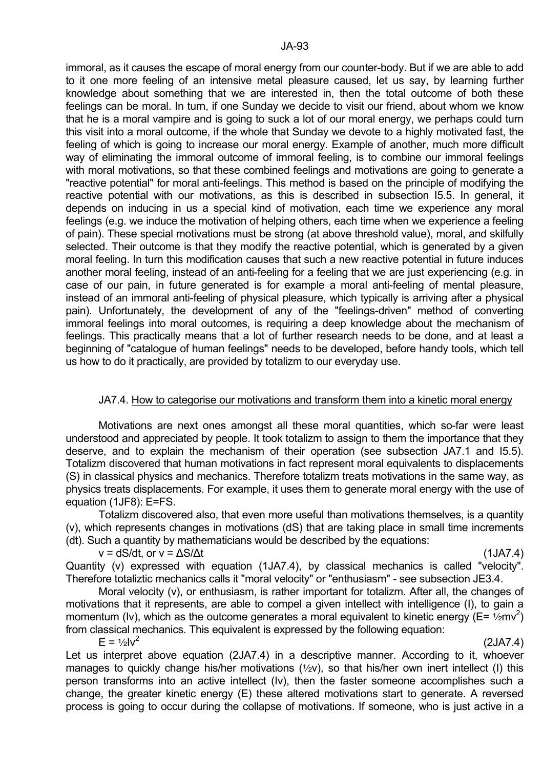immoral, as it causes the escape of moral energy from our counter-body. But if we are able to add to it one more feeling of an intensive metal pleasure caused, let us say, by learning further knowledge about something that we are interested in, then the total outcome of both these feelings can be moral. In turn, if one Sunday we decide to visit our friend, about whom we know that he is a moral vampire and is going to suck a lot of our moral energy, we perhaps could turn this visit into a moral outcome, if the whole that Sunday we devote to a highly motivated fast, the feeling of which is going to increase our moral energy. Example of another, much more difficult way of eliminating the immoral outcome of immoral feeling, is to combine our immoral feelings with moral motivations, so that these combined feelings and motivations are going to generate a "reactive potential" for moral anti-feelings. This method is based on the principle of modifying the reactive potential with our motivations, as this is described in subsection I5.5. In general, it depends on inducing in us a special kind of motivation, each time we experience any moral feelings (e.g. we induce the motivation of helping others, each time when we experience a feeling of pain). These special motivations must be strong (at above threshold value), moral, and skilfully selected. Their outcome is that they modify the reactive potential, which is generated by a given moral feeling. In turn this modification causes that such a new reactive potential in future induces another moral feeling, instead of an anti-feeling for a feeling that we are just experiencing (e.g. in case of our pain, in future generated is for example a moral anti-feeling of mental pleasure, instead of an immoral anti-feeling of physical pleasure, which typically is arriving after a physical pain). Unfortunately, the development of any of the "feelings-driven" method of converting immoral feelings into moral outcomes, is requiring a deep knowledge about the mechanism of feelings. This practically means that a lot of further research needs to be done, and at least a beginning of "catalogue of human feelings" needs to be developed, before handy tools, which tell us how to do it practically, are provided by totalizm to our everyday use.

## JA7.4. How to categorise our motivations and transform them into a kinetic moral energy

Motivations are next ones amongst all these moral quantities, which so-far were least understood and appreciated by people. It took totalizm to assign to them the importance that they deserve, and to explain the mechanism of their operation (see subsection JA7.1 and I5.5). Totalizm discovered that human motivations in fact represent moral equivalents to displacements (S) in classical physics and mechanics. Therefore totalizm treats motivations in the same way, as physics treats displacements. For example, it uses them to generate moral energy with the use of equation (1JF8): E=FS.

Totalizm discovered also, that even more useful than motivations themselves, is a quantity (v), which represents changes in motivations (dS) that are taking place in small time increments (dt). Such a quantity by mathematicians would be described by the equations:

$$v = dS/dt, \text{ or } v = \Delta S/\Delta t \qquad (1JA7.4)$$

Quantity (v) expressed with equation (1JA7.4), by classical mechanics is called "velocity". Therefore totaliztic mechanics calls it "moral velocity" or "enthusiasm" - see subsection JE3.4.

Moral velocity (v), or enthusiasm, is rather important for totalizm. After all, the changes of motivations that it represents, are able to compel a given intellect with intelligence (I), to gain a momentum (Iv), which as the outcome generates a moral equivalent to kinetic energy ($E= ½mv^2$) from classical mechanics. This equivalent is expressed by the following equation:

$$E = ½Iv^2 \qquad (2JA7.4)$$

Let us interpret above equation (2JA7.4) in a descriptive manner. According to it, whoever manages to quickly change his/her motivations (½v), so that his/her own inert intellect (I) this person transforms into an active intellect (Iv), then the faster someone accomplishes such a change, the greater kinetic energy (E) these altered motivations start to generate. A reversed process is going to occur during the collapse of motivations. If someone, who is just active in a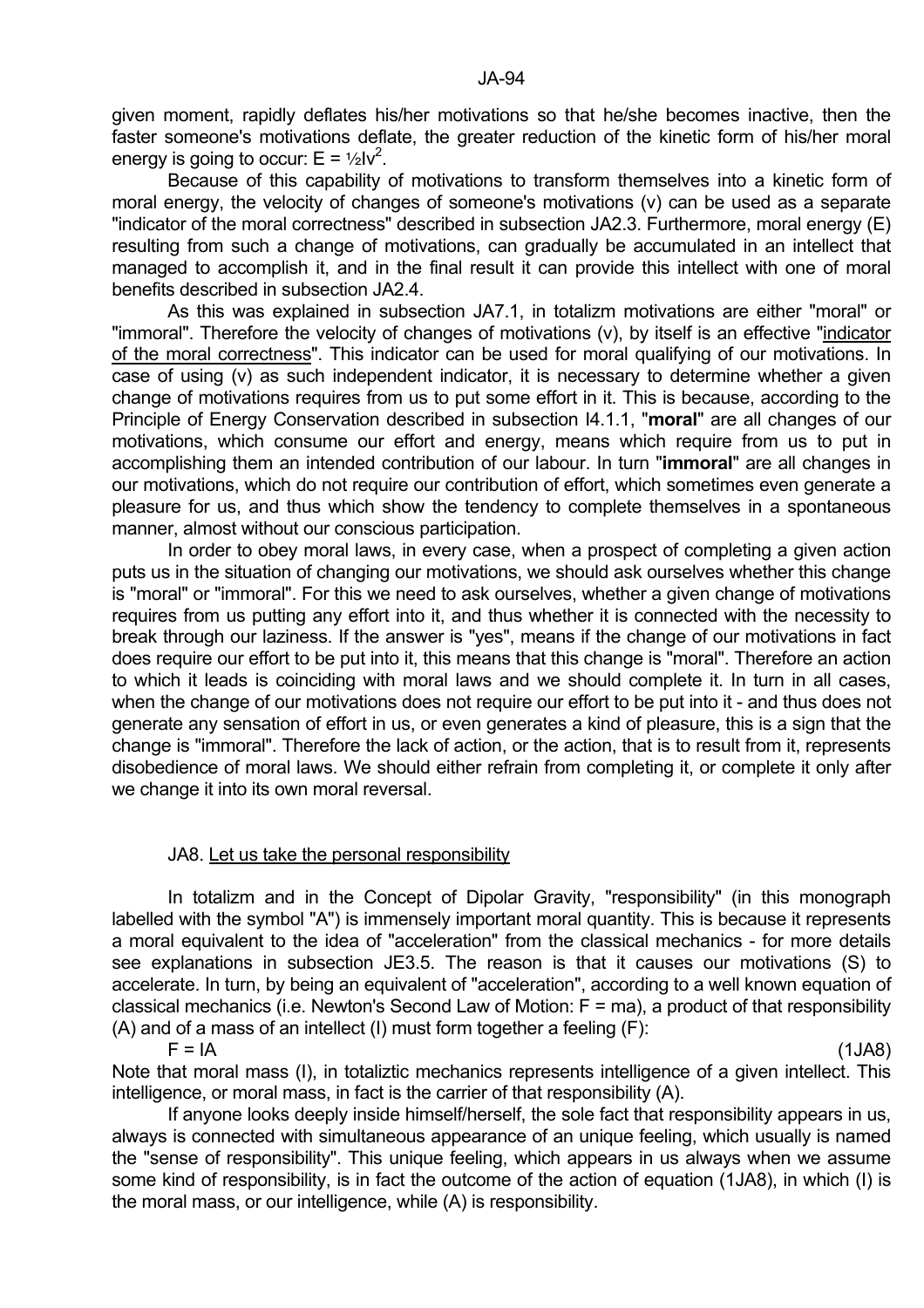given moment, rapidly deflates his/her motivations so that he/she becomes inactive, then the faster someone's motivations deflate, the greater reduction of the kinetic form of his/her moral energy is going to occur: $E = ½Iv^2$.

Because of this capability of motivations to transform themselves into a kinetic form of moral energy, the velocity of changes of someone's motivations (v) can be used as a separate "indicator of the moral correctness" described in subsection JA2.3. Furthermore, moral energy (E) resulting from such a change of motivations, can gradually be accumulated in an intellect that managed to accomplish it, and in the final result it can provide this intellect with one of moral benefits described in subsection JA2.4.

As this was explained in subsection JA7.1, in totalizm motivations are either "moral" or "immoral". Therefore the velocity of changes of motivations (v), by itself is an effective "indicator of the moral correctness". This indicator can be used for moral qualifying of our motivations. In case of using (v) as such independent indicator, it is necessary to determine whether a given change of motivations requires from us to put some effort in it. This is because, according to the Principle of Energy Conservation described in subsection I4.1.1, "**moral**" are all changes of our motivations, which consume our effort and energy, means which require from us to put in accomplishing them an intended contribution of our labour. In turn "**immoral**" are all changes in our motivations, which do not require our contribution of effort, which sometimes even generate a pleasure for us, and thus which show the tendency to complete themselves in a spontaneous manner, almost without our conscious participation.

In order to obey moral laws, in every case, when a prospect of completing a given action puts us in the situation of changing our motivations, we should ask ourselves whether this change is "moral" or "immoral". For this we need to ask ourselves, whether a given change of motivations requires from us putting any effort into it, and thus whether it is connected with the necessity to break through our laziness. If the answer is "yes", means if the change of our motivations in fact does require our effort to be put into it, this means that this change is "moral". Therefore an action to which it leads is coinciding with moral laws and we should complete it. In turn in all cases, when the change of our motivations does not require our effort to be put into it - and thus does not generate any sensation of effort in us, or even generates a kind of pleasure, this is a sign that the change is "immoral". Therefore the lack of action, or the action, that is to result from it, represents disobedience of moral laws. We should either refrain from completing it, or complete it only after we change it into its own moral reversal.

## JA8. Let us take the personal responsibility

In totalizm and in the Concept of Dipolar Gravity, "responsibility" (in this monograph labelled with the symbol "A") is immensely important moral quantity. This is because it represents a moral equivalent to the idea of "acceleration" from the classical mechanics - for more details see explanations in subsection JE3.5. The reason is that it causes our motivations (S) to accelerate. In turn, by being an equivalent of "acceleration", according to a well known equation of classical mechanics (i.e. Newton's Second Law of Motion: $F = ma$), a product of that responsibility (A) and of a mass of an intellect (I) must form together a feeling (F):

$$F = IA \qquad (1JA8)$$

Note that moral mass (I), in totaliztic mechanics represents intelligence of a given intellect. This intelligence, or moral mass, in fact is the carrier of that responsibility (A).

If anyone looks deeply inside himself/herself, the sole fact that responsibility appears in us, always is connected with simultaneous appearance of an unique feeling, which usually is named the "sense of responsibility". This unique feeling, which appears in us always when we assume some kind of responsibility, is in fact the outcome of the action of equation (1JA8), in which (I) is the moral mass, or our intelligence, while (A) is responsibility.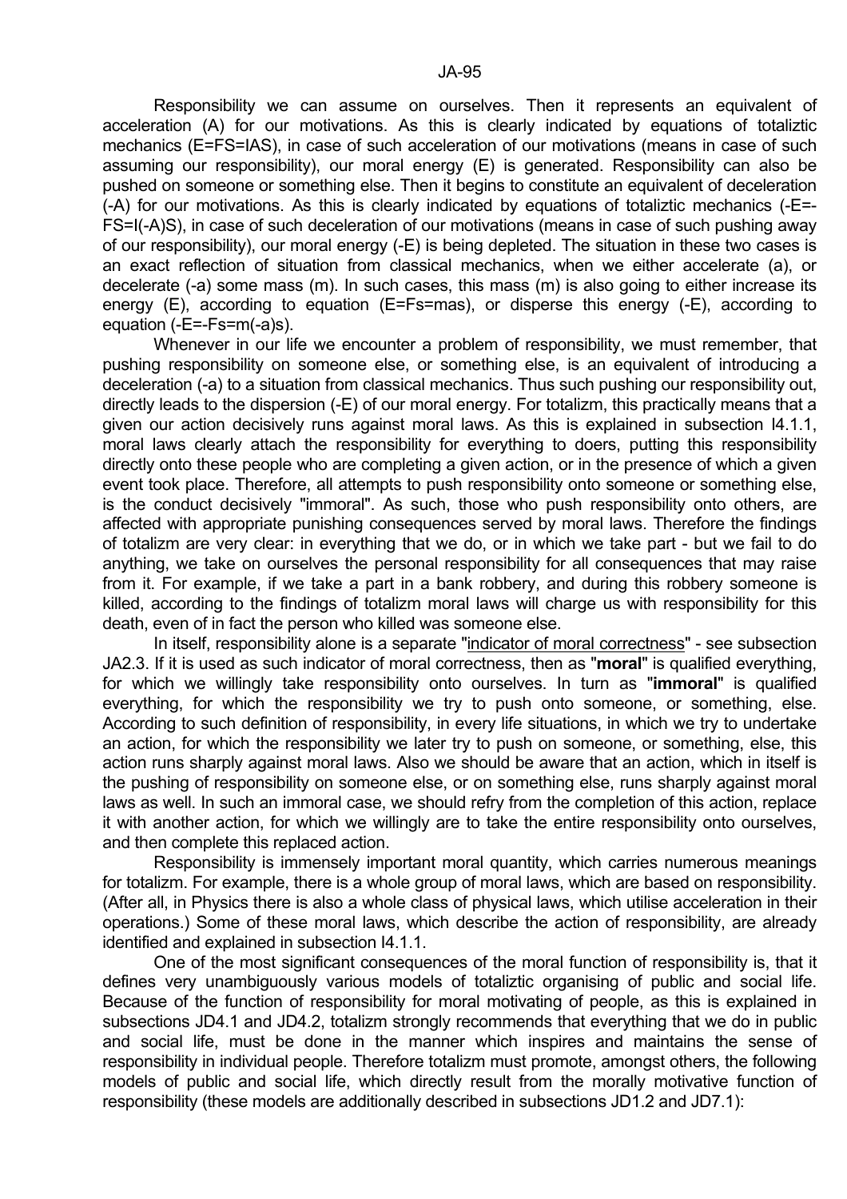Responsibility we can assume on ourselves. Then it represents an equivalent of acceleration (A) for our motivations. As this is clearly indicated by equations of totaliztic mechanics ($E=FS=IAS$), in case of such acceleration of our motivations (means in case of such assuming our responsibility), our moral energy (E) is generated. Responsibility can also be pushed on someone or something else. Then it begins to constitute an equivalent of deceleration (-A) for our motivations. As this is clearly indicated by equations of totaliztic mechanics ($-E=-FS=I(-A)S$), in case of such deceleration of our motivations (means in case of such pushing away of our responsibility), our moral energy (-E) is being depleted. The situation in these two cases is an exact reflection of situation from classical mechanics, when we either accelerate (a), or decelerate (-a) some mass (m). In such cases, this mass (m) is also going to either increase its energy (E), according to equation ($E=Fs=mas$), or disperse this energy (-E), according to equation ($-E=-Fs=m(-a)s$).

Whenever in our life we encounter a problem of responsibility, we must remember, that pushing responsibility on someone else, or something else, is an equivalent of introducing a deceleration (-a) to a situation from classical mechanics. Thus such pushing our responsibility out, directly leads to the dispersion (-E) of our moral energy. For totalizm, this practically means that a given our action decisively runs against moral laws. As this is explained in subsection I4.1.1, moral laws clearly attach the responsibility for everything to doers, putting this responsibility directly onto these people who are completing a given action, or in the presence of which a given event took place. Therefore, all attempts to push responsibility onto someone or something else, is the conduct decisively "immoral". As such, those who push responsibility onto others, are affected with appropriate punishing consequences served by moral laws. Therefore the findings of totalizm are very clear: in everything that we do, or in which we take part - but we fail to do anything, we take on ourselves the personal responsibility for all consequences that may raise from it. For example, if we take a part in a bank robbery, and during this robbery someone is killed, according to the findings of totalizm moral laws will charge us with responsibility for this death, even of in fact the person who killed was someone else.

In itself, responsibility alone is a separate "indicator of moral correctness" - see subsection JA2.3. If it is used as such indicator of moral correctness, then as "**moral**" is qualified everything, for which we willingly take responsibility onto ourselves. In turn as "**immoral**" is qualified everything, for which the responsibility we try to push onto someone, or something, else. According to such definition of responsibility, in every life situations, in which we try to undertake an action, for which the responsibility we later try to push on someone, or something, else, this action runs sharply against moral laws. Also we should be aware that an action, which in itself is the pushing of responsibility on someone else, or on something else, runs sharply against moral laws as well. In such an immoral case, we should refry from the completion of this action, replace it with another action, for which we willingly are to take the entire responsibility onto ourselves, and then complete this replaced action.

Responsibility is immensely important moral quantity, which carries numerous meanings for totalizm. For example, there is a whole group of moral laws, which are based on responsibility. (After all, in Physics there is also a whole class of physical laws, which utilise acceleration in their operations.) Some of these moral laws, which describe the action of responsibility, are already identified and explained in subsection I4.1.1.

One of the most significant consequences of the moral function of responsibility is, that it defines very unambiguously various models of totaliztic organising of public and social life. Because of the function of responsibility for moral motivating of people, as this is explained in subsections JD4.1 and JD4.2, totalizm strongly recommends that everything that we do in public and social life, must be done in the manner which inspires and maintains the sense of responsibility in individual people. Therefore totalizm must promote, amongst others, the following models of public and social life, which directly result from the morally motivative function of responsibility (these models are additionally described in subsections JD1.2 and JD7.1):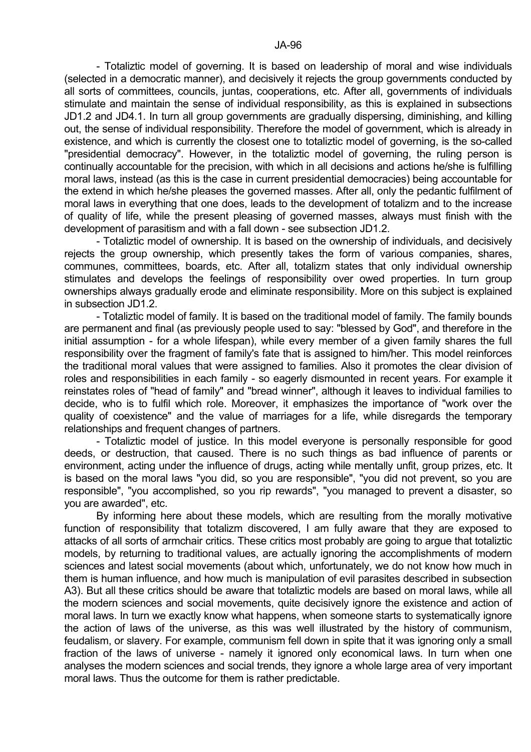- Totaliztic model of governing. It is based on leadership of moral and wise individuals (selected in a democratic manner), and decisively it rejects the group governments conducted by all sorts of committees, councils, juntas, cooperations, etc. After all, governments of individuals stimulate and maintain the sense of individual responsibility, as this is explained in subsections JD1.2 and JD4.1. In turn all group governments are gradually dispersing, diminishing, and killing out, the sense of individual responsibility. Therefore the model of government, which is already in existence, and which is currently the closest one to totaliztic model of governing, is the so-called "presidential democracy". However, in the totaliztic model of governing, the ruling person is continually accountable for the precision, with which in all decisions and actions he/she is fulfilling moral laws, instead (as this is the case in current presidential democracies) being accountable for the extend in which he/she pleases the governed masses. After all, only the pedantic fulfilment of moral laws in everything that one does, leads to the development of totalizm and to the increase of quality of life, while the present pleasing of governed masses, always must finish with the development of parasitism and with a fall down - see subsection JD1.2.

- Totaliztic model of ownership. It is based on the ownership of individuals, and decisively rejects the group ownership, which presently takes the form of various companies, shares, communes, committees, boards, etc. After all, totalizm states that only individual ownership stimulates and develops the feelings of responsibility over owed properties. In turn group ownerships always gradually erode and eliminate responsibility. More on this subject is explained in subsection JD1.2.

- Totaliztic model of family. It is based on the traditional model of family. The family bounds are permanent and final (as previously people used to say: "blessed by God", and therefore in the initial assumption - for a whole lifespan), while every member of a given family shares the full responsibility over the fragment of family's fate that is assigned to him/her. This model reinforces the traditional moral values that were assigned to families. Also it promotes the clear division of roles and responsibilities in each family - so eagerly dismounted in recent years. For example it reinstates roles of "head of family" and "bread winner", although it leaves to individual families to decide, who is to fulfil which role. Moreover, it emphasizes the importance of "work over the quality of coexistence" and the value of marriages for a life, while disregards the temporary relationships and frequent changes of partners.

- Totaliztic model of justice. In this model everyone is personally responsible for good deeds, or destruction, that caused. There is no such things as bad influence of parents or environment, acting under the influence of drugs, acting while mentally unfit, group prizes, etc. It is based on the moral laws "you did, so you are responsible", "you did not prevent, so you are responsible", "you accomplished, so you rip rewards", "you managed to prevent a disaster, so you are awarded", etc.

By informing here about these models, which are resulting from the morally motivative function of responsibility that totalizm discovered, I am fully aware that they are exposed to attacks of all sorts of armchair critics. These critics most probably are going to argue that totaliztic models, by returning to traditional values, are actually ignoring the accomplishments of modern sciences and latest social movements (about which, unfortunately, we do not know how much in them is human influence, and how much is manipulation of evil parasites described in subsection A3). But all these critics should be aware that totaliztic models are based on moral laws, while all the modern sciences and social movements, quite decisively ignore the existence and action of moral laws. In turn we exactly know what happens, when someone starts to systematically ignore the action of laws of the universe, as this was well illustrated by the history of communism, feudalism, or slavery. For example, communism fell down in spite that it was ignoring only a small fraction of the laws of universe - namely it ignored only economical laws. In turn when one analyses the modern sciences and social trends, they ignore a whole large area of very important moral laws. Thus the outcome for them is rather predictable.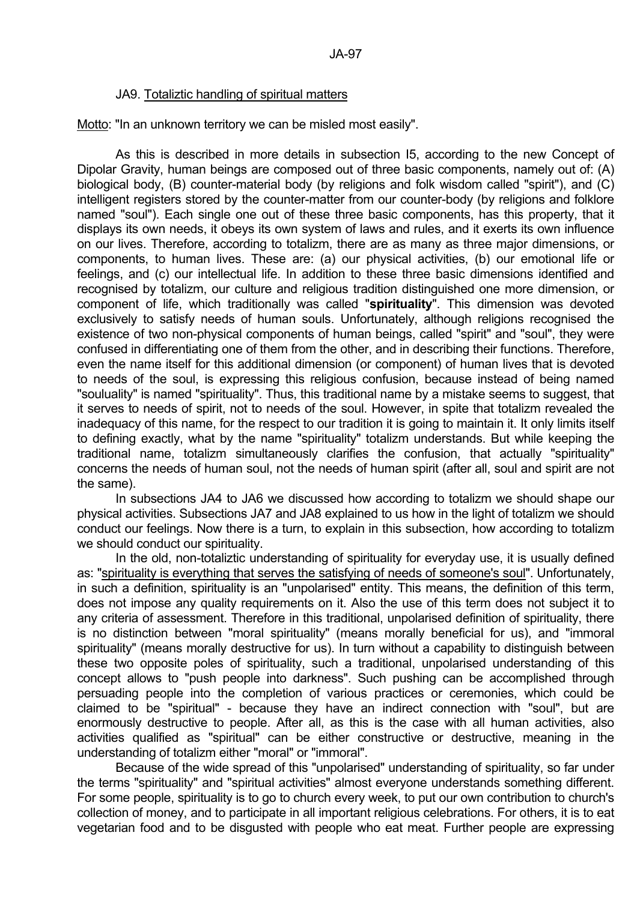## JA9. Totaliztic handling of spiritual matters

Motto: "In an unknown territory we can be misled most easily".

As this is described in more details in subsection I5, according to the new Concept of Dipolar Gravity, human beings are composed out of three basic components, namely out of: (A) biological body, (B) counter-material body (by religions and folk wisdom called "spirit"), and (C) intelligent registers stored by the counter-matter from our counter-body (by religions and folklore named "soul"). Each single one out of these three basic components, has this property, that it displays its own needs, it obeys its own system of laws and rules, and it exerts its own influence on our lives. Therefore, according to totalizm, there are as many as three major dimensions, or components, to human lives. These are: (a) our physical activities, (b) our emotional life or feelings, and (c) our intellectual life. In addition to these three basic dimensions identified and recognised by totalizm, our culture and religious tradition distinguished one more dimension, or component of life, which traditionally was called "**spirituality**". This dimension was devoted exclusively to satisfy needs of human souls. Unfortunately, although religions recognised the existence of two non-physical components of human beings, called "spirit" and "soul", they were confused in differentiating one of them from the other, and in describing their functions. Therefore, even the name itself for this additional dimension (or component) of human lives that is devoted to needs of the soul, is expressing this religious confusion, because instead of being named "souluality" is named "spirituality". Thus, this traditional name by a mistake seems to suggest, that it serves to needs of spirit, not to needs of the soul. However, in spite that totalizm revealed the inadequacy of this name, for the respect to our tradition it is going to maintain it. It only limits itself to defining exactly, what by the name "spirituality" totalizm understands. But while keeping the traditional name, totalizm simultaneously clarifies the confusion, that actually "spirituality" concerns the needs of human soul, not the needs of human spirit (after all, soul and spirit are not the same).

In subsections JA4 to JA6 we discussed how according to totalizm we should shape our physical activities. Subsections JA7 and JA8 explained to us how in the light of totalizm we should conduct our feelings. Now there is a turn, to explain in this subsection, how according to totalizm we should conduct our spirituality.

In the old, non-totaliztic understanding of spirituality for everyday use, it is usually defined as: "spirituality is everything that serves the satisfying of needs of someone's soul". Unfortunately, in such a definition, spirituality is an "unpolarised" entity. This means, the definition of this term, does not impose any quality requirements on it. Also the use of this term does not subject it to any criteria of assessment. Therefore in this traditional, unpolarised definition of spirituality, there is no distinction between "moral spirituality" (means morally beneficial for us), and "immoral spirituality" (means morally destructive for us). In turn without a capability to distinguish between these two opposite poles of spirituality, such a traditional, unpolarised understanding of this concept allows to "push people into darkness". Such pushing can be accomplished through persuading people into the completion of various practices or ceremonies, which could be claimed to be "spiritual" - because they have an indirect connection with "soul", but are enormously destructive to people. After all, as this is the case with all human activities, also activities qualified as "spiritual" can be either constructive or destructive, meaning in the understanding of totalizm either "moral" or "immoral".

Because of the wide spread of this "unpolarised" understanding of spirituality, so far under the terms "spirituality" and "spiritual activities" almost everyone understands something different. For some people, spirituality is to go to church every week, to put our own contribution to church's collection of money, and to participate in all important religious celebrations. For others, it is to eat vegetarian food and to be disgusted with people who eat meat. Further people are expressing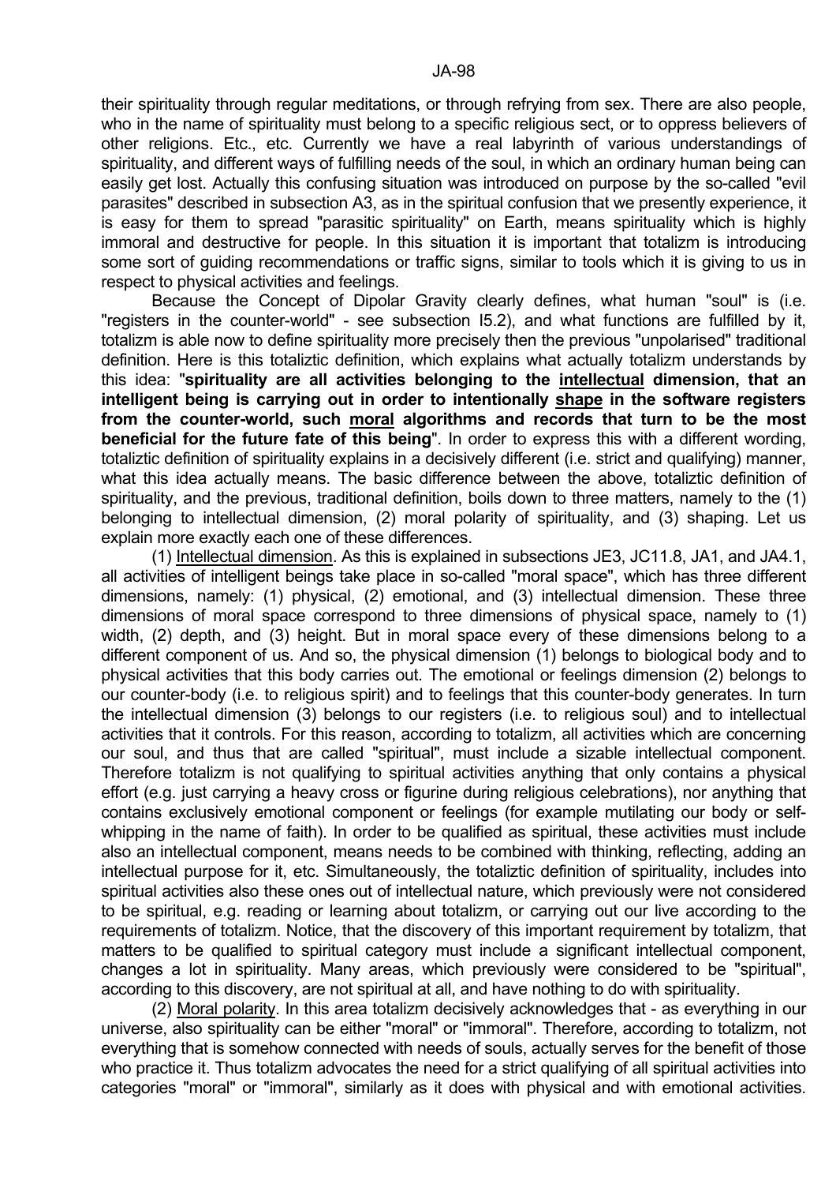their spirituality through regular meditations, or through refrying from sex. There are also people, who in the name of spirituality must belong to a specific religious sect, or to oppress believers of other religions. Etc., etc. Currently we have a real labyrinth of various understandings of spirituality, and different ways of fulfilling needs of the soul, in which an ordinary human being can easily get lost. Actually this confusing situation was introduced on purpose by the so-called "evil parasites" described in subsection A3, as in the spiritual confusion that we presently experience, it is easy for them to spread "parasitic spirituality" on Earth, means spirituality which is highly immoral and destructive for people. In this situation it is important that totalizm is introducing some sort of guiding recommendations or traffic signs, similar to tools which it is giving to us in respect to physical activities and feelings.

Because the Concept of Dipolar Gravity clearly defines, what human "soul" is (i.e. "registers in the counter-world" - see subsection I5.2), and what functions are fulfilled by it, totalizm is able now to define spirituality more precisely then the previous "unpolarised" traditional definition. Here is this totaliztic definition, which explains what actually totalizm understands by this idea: "**spirituality are all activities belonging to the <u>intellectual</u> dimension, that an intelligent being is carrying out in order to intentionally <u>shape</u> in the software registers from the counter-world, such <u>moral</u> algorithms and records that turn to be the most beneficial for the future fate of this being**". In order to express this with a different wording, totaliztic definition of spirituality explains in a decisively different (i.e. strict and qualifying) manner, what this idea actually means. The basic difference between the above, totaliztic definition of spirituality, and the previous, traditional definition, boils down to three matters, namely to the (1) belonging to intellectual dimension, (2) moral polarity of spirituality, and (3) shaping. Let us explain more exactly each one of these differences.

(1) <u>Intellectual dimension</u>. As this is explained in subsections JE3, JC11.8, JA1, and JA4.1, all activities of intelligent beings take place in so-called "moral space", which has three different dimensions, namely: (1) physical, (2) emotional, and (3) intellectual dimension. These three dimensions of moral space correspond to three dimensions of physical space, namely to (1) width, (2) depth, and (3) height. But in moral space every of these dimensions belong to a different component of us. And so, the physical dimension (1) belongs to biological body and to physical activities that this body carries out. The emotional or feelings dimension (2) belongs to our counter-body (i.e. to religious spirit) and to feelings that this counter-body generates. In turn the intellectual dimension (3) belongs to our registers (i.e. to religious soul) and to intellectual activities that it controls. For this reason, according to totalizm, all activities which are concerning our soul, and thus that are called "spiritual", must include a sizable intellectual component. Therefore totalizm is not qualifying to spiritual activities anything that only contains a physical effort (e.g. just carrying a heavy cross or figurine during religious celebrations), nor anything that contains exclusively emotional component or feelings (for example mutilating our body or self-whipping in the name of faith). In order to be qualified as spiritual, these activities must include also an intellectual component, means needs to be combined with thinking, reflecting, adding an intellectual purpose for it, etc. Simultaneously, the totaliztic definition of spirituality, includes into spiritual activities also these ones out of intellectual nature, which previously were not considered to be spiritual, e.g. reading or learning about totalizm, or carrying out our live according to the requirements of totalizm. Notice, that the discovery of this important requirement by totalizm, that matters to be qualified to spiritual category must include a significant intellectual component, changes a lot in spirituality. Many areas, which previously were considered to be "spiritual", according to this discovery, are not spiritual at all, and have nothing to do with spirituality.

(2) <u>Moral polarity</u>. In this area totalizm decisively acknowledges that - as everything in our universe, also spirituality can be either "moral" or "immoral". Therefore, according to totalizm, not everything that is somehow connected with needs of souls, actually serves for the benefit of those who practice it. Thus totalizm advocates the need for a strict qualifying of all spiritual activities into categories "moral" or "immoral", similarly as it does with physical and with emotional activities.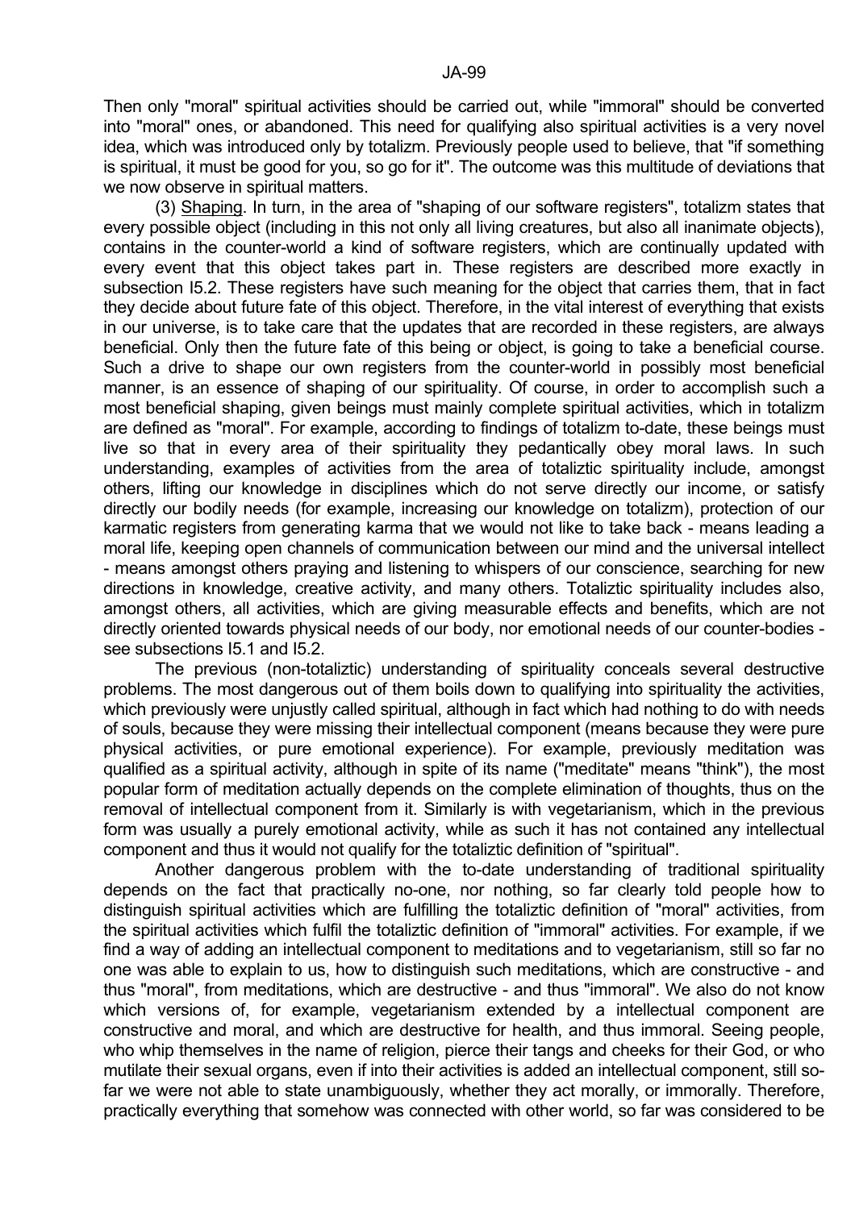Then only "moral" spiritual activities should be carried out, while "immoral" should be converted into "moral" ones, or abandoned. This need for qualifying also spiritual activities is a very novel idea, which was introduced only by totalizm. Previously people used to believe, that "if something is spiritual, it must be good for you, so go for it". The outcome was this multitude of deviations that we now observe in spiritual matters.

(3) Shaping. In turn, in the area of "shaping of our software registers", totalizm states that every possible object (including in this not only all living creatures, but also all inanimate objects), contains in the counter-world a kind of software registers, which are continually updated with every event that this object takes part in. These registers are described more exactly in subsection I5.2. These registers have such meaning for the object that carries them, that in fact they decide about future fate of this object. Therefore, in the vital interest of everything that exists in our universe, is to take care that the updates that are recorded in these registers, are always beneficial. Only then the future fate of this being or object, is going to take a beneficial course. Such a drive to shape our own registers from the counter-world in possibly most beneficial manner, is an essence of shaping of our spirituality. Of course, in order to accomplish such a most beneficial shaping, given beings must mainly complete spiritual activities, which in totalizm are defined as "moral". For example, according to findings of totalizm to-date, these beings must live so that in every area of their spirituality they pedantically obey moral laws. In such understanding, examples of activities from the area of totaliztic spirituality include, amongst others, lifting our knowledge in disciplines which do not serve directly our income, or satisfy directly our bodily needs (for example, increasing our knowledge on totalizm), protection of our karmatic registers from generating karma that we would not like to take back - means leading a moral life, keeping open channels of communication between our mind and the universal intellect - means amongst others praying and listening to whispers of our conscience, searching for new directions in knowledge, creative activity, and many others. Totaliztic spirituality includes also, amongst others, all activities, which are giving measurable effects and benefits, which are not directly oriented towards physical needs of our body, nor emotional needs of our counter-bodies - see subsections I5.1 and I5.2.

The previous (non-totaliztic) understanding of spirituality conceals several destructive problems. The most dangerous out of them boils down to qualifying into spirituality the activities, which previously were unjustly called spiritual, although in fact which had nothing to do with needs of souls, because they were missing their intellectual component (means because they were pure physical activities, or pure emotional experience). For example, previously meditation was qualified as a spiritual activity, although in spite of its name ("meditate" means "think"), the most popular form of meditation actually depends on the complete elimination of thoughts, thus on the removal of intellectual component from it. Similarly is with vegetarianism, which in the previous form was usually a purely emotional activity, while as such it has not contained any intellectual component and thus it would not qualify for the totaliztic definition of "spiritual".

Another dangerous problem with the to-date understanding of traditional spirituality depends on the fact that practically no-one, nor nothing, so far clearly told people how to distinguish spiritual activities which are fulfilling the totaliztic definition of "moral" activities, from the spiritual activities which fulfil the totaliztic definition of "immoral" activities. For example, if we find a way of adding an intellectual component to meditations and to vegetarianism, still so far no one was able to explain to us, how to distinguish such meditations, which are constructive - and thus "moral", from meditations, which are destructive - and thus "immoral". We also do not know which versions of, for example, vegetarianism extended by a intellectual component are constructive and moral, and which are destructive for health, and thus immoral. Seeing people, who whip themselves in the name of religion, pierce their tangs and cheeks for their God, or who mutilate their sexual organs, even if into their activities is added an intellectual component, still so-far we were not able to state unambiguously, whether they act morally, or immorally. Therefore, practically everything that somehow was connected with other world, so far was considered to be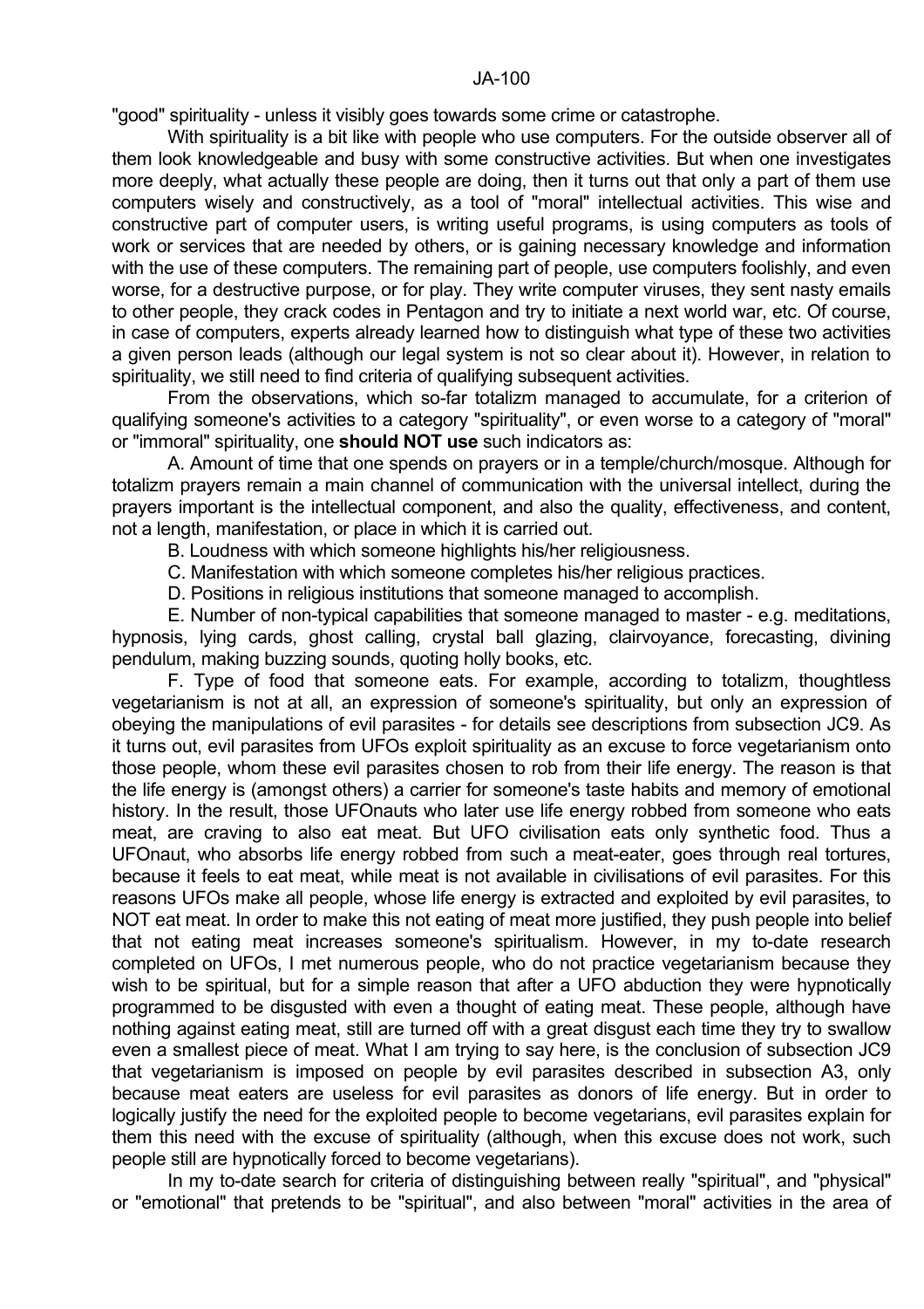"good" spirituality - unless it visibly goes towards some crime or catastrophe.

With spirituality is a bit like with people who use computers. For the outside observer all of them look knowledgeable and busy with some constructive activities. But when one investigates more deeply, what actually these people are doing, then it turns out that only a part of them use computers wisely and constructively, as a tool of "moral" intellectual activities. This wise and constructive part of computer users, is writing useful programs, is using computers as tools of work or services that are needed by others, or is gaining necessary knowledge and information with the use of these computers. The remaining part of people, use computers foolishly, and even worse, for a destructive purpose, or for play. They write computer viruses, they sent nasty emails to other people, they crack codes in Pentagon and try to initiate a next world war, etc. Of course, in case of computers, experts already learned how to distinguish what type of these two activities a given person leads (although our legal system is not so clear about it). However, in relation to spirituality, we still need to find criteria of qualifying subsequent activities.

From the observations, which so-far totalizm managed to accumulate, for a criterion of qualifying someone's activities to a category "spirituality", or even worse to a category of "moral" or "immoral" spirituality, one **should NOT use** such indicators as:

A. Amount of time that one spends on prayers or in a temple/church/mosque. Although for totalizm prayers remain a main channel of communication with the universal intellect, during the prayers important is the intellectual component, and also the quality, effectiveness, and content, not a length, manifestation, or place in which it is carried out.

B. Loudness with which someone highlights his/her religiousness.

C. Manifestation with which someone completes his/her religious practices.

D. Positions in religious institutions that someone managed to accomplish.

E. Number of non-typical capabilities that someone managed to master - e.g. meditations, hypnosis, lying cards, ghost calling, crystal ball glazing, clairvoyance, forecasting, divining pendulum, making buzzing sounds, quoting holly books, etc.

F. Type of food that someone eats. For example, according to totalizm, thoughtless vegetarianism is not at all, an expression of someone's spirituality, but only an expression of obeying the manipulations of evil parasites - for details see descriptions from subsection JC9. As it turns out, evil parasites from UFOs exploit spirituality as an excuse to force vegetarianism onto those people, whom these evil parasites chosen to rob from their life energy. The reason is that the life energy is (amongst others) a carrier for someone's taste habits and memory of emotional history. In the result, those UFOnauts who later use life energy robbed from someone who eats meat, are craving to also eat meat. But UFO civilisation eats only synthetic food. Thus a UFOnaut, who absorbs life energy robbed from such a meat-eater, goes through real tortures, because it feels to eat meat, while meat is not available in civilisations of evil parasites. For this reasons UFOs make all people, whose life energy is extracted and exploited by evil parasites, to NOT eat meat. In order to make this not eating of meat more justified, they push people into belief that not eating meat increases someone's spiritualism. However, in my to-date research completed on UFOs, I met numerous people, who do not practice vegetarianism because they wish to be spiritual, but for a simple reason that after a UFO abduction they were hypnotically programmed to be disgusted with even a thought of eating meat. These people, although have nothing against eating meat, still are turned off with a great disgust each time they try to swallow even a smallest piece of meat. What I am trying to say here, is the conclusion of subsection JC9 that vegetarianism is imposed on people by evil parasites described in subsection A3, only because meat eaters are useless for evil parasites as donors of life energy. But in order to logically justify the need for the exploited people to become vegetarians, evil parasites explain for them this need with the excuse of spirituality (although, when this excuse does not work, such people still are hypnotically forced to become vegetarians).

In my to-date search for criteria of distinguishing between really "spiritual", and "physical" or "emotional" that pretends to be "spiritual", and also between "moral" activities in the area of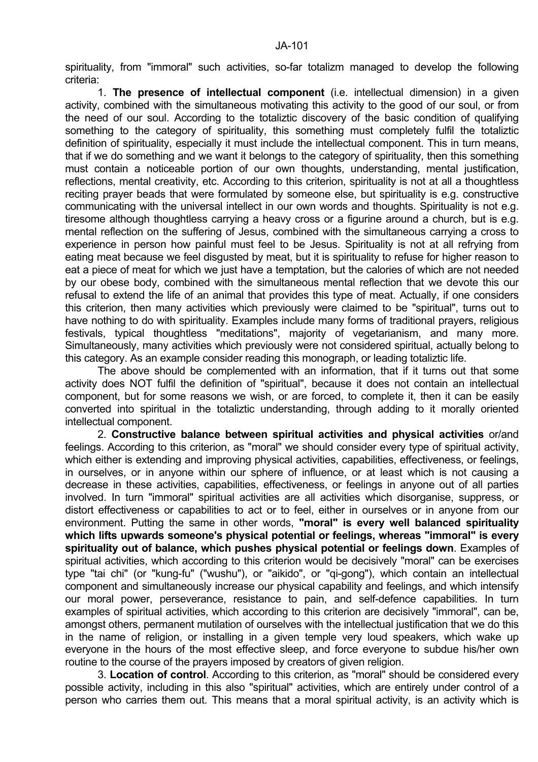spirituality, from "immoral" such activities, so-far totalizm managed to develop the following criteria:

1. **The presence of intellectual component** (i.e. intellectual dimension) in a given activity, combined with the simultaneous motivating this activity to the good of our soul, or from the need of our soul. According to the totaliztic discovery of the basic condition of qualifying something to the category of spirituality, this something must completely fulfil the totaliztic definition of spirituality, especially it must include the intellectual component. This in turn means, that if we do something and we want it belongs to the category of spirituality, then this something must contain a noticeable portion of our own thoughts, understanding, mental justification, reflections, mental creativity, etc. According to this criterion, spirituality is not at all a thoughtless reciting prayer beads that were formulated by someone else, but spirituality is e.g. constructive communicating with the universal intellect in our own words and thoughts. Spirituality is not e.g. tiresome although thoughtless carrying a heavy cross or a figurine around a church, but is e.g. mental reflection on the suffering of Jesus, combined with the simultaneous carrying a cross to experience in person how painful must feel to be Jesus. Spirituality is not at all refrying from eating meat because we feel disgusted by meat, but it is spirituality to refuse for higher reason to eat a piece of meat for which we just have a temptation, but the calories of which are not needed by our obese body, combined with the simultaneous mental reflection that we devote this our refusal to extend the life of an animal that provides this type of meat. Actually, if one considers this criterion, then many activities which previously were claimed to be "spiritual", turns out to have nothing to do with spirituality. Examples include many forms of traditional prayers, religious festivals, typical thoughtless "meditations", majority of vegetarianism, and many more. Simultaneously, many activities which previously were not considered spiritual, actually belong to this category. As an example consider reading this monograph, or leading totaliztic life.

The above should be complemented with an information, that if it turns out that some activity does NOT fulfil the definition of "spiritual", because it does not contain an intellectual component, but for some reasons we wish, or are forced, to complete it, then it can be easily converted into spiritual in the totaliztic understanding, through adding to it morally oriented intellectual component.

2. **Constructive balance between spiritual activities and physical activities** or/and feelings. According to this criterion, as "moral" we should consider every type of spiritual activity, which either is extending and improving physical activities, capabilities, effectiveness, or feelings, in ourselves, or in anyone within our sphere of influence, or at least which is not causing a decrease in these activities, capabilities, effectiveness, or feelings in anyone out of all parties involved. In turn "immoral" spiritual activities are all activities which disorganise, suppress, or distort effectiveness or capabilities to act or to feel, either in ourselves or in anyone from our environment. Putting the same in other words, **"moral" is every well balanced spirituality which lifts upwards someone's physical potential or feelings, whereas "immoral" is every spirituality out of balance, which pushes physical potential or feelings down**. Examples of spiritual activities, which according to this criterion would be decisively "moral" can be exercises type "tai chi" (or "kung-fu" ("wushu"), or "aikido", or "qi-gong"), which contain an intellectual component and simultaneously increase our physical capability and feelings, and which intensify our moral power, perseverance, resistance to pain, and self-defence capabilities. In turn examples of spiritual activities, which according to this criterion are decisively "immoral", can be, amongst others, permanent mutilation of ourselves with the intellectual justification that we do this in the name of religion, or installing in a given temple very loud speakers, which wake up everyone in the hours of the most effective sleep, and force everyone to subdue his/her own routine to the course of the prayers imposed by creators of given religion.

3. **Location of control**. According to this criterion, as "moral" should be considered every possible activity, including in this also "spiritual" activities, which are entirely under control of a person who carries them out. This means that a moral spiritual activity, is an activity which is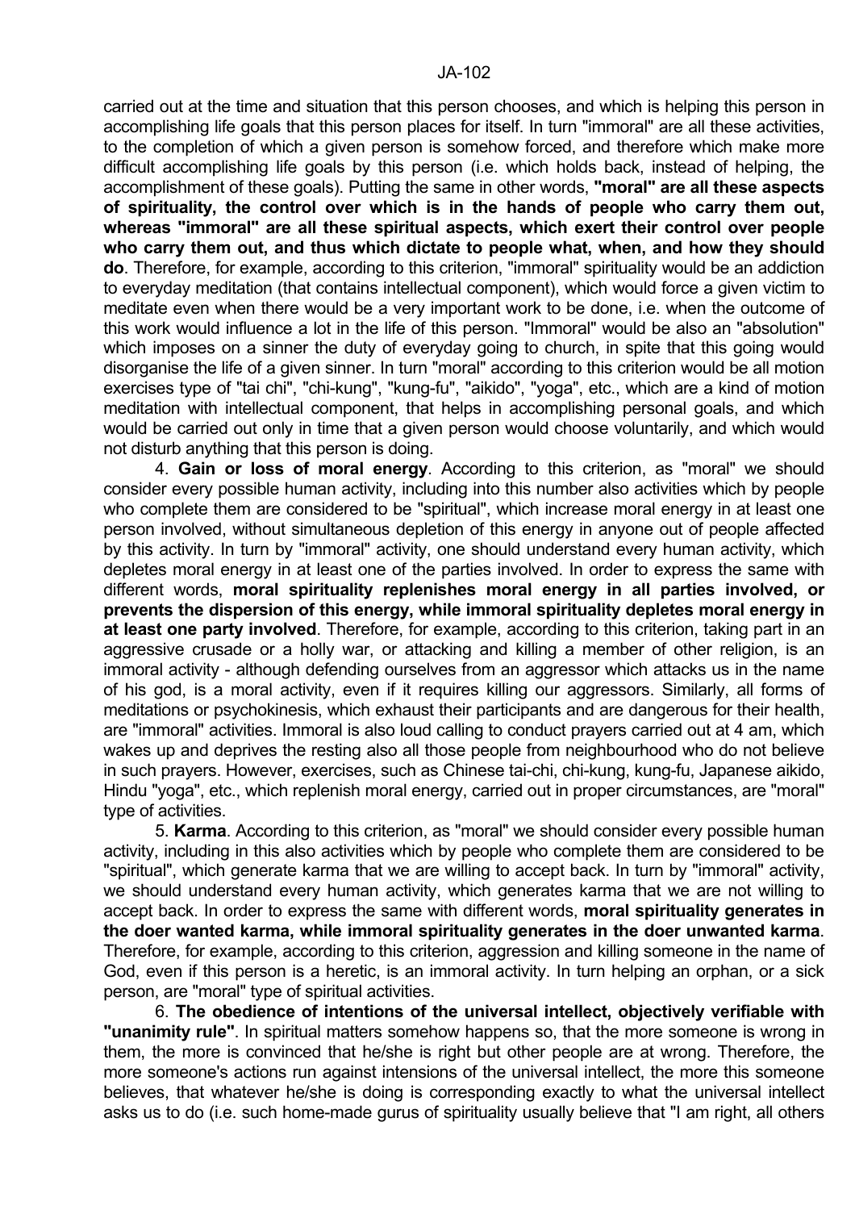carried out at the time and situation that this person chooses, and which is helping this person in accomplishing life goals that this person places for itself. In turn "immoral" are all these activities, to the completion of which a given person is somehow forced, and therefore which make more difficult accomplishing life goals by this person (i.e. which holds back, instead of helping, the accomplishment of these goals). Putting the same in other words, **"moral" are all these aspects of spirituality, the control over which is in the hands of people who carry them out, whereas "immoral" are all these spiritual aspects, which exert their control over people who carry them out, and thus which dictate to people what, when, and how they should do**. Therefore, for example, according to this criterion, "immoral" spirituality would be an addiction to everyday meditation (that contains intellectual component), which would force a given victim to meditate even when there would be a very important work to be done, i.e. when the outcome of this work would influence a lot in the life of this person. "Immoral" would be also an "absolution" which imposes on a sinner the duty of everyday going to church, in spite that this going would disorganise the life of a given sinner. In turn "moral" according to this criterion would be all motion exercises type of "tai chi", "chi-kung", "kung-fu", "aikido", "yoga", etc., which are a kind of motion meditation with intellectual component, that helps in accomplishing personal goals, and which would be carried out only in time that a given person would choose voluntarily, and which would not disturb anything that this person is doing.

4. **Gain or loss of moral energy**. According to this criterion, as "moral" we should consider every possible human activity, including into this number also activities which by people who complete them are considered to be "spiritual", which increase moral energy in at least one person involved, without simultaneous depletion of this energy in anyone out of people affected by this activity. In turn by "immoral" activity, one should understand every human activity, which depletes moral energy in at least one of the parties involved. In order to express the same with different words, **moral spirituality replenishes moral energy in all parties involved, or prevents the dispersion of this energy, while immoral spirituality depletes moral energy in at least one party involved**. Therefore, for example, according to this criterion, taking part in an aggressive crusade or a holly war, or attacking and killing a member of other religion, is an immoral activity - although defending ourselves from an aggressor which attacks us in the name of his god, is a moral activity, even if it requires killing our aggressors. Similarly, all forms of meditations or psychokinesis, which exhaust their participants and are dangerous for their health, are "immoral" activities. Immoral is also loud calling to conduct prayers carried out at 4 am, which wakes up and deprives the resting also all those people from neighbourhood who do not believe in such prayers. However, exercises, such as Chinese tai-chi, chi-kung, kung-fu, Japanese aikido, Hindu "yoga", etc., which replenish moral energy, carried out in proper circumstances, are "moral" type of activities.

5. **Karma**. According to this criterion, as "moral" we should consider every possible human activity, including in this also activities which by people who complete them are considered to be "spiritual", which generate karma that we are willing to accept back. In turn by "immoral" activity, we should understand every human activity, which generates karma that we are not willing to accept back. In order to express the same with different words, **moral spirituality generates in the doer wanted karma, while immoral spirituality generates in the doer unwanted karma**. Therefore, for example, according to this criterion, aggression and killing someone in the name of God, even if this person is a heretic, is an immoral activity. In turn helping an orphan, or a sick person, are "moral" type of spiritual activities.

6. **The obedience of intentions of the universal intellect, objectively verifiable with "unanimity rule"**. In spiritual matters somehow happens so, that the more someone is wrong in them, the more is convinced that he/she is right but other people are at wrong. Therefore, the more someone's actions run against intensions of the universal intellect, the more this someone believes, that whatever he/she is doing is corresponding exactly to what the universal intellect asks us to do (i.e. such home-made gurus of spirituality usually believe that "I am right, all others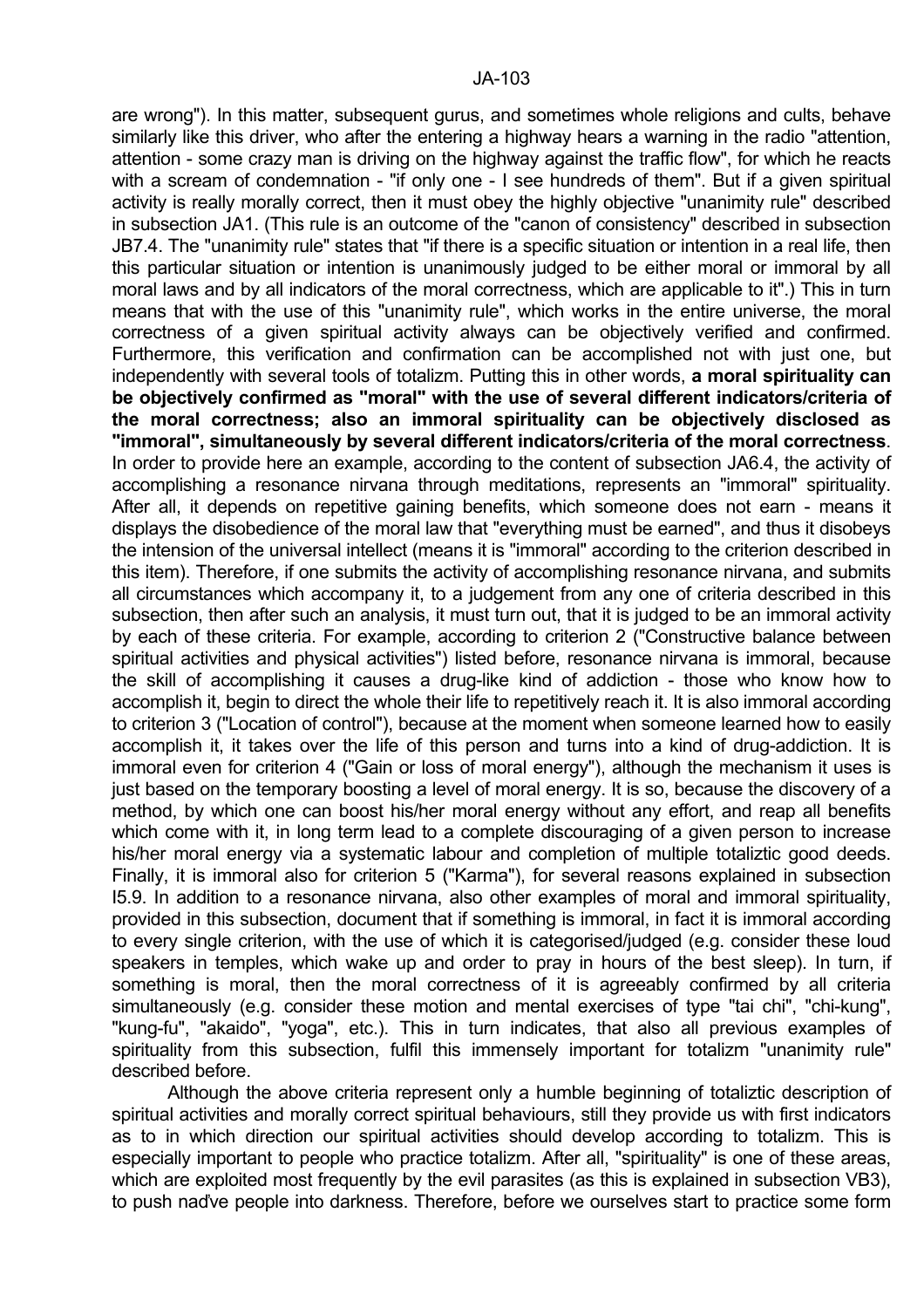are wrong"). In this matter, subsequent gurus, and sometimes whole religions and cults, behave similarly like this driver, who after the entering a highway hears a warning in the radio "attention, attention - some crazy man is driving on the highway against the traffic flow", for which he reacts with a scream of condemnation - "if only one - I see hundreds of them". But if a given spiritual activity is really morally correct, then it must obey the highly objective "unanimity rule" described in subsection JA1. (This rule is an outcome of the "canon of consistency" described in subsection JB7.4. The "unanimity rule" states that "if there is a specific situation or intention in a real life, then this particular situation or intention is unanimously judged to be either moral or immoral by all moral laws and by all indicators of the moral correctness, which are applicable to it".) This in turn means that with the use of this "unanimity rule", which works in the entire universe, the moral correctness of a given spiritual activity always can be objectively verified and confirmed. Furthermore, this verification and confirmation can be accomplished not with just one, but independently with several tools of totalizm. Putting this in other words, **a moral spirituality can be objectively confirmed as "moral" with the use of several different indicators/criteria of the moral correctness; also an immoral spirituality can be objectively disclosed as "immoral", simultaneously by several different indicators/criteria of the moral correctness**. In order to provide here an example, according to the content of subsection JA6.4, the activity of accomplishing a resonance nirvana through meditations, represents an "immoral" spirituality. After all, it depends on repetitive gaining benefits, which someone does not earn - means it displays the disobedience of the moral law that "everything must be earned", and thus it disobeys the intension of the universal intellect (means it is "immoral" according to the criterion described in this item). Therefore, if one submits the activity of accomplishing resonance nirvana, and submits all circumstances which accompany it, to a judgement from any one of criteria described in this subsection, then after such an analysis, it must turn out, that it is judged to be an immoral activity by each of these criteria. For example, according to criterion 2 ("Constructive balance between spiritual activities and physical activities") listed before, resonance nirvana is immoral, because the skill of accomplishing it causes a drug-like kind of addiction - those who know how to accomplish it, begin to direct the whole their life to repetitively reach it. It is also immoral according to criterion 3 ("Location of control"), because at the moment when someone learned how to easily accomplish it, it takes over the life of this person and turns into a kind of drug-addiction. It is immoral even for criterion 4 ("Gain or loss of moral energy"), although the mechanism it uses is just based on the temporary boosting a level of moral energy. It is so, because the discovery of a method, by which one can boost his/her moral energy without any effort, and reap all benefits which come with it, in long term lead to a complete discouraging of a given person to increase his/her moral energy via a systematic labour and completion of multiple totaliztic good deeds. Finally, it is immoral also for criterion 5 ("Karma"), for several reasons explained in subsection I5.9. In addition to a resonance nirvana, also other examples of moral and immoral spirituality, provided in this subsection, document that if something is immoral, in fact it is immoral according to every single criterion, with the use of which it is categorised/judged (e.g. consider these loud speakers in temples, which wake up and order to pray in hours of the best sleep). In turn, if something is moral, then the moral correctness of it is agreeably confirmed by all criteria simultaneously (e.g. consider these motion and mental exercises of type "tai chi", "chi-kung", "kung-fu", "akaido", "yoga", etc.). This in turn indicates, that also all previous examples of spirituality from this subsection, fulfil this immensely important for totalizm "unanimity rule" described before.

Although the above criteria represent only a humble beginning of totaliztic description of spiritual activities and morally correct spiritual behaviours, still they provide us with first indicators as to in which direction our spiritual activities should develop according to totalizm. This is especially important to people who practice totalizm. After all, "spirituality" is one of these areas, which are exploited most frequently by the evil parasites (as this is explained in subsection VB3), to push naďve people into darkness. Therefore, before we ourselves start to practice some form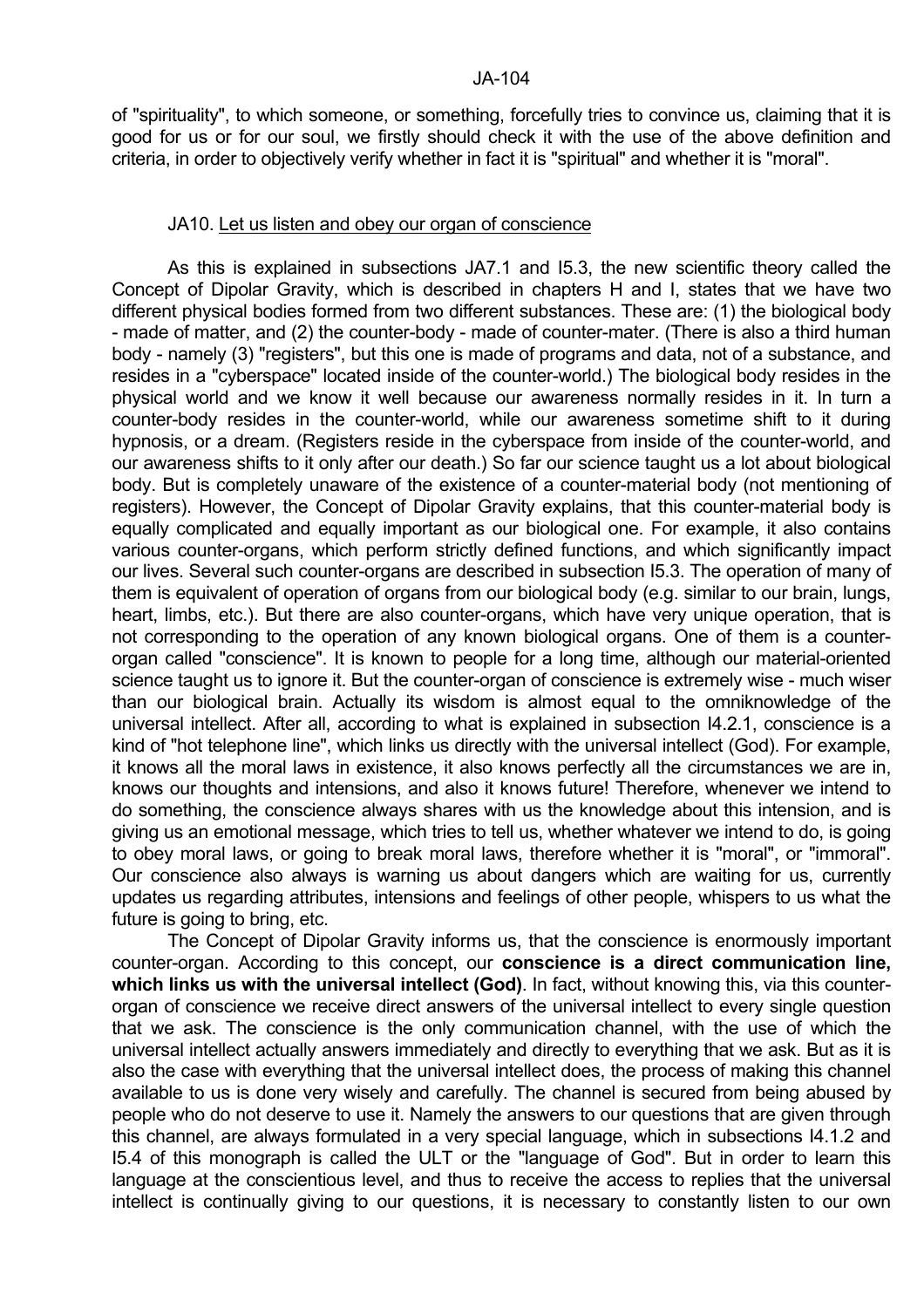of "spirituality", to which someone, or something, forcefully tries to convince us, claiming that it is good for us or for our soul, we firstly should check it with the use of the above definition and criteria, in order to objectively verify whether in fact it is "spiritual" and whether it is "moral".

## JA10. Let us listen and obey our organ of conscience

As this is explained in subsections JA7.1 and I5.3, the new scientific theory called the Concept of Dipolar Gravity, which is described in chapters H and I, states that we have two different physical bodies formed from two different substances. These are: (1) the biological body - made of matter, and (2) the counter-body - made of counter-mater. (There is also a third human body - namely (3) "registers", but this one is made of programs and data, not of a substance, and resides in a "cyberspace" located inside of the counter-world.) The biological body resides in the physical world and we know it well because our awareness normally resides in it. In turn a counter-body resides in the counter-world, while our awareness sometime shift to it during hypnosis, or a dream. (Registers reside in the cyberspace from inside of the counter-world, and our awareness shifts to it only after our death.) So far our science taught us a lot about biological body. But is completely unaware of the existence of a counter-material body (not mentioning of registers). However, the Concept of Dipolar Gravity explains, that this counter-material body is equally complicated and equally important as our biological one. For example, it also contains various counter-organs, which perform strictly defined functions, and which significantly impact our lives. Several such counter-organs are described in subsection I5.3. The operation of many of them is equivalent of operation of organs from our biological body (e.g. similar to our brain, lungs, heart, limbs, etc.). But there are also counter-organs, which have very unique operation, that is not corresponding to the operation of any known biological organs. One of them is a counter-organ called "conscience". It is known to people for a long time, although our material-oriented science taught us to ignore it. But the counter-organ of conscience is extremely wise - much wiser than our biological brain. Actually its wisdom is almost equal to the omniknowledge of the universal intellect. After all, according to what is explained in subsection I4.2.1, conscience is a kind of "hot telephone line", which links us directly with the universal intellect (God). For example, it knows all the moral laws in existence, it also knows perfectly all the circumstances we are in, knows our thoughts and intensions, and also it knows future! Therefore, whenever we intend to do something, the conscience always shares with us the knowledge about this intension, and is giving us an emotional message, which tries to tell us, whether whatever we intend to do, is going to obey moral laws, or going to break moral laws, therefore whether it is "moral", or "immoral". Our conscience also always is warning us about dangers which are waiting for us, currently updates us regarding attributes, intensions and feelings of other people, whispers to us what the future is going to bring, etc.

The Concept of Dipolar Gravity informs us, that the conscience is enormously important counter-organ. According to this concept, our **conscience is a direct communication line, which links us with the universal intellect (God)**. In fact, without knowing this, via this counter-organ of conscience we receive direct answers of the universal intellect to every single question that we ask. The conscience is the only communication channel, with the use of which the universal intellect actually answers immediately and directly to everything that we ask. But as it is also the case with everything that the universal intellect does, the process of making this channel available to us is done very wisely and carefully. The channel is secured from being abused by people who do not deserve to use it. Namely the answers to our questions that are given through this channel, are always formulated in a very special language, which in subsections I4.1.2 and I5.4 of this monograph is called the ULT or the "language of God". But in order to learn this language at the conscientious level, and thus to receive the access to replies that the universal intellect is continually giving to our questions, it is necessary to constantly listen to our own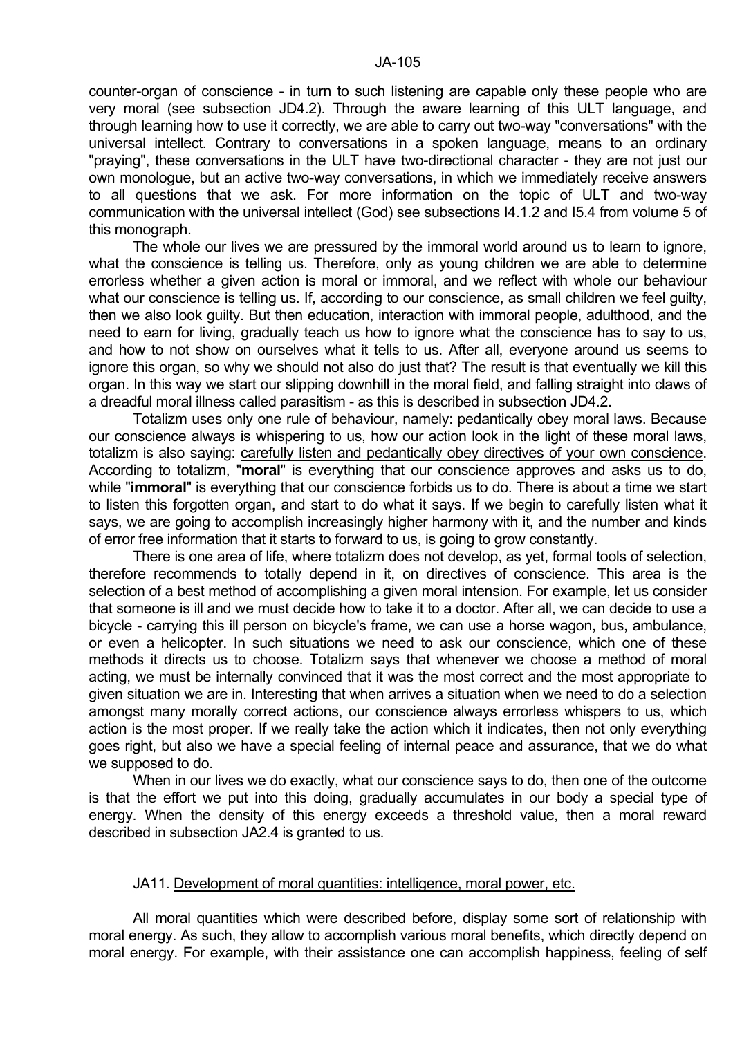counter-organ of conscience - in turn to such listening are capable only these people who are very moral (see subsection JD4.2). Through the aware learning of this ULT language, and through learning how to use it correctly, we are able to carry out two-way "conversations" with the universal intellect. Contrary to conversations in a spoken language, means to an ordinary "praying", these conversations in the ULT have two-directional character - they are not just our own monologue, but an active two-way conversations, in which we immediately receive answers to all questions that we ask. For more information on the topic of ULT and two-way communication with the universal intellect (God) see subsections I4.1.2 and I5.4 from volume 5 of this monograph.

The whole our lives we are pressured by the immoral world around us to learn to ignore, what the conscience is telling us. Therefore, only as young children we are able to determine errorless whether a given action is moral or immoral, and we reflect with whole our behaviour what our conscience is telling us. If, according to our conscience, as small children we feel guilty, then we also look guilty. But then education, interaction with immoral people, adulthood, and the need to earn for living, gradually teach us how to ignore what the conscience has to say to us, and how to not show on ourselves what it tells to us. After all, everyone around us seems to ignore this organ, so why we should not also do just that? The result is that eventually we kill this organ. In this way we start our slipping downhill in the moral field, and falling straight into claws of a dreadful moral illness called parasitism - as this is described in subsection JD4.2.

Totalizm uses only one rule of behaviour, namely: pedantically obey moral laws. Because our conscience always is whispering to us, how our action look in the light of these moral laws, totalizm is also saying: <u>carefully listen and pedantically obey directives of your own conscience</u>. According to totalizm, "**moral**" is everything that our conscience approves and asks us to do, while "**immoral**" is everything that our conscience forbids us to do. There is about a time we start to listen this forgotten organ, and start to do what it says. If we begin to carefully listen what it says, we are going to accomplish increasingly higher harmony with it, and the number and kinds of error free information that it starts to forward to us, is going to grow constantly.

There is one area of life, where totalizm does not develop, as yet, formal tools of selection, therefore recommends to totally depend in it, on directives of conscience. This area is the selection of a best method of accomplishing a given moral intension. For example, let us consider that someone is ill and we must decide how to take it to a doctor. After all, we can decide to use a bicycle - carrying this ill person on bicycle's frame, we can use a horse wagon, bus, ambulance, or even a helicopter. In such situations we need to ask our conscience, which one of these methods it directs us to choose. Totalizm says that whenever we choose a method of moral acting, we must be internally convinced that it was the most correct and the most appropriate to given situation we are in. Interesting that when arrives a situation when we need to do a selection amongst many morally correct actions, our conscience always errorless whispers to us, which action is the most proper. If we really take the action which it indicates, then not only everything goes right, but also we have a special feeling of internal peace and assurance, that we do what we supposed to do.

When in our lives we do exactly, what our conscience says to do, then one of the outcome is that the effort we put into this doing, gradually accumulates in our body a special type of energy. When the density of this energy exceeds a threshold value, then a moral reward described in subsection JA2.4 is granted to us.

## JA11. <u>Development of moral quantities: intelligence, moral power, etc.</u>

All moral quantities which were described before, display some sort of relationship with moral energy. As such, they allow to accomplish various moral benefits, which directly depend on moral energy. For example, with their assistance one can accomplish happiness, feeling of self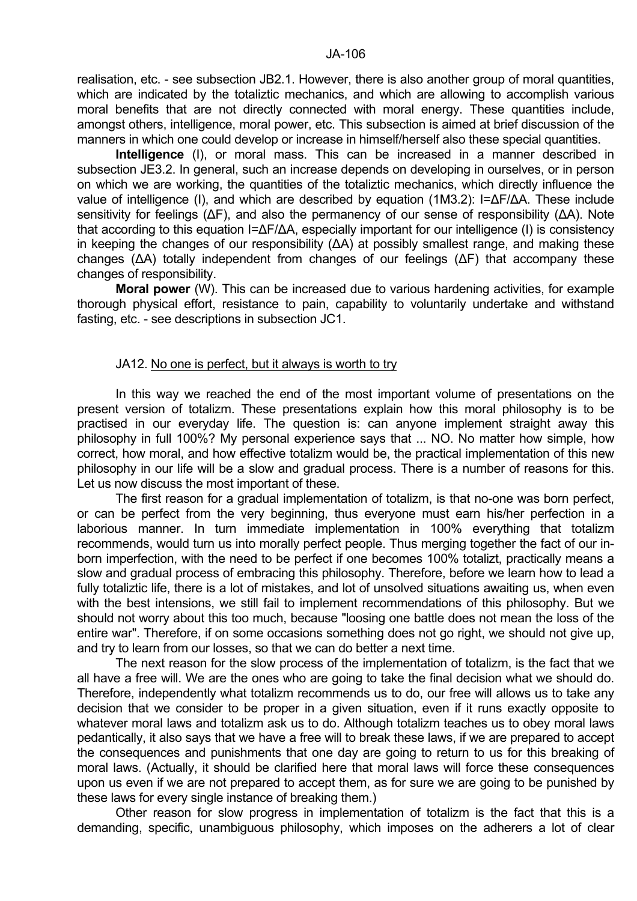realisation, etc. - see subsection JB2.1. However, there is also another group of moral quantities, which are indicated by the totaliztic mechanics, and which are allowing to accomplish various moral benefits that are not directly connected with moral energy. These quantities include, amongst others, intelligence, moral power, etc. This subsection is aimed at brief discussion of the manners in which one could develop or increase in himself/herself also these special quantities.

**Intelligence** (I), or moral mass. This can be increased in a manner described in subsection JE3.2. In general, such an increase depends on developing in ourselves, or in person on which we are working, the quantities of the totaliztic mechanics, which directly influence the value of intelligence (I), and which are described by equation (1M3.2): $I=\Delta F/\Delta A$. These include sensitivity for feelings ($\Delta F$), and also the permanency of our sense of responsibility ($\Delta A$). Note that according to this equation $I=\Delta F/\Delta A$, especially important for our intelligence (I) is consistency in keeping the changes of our responsibility ($\Delta A$) at possibly smallest range, and making these changes ($\Delta A$) totally independent from changes of our feelings ($\Delta F$) that accompany these changes of responsibility.

**Moral power** (W). This can be increased due to various hardening activities, for example thorough physical effort, resistance to pain, capability to voluntarily undertake and withstand fasting, etc. - see descriptions in subsection JC1.

## JA12. No one is perfect, but it always is worth to try

In this way we reached the end of the most important volume of presentations on the present version of totalizm. These presentations explain how this moral philosophy is to be practised in our everyday life. The question is: can anyone implement straight away this philosophy in full 100%? My personal experience says that ... NO. No matter how simple, how correct, how moral, and how effective totalizm would be, the practical implementation of this new philosophy in our life will be a slow and gradual process. There is a number of reasons for this. Let us now discuss the most important of these.

The first reason for a gradual implementation of totalizm, is that no-one was born perfect, or can be perfect from the very beginning, thus everyone must earn his/her perfection in a laborious manner. In turn immediate implementation in 100% everything that totalizm recommends, would turn us into morally perfect people. Thus merging together the fact of our in-born imperfection, with the need to be perfect if one becomes 100% totalizt, practically means a slow and gradual process of embracing this philosophy. Therefore, before we learn how to lead a fully totaliztic life, there is a lot of mistakes, and lot of unsolved situations awaiting us, when even with the best intensions, we still fail to implement recommendations of this philosophy. But we should not worry about this too much, because "loosing one battle does not mean the loss of the entire war". Therefore, if on some occasions something does not go right, we should not give up, and try to learn from our losses, so that we can do better a next time.

The next reason for the slow process of the implementation of totalizm, is the fact that we all have a free will. We are the ones who are going to take the final decision what we should do. Therefore, independently what totalizm recommends us to do, our free will allows us to take any decision that we consider to be proper in a given situation, even if it runs exactly opposite to whatever moral laws and totalizm ask us to do. Although totalizm teaches us to obey moral laws pedantically, it also says that we have a free will to break these laws, if we are prepared to accept the consequences and punishments that one day are going to return to us for this breaking of moral laws. (Actually, it should be clarified here that moral laws will force these consequences upon us even if we are not prepared to accept them, as for sure we are going to be punished by these laws for every single instance of breaking them.)

Other reason for slow progress in implementation of totalizm is the fact that this is a demanding, specific, unambiguous philosophy, which imposes on the adherers a lot of clear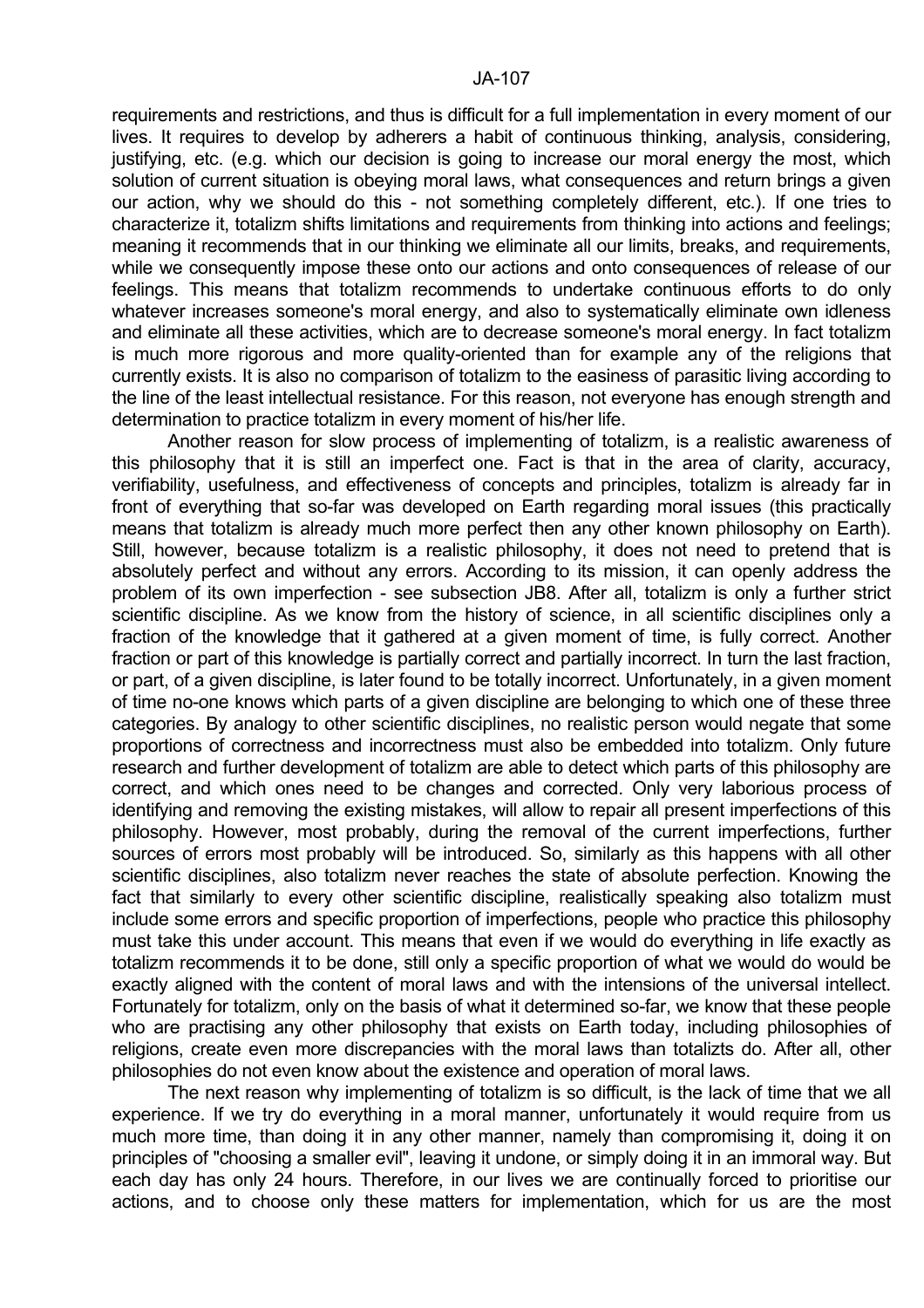requirements and restrictions, and thus is difficult for a full implementation in every moment of our lives. It requires to develop by adherers a habit of continuous thinking, analysis, considering, justifying, etc. (e.g. which our decision is going to increase our moral energy the most, which solution of current situation is obeying moral laws, what consequences and return brings a given our action, why we should do this - not something completely different, etc.). If one tries to characterize it, totalizm shifts limitations and requirements from thinking into actions and feelings; meaning it recommends that in our thinking we eliminate all our limits, breaks, and requirements, while we consequently impose these onto our actions and onto consequences of release of our feelings. This means that totalizm recommends to undertake continuous efforts to do only whatever increases someone's moral energy, and also to systematically eliminate own idleness and eliminate all these activities, which are to decrease someone's moral energy. In fact totalizm is much more rigorous and more quality-oriented than for example any of the religions that currently exists. It is also no comparison of totalizm to the easiness of parasitic living according to the line of the least intellectual resistance. For this reason, not everyone has enough strength and determination to practice totalizm in every moment of his/her life.

Another reason for slow process of implementing of totalizm, is a realistic awareness of this philosophy that it is still an imperfect one. Fact is that in the area of clarity, accuracy, verifiability, usefulness, and effectiveness of concepts and principles, totalizm is already far in front of everything that so-far was developed on Earth regarding moral issues (this practically means that totalizm is already much more perfect then any other known philosophy on Earth). Still, however, because totalizm is a realistic philosophy, it does not need to pretend that is absolutely perfect and without any errors. According to its mission, it can openly address the problem of its own imperfection - see subsection JB8. After all, totalizm is only a further strict scientific discipline. As we know from the history of science, in all scientific disciplines only a fraction of the knowledge that it gathered at a given moment of time, is fully correct. Another fraction or part of this knowledge is partially correct and partially incorrect. In turn the last fraction, or part, of a given discipline, is later found to be totally incorrect. Unfortunately, in a given moment of time no-one knows which parts of a given discipline are belonging to which one of these three categories. By analogy to other scientific disciplines, no realistic person would negate that some proportions of correctness and incorrectness must also be embedded into totalizm. Only future research and further development of totalizm are able to detect which parts of this philosophy are correct, and which ones need to be changes and corrected. Only very laborious process of identifying and removing the existing mistakes, will allow to repair all present imperfections of this philosophy. However, most probably, during the removal of the current imperfections, further sources of errors most probably will be introduced. So, similarly as this happens with all other scientific disciplines, also totalizm never reaches the state of absolute perfection. Knowing the fact that similarly to every other scientific discipline, realistically speaking also totalizm must include some errors and specific proportion of imperfections, people who practice this philosophy must take this under account. This means that even if we would do everything in life exactly as totalizm recommends it to be done, still only a specific proportion of what we would do would be exactly aligned with the content of moral laws and with the intensions of the universal intellect. Fortunately for totalizm, only on the basis of what it determined so-far, we know that these people who are practising any other philosophy that exists on Earth today, including philosophies of religions, create even more discrepancies with the moral laws than totalizts do. After all, other philosophies do not even know about the existence and operation of moral laws.

The next reason why implementing of totalizm is so difficult, is the lack of time that we all experience. If we try do everything in a moral manner, unfortunately it would require from us much more time, than doing it in any other manner, namely than compromising it, doing it on principles of "choosing a smaller evil", leaving it undone, or simply doing it in an immoral way. But each day has only 24 hours. Therefore, in our lives we are continually forced to prioritise our actions, and to choose only these matters for implementation, which for us are the most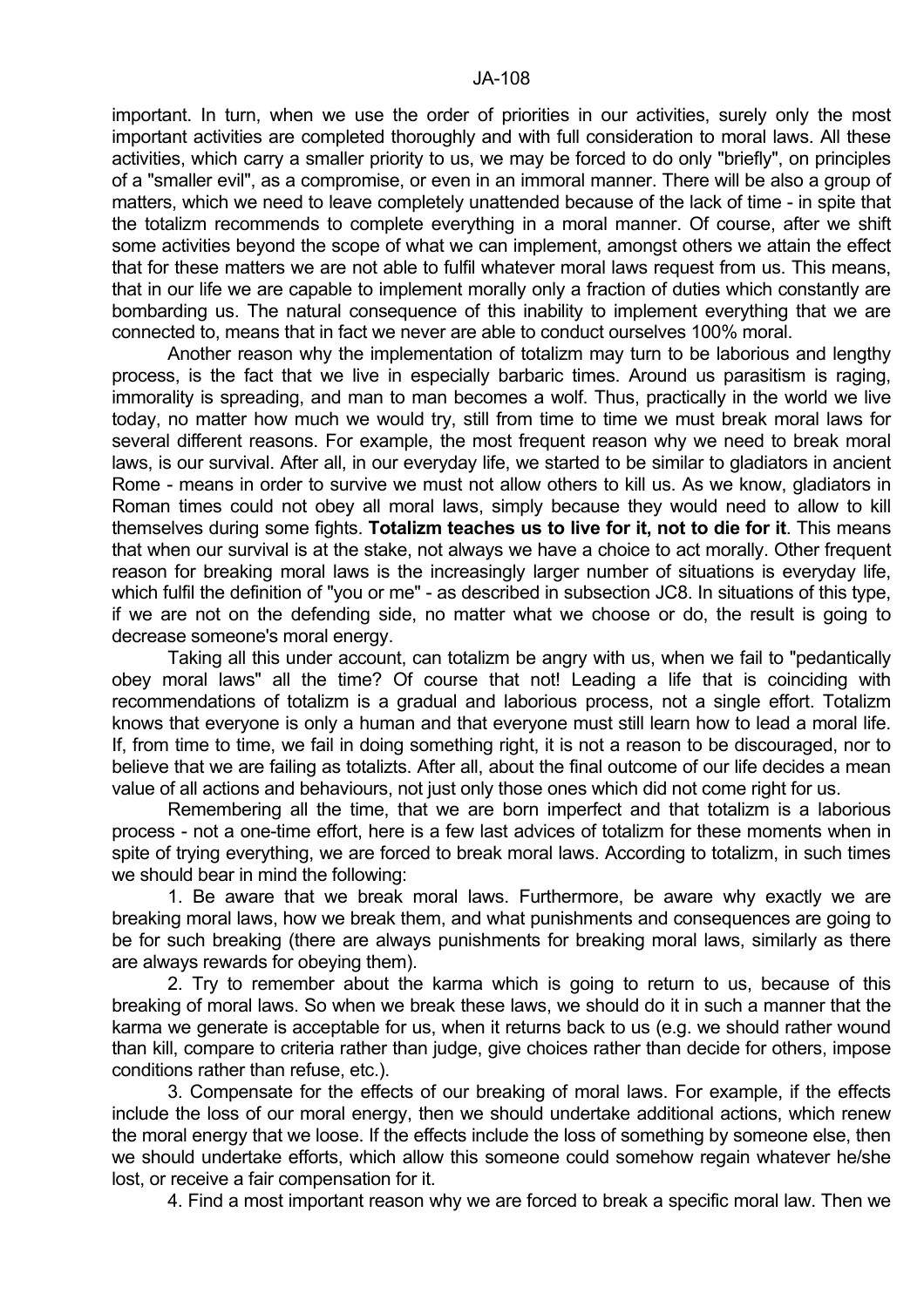important. In turn, when we use the order of priorities in our activities, surely only the most important activities are completed thoroughly and with full consideration to moral laws. All these activities, which carry a smaller priority to us, we may be forced to do only "briefly", on principles of a "smaller evil", as a compromise, or even in an immoral manner. There will be also a group of matters, which we need to leave completely unattended because of the lack of time - in spite that the totalizm recommends to complete everything in a moral manner. Of course, after we shift some activities beyond the scope of what we can implement, amongst others we attain the effect that for these matters we are not able to fulfil whatever moral laws request from us. This means, that in our life we are capable to implement morally only a fraction of duties which constantly are bombarding us. The natural consequence of this inability to implement everything that we are connected to, means that in fact we never are able to conduct ourselves 100% moral.

Another reason why the implementation of totalizm may turn to be laborious and lengthy process, is the fact that we live in especially barbaric times. Around us parasitism is raging, immorality is spreading, and man to man becomes a wolf. Thus, practically in the world we live today, no matter how much we would try, still from time to time we must break moral laws for several different reasons. For example, the most frequent reason why we need to break moral laws, is our survival. After all, in our everyday life, we started to be similar to gladiators in ancient Rome - means in order to survive we must not allow others to kill us. As we know, gladiators in Roman times could not obey all moral laws, simply because they would need to allow to kill themselves during some fights. **Totalizm teaches us to live for it, not to die for it**. This means that when our survival is at the stake, not always we have a choice to act morally. Other frequent reason for breaking moral laws is the increasingly larger number of situations is everyday life, which fulfil the definition of "you or me" - as described in subsection JC8. In situations of this type, if we are not on the defending side, no matter what we choose or do, the result is going to decrease someone's moral energy.

Taking all this under account, can totalizm be angry with us, when we fail to "pedantically obey moral laws" all the time? Of course that not! Leading a life that is coinciding with recommendations of totalizm is a gradual and laborious process, not a single effort. Totalizm knows that everyone is only a human and that everyone must still learn how to lead a moral life. If, from time to time, we fail in doing something right, it is not a reason to be discouraged, nor to believe that we are failing as totalizts. After all, about the final outcome of our life decides a mean value of all actions and behaviours, not just only those ones which did not come right for us.

Remembering all the time, that we are born imperfect and that totalizm is a laborious process - not a one-time effort, here is a few last advices of totalizm for these moments when in spite of trying everything, we are forced to break moral laws. According to totalizm, in such times we should bear in mind the following:

1. Be aware that we break moral laws. Furthermore, be aware why exactly we are breaking moral laws, how we break them, and what punishments and consequences are going to be for such breaking (there are always punishments for breaking moral laws, similarly as there are always rewards for obeying them).

2. Try to remember about the karma which is going to return to us, because of this breaking of moral laws. So when we break these laws, we should do it in such a manner that the karma we generate is acceptable for us, when it returns back to us (e.g. we should rather wound than kill, compare to criteria rather than judge, give choices rather than decide for others, impose conditions rather than refuse, etc.).

3. Compensate for the effects of our breaking of moral laws. For example, if the effects include the loss of our moral energy, then we should undertake additional actions, which renew the moral energy that we loose. If the effects include the loss of something by someone else, then we should undertake efforts, which allow this someone could somehow regain whatever he/she lost, or receive a fair compensation for it.

4. Find a most important reason why we are forced to break a specific moral law. Then we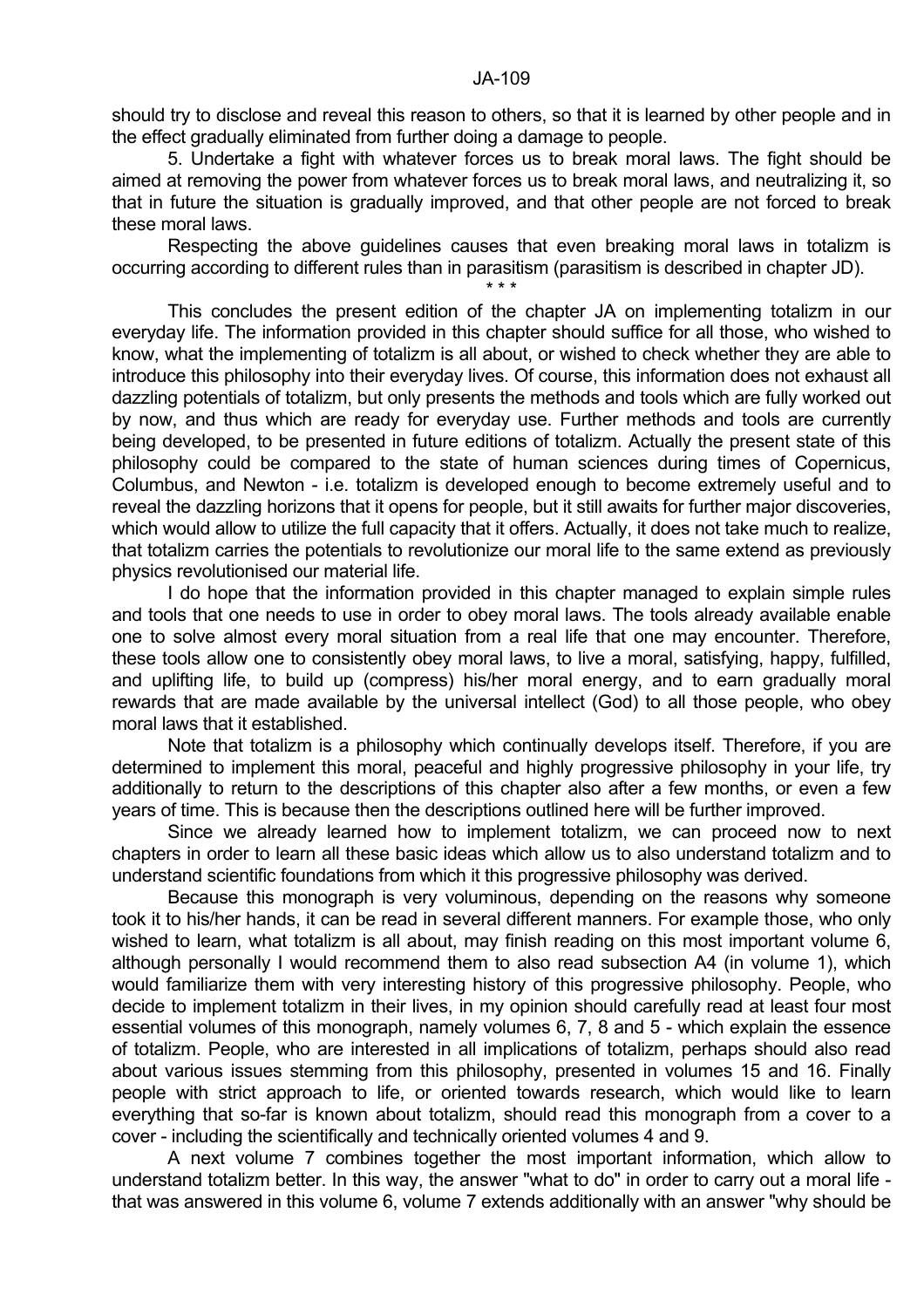should try to disclose and reveal this reason to others, so that it is learned by other people and in the effect gradually eliminated from further doing a damage to people.

5. Undertake a fight with whatever forces us to break moral laws. The fight should be aimed at removing the power from whatever forces us to break moral laws, and neutralizing it, so that in future the situation is gradually improved, and that other people are not forced to break these moral laws.

Respecting the above guidelines causes that even breaking moral laws in totalizm is occurring according to different rules than in parasitism (parasitism is described in chapter JD).

\* \* \*

This concludes the present edition of the chapter JA on implementing totalizm in our everyday life. The information provided in this chapter should suffice for all those, who wished to know, what the implementing of totalizm is all about, or wished to check whether they are able to introduce this philosophy into their everyday lives. Of course, this information does not exhaust all dazzling potentials of totalizm, but only presents the methods and tools which are fully worked out by now, and thus which are ready for everyday use. Further methods and tools are currently being developed, to be presented in future editions of totalizm. Actually the present state of this philosophy could be compared to the state of human sciences during times of Copernicus, Columbus, and Newton - i.e. totalizm is developed enough to become extremely useful and to reveal the dazzling horizons that it opens for people, but it still awaits for further major discoveries, which would allow to utilize the full capacity that it offers. Actually, it does not take much to realize, that totalizm carries the potentials to revolutionize our moral life to the same extend as previously physics revolutionised our material life.

I do hope that the information provided in this chapter managed to explain simple rules and tools that one needs to use in order to obey moral laws. The tools already available enable one to solve almost every moral situation from a real life that one may encounter. Therefore, these tools allow one to consistently obey moral laws, to live a moral, satisfying, happy, fulfilled, and uplifting life, to build up (compress) his/her moral energy, and to earn gradually moral rewards that are made available by the universal intellect (God) to all those people, who obey moral laws that it established.

Note that totalizm is a philosophy which continually develops itself. Therefore, if you are determined to implement this moral, peaceful and highly progressive philosophy in your life, try additionally to return to the descriptions of this chapter also after a few months, or even a few years of time. This is because then the descriptions outlined here will be further improved.

Since we already learned how to implement totalizm, we can proceed now to next chapters in order to learn all these basic ideas which allow us to also understand totalizm and to understand scientific foundations from which it this progressive philosophy was derived.

Because this monograph is very voluminous, depending on the reasons why someone took it to his/her hands, it can be read in several different manners. For example those, who only wished to learn, what totalizm is all about, may finish reading on this most important volume 6, although personally I would recommend them to also read subsection A4 (in volume 1), which would familiarize them with very interesting history of this progressive philosophy. People, who decide to implement totalizm in their lives, in my opinion should carefully read at least four most essential volumes of this monograph, namely volumes 6, 7, 8 and 5 - which explain the essence of totalizm. People, who are interested in all implications of totalizm, perhaps should also read about various issues stemming from this philosophy, presented in volumes 15 and 16. Finally people with strict approach to life, or oriented towards research, which would like to learn everything that so-far is known about totalizm, should read this monograph from a cover to a cover - including the scientifically and technically oriented volumes 4 and 9.

A next volume 7 combines together the most important information, which allow to understand totalizm better. In this way, the answer "what to do" in order to carry out a moral life - that was answered in this volume 6, volume 7 extends additionally with an answer "why should be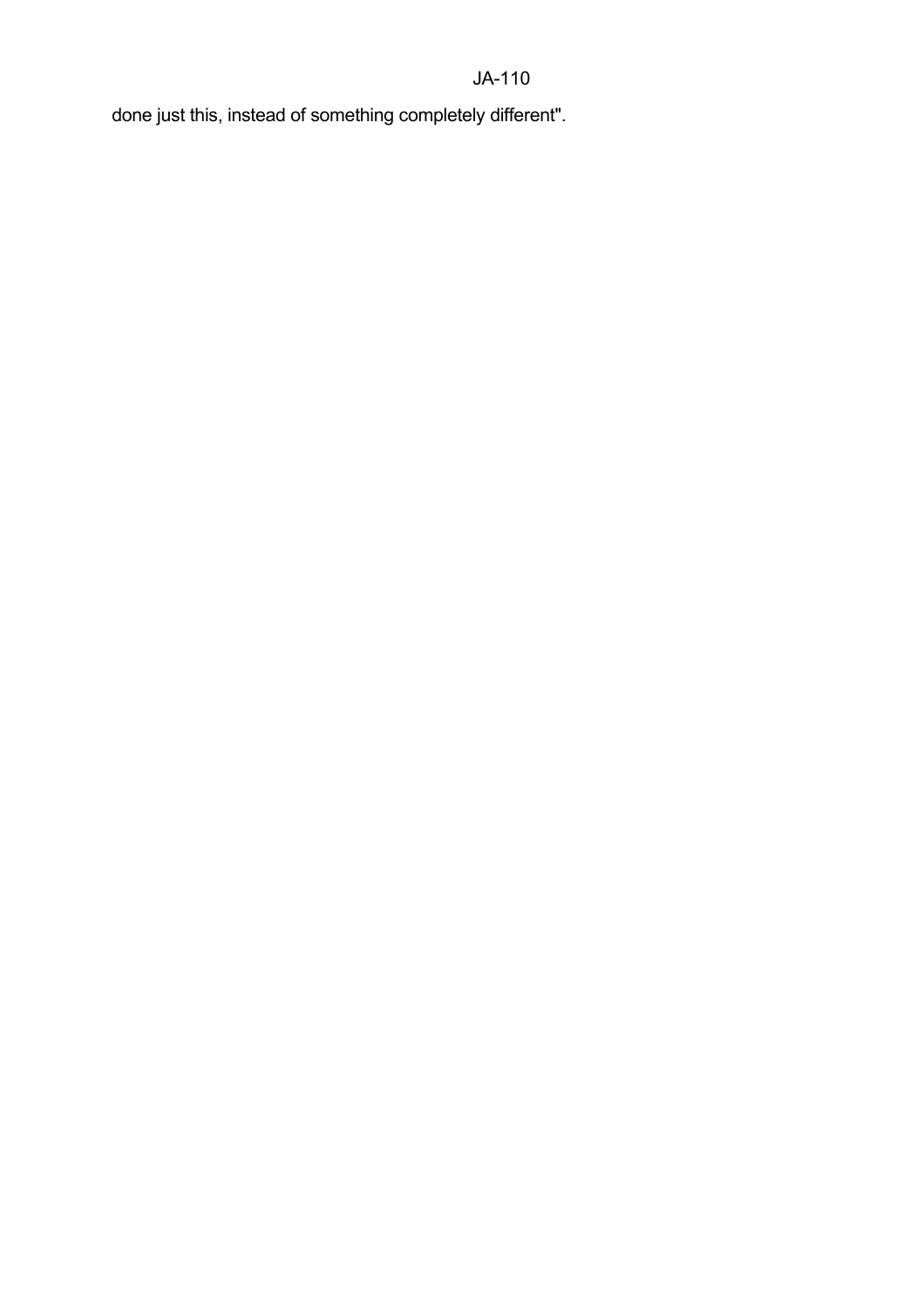done just this, instead of something completely different".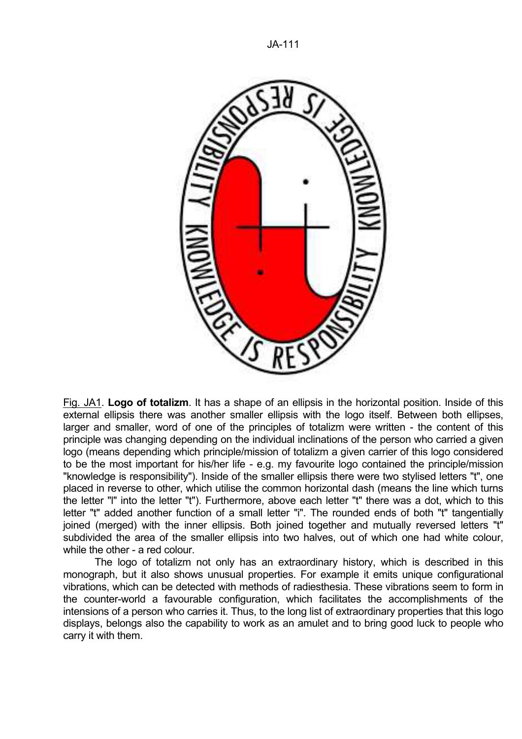Fig. JA1. **Logo of totalizm**. It has a shape of an ellipsis in the horizontal position. Inside of this external ellipsis there was another smaller ellipsis with the logo itself. Between both ellipses, larger and smaller, word of one of the principles of totalizm were written - the content of this principle was changing depending on the individual inclinations of the person who carried a given logo (means depending which principle/mission of totalizm a given carrier of this logo considered to be the most important for his/her life - e.g. my favourite logo contained the principle/mission "knowledge is responsibility"). Inside of the smaller ellipsis there were two stylised letters "t", one placed in reverse to other, which utilise the common horizontal dash (means the line which turns the letter "l" into the letter "t"). Furthermore, above each letter "t" there was a dot, which to this letter "t" added another function of a small letter "i". The rounded ends of both "t" tangentially joined (merged) with the inner ellipsis. Both joined together and mutually reversed letters "t" subdivided the area of the smaller ellipsis into two halves, out of which one had white colour, while the other - a red colour.

The logo of totalizm not only has an extraordinary history, which is described in this monograph, but it also shows unusual properties. For example it emits unique configurational vibrations, which can be detected with methods of radiesthesia. These vibrations seem to form in the counter-world a favourable configuration, which facilitates the accomplishments of the intensions of a person who carries it. Thus, to the long list of extraordinary properties that this logo displays, belongs also the capability to work as an amulet and to bring good luck to people who carry it with them.